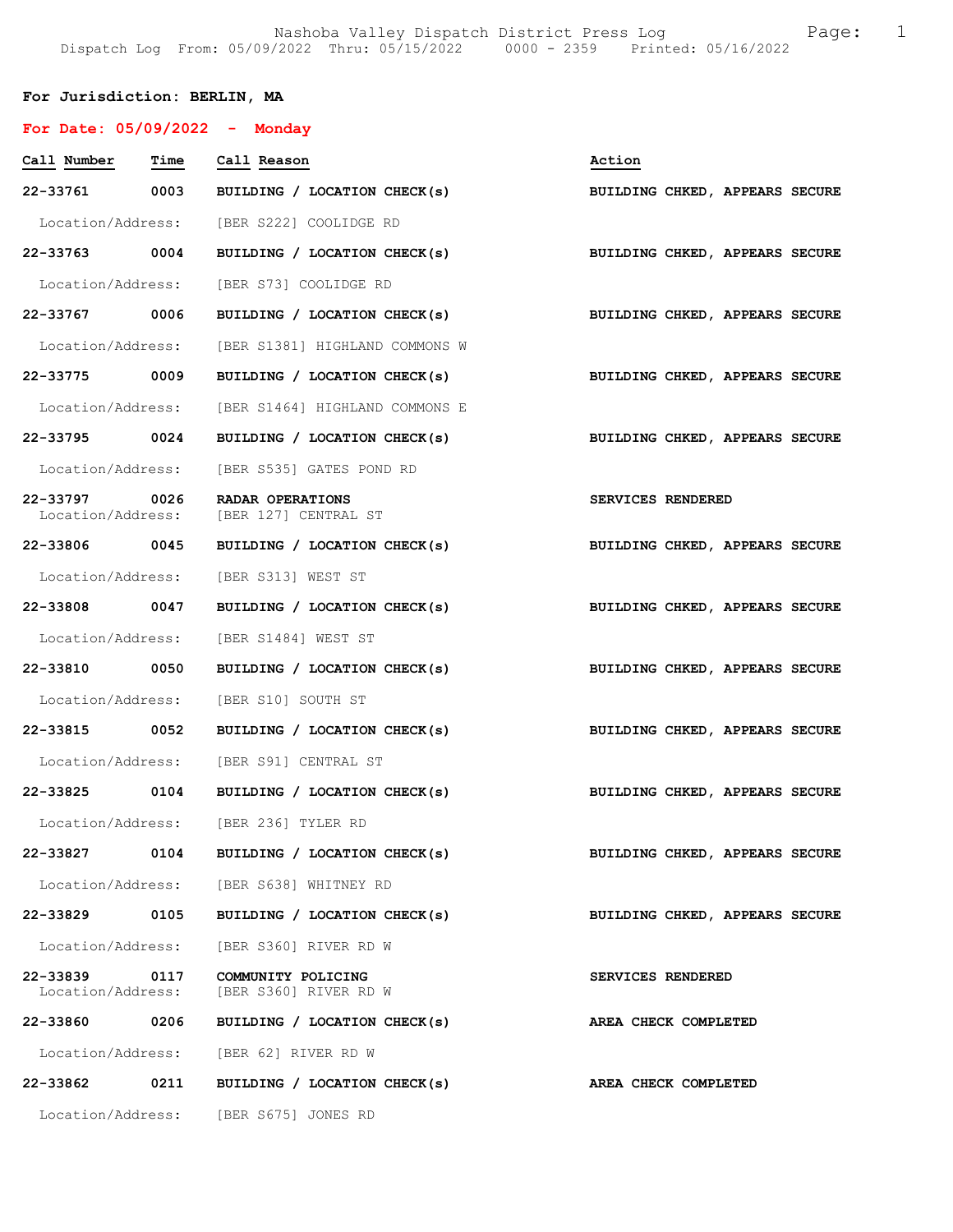For Jurisdiction: BERLIN, MA

**For Date: 05/09/2022 - Monday**

| Call Number | Time | Call Reason | Action |
|---|---|---|---|
| 22-33761 | 0003 | BUILDING / LOCATION CHECK(s) | BUILDING CHKED, APPEARS SECURE |
| Location/Address: | | [BER S222] COOLIDGE RD | |
| 22-33763 | 0004 | BUILDING / LOCATION CHECK(s) | BUILDING CHKED, APPEARS SECURE |
| Location/Address: | | [BER S73] COOLIDGE RD | |
| 22-33767 | 0006 | BUILDING / LOCATION CHECK(s) | BUILDING CHKED, APPEARS SECURE |
| Location/Address: | | [BER S1381] HIGHLAND COMMONS W | |
| 22-33775 | 0009 | BUILDING / LOCATION CHECK(s) | BUILDING CHKED, APPEARS SECURE |
| Location/Address: | | [BER S1464] HIGHLAND COMMONS E | |
| 22-33795 | 0024 | BUILDING / LOCATION CHECK(s) | BUILDING CHKED, APPEARS SECURE |
| Location/Address: | | [BER S535] GATES POND RD | |
| 22-33797 | 0026 | RADAR OPERATIONS | SERVICES RENDERED |
| Location/Address: | | [BER 127] CENTRAL ST | |
| 22-33806 | 0045 | BUILDING / LOCATION CHECK(s) | BUILDING CHKED, APPEARS SECURE |
| Location/Address: | | [BER S313] WEST ST | |
| 22-33808 | 0047 | BUILDING / LOCATION CHECK(s) | BUILDING CHKED, APPEARS SECURE |
| Location/Address: | | [BER S1484] WEST ST | |
| 22-33810 | 0050 | BUILDING / LOCATION CHECK(s) | BUILDING CHKED, APPEARS SECURE |
| Location/Address: | | [BER S10] SOUTH ST | |
| 22-33815 | 0052 | BUILDING / LOCATION CHECK(s) | BUILDING CHKED, APPEARS SECURE |
| Location/Address: | | [BER S91] CENTRAL ST | |
| 22-33825 | 0104 | BUILDING / LOCATION CHECK(s) | BUILDING CHKED, APPEARS SECURE |
| Location/Address: | | [BER 236] TYLER RD | |
| 22-33827 | 0104 | BUILDING / LOCATION CHECK(s) | BUILDING CHKED, APPEARS SECURE |
| Location/Address: | | [BER S638] WHITNEY RD | |
| 22-33829 | 0105 | BUILDING / LOCATION CHECK(s) | BUILDING CHKED, APPEARS SECURE |
| Location/Address: | | [BER S360] RIVER RD W | |
| 22-33839 | 0117 | COMMUNITY POLICING | SERVICES RENDERED |
| Location/Address: | | [BER S360] RIVER RD W | |
| 22-33860 | 0206 | BUILDING / LOCATION CHECK(s) | AREA CHECK COMPLETED |
| Location/Address: | | [BER 62] RIVER RD W | |
| 22-33862 | 0211 | BUILDING / LOCATION CHECK(s) | AREA CHECK COMPLETED |
| Location/Address: | | [BER S675] JONES RD | |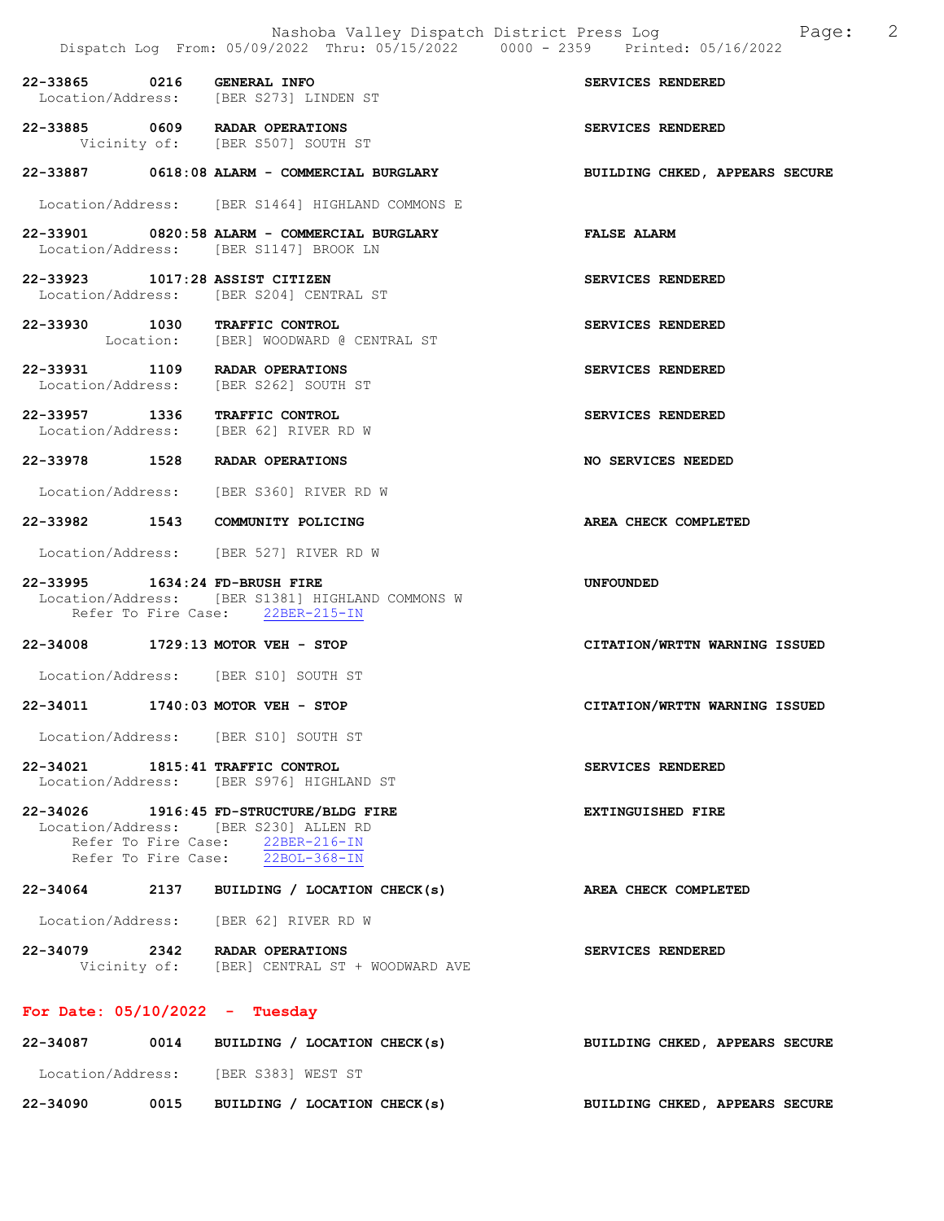22-33865 0216 GENERAL INFO SERVICES RENDERED
Location/Address: [BER S273] LINDEN ST

22-33885 0609 RADAR OPERATIONS SERVICES RENDERED
Vicinity of: [BER S507] SOUTH ST

22-33887 0618:08 ALARM - COMMERCIAL BURGLARY BUILDING CHKED, APPEARS SECURE
Location/Address: [BER S1464] HIGHLAND COMMONS E

22-33901 0820:58 ALARM - COMMERCIAL BURGLARY FALSE ALARM
Location/Address: [BER S1147] BROOK LN

22-33923 1017:28 ASSIST CITIZEN SERVICES RENDERED
Location/Address: [BER S204] CENTRAL ST

22-33930 1030 TRAFFIC CONTROL SERVICES RENDERED
Location: [BER] WOODWARD @ CENTRAL ST

22-33931 1109 RADAR OPERATIONS SERVICES RENDERED
Location/Address: [BER S262] SOUTH ST

22-33957 1336 TRAFFIC CONTROL SERVICES RENDERED
Location/Address: [BER 62] RIVER RD W

22-33978 1528 RADAR OPERATIONS NO SERVICES NEEDED
Location/Address: [BER S360] RIVER RD W

22-33982 1543 COMMUNITY POLICING AREA CHECK COMPLETED
Location/Address: [BER 527] RIVER RD W

22-33995 1634:24 FD-BRUSH FIRE UNFOUNDED
Location/Address: [BER S1381] HIGHLAND COMMONS W
Refer To Fire Case: 22BER-215-IN

22-34008 1729:13 MOTOR VEH - STOP CITATION/WRTTN WARNING ISSUED
Location/Address: [BER S10] SOUTH ST

22-34011 1740:03 MOTOR VEH - STOP CITATION/WRTTN WARNING ISSUED
Location/Address: [BER S10] SOUTH ST

22-34021 1815:41 TRAFFIC CONTROL SERVICES RENDERED
Location/Address: [BER S976] HIGHLAND ST

22-34026 1916:45 FD-STRUCTURE/BLDG FIRE EXTINGUISHED FIRE
Location/Address: [BER S230] ALLEN RD
Refer To Fire Case: 22BER-216-IN
Refer To Fire Case: 22BOL-368-IN

22-34064 2137 BUILDING / LOCATION CHECK(s) AREA CHECK COMPLETED
Location/Address: [BER 62] RIVER RD W

22-34079 2342 RADAR OPERATIONS SERVICES RENDERED
Vicinity of: [BER] CENTRAL ST + WOODWARD AVE

## For Date: 05/10/2022 - Tuesday

22-34087 0014 BUILDING / LOCATION CHECK(s) BUILDING CHKED, APPEARS SECURE
Location/Address: [BER S383] WEST ST

22-34090 0015 BUILDING / LOCATION CHECK(s) BUILDING CHKED, APPEARS SECURE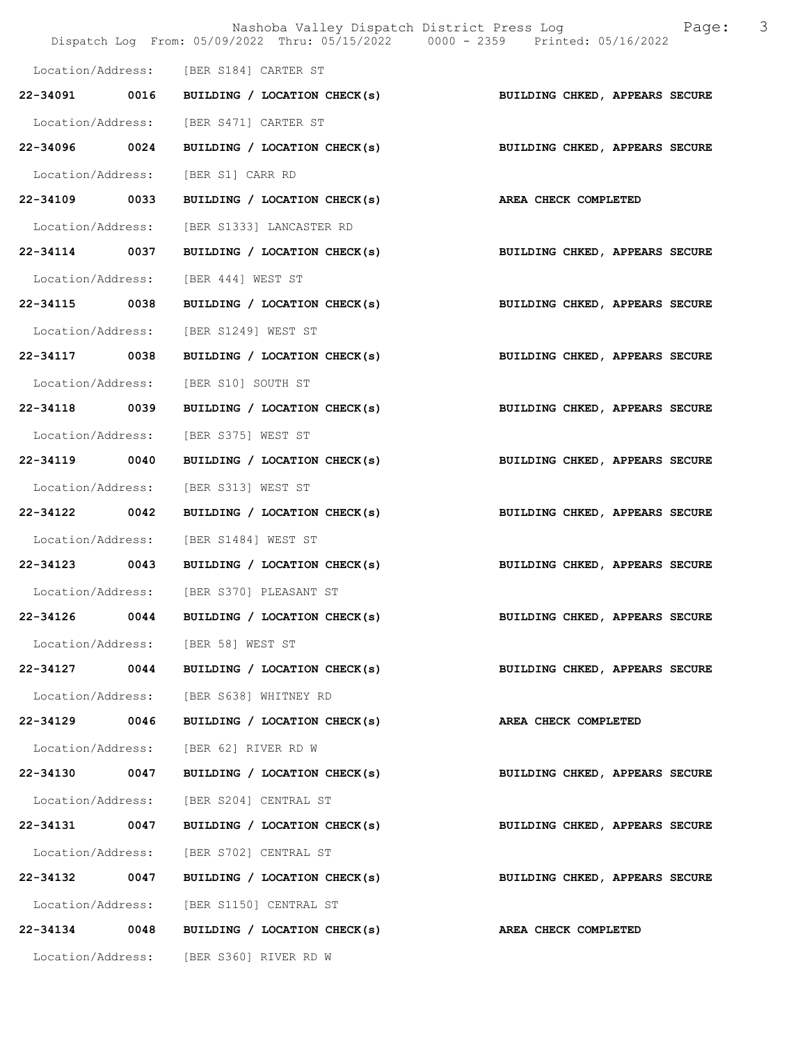Location/Address: [BER S184] CARTER ST

**22-34091 0016 BUILDING / LOCATION CHECK(s) BUILDING CHKED, APPEARS SECURE**

Location/Address: [BER S471] CARTER ST

**22-34096 0024 BUILDING / LOCATION CHECK(s) BUILDING CHKED, APPEARS SECURE**

Location/Address: [BER S1] CARR RD

**22-34109 0033 BUILDING / LOCATION CHECK(s) AREA CHECK COMPLETED**

Location/Address: [BER S1333] LANCASTER RD

**22-34114 0037 BUILDING / LOCATION CHECK(s) BUILDING CHKED, APPEARS SECURE**

Location/Address: [BER 444] WEST ST

**22-34115 0038 BUILDING / LOCATION CHECK(s) BUILDING CHKED, APPEARS SECURE**

Location/Address: [BER S1249] WEST ST

**22-34117 0038 BUILDING / LOCATION CHECK(s) BUILDING CHKED, APPEARS SECURE**

Location/Address: [BER S10] SOUTH ST

**22-34118 0039 BUILDING / LOCATION CHECK(s) BUILDING CHKED, APPEARS SECURE**

Location/Address: [BER S375] WEST ST

**22-34119 0040 BUILDING / LOCATION CHECK(s) BUILDING CHKED, APPEARS SECURE**

Location/Address: [BER S313] WEST ST

**22-34122 0042 BUILDING / LOCATION CHECK(s) BUILDING CHKED, APPEARS SECURE**

Location/Address: [BER S1484] WEST ST

**22-34123 0043 BUILDING / LOCATION CHECK(s) BUILDING CHKED, APPEARS SECURE**

Location/Address: [BER S370] PLEASANT ST

**22-34126 0044 BUILDING / LOCATION CHECK(s) BUILDING CHKED, APPEARS SECURE**

Location/Address: [BER 58] WEST ST

**22-34127 0044 BUILDING / LOCATION CHECK(s) BUILDING CHKED, APPEARS SECURE**

Location/Address: [BER S638] WHITNEY RD

**22-34129 0046 BUILDING / LOCATION CHECK(s) AREA CHECK COMPLETED**

Location/Address: [BER 62] RIVER RD W

**22-34130 0047 BUILDING / LOCATION CHECK(s) BUILDING CHKED, APPEARS SECURE**

Location/Address: [BER S204] CENTRAL ST

**22-34131 0047 BUILDING / LOCATION CHECK(s) BUILDING CHKED, APPEARS SECURE**

Location/Address: [BER S702] CENTRAL ST

**22-34132 0047 BUILDING / LOCATION CHECK(s) BUILDING CHKED, APPEARS SECURE**

Location/Address: [BER S1150] CENTRAL ST

**22-34134 0048 BUILDING / LOCATION CHECK(s) AREA CHECK COMPLETED**

Location/Address: [BER S360] RIVER RD W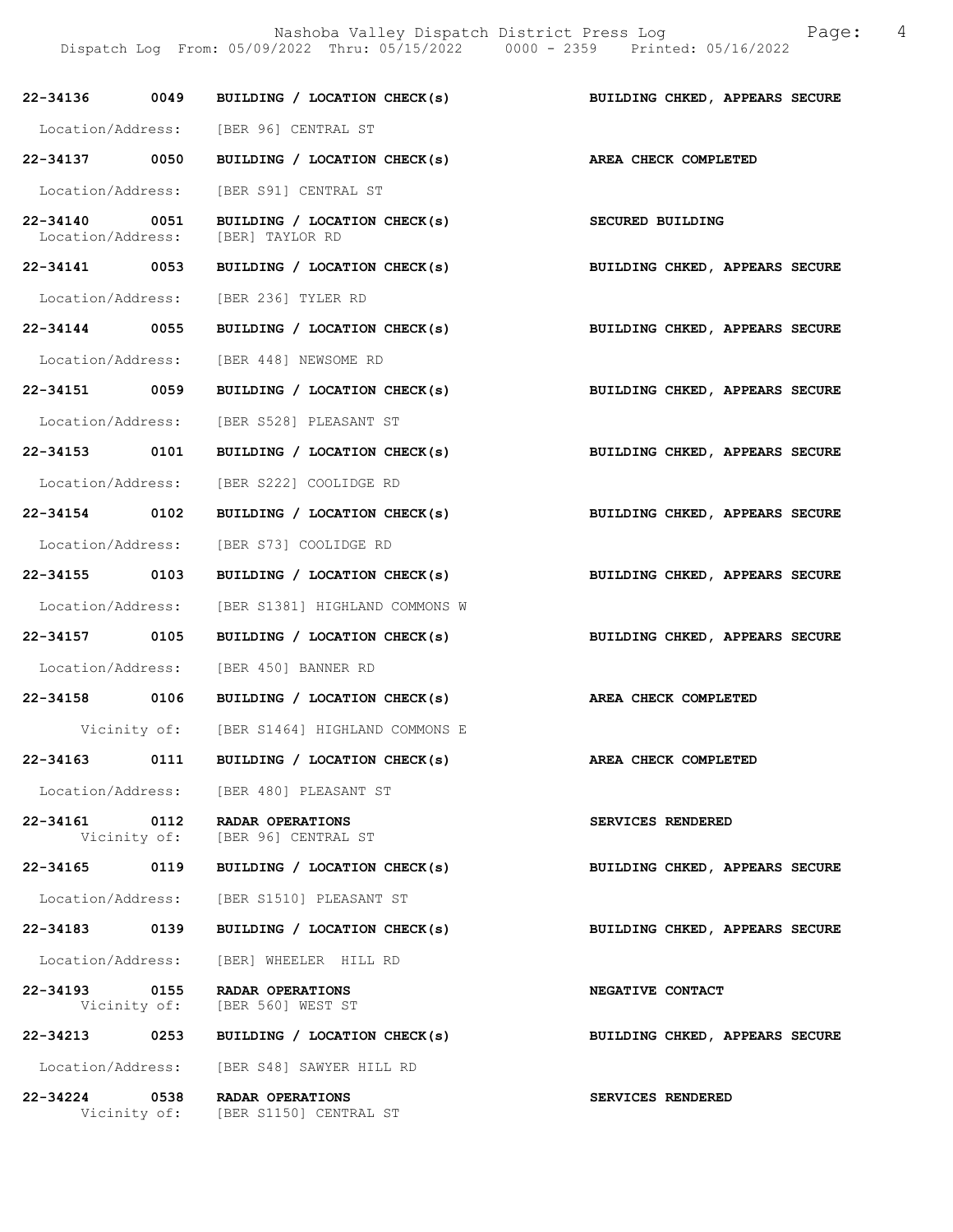| Incident | Time | Type | Disposition |
|---|---|---|---|
| 22-34136 | 0049 | BUILDING / LOCATION CHECK(s) | BUILDING CHKED, APPEARS SECURE |
| Location/Address: | | [BER 96] CENTRAL ST | |
| 22-34137 | 0050 | BUILDING / LOCATION CHECK(s) | AREA CHECK COMPLETED |
| Location/Address: | | [BER S91] CENTRAL ST | |
| 22-34140 | 0051 | BUILDING / LOCATION CHECK(s) | SECURED BUILDING |
| Location/Address: | | [BER] TAYLOR RD | |
| 22-34141 | 0053 | BUILDING / LOCATION CHECK(s) | BUILDING CHKED, APPEARS SECURE |
| Location/Address: | | [BER 236] TYLER RD | |
| 22-34144 | 0055 | BUILDING / LOCATION CHECK(s) | BUILDING CHKED, APPEARS SECURE |
| Location/Address: | | [BER 448] NEWSOME RD | |
| 22-34151 | 0059 | BUILDING / LOCATION CHECK(s) | BUILDING CHKED, APPEARS SECURE |
| Location/Address: | | [BER S528] PLEASANT ST | |
| 22-34153 | 0101 | BUILDING / LOCATION CHECK(s) | BUILDING CHKED, APPEARS SECURE |
| Location/Address: | | [BER S222] COOLIDGE RD | |
| 22-34154 | 0102 | BUILDING / LOCATION CHECK(s) | BUILDING CHKED, APPEARS SECURE |
| Location/Address: | | [BER S73] COOLIDGE RD | |
| 22-34155 | 0103 | BUILDING / LOCATION CHECK(s) | BUILDING CHKED, APPEARS SECURE |
| Location/Address: | | [BER S1381] HIGHLAND COMMONS W | |
| 22-34157 | 0105 | BUILDING / LOCATION CHECK(s) | BUILDING CHKED, APPEARS SECURE |
| Location/Address: | | [BER 450] BANNER RD | |
| 22-34158 | 0106 | BUILDING / LOCATION CHECK(s) | AREA CHECK COMPLETED |
| Vicinity of: | | [BER S1464] HIGHLAND COMMONS E | |
| 22-34163 | 0111 | BUILDING / LOCATION CHECK(s) | AREA CHECK COMPLETED |
| Location/Address: | | [BER 480] PLEASANT ST | |
| 22-34161 | 0112 | RADAR OPERATIONS | SERVICES RENDERED |
| Vicinity of: | | [BER 96] CENTRAL ST | |
| 22-34165 | 0119 | BUILDING / LOCATION CHECK(s) | BUILDING CHKED, APPEARS SECURE |
| Location/Address: | | [BER S1510] PLEASANT ST | |
| 22-34183 | 0139 | BUILDING / LOCATION CHECK(s) | BUILDING CHKED, APPEARS SECURE |
| Location/Address: | | [BER] WHEELER HILL RD | |
| 22-34193 | 0155 | RADAR OPERATIONS | NEGATIVE CONTACT |
| Vicinity of: | | [BER 560] WEST ST | |
| 22-34213 | 0253 | BUILDING / LOCATION CHECK(s) | BUILDING CHKED, APPEARS SECURE |
| Location/Address: | | [BER S48] SAWYER HILL RD | |
| 22-34224 | 0538 | RADAR OPERATIONS | SERVICES RENDERED |
| Vicinity of: | | [BER S1150] CENTRAL ST | |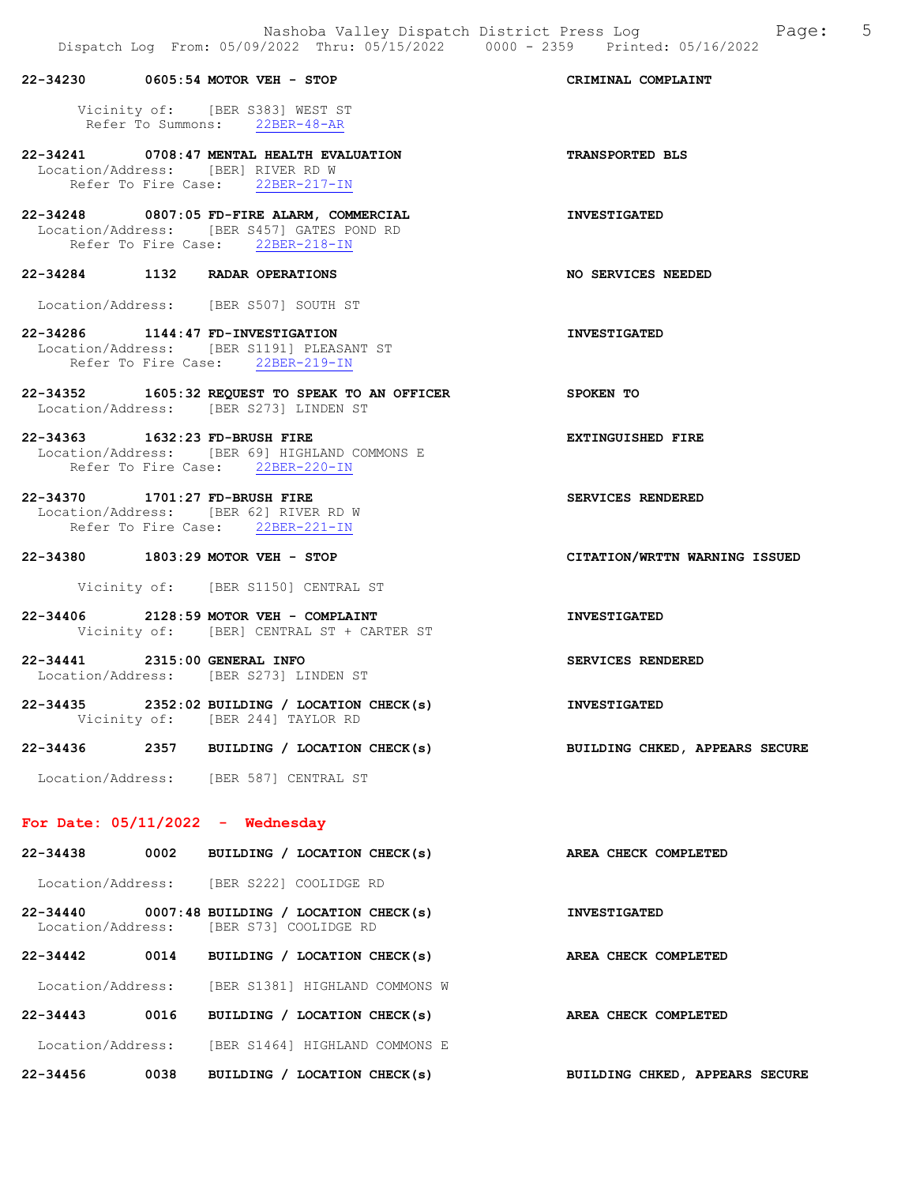**22-34230 0605:54 MOTOR VEH - STOP** — **CRIMINAL COMPLAINT**

Vicinity of: [BER S383] WEST ST
Refer To Summons: 22BER-48-AR

**22-34241 0708:47 MENTAL HEALTH EVALUATION** — **TRANSPORTED BLS**

Location/Address: [BER] RIVER RD W
Refer To Fire Case: 22BER-217-IN

**22-34248 0807:05 FD-FIRE ALARM, COMMERCIAL** — **INVESTIGATED**

Location/Address: [BER S457] GATES POND RD
Refer To Fire Case: 22BER-218-IN

**22-34284 1132 RADAR OPERATIONS** — **NO SERVICES NEEDED**

Location/Address: [BER S507] SOUTH ST

**22-34286 1144:47 FD-INVESTIGATION** — **INVESTIGATED**

Location/Address: [BER S1191] PLEASANT ST
Refer To Fire Case: 22BER-219-IN

**22-34352 1605:32 REQUEST TO SPEAK TO AN OFFICER** — **SPOKEN TO**

Location/Address: [BER S273] LINDEN ST

**22-34363 1632:23 FD-BRUSH FIRE** — **EXTINGUISHED FIRE**

Location/Address: [BER 69] HIGHLAND COMMONS E
Refer To Fire Case: 22BER-220-IN

**22-34370 1701:27 FD-BRUSH FIRE** — **SERVICES RENDERED**

Location/Address: [BER 62] RIVER RD W
Refer To Fire Case: 22BER-221-IN

**22-34380 1803:29 MOTOR VEH - STOP** — **CITATION/WRTTN WARNING ISSUED**

Vicinity of: [BER S1150] CENTRAL ST

**22-34406 2128:59 MOTOR VEH - COMPLAINT** — **INVESTIGATED**

Vicinity of: [BER] CENTRAL ST + CARTER ST

**22-34441 2315:00 GENERAL INFO** — **SERVICES RENDERED**

Location/Address: [BER S273] LINDEN ST

**22-34435 2352:02 BUILDING / LOCATION CHECK(s)** — **INVESTIGATED**

Vicinity of: [BER 244] TAYLOR RD

**22-34436 2357 BUILDING / LOCATION CHECK(s)** — **BUILDING CHKED, APPEARS SECURE**

Location/Address: [BER 587] CENTRAL ST

## For Date: 05/11/2022 - Wednesday

**22-34438 0002 BUILDING / LOCATION CHECK(s)** — **AREA CHECK COMPLETED**

Location/Address: [BER S222] COOLIDGE RD

**22-34440 0007:48 BUILDING / LOCATION CHECK(s)** — **INVESTIGATED**

Location/Address: [BER S73] COOLIDGE RD

**22-34442 0014 BUILDING / LOCATION CHECK(s)** — **AREA CHECK COMPLETED**

Location/Address: [BER S1381] HIGHLAND COMMONS W

**22-34443 0016 BUILDING / LOCATION CHECK(s)** — **AREA CHECK COMPLETED**

Location/Address: [BER S1464] HIGHLAND COMMONS E

**22-34456 0038 BUILDING / LOCATION CHECK(s)** — **BUILDING CHKED, APPEARS SECURE**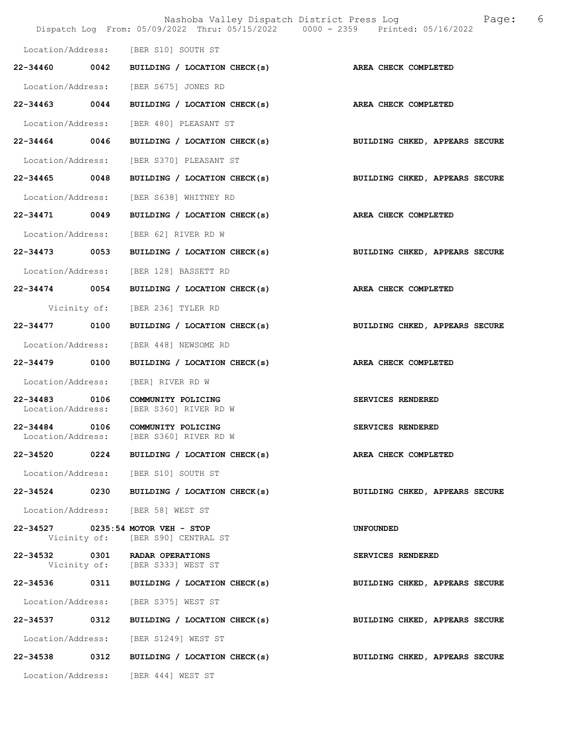Location/Address: [BER S10] SOUTH ST

**22-34460 0042 BUILDING / LOCATION CHECK(s) AREA CHECK COMPLETED**

Location/Address: [BER S675] JONES RD

**22-34463 0044 BUILDING / LOCATION CHECK(s) AREA CHECK COMPLETED**

Location/Address: [BER 480] PLEASANT ST

**22-34464 0046 BUILDING / LOCATION CHECK(s) BUILDING CHKED, APPEARS SECURE**

Location/Address: [BER S370] PLEASANT ST

**22-34465 0048 BUILDING / LOCATION CHECK(s) BUILDING CHKED, APPEARS SECURE**

Location/Address: [BER S638] WHITNEY RD

**22-34471 0049 BUILDING / LOCATION CHECK(s) AREA CHECK COMPLETED**

Location/Address: [BER 62] RIVER RD W

**22-34473 0053 BUILDING / LOCATION CHECK(s) BUILDING CHKED, APPEARS SECURE**

Location/Address: [BER 128] BASSETT RD

**22-34474 0054 BUILDING / LOCATION CHECK(s) AREA CHECK COMPLETED**

Vicinity of: [BER 236] TYLER RD

**22-34477 0100 BUILDING / LOCATION CHECK(s) BUILDING CHKED, APPEARS SECURE**

Location/Address: [BER 448] NEWSOME RD

**22-34479 0100 BUILDING / LOCATION CHECK(s) AREA CHECK COMPLETED**

Location/Address: [BER] RIVER RD W

**22-34483 0106 COMMUNITY POLICING SERVICES RENDERED**
Location/Address: [BER S360] RIVER RD W

**22-34484 0106 COMMUNITY POLICING SERVICES RENDERED**
Location/Address: [BER S360] RIVER RD W

**22-34520 0224 BUILDING / LOCATION CHECK(s) AREA CHECK COMPLETED**

Location/Address: [BER S10] SOUTH ST

**22-34524 0230 BUILDING / LOCATION CHECK(s) BUILDING CHKED, APPEARS SECURE**

Location/Address: [BER 58] WEST ST

**22-34527 0235:54 MOTOR VEH - STOP UNFOUNDED**
Vicinity of: [BER S90] CENTRAL ST

**22-34532 0301 RADAR OPERATIONS SERVICES RENDERED**
Vicinity of: [BER S333] WEST ST

**22-34536 0311 BUILDING / LOCATION CHECK(s) BUILDING CHKED, APPEARS SECURE**

Location/Address: [BER S375] WEST ST

**22-34537 0312 BUILDING / LOCATION CHECK(s) BUILDING CHKED, APPEARS SECURE**

Location/Address: [BER S1249] WEST ST

**22-34538 0312 BUILDING / LOCATION CHECK(s) BUILDING CHKED, APPEARS SECURE**

Location/Address: [BER 444] WEST ST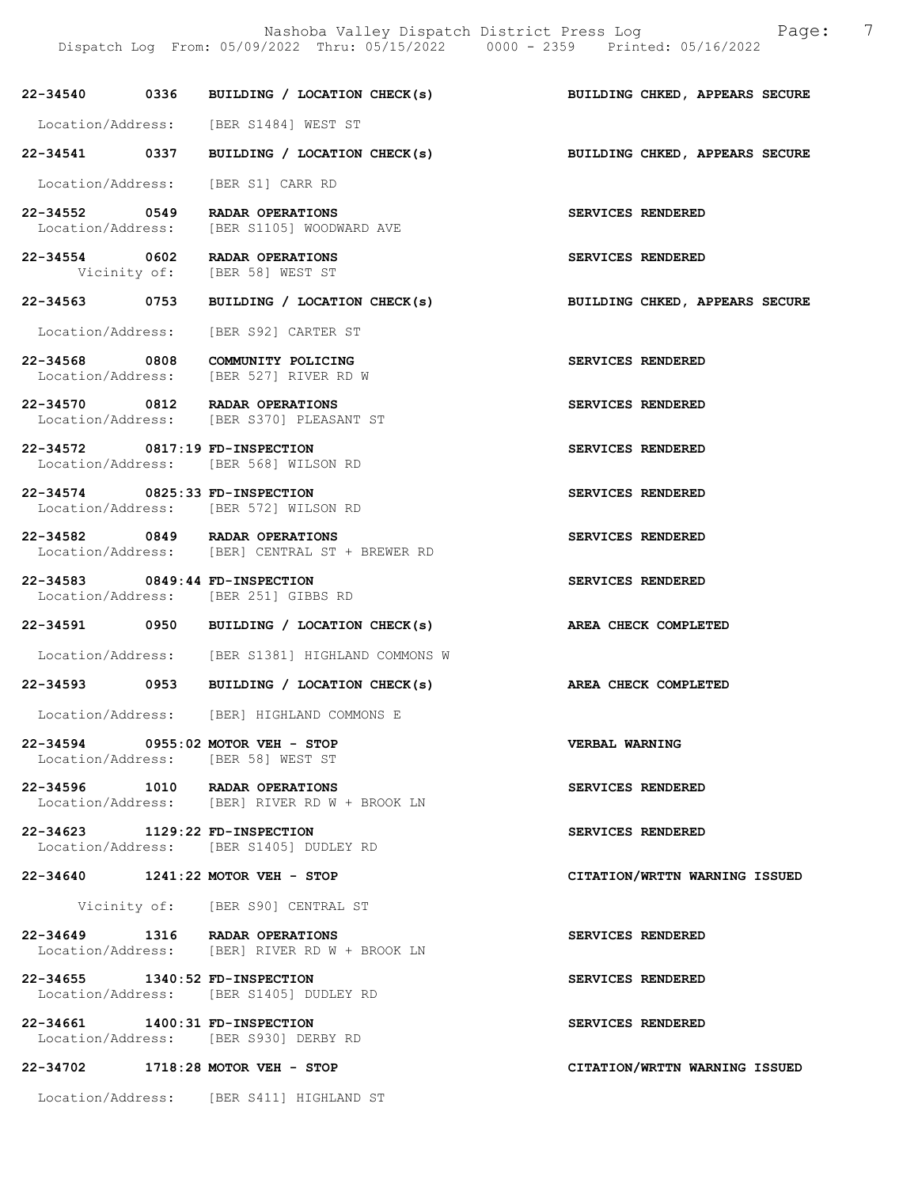| Call # | Time | Call Type | Disposition |
|---|---|---|---|
| 22-34540 | 0336 | BUILDING / LOCATION CHECK(s) | BUILDING CHKED, APPEARS SECURE |
| Location/Address: | | [BER S1484] WEST ST | |
| 22-34541 | 0337 | BUILDING / LOCATION CHECK(s) | BUILDING CHKED, APPEARS SECURE |
| Location/Address: | | [BER S1] CARR RD | |
| 22-34552 | 0549 | RADAR OPERATIONS | SERVICES RENDERED |
| Location/Address: | | [BER S1105] WOODWARD AVE | |
| 22-34554 | 0602 | RADAR OPERATIONS | SERVICES RENDERED |
| Vicinity of: | | [BER 58] WEST ST | |
| 22-34563 | 0753 | BUILDING / LOCATION CHECK(s) | BUILDING CHKED, APPEARS SECURE |
| Location/Address: | | [BER S92] CARTER ST | |
| 22-34568 | 0808 | COMMUNITY POLICING | SERVICES RENDERED |
| Location/Address: | | [BER 527] RIVER RD W | |
| 22-34570 | 0812 | RADAR OPERATIONS | SERVICES RENDERED |
| Location/Address: | | [BER S370] PLEASANT ST | |
| 22-34572 | 0817:19 | FD-INSPECTION | SERVICES RENDERED |
| Location/Address: | | [BER 568] WILSON RD | |
| 22-34574 | 0825:33 | FD-INSPECTION | SERVICES RENDERED |
| Location/Address: | | [BER 572] WILSON RD | |
| 22-34582 | 0849 | RADAR OPERATIONS | SERVICES RENDERED |
| Location/Address: | | [BER] CENTRAL ST + BREWER RD | |
| 22-34583 | 0849:44 | FD-INSPECTION | SERVICES RENDERED |
| Location/Address: | | [BER 251] GIBBS RD | |
| 22-34591 | 0950 | BUILDING / LOCATION CHECK(s) | AREA CHECK COMPLETED |
| Location/Address: | | [BER S1381] HIGHLAND COMMONS W | |
| 22-34593 | 0953 | BUILDING / LOCATION CHECK(s) | AREA CHECK COMPLETED |
| Location/Address: | | [BER] HIGHLAND COMMONS E | |
| 22-34594 | 0955:02 | MOTOR VEH - STOP | VERBAL WARNING |
| Location/Address: | | [BER 58] WEST ST | |
| 22-34596 | 1010 | RADAR OPERATIONS | SERVICES RENDERED |
| Location/Address: | | [BER] RIVER RD W + BROOK LN | |
| 22-34623 | 1129:22 | FD-INSPECTION | SERVICES RENDERED |
| Location/Address: | | [BER S1405] DUDLEY RD | |
| 22-34640 | 1241:22 | MOTOR VEH - STOP | CITATION/WRTTN WARNING ISSUED |
| Vicinity of: | | [BER S90] CENTRAL ST | |
| 22-34649 | 1316 | RADAR OPERATIONS | SERVICES RENDERED |
| Location/Address: | | [BER] RIVER RD W + BROOK LN | |
| 22-34655 | 1340:52 | FD-INSPECTION | SERVICES RENDERED |
| Location/Address: | | [BER S1405] DUDLEY RD | |
| 22-34661 | 1400:31 | FD-INSPECTION | SERVICES RENDERED |
| Location/Address: | | [BER S930] DERBY RD | |
| 22-34702 | 1718:28 | MOTOR VEH - STOP | CITATION/WRTTN WARNING ISSUED |
| Location/Address: | | [BER S411] HIGHLAND ST | |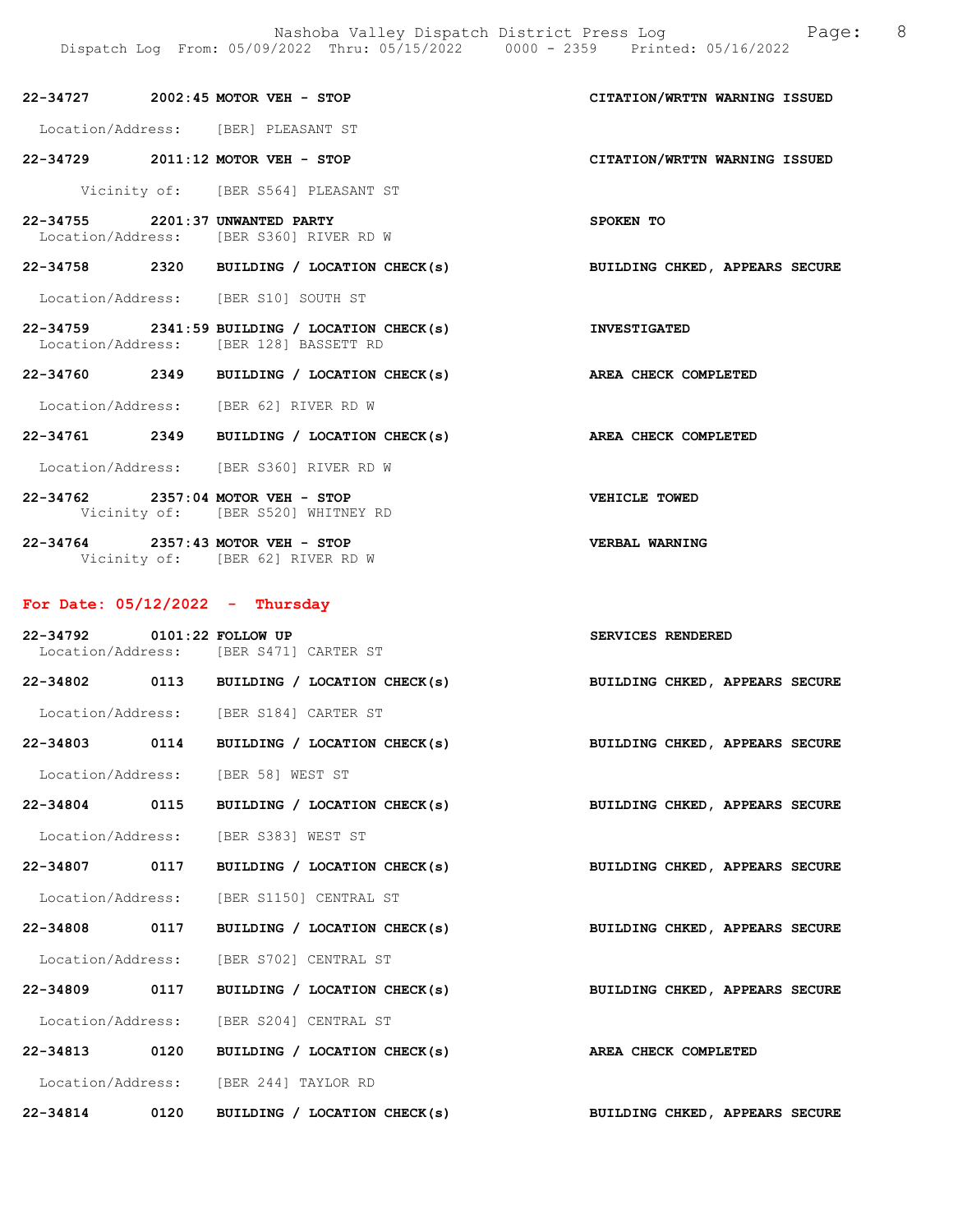22-34727 2002:45 MOTOR VEH - STOP CITATION/WRTTN WARNING ISSUED

Location/Address: [BER] PLEASANT ST

22-34729 2011:12 MOTOR VEH - STOP CITATION/WRTTN WARNING ISSUED

Vicinity of: [BER S564] PLEASANT ST

22-34755 2201:37 UNWANTED PARTY SPOKEN TO
Location/Address: [BER S360] RIVER RD W

22-34758 2320 BUILDING / LOCATION CHECK(s) BUILDING CHKED, APPEARS SECURE

Location/Address: [BER S10] SOUTH ST

22-34759 2341:59 BUILDING / LOCATION CHECK(s) INVESTIGATED
Location/Address: [BER 128] BASSETT RD

22-34760 2349 BUILDING / LOCATION CHECK(s) AREA CHECK COMPLETED

Location/Address: [BER 62] RIVER RD W

22-34761 2349 BUILDING / LOCATION CHECK(s) AREA CHECK COMPLETED

Location/Address: [BER S360] RIVER RD W

22-34762 2357:04 MOTOR VEH - STOP VEHICLE TOWED
Vicinity of: [BER S520] WHITNEY RD

22-34764 2357:43 MOTOR VEH - STOP VERBAL WARNING
Vicinity of: [BER 62] RIVER RD W

## For Date: 05/12/2022 - Thursday

22-34792 0101:22 FOLLOW UP SERVICES RENDERED
Location/Address: [BER S471] CARTER ST

22-34802 0113 BUILDING / LOCATION CHECK(s) BUILDING CHKED, APPEARS SECURE

Location/Address: [BER S184] CARTER ST

22-34803 0114 BUILDING / LOCATION CHECK(s) BUILDING CHKED, APPEARS SECURE

Location/Address: [BER 58] WEST ST

22-34804 0115 BUILDING / LOCATION CHECK(s) BUILDING CHKED, APPEARS SECURE

Location/Address: [BER S383] WEST ST

22-34807 0117 BUILDING / LOCATION CHECK(s) BUILDING CHKED, APPEARS SECURE

Location/Address: [BER S1150] CENTRAL ST

22-34808 0117 BUILDING / LOCATION CHECK(s) BUILDING CHKED, APPEARS SECURE

Location/Address: [BER S702] CENTRAL ST

22-34809 0117 BUILDING / LOCATION CHECK(s) BUILDING CHKED, APPEARS SECURE

Location/Address: [BER S204] CENTRAL ST

22-34813 0120 BUILDING / LOCATION CHECK(s) AREA CHECK COMPLETED

Location/Address: [BER 244] TAYLOR RD

22-34814 0120 BUILDING / LOCATION CHECK(s) BUILDING CHKED, APPEARS SECURE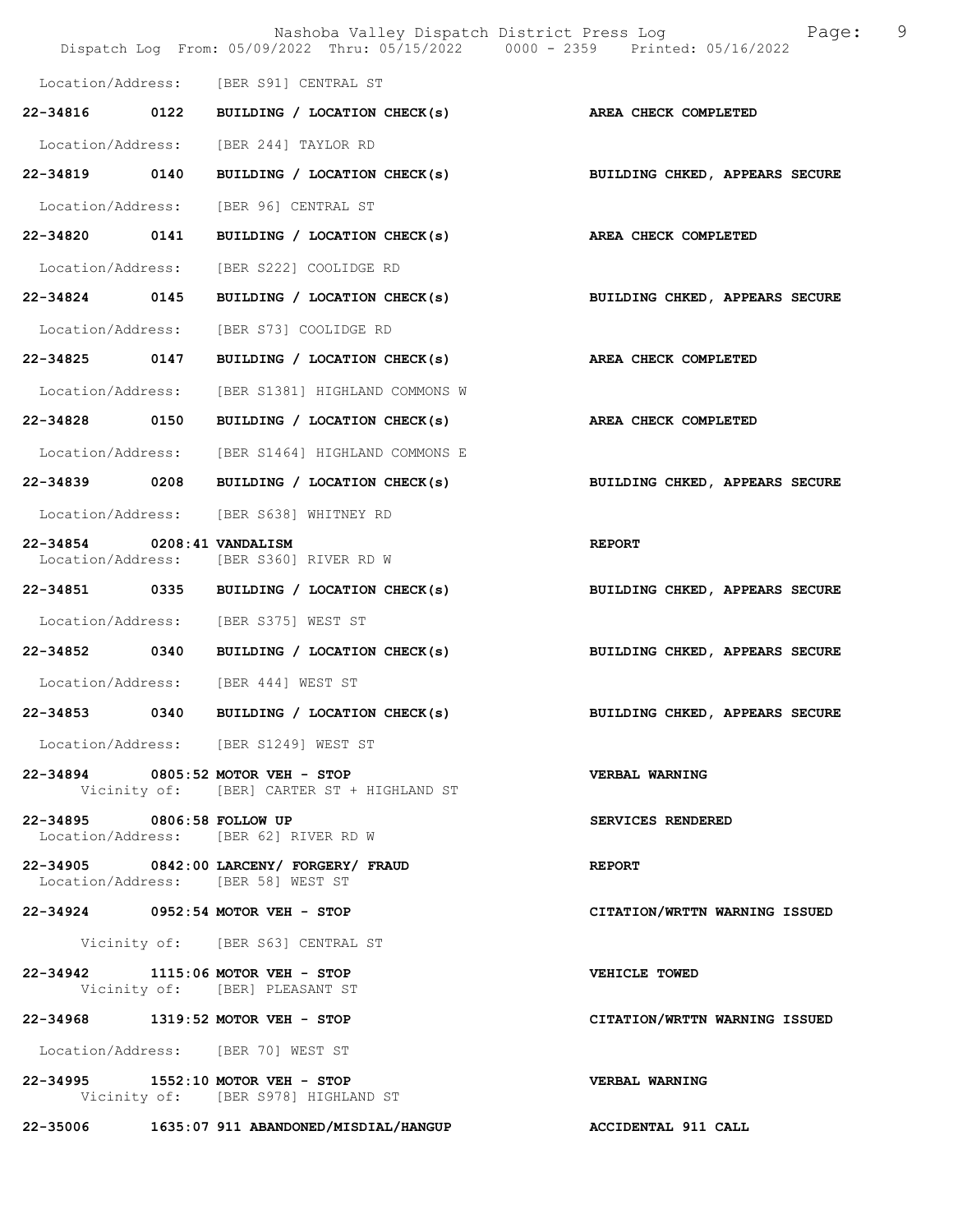Location/Address: [BER S91] CENTRAL ST

**22-34816 0122 BUILDING / LOCATION CHECK(s)** — **AREA CHECK COMPLETED**

Location/Address: [BER 244] TAYLOR RD

**22-34819 0140 BUILDING / LOCATION CHECK(s)** — **BUILDING CHKED, APPEARS SECURE**

Location/Address: [BER 96] CENTRAL ST

**22-34820 0141 BUILDING / LOCATION CHECK(s)** — **AREA CHECK COMPLETED**

Location/Address: [BER S222] COOLIDGE RD

**22-34824 0145 BUILDING / LOCATION CHECK(s)** — **BUILDING CHKED, APPEARS SECURE**

Location/Address: [BER S73] COOLIDGE RD

**22-34825 0147 BUILDING / LOCATION CHECK(s)** — **AREA CHECK COMPLETED**

Location/Address: [BER S1381] HIGHLAND COMMONS W

**22-34828 0150 BUILDING / LOCATION CHECK(s)** — **AREA CHECK COMPLETED**

Location/Address: [BER S1464] HIGHLAND COMMONS E

**22-34839 0208 BUILDING / LOCATION CHECK(s)** — **BUILDING CHKED, APPEARS SECURE**

Location/Address: [BER S638] WHITNEY RD

**22-34854 0208:41 VANDALISM** — **REPORT**
Location/Address: [BER S360] RIVER RD W

**22-34851 0335 BUILDING / LOCATION CHECK(s)** — **BUILDING CHKED, APPEARS SECURE**

Location/Address: [BER S375] WEST ST

**22-34852 0340 BUILDING / LOCATION CHECK(s)** — **BUILDING CHKED, APPEARS SECURE**

Location/Address: [BER 444] WEST ST

**22-34853 0340 BUILDING / LOCATION CHECK(s)** — **BUILDING CHKED, APPEARS SECURE**

Location/Address: [BER S1249] WEST ST

**22-34894 0805:52 MOTOR VEH - STOP** — **VERBAL WARNING**
Vicinity of: [BER] CARTER ST + HIGHLAND ST

**22-34895 0806:58 FOLLOW UP** — **SERVICES RENDERED**
Location/Address: [BER 62] RIVER RD W

**22-34905 0842:00 LARCENY/ FORGERY/ FRAUD** — **REPORT**
Location/Address: [BER 58] WEST ST

**22-34924 0952:54 MOTOR VEH - STOP** — **CITATION/WRTTN WARNING ISSUED**

Vicinity of: [BER S63] CENTRAL ST

**22-34942 1115:06 MOTOR VEH - STOP** — **VEHICLE TOWED**
Vicinity of: [BER] PLEASANT ST

**22-34968 1319:52 MOTOR VEH - STOP** — **CITATION/WRTTN WARNING ISSUED**

Location/Address: [BER 70] WEST ST

**22-34995 1552:10 MOTOR VEH - STOP** — **VERBAL WARNING**
Vicinity of: [BER S978] HIGHLAND ST

**22-35006 1635:07 911 ABANDONED/MISDIAL/HANGUP** — **ACCIDENTAL 911 CALL**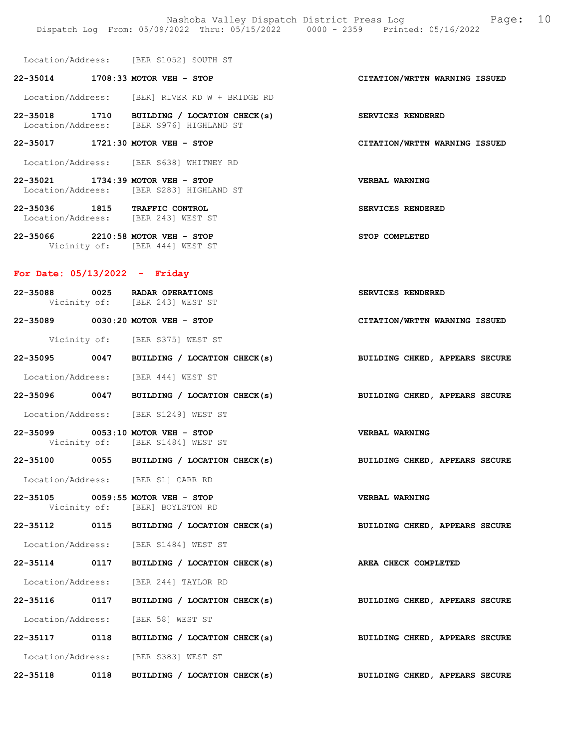Location/Address: [BER S1052] SOUTH ST

**22-35014 1708:33 MOTOR VEH - STOP** — **CITATION/WRTTN WARNING ISSUED**
Location/Address: [BER] RIVER RD W + BRIDGE RD

**22-35018 1710 BUILDING / LOCATION CHECK(s)** — **SERVICES RENDERED**
Location/Address: [BER S976] HIGHLAND ST

**22-35017 1721:30 MOTOR VEH - STOP** — **CITATION/WRTTN WARNING ISSUED**
Location/Address: [BER S638] WHITNEY RD

**22-35021 1734:39 MOTOR VEH - STOP** — **VERBAL WARNING**
Location/Address: [BER S283] HIGHLAND ST

**22-35036 1815 TRAFFIC CONTROL** — **SERVICES RENDERED**
Location/Address: [BER 243] WEST ST

**22-35066 2210:58 MOTOR VEH - STOP** — **STOP COMPLETED**
Vicinity of: [BER 444] WEST ST

## For Date: 05/13/2022 - Friday

**22-35088 0025 RADAR OPERATIONS** — **SERVICES RENDERED**
Vicinity of: [BER 243] WEST ST

**22-35089 0030:20 MOTOR VEH - STOP** — **CITATION/WRTTN WARNING ISSUED**
Vicinity of: [BER S375] WEST ST

**22-35095 0047 BUILDING / LOCATION CHECK(s)** — **BUILDING CHKED, APPEARS SECURE**
Location/Address: [BER 444] WEST ST

**22-35096 0047 BUILDING / LOCATION CHECK(s)** — **BUILDING CHKED, APPEARS SECURE**
Location/Address: [BER S1249] WEST ST

**22-35099 0053:10 MOTOR VEH - STOP** — **VERBAL WARNING**
Vicinity of: [BER S1484] WEST ST

**22-35100 0055 BUILDING / LOCATION CHECK(s)** — **BUILDING CHKED, APPEARS SECURE**
Location/Address: [BER S1] CARR RD

**22-35105 0059:55 MOTOR VEH - STOP** — **VERBAL WARNING**
Vicinity of: [BER] BOYLSTON RD

**22-35112 0115 BUILDING / LOCATION CHECK(s)** — **BUILDING CHKED, APPEARS SECURE**
Location/Address: [BER S1484] WEST ST

**22-35114 0117 BUILDING / LOCATION CHECK(s)** — **AREA CHECK COMPLETED**
Location/Address: [BER 244] TAYLOR RD

**22-35116 0117 BUILDING / LOCATION CHECK(s)** — **BUILDING CHKED, APPEARS SECURE**
Location/Address: [BER 58] WEST ST

**22-35117 0118 BUILDING / LOCATION CHECK(s)** — **BUILDING CHKED, APPEARS SECURE**
Location/Address: [BER S383] WEST ST

**22-35118 0118 BUILDING / LOCATION CHECK(s)** — **BUILDING CHKED, APPEARS SECURE**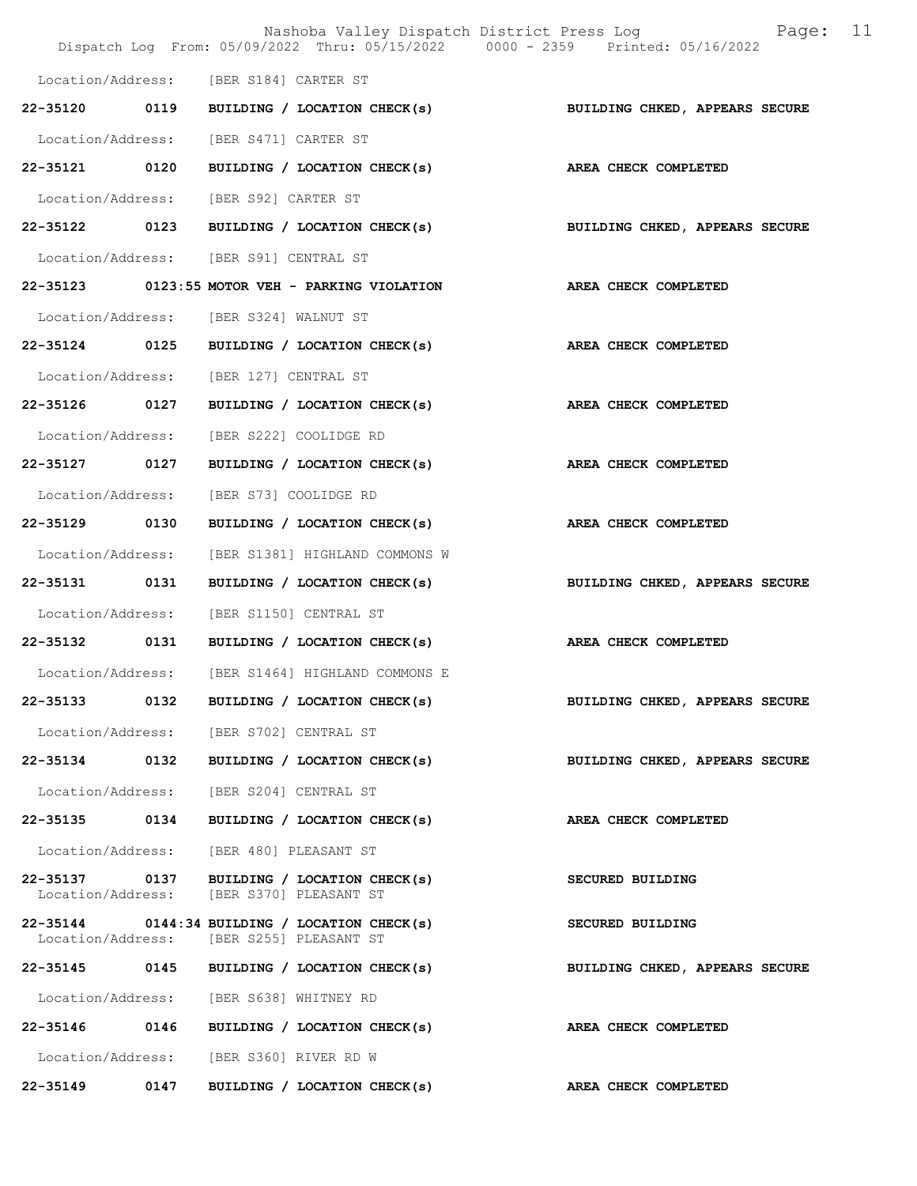Location/Address: [BER S184] CARTER ST

**22-35120 0119 BUILDING / LOCATION CHECK(s) BUILDING CHKED, APPEARS SECURE**

Location/Address: [BER S471] CARTER ST

**22-35121 0120 BUILDING / LOCATION CHECK(s) AREA CHECK COMPLETED**

Location/Address: [BER S92] CARTER ST

**22-35122 0123 BUILDING / LOCATION CHECK(s) BUILDING CHKED, APPEARS SECURE**

Location/Address: [BER S91] CENTRAL ST

**22-35123 0123:55 MOTOR VEH - PARKING VIOLATION AREA CHECK COMPLETED**

Location/Address: [BER S324] WALNUT ST

**22-35124 0125 BUILDING / LOCATION CHECK(s) AREA CHECK COMPLETED**

Location/Address: [BER 127] CENTRAL ST

**22-35126 0127 BUILDING / LOCATION CHECK(s) AREA CHECK COMPLETED**

Location/Address: [BER S222] COOLIDGE RD

**22-35127 0127 BUILDING / LOCATION CHECK(s) AREA CHECK COMPLETED**

Location/Address: [BER S73] COOLIDGE RD

**22-35129 0130 BUILDING / LOCATION CHECK(s) AREA CHECK COMPLETED**

Location/Address: [BER S1381] HIGHLAND COMMONS W

**22-35131 0131 BUILDING / LOCATION CHECK(s) BUILDING CHKED, APPEARS SECURE**

Location/Address: [BER S1150] CENTRAL ST

**22-35132 0131 BUILDING / LOCATION CHECK(s) AREA CHECK COMPLETED**

Location/Address: [BER S1464] HIGHLAND COMMONS E

**22-35133 0132 BUILDING / LOCATION CHECK(s) BUILDING CHKED, APPEARS SECURE**

Location/Address: [BER S702] CENTRAL ST

**22-35134 0132 BUILDING / LOCATION CHECK(s) BUILDING CHKED, APPEARS SECURE**

Location/Address: [BER S204] CENTRAL ST

**22-35135 0134 BUILDING / LOCATION CHECK(s) AREA CHECK COMPLETED**

Location/Address: [BER 480] PLEASANT ST

**22-35137 0137 BUILDING / LOCATION CHECK(s) SECURED BUILDING**
Location/Address: [BER S370] PLEASANT ST

**22-35144 0144:34 BUILDING / LOCATION CHECK(s) SECURED BUILDING**
Location/Address: [BER S255] PLEASANT ST

**22-35145 0145 BUILDING / LOCATION CHECK(s) BUILDING CHKED, APPEARS SECURE**

Location/Address: [BER S638] WHITNEY RD

**22-35146 0146 BUILDING / LOCATION CHECK(s) AREA CHECK COMPLETED**

Location/Address: [BER S360] RIVER RD W

**22-35149 0147 BUILDING / LOCATION CHECK(s) AREA CHECK COMPLETED**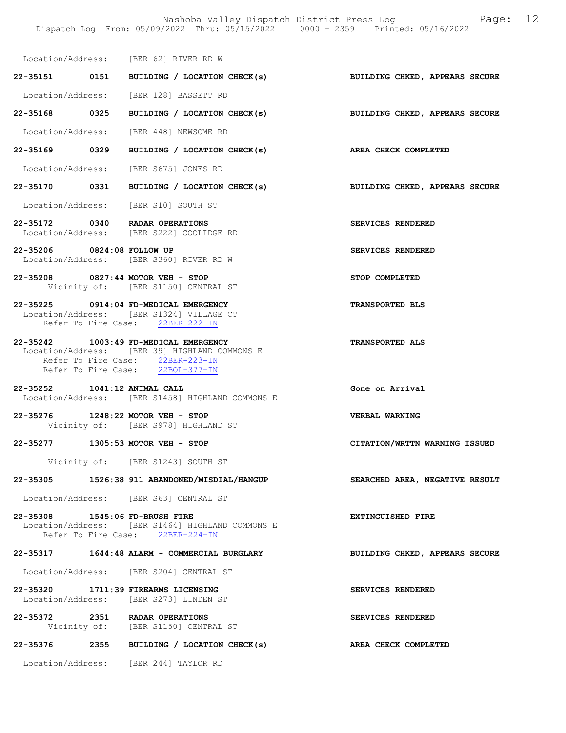Location/Address: [BER 62] RIVER RD W

**22-35151 0151 BUILDING / LOCATION CHECK(s)** — **BUILDING CHKED, APPEARS SECURE**

Location/Address: [BER 128] BASSETT RD

**22-35168 0325 BUILDING / LOCATION CHECK(s)** — **BUILDING CHKED, APPEARS SECURE**

Location/Address: [BER 448] NEWSOME RD

**22-35169 0329 BUILDING / LOCATION CHECK(s)** — **AREA CHECK COMPLETED**

Location/Address: [BER S675] JONES RD

**22-35170 0331 BUILDING / LOCATION CHECK(s)** — **BUILDING CHKED, APPEARS SECURE**

Location/Address: [BER S10] SOUTH ST

**22-35172 0340 RADAR OPERATIONS** — **SERVICES RENDERED**
Location/Address: [BER S222] COOLIDGE RD

**22-35206 0824:08 FOLLOW UP** — **SERVICES RENDERED**
Location/Address: [BER S360] RIVER RD W

**22-35208 0827:44 MOTOR VEH - STOP** — **STOP COMPLETED**
Vicinity of: [BER S1150] CENTRAL ST

**22-35225 0914:04 FD-MEDICAL EMERGENCY** — **TRANSPORTED BLS**
Location/Address: [BER S1324] VILLAGE CT
Refer To Fire Case: 22BER-222-IN

**22-35242 1003:49 FD-MEDICAL EMERGENCY** — **TRANSPORTED ALS**
Location/Address: [BER 39] HIGHLAND COMMONS E
Refer To Fire Case: 22BER-223-IN
Refer To Fire Case: 22BOL-377-IN

**22-35252 1041:12 ANIMAL CALL** — **Gone on Arrival**
Location/Address: [BER S1458] HIGHLAND COMMONS E

**22-35276 1248:22 MOTOR VEH - STOP** — **VERBAL WARNING**
Vicinity of: [BER S978] HIGHLAND ST

**22-35277 1305:53 MOTOR VEH - STOP** — **CITATION/WRTTN WARNING ISSUED**

Vicinity of: [BER S1243] SOUTH ST

**22-35305 1526:38 911 ABANDONED/MISDIAL/HANGUP** — **SEARCHED AREA, NEGATIVE RESULT**

Location/Address: [BER S63] CENTRAL ST

**22-35308 1545:06 FD-BRUSH FIRE** — **EXTINGUISHED FIRE**
Location/Address: [BER S1464] HIGHLAND COMMONS E
Refer To Fire Case: 22BER-224-IN

**22-35317 1644:48 ALARM - COMMERCIAL BURGLARY** — **BUILDING CHKED, APPEARS SECURE**

Location/Address: [BER S204] CENTRAL ST

**22-35320 1711:39 FIREARMS LICENSING** — **SERVICES RENDERED**
Location/Address: [BER S273] LINDEN ST

**22-35372 2351 RADAR OPERATIONS** — **SERVICES RENDERED**
Vicinity of: [BER S1150] CENTRAL ST

**22-35376 2355 BUILDING / LOCATION CHECK(s)** — **AREA CHECK COMPLETED**

Location/Address: [BER 244] TAYLOR RD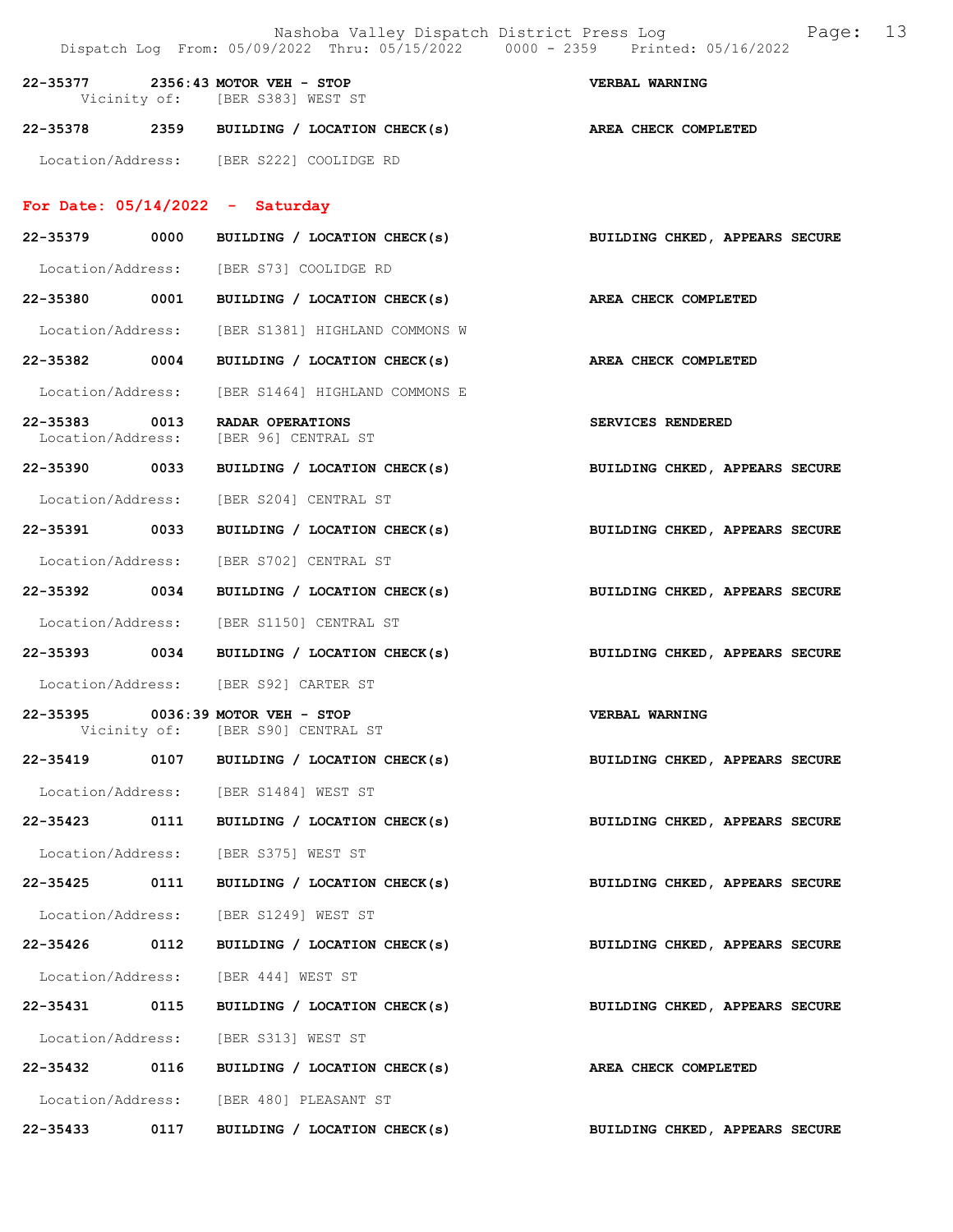22-35377 2356:43 **MOTOR VEH - STOP** **VERBAL WARNING**
Vicinity of: [BER S383] WEST ST

22-35378 2359 **BUILDING / LOCATION CHECK(s)** **AREA CHECK COMPLETED**
Location/Address: [BER S222] COOLIDGE RD

## For Date: 05/14/2022 - Saturday

22-35379 0000 **BUILDING / LOCATION CHECK(s)** **BUILDING CHKED, APPEARS SECURE**
Location/Address: [BER S73] COOLIDGE RD

22-35380 0001 **BUILDING / LOCATION CHECK(s)** **AREA CHECK COMPLETED**
Location/Address: [BER S1381] HIGHLAND COMMONS W

22-35382 0004 **BUILDING / LOCATION CHECK(s)** **AREA CHECK COMPLETED**
Location/Address: [BER S1464] HIGHLAND COMMONS E

22-35383 0013 **RADAR OPERATIONS** **SERVICES RENDERED**
Location/Address: [BER 96] CENTRAL ST

22-35390 0033 **BUILDING / LOCATION CHECK(s)** **BUILDING CHKED, APPEARS SECURE**
Location/Address: [BER S204] CENTRAL ST

22-35391 0033 **BUILDING / LOCATION CHECK(s)** **BUILDING CHKED, APPEARS SECURE**
Location/Address: [BER S702] CENTRAL ST

22-35392 0034 **BUILDING / LOCATION CHECK(s)** **BUILDING CHKED, APPEARS SECURE**
Location/Address: [BER S1150] CENTRAL ST

22-35393 0034 **BUILDING / LOCATION CHECK(s)** **BUILDING CHKED, APPEARS SECURE**
Location/Address: [BER S92] CARTER ST

22-35395 0036:39 **MOTOR VEH - STOP** **VERBAL WARNING**
Vicinity of: [BER S90] CENTRAL ST

22-35419 0107 **BUILDING / LOCATION CHECK(s)** **BUILDING CHKED, APPEARS SECURE**
Location/Address: [BER S1484] WEST ST

22-35423 0111 **BUILDING / LOCATION CHECK(s)** **BUILDING CHKED, APPEARS SECURE**
Location/Address: [BER S375] WEST ST

22-35425 0111 **BUILDING / LOCATION CHECK(s)** **BUILDING CHKED, APPEARS SECURE**
Location/Address: [BER S1249] WEST ST

22-35426 0112 **BUILDING / LOCATION CHECK(s)** **BUILDING CHKED, APPEARS SECURE**
Location/Address: [BER 444] WEST ST

22-35431 0115 **BUILDING / LOCATION CHECK(s)** **BUILDING CHKED, APPEARS SECURE**
Location/Address: [BER S313] WEST ST

22-35432 0116 **BUILDING / LOCATION CHECK(s)** **AREA CHECK COMPLETED**
Location/Address: [BER 480] PLEASANT ST

22-35433 0117 **BUILDING / LOCATION CHECK(s)** **BUILDING CHKED, APPEARS SECURE**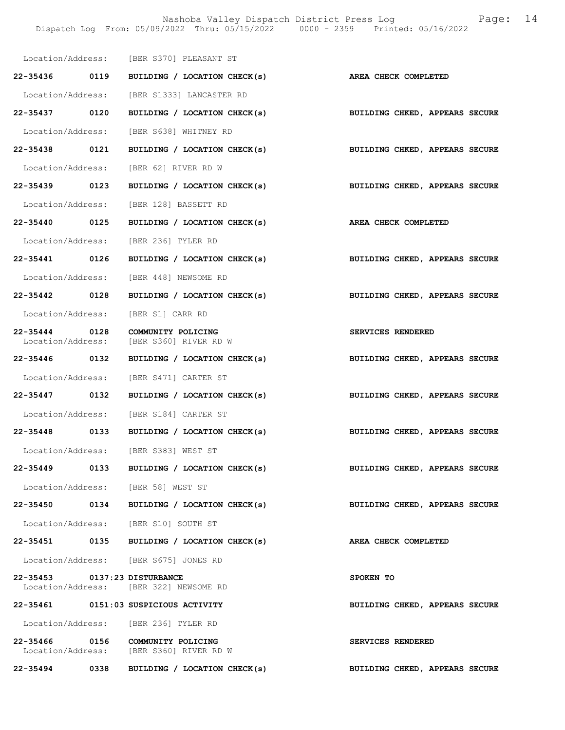Location/Address: [BER S370] PLEASANT ST

| | | | |
|---|---|---|---|
| **22-35436** | **0119** | **BUILDING / LOCATION CHECK(s)** | **AREA CHECK COMPLETED** |

Location/Address: [BER S1333] LANCASTER RD

| | | | |
|---|---|---|---|
| **22-35437** | **0120** | **BUILDING / LOCATION CHECK(s)** | **BUILDING CHKED, APPEARS SECURE** |

Location/Address: [BER S638] WHITNEY RD

| | | | |
|---|---|---|---|
| **22-35438** | **0121** | **BUILDING / LOCATION CHECK(s)** | **BUILDING CHKED, APPEARS SECURE** |

Location/Address: [BER 62] RIVER RD W

| | | | |
|---|---|---|---|
| **22-35439** | **0123** | **BUILDING / LOCATION CHECK(s)** | **BUILDING CHKED, APPEARS SECURE** |

Location/Address: [BER 128] BASSETT RD

| | | | |
|---|---|---|---|
| **22-35440** | **0125** | **BUILDING / LOCATION CHECK(s)** | **AREA CHECK COMPLETED** |

Location/Address: [BER 236] TYLER RD

| | | | |
|---|---|---|---|
| **22-35441** | **0126** | **BUILDING / LOCATION CHECK(s)** | **BUILDING CHKED, APPEARS SECURE** |

Location/Address: [BER 448] NEWSOME RD

| | | | |
|---|---|---|---|
| **22-35442** | **0128** | **BUILDING / LOCATION CHECK(s)** | **BUILDING CHKED, APPEARS SECURE** |

Location/Address: [BER S1] CARR RD

| | | | |
|---|---|---|---|
| **22-35444** | **0128** | **COMMUNITY POLICING** | **SERVICES RENDERED** |

Location/Address: [BER S360] RIVER RD W

| | | | |
|---|---|---|---|
| **22-35446** | **0132** | **BUILDING / LOCATION CHECK(s)** | **BUILDING CHKED, APPEARS SECURE** |

Location/Address: [BER S471] CARTER ST

| | | | |
|---|---|---|---|
| **22-35447** | **0132** | **BUILDING / LOCATION CHECK(s)** | **BUILDING CHKED, APPEARS SECURE** |

Location/Address: [BER S184] CARTER ST

| | | | |
|---|---|---|---|
| **22-35448** | **0133** | **BUILDING / LOCATION CHECK(s)** | **BUILDING CHKED, APPEARS SECURE** |

Location/Address: [BER S383] WEST ST

| | | | |
|---|---|---|---|
| **22-35449** | **0133** | **BUILDING / LOCATION CHECK(s)** | **BUILDING CHKED, APPEARS SECURE** |

Location/Address: [BER 58] WEST ST

| | | | |
|---|---|---|---|
| **22-35450** | **0134** | **BUILDING / LOCATION CHECK(s)** | **BUILDING CHKED, APPEARS SECURE** |

Location/Address: [BER S10] SOUTH ST

| | | | |
|---|---|---|---|
| **22-35451** | **0135** | **BUILDING / LOCATION CHECK(s)** | **AREA CHECK COMPLETED** |

Location/Address: [BER S675] JONES RD

| | | | |
|---|---|---|---|
| **22-35453** | **0137:23** | **DISTURBANCE** | **SPOKEN TO** |

Location/Address: [BER 322] NEWSOME RD

| | | | |
|---|---|---|---|
| **22-35461** | **0151:03** | **SUSPICIOUS ACTIVITY** | **BUILDING CHKED, APPEARS SECURE** |

Location/Address: [BER 236] TYLER RD

| | | | |
|---|---|---|---|
| **22-35466** | **0156** | **COMMUNITY POLICING** | **SERVICES RENDERED** |

Location/Address: [BER S360] RIVER RD W

| | | | |
|---|---|---|---|
| **22-35494** | **0338** | **BUILDING / LOCATION CHECK(s)** | **BUILDING CHKED, APPEARS SECURE** |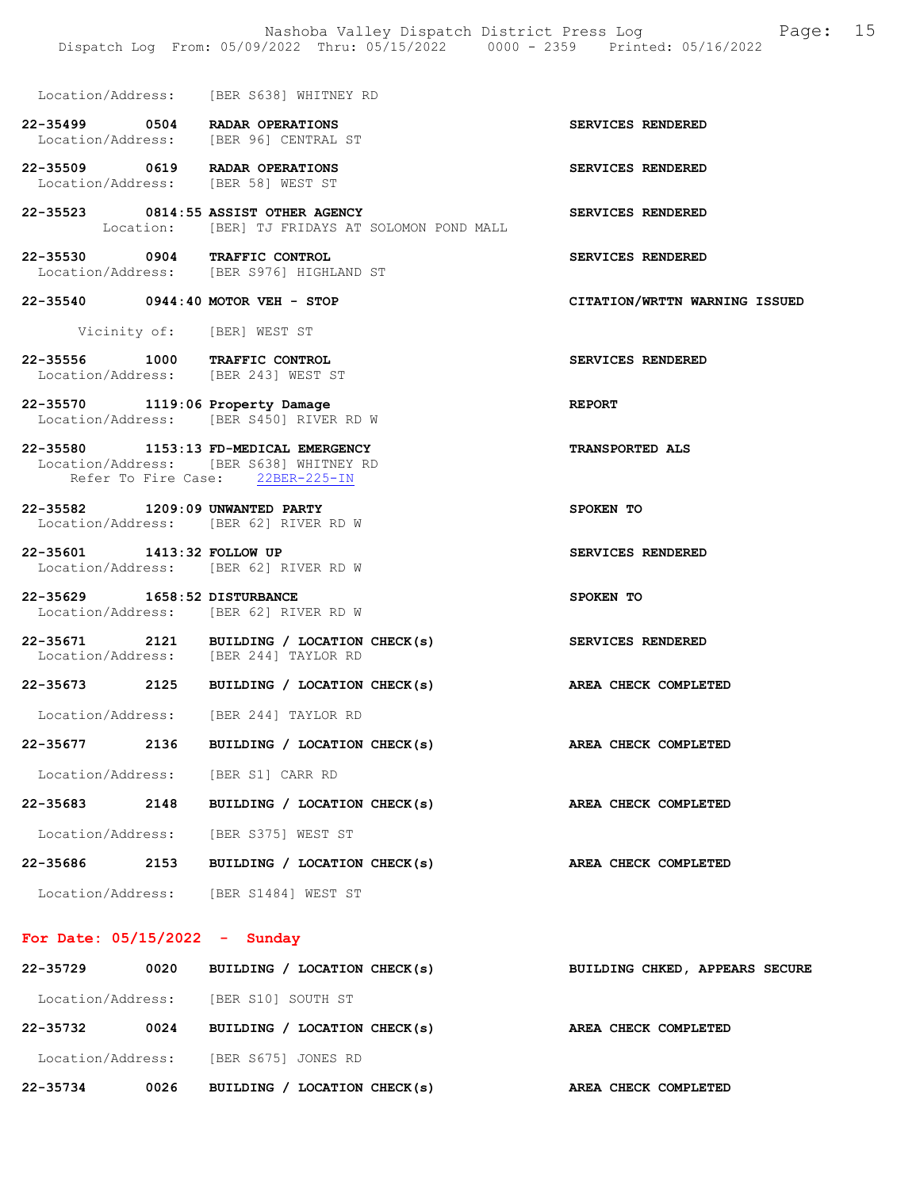Location/Address: [BER S638] WHITNEY RD

**22-35499 0504 RADAR OPERATIONS** — SERVICES RENDERED
Location/Address: [BER 96] CENTRAL ST

**22-35509 0619 RADAR OPERATIONS** — SERVICES RENDERED
Location/Address: [BER 58] WEST ST

**22-35523 0814:55 ASSIST OTHER AGENCY** — SERVICES RENDERED
Location: [BER] TJ FRIDAYS AT SOLOMON POND MALL

**22-35530 0904 TRAFFIC CONTROL** — SERVICES RENDERED
Location/Address: [BER S976] HIGHLAND ST

**22-35540 0944:40 MOTOR VEH - STOP** — CITATION/WRTTN WARNING ISSUED
Vicinity of: [BER] WEST ST

**22-35556 1000 TRAFFIC CONTROL** — SERVICES RENDERED
Location/Address: [BER 243] WEST ST

**22-35570 1119:06 Property Damage** — REPORT
Location/Address: [BER S450] RIVER RD W

**22-35580 1153:13 FD-MEDICAL EMERGENCY** — TRANSPORTED ALS
Location/Address: [BER S638] WHITNEY RD
Refer To Fire Case: 22BER-225-IN

**22-35582 1209:09 UNWANTED PARTY** — SPOKEN TO
Location/Address: [BER 62] RIVER RD W

**22-35601 1413:32 FOLLOW UP** — SERVICES RENDERED
Location/Address: [BER 62] RIVER RD W

**22-35629 1658:52 DISTURBANCE** — SPOKEN TO
Location/Address: [BER 62] RIVER RD W

**22-35671 2121 BUILDING / LOCATION CHECK(s)** — SERVICES RENDERED
Location/Address: [BER 244] TAYLOR RD

**22-35673 2125 BUILDING / LOCATION CHECK(s)** — AREA CHECK COMPLETED
Location/Address: [BER 244] TAYLOR RD

**22-35677 2136 BUILDING / LOCATION CHECK(s)** — AREA CHECK COMPLETED
Location/Address: [BER S1] CARR RD

**22-35683 2148 BUILDING / LOCATION CHECK(s)** — AREA CHECK COMPLETED
Location/Address: [BER S375] WEST ST

**22-35686 2153 BUILDING / LOCATION CHECK(s)** — AREA CHECK COMPLETED
Location/Address: [BER S1484] WEST ST

## For Date: 05/15/2022 - Sunday

**22-35729 0020 BUILDING / LOCATION CHECK(s)** — BUILDING CHKED, APPEARS SECURE
Location/Address: [BER S10] SOUTH ST

**22-35732 0024 BUILDING / LOCATION CHECK(s)** — AREA CHECK COMPLETED
Location/Address: [BER S675] JONES RD

**22-35734 0026 BUILDING / LOCATION CHECK(s)** — AREA CHECK COMPLETED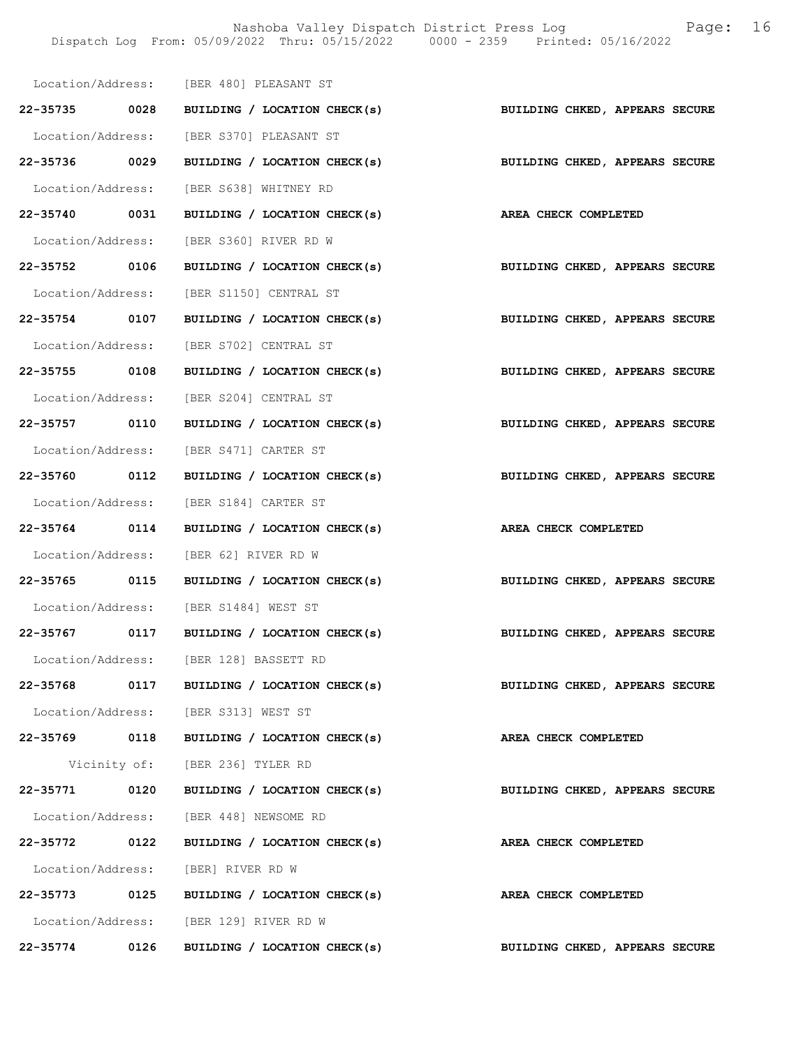Location/Address: [BER 480] PLEASANT ST

**22-35735 0028 BUILDING / LOCATION CHECK(s) BUILDING CHKED, APPEARS SECURE**

Location/Address: [BER S370] PLEASANT ST

**22-35736 0029 BUILDING / LOCATION CHECK(s) BUILDING CHKED, APPEARS SECURE**

Location/Address: [BER S638] WHITNEY RD

**22-35740 0031 BUILDING / LOCATION CHECK(s) AREA CHECK COMPLETED**

Location/Address: [BER S360] RIVER RD W

**22-35752 0106 BUILDING / LOCATION CHECK(s) BUILDING CHKED, APPEARS SECURE**

Location/Address: [BER S1150] CENTRAL ST

**22-35754 0107 BUILDING / LOCATION CHECK(s) BUILDING CHKED, APPEARS SECURE**

Location/Address: [BER S702] CENTRAL ST

**22-35755 0108 BUILDING / LOCATION CHECK(s) BUILDING CHKED, APPEARS SECURE**

Location/Address: [BER S204] CENTRAL ST

**22-35757 0110 BUILDING / LOCATION CHECK(s) BUILDING CHKED, APPEARS SECURE**

Location/Address: [BER S471] CARTER ST

**22-35760 0112 BUILDING / LOCATION CHECK(s) BUILDING CHKED, APPEARS SECURE**

Location/Address: [BER S184] CARTER ST

**22-35764 0114 BUILDING / LOCATION CHECK(s) AREA CHECK COMPLETED**

Location/Address: [BER 62] RIVER RD W

**22-35765 0115 BUILDING / LOCATION CHECK(s) BUILDING CHKED, APPEARS SECURE**

Location/Address: [BER S1484] WEST ST

**22-35767 0117 BUILDING / LOCATION CHECK(s) BUILDING CHKED, APPEARS SECURE**

Location/Address: [BER 128] BASSETT RD

**22-35768 0117 BUILDING / LOCATION CHECK(s) BUILDING CHKED, APPEARS SECURE**

Location/Address: [BER S313] WEST ST

**22-35769 0118 BUILDING / LOCATION CHECK(s) AREA CHECK COMPLETED**

Vicinity of: [BER 236] TYLER RD

**22-35771 0120 BUILDING / LOCATION CHECK(s) BUILDING CHKED, APPEARS SECURE**

Location/Address: [BER 448] NEWSOME RD

**22-35772 0122 BUILDING / LOCATION CHECK(s) AREA CHECK COMPLETED**

Location/Address: [BER] RIVER RD W

**22-35773 0125 BUILDING / LOCATION CHECK(s) AREA CHECK COMPLETED**

Location/Address: [BER 129] RIVER RD W

**22-35774 0126 BUILDING / LOCATION CHECK(s) BUILDING CHKED, APPEARS SECURE**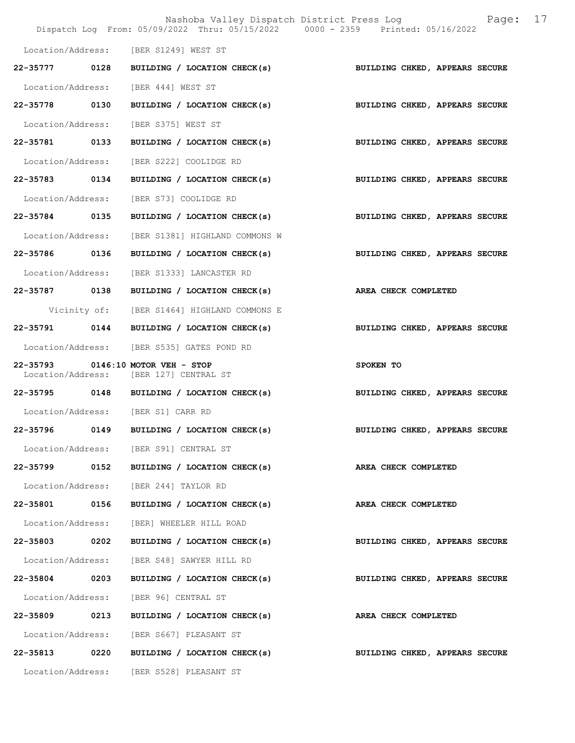Location/Address: [BER S1249] WEST ST

**22-35777 0128 BUILDING / LOCATION CHECK(s) BUILDING CHKED, APPEARS SECURE**

Location/Address: [BER 444] WEST ST

**22-35778 0130 BUILDING / LOCATION CHECK(s) BUILDING CHKED, APPEARS SECURE**

Location/Address: [BER S375] WEST ST

**22-35781 0133 BUILDING / LOCATION CHECK(s) BUILDING CHKED, APPEARS SECURE**

Location/Address: [BER S222] COOLIDGE RD

**22-35783 0134 BUILDING / LOCATION CHECK(s) BUILDING CHKED, APPEARS SECURE**

Location/Address: [BER S73] COOLIDGE RD

**22-35784 0135 BUILDING / LOCATION CHECK(s) BUILDING CHKED, APPEARS SECURE**

Location/Address: [BER S1381] HIGHLAND COMMONS W

**22-35786 0136 BUILDING / LOCATION CHECK(s) BUILDING CHKED, APPEARS SECURE**

Location/Address: [BER S1333] LANCASTER RD

**22-35787 0138 BUILDING / LOCATION CHECK(s) AREA CHECK COMPLETED**

Vicinity of: [BER S1464] HIGHLAND COMMONS E

**22-35791 0144 BUILDING / LOCATION CHECK(s) BUILDING CHKED, APPEARS SECURE**

Location/Address: [BER S535] GATES POND RD

**22-35793 0146:10 MOTOR VEH - STOP SPOKEN TO**

Location/Address: [BER 127] CENTRAL ST

**22-35795 0148 BUILDING / LOCATION CHECK(s) BUILDING CHKED, APPEARS SECURE**

Location/Address: [BER S1] CARR RD

**22-35796 0149 BUILDING / LOCATION CHECK(s) BUILDING CHKED, APPEARS SECURE**

Location/Address: [BER S91] CENTRAL ST

**22-35799 0152 BUILDING / LOCATION CHECK(s) AREA CHECK COMPLETED**

Location/Address: [BER 244] TAYLOR RD

**22-35801 0156 BUILDING / LOCATION CHECK(s) AREA CHECK COMPLETED**

Location/Address: [BER] WHEELER HILL ROAD

**22-35803 0202 BUILDING / LOCATION CHECK(s) BUILDING CHKED, APPEARS SECURE**

Location/Address: [BER S48] SAWYER HILL RD

**22-35804 0203 BUILDING / LOCATION CHECK(s) BUILDING CHKED, APPEARS SECURE**

Location/Address: [BER 96] CENTRAL ST

**22-35809 0213 BUILDING / LOCATION CHECK(s) AREA CHECK COMPLETED**

Location/Address: [BER S667] PLEASANT ST

**22-35813 0220 BUILDING / LOCATION CHECK(s) BUILDING CHKED, APPEARS SECURE**

Location/Address: [BER S528] PLEASANT ST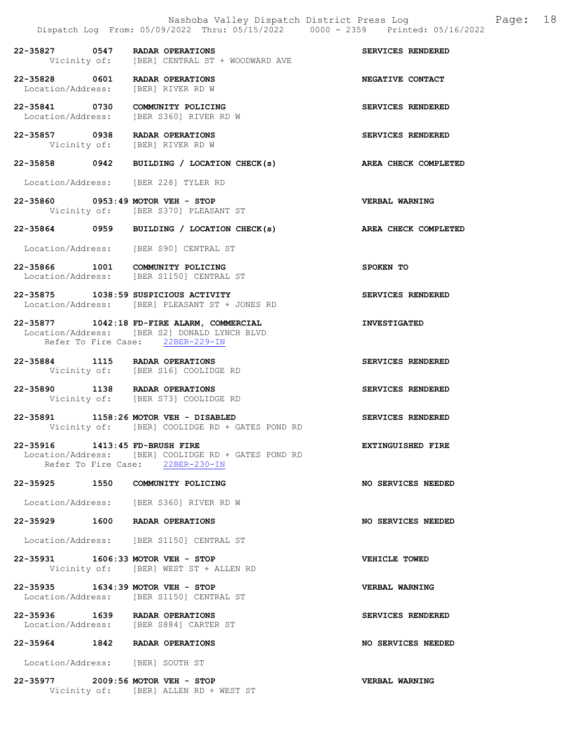22-35827 0547 **RADAR OPERATIONS** **SERVICES RENDERED**
Vicinity of: [BER] CENTRAL ST + WOODWARD AVE

22-35828 0601 **RADAR OPERATIONS** **NEGATIVE CONTACT**
Location/Address: [BER] RIVER RD W

22-35841 0730 **COMMUNITY POLICING** **SERVICES RENDERED**
Location/Address: [BER S360] RIVER RD W

22-35857 0938 **RADAR OPERATIONS** **SERVICES RENDERED**
Vicinity of: [BER] RIVER RD W

22-35858 0942 **BUILDING / LOCATION CHECK(s)** **AREA CHECK COMPLETED**
Location/Address: [BER 228] TYLER RD

22-35860 0953:49 **MOTOR VEH - STOP** **VERBAL WARNING**
Vicinity of: [BER S370] PLEASANT ST

22-35864 0959 **BUILDING / LOCATION CHECK(s)** **AREA CHECK COMPLETED**
Location/Address: [BER S90] CENTRAL ST

22-35866 1001 **COMMUNITY POLICING** **SPOKEN TO**
Location/Address: [BER S1150] CENTRAL ST

22-35875 1038:59 **SUSPICIOUS ACTIVITY** **SERVICES RENDERED**
Location/Address: [BER] PLEASANT ST + JONES RD

22-35877 1042:18 **FD-FIRE ALARM, COMMERCIAL** **INVESTIGATED**
Location/Address: [BER S2] DONALD LYNCH BLVD
Refer To Fire Case: 22BER-229-IN

22-35884 1115 **RADAR OPERATIONS** **SERVICES RENDERED**
Vicinity of: [BER S16] COOLIDGE RD

22-35890 1138 **RADAR OPERATIONS** **SERVICES RENDERED**
Vicinity of: [BER S73] COOLIDGE RD

22-35891 1158:26 **MOTOR VEH - DISABLED** **SERVICES RENDERED**
Vicinity of: [BER] COOLIDGE RD + GATES POND RD

22-35916 1413:45 **FD-BRUSH FIRE** **EXTINGUISHED FIRE**
Location/Address: [BER] COOLIDGE RD + GATES POND RD
Refer To Fire Case: 22BER-230-IN

22-35925 1550 **COMMUNITY POLICING** **NO SERVICES NEEDED**
Location/Address: [BER S360] RIVER RD W

22-35929 1600 **RADAR OPERATIONS** **NO SERVICES NEEDED**
Location/Address: [BER S1150] CENTRAL ST

22-35931 1606:33 **MOTOR VEH - STOP** **VEHICLE TOWED**
Vicinity of: [BER] WEST ST + ALLEN RD

22-35935 1634:39 **MOTOR VEH - STOP** **VERBAL WARNING**
Location/Address: [BER S1150] CENTRAL ST

22-35936 1639 **RADAR OPERATIONS** **SERVICES RENDERED**
Location/Address: [BER S884] CARTER ST

22-35964 1842 **RADAR OPERATIONS** **NO SERVICES NEEDED**
Location/Address: [BER] SOUTH ST

22-35977 2009:56 **MOTOR VEH - STOP** **VERBAL WARNING**
Vicinity of: [BER] ALLEN RD + WEST ST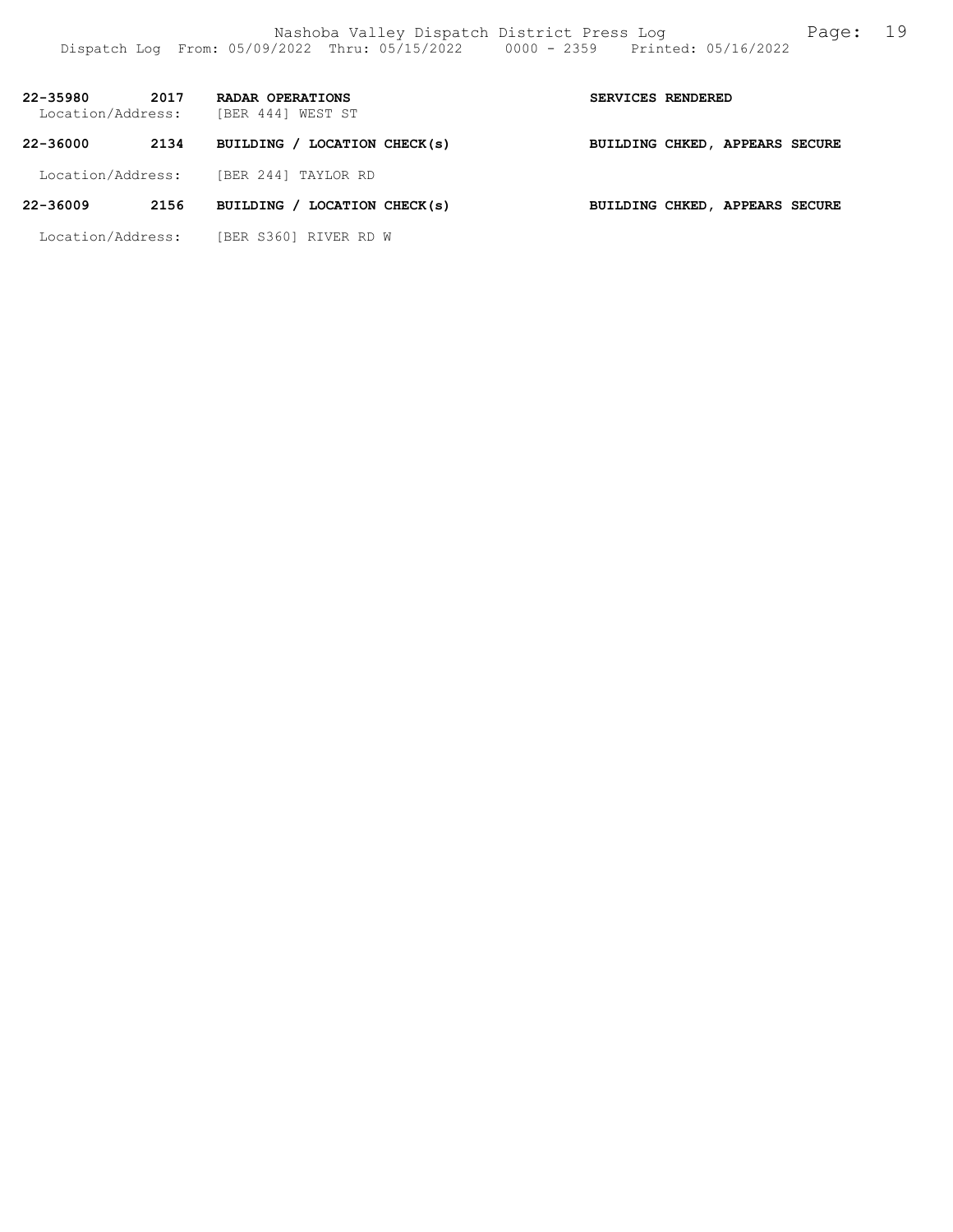**22-35980 2017 RADAR OPERATIONS** **SERVICES RENDERED**

Location/Address: [BER 444] WEST ST

**22-36000 2134 BUILDING / LOCATION CHECK(s)** **BUILDING CHKED, APPEARS SECURE**

Location/Address: [BER 244] TAYLOR RD

**22-36009 2156 BUILDING / LOCATION CHECK(s)** **BUILDING CHKED, APPEARS SECURE**

Location/Address: [BER S360] RIVER RD W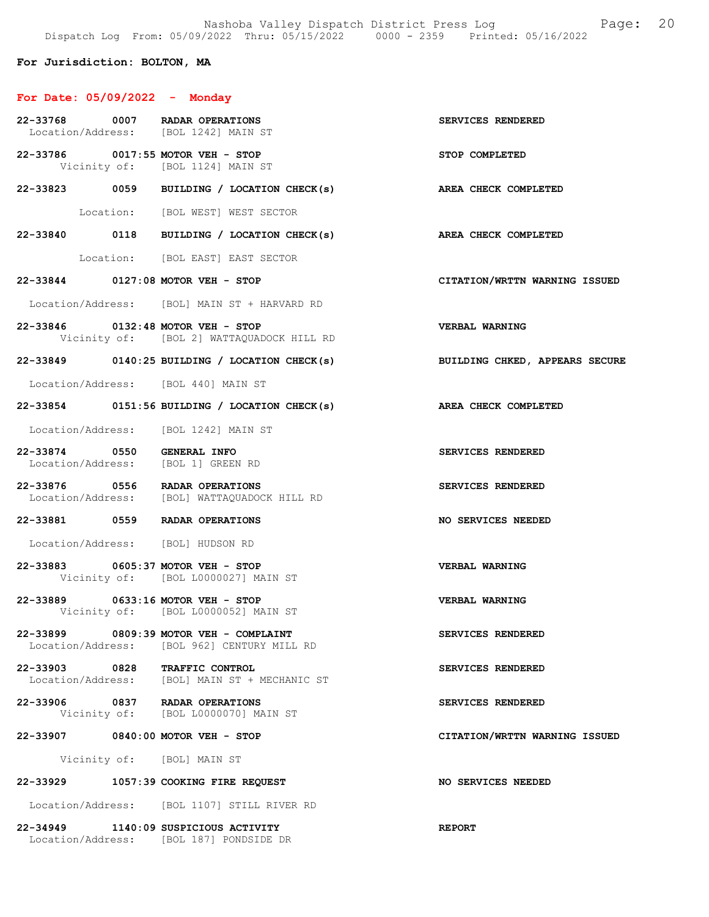**For Jurisdiction: BOLTON, MA**

**For Date: 05/09/2022 - Monday**

| Call # | Time | Call Type | Disposition |
|---|---|---|---|
| 22-33768 | 0007 | RADAR OPERATIONS<br>Location/Address: [BOL 1242] MAIN ST | SERVICES RENDERED |
| 22-33786 | 0017:55 | MOTOR VEH - STOP<br>Vicinity of: [BOL 1124] MAIN ST | STOP COMPLETED |
| 22-33823 | 0059 | BUILDING / LOCATION CHECK(s)<br>Location: [BOL WEST] WEST SECTOR | AREA CHECK COMPLETED |
| 22-33840 | 0118 | BUILDING / LOCATION CHECK(s)<br>Location: [BOL EAST] EAST SECTOR | AREA CHECK COMPLETED |
| 22-33844 | 0127:08 | MOTOR VEH - STOP<br>Location/Address: [BOL] MAIN ST + HARVARD RD | CITATION/WRTTN WARNING ISSUED |
| 22-33846 | 0132:48 | MOTOR VEH - STOP<br>Vicinity of: [BOL 2] WATTAQUADOCK HILL RD | VERBAL WARNING |
| 22-33849 | 0140:25 | BUILDING / LOCATION CHECK(s)<br>Location/Address: [BOL 440] MAIN ST | BUILDING CHKED, APPEARS SECURE |
| 22-33854 | 0151:56 | BUILDING / LOCATION CHECK(s)<br>Location/Address: [BOL 1242] MAIN ST | AREA CHECK COMPLETED |
| 22-33874 | 0550 | GENERAL INFO<br>Location/Address: [BOL 1] GREEN RD | SERVICES RENDERED |
| 22-33876 | 0556 | RADAR OPERATIONS<br>Location/Address: [BOL] WATTAQUADOCK HILL RD | SERVICES RENDERED |
| 22-33881 | 0559 | RADAR OPERATIONS<br>Location/Address: [BOL] HUDSON RD | NO SERVICES NEEDED |
| 22-33883 | 0605:37 | MOTOR VEH - STOP<br>Vicinity of: [BOL L0000027] MAIN ST | VERBAL WARNING |
| 22-33889 | 0633:16 | MOTOR VEH - STOP<br>Vicinity of: [BOL L0000052] MAIN ST | VERBAL WARNING |
| 22-33899 | 0809:39 | MOTOR VEH - COMPLAINT<br>Location/Address: [BOL 962] CENTURY MILL RD | SERVICES RENDERED |
| 22-33903 | 0828 | TRAFFIC CONTROL<br>Location/Address: [BOL] MAIN ST + MECHANIC ST | SERVICES RENDERED |
| 22-33906 | 0837 | RADAR OPERATIONS<br>Vicinity of: [BOL L0000070] MAIN ST | SERVICES RENDERED |
| 22-33907 | 0840:00 | MOTOR VEH - STOP<br>Vicinity of: [BOL] MAIN ST | CITATION/WRTTN WARNING ISSUED |
| 22-33929 | 1057:39 | COOKING FIRE REQUEST<br>Location/Address: [BOL 1107] STILL RIVER RD | NO SERVICES NEEDED |
| 22-34949 | 1140:09 | SUSPICIOUS ACTIVITY<br>Location/Address: [BOL 187] PONDSIDE DR | REPORT |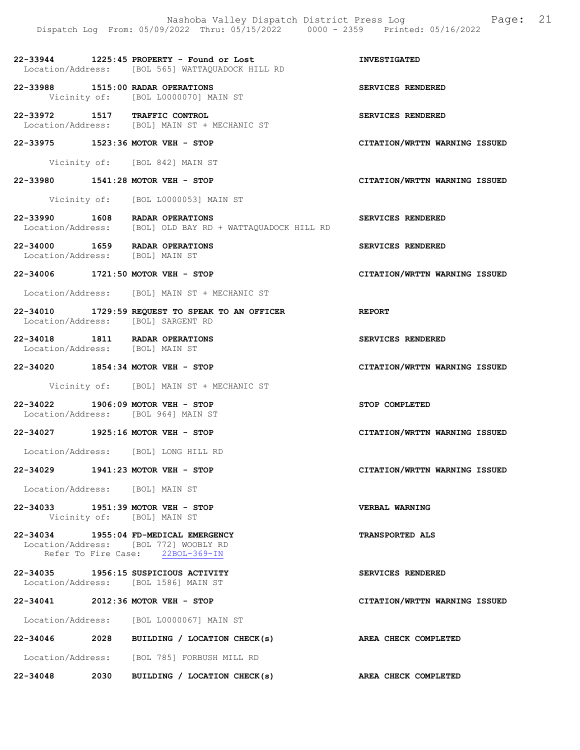**22-33944 1225:45 PROPERTY - Found or Lost** — **INVESTIGATED**
Location/Address: [BOL 565] WATTAQUADOCK HILL RD

**22-33988 1515:00 RADAR OPERATIONS** — **SERVICES RENDERED**
Vicinity of: [BOL L0000070] MAIN ST

**22-33972 1517 TRAFFIC CONTROL** — **SERVICES RENDERED**
Location/Address: [BOL] MAIN ST + MECHANIC ST

**22-33975 1523:36 MOTOR VEH - STOP** — **CITATION/WRTTN WARNING ISSUED**
Vicinity of: [BOL 842] MAIN ST

**22-33980 1541:28 MOTOR VEH - STOP** — **CITATION/WRTTN WARNING ISSUED**
Vicinity of: [BOL L0000053] MAIN ST

**22-33990 1608 RADAR OPERATIONS** — **SERVICES RENDERED**
Location/Address: [BOL] OLD BAY RD + WATTAQUADOCK HILL RD

**22-34000 1659 RADAR OPERATIONS** — **SERVICES RENDERED**
Location/Address: [BOL] MAIN ST

**22-34006 1721:50 MOTOR VEH - STOP** — **CITATION/WRTTN WARNING ISSUED**
Location/Address: [BOL] MAIN ST + MECHANIC ST

**22-34010 1729:59 REQUEST TO SPEAK TO AN OFFICER** — **REPORT**
Location/Address: [BOL] SARGENT RD

**22-34018 1811 RADAR OPERATIONS** — **SERVICES RENDERED**
Location/Address: [BOL] MAIN ST

**22-34020 1854:34 MOTOR VEH - STOP** — **CITATION/WRTTN WARNING ISSUED**
Vicinity of: [BOL] MAIN ST + MECHANIC ST

**22-34022 1906:09 MOTOR VEH - STOP** — **STOP COMPLETED**
Location/Address: [BOL 964] MAIN ST

**22-34027 1925:16 MOTOR VEH - STOP** — **CITATION/WRTTN WARNING ISSUED**
Location/Address: [BOL] LONG HILL RD

**22-34029 1941:23 MOTOR VEH - STOP** — **CITATION/WRTTN WARNING ISSUED**
Location/Address: [BOL] MAIN ST

**22-34033 1951:39 MOTOR VEH - STOP** — **VERBAL WARNING**
Vicinity of: [BOL] MAIN ST

**22-34034 1955:04 FD-MEDICAL EMERGENCY** — **TRANSPORTED ALS**
Location/Address: [BOL 772] WOOBLY RD
Refer To Fire Case: 22BOL-369-IN

**22-34035 1956:15 SUSPICIOUS ACTIVITY** — **SERVICES RENDERED**
Location/Address: [BOL 1586] MAIN ST

**22-34041 2012:36 MOTOR VEH - STOP** — **CITATION/WRTTN WARNING ISSUED**
Location/Address: [BOL L0000067] MAIN ST

**22-34046 2028 BUILDING / LOCATION CHECK(s)** — **AREA CHECK COMPLETED**
Location/Address: [BOL 785] FORBUSH MILL RD

**22-34048 2030 BUILDING / LOCATION CHECK(s)** — **AREA CHECK COMPLETED**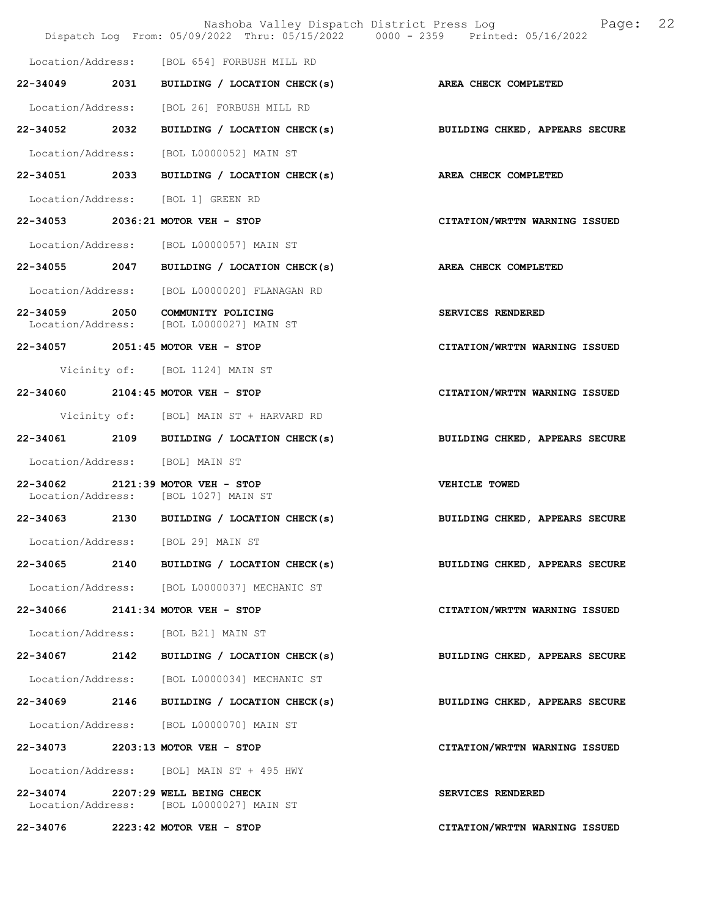Location/Address: [BOL 654] FORBUSH MILL RD

22-34049 2031 BUILDING / LOCATION CHECK(s) AREA CHECK COMPLETED

Location/Address: [BOL 26] FORBUSH MILL RD

22-34052 2032 BUILDING / LOCATION CHECK(s) BUILDING CHKED, APPEARS SECURE

Location/Address: [BOL L0000052] MAIN ST

22-34051 2033 BUILDING / LOCATION CHECK(s) AREA CHECK COMPLETED

Location/Address: [BOL 1] GREEN RD

22-34053 2036:21 MOTOR VEH - STOP CITATION/WRTTN WARNING ISSUED

Location/Address: [BOL L0000057] MAIN ST

22-34055 2047 BUILDING / LOCATION CHECK(s) AREA CHECK COMPLETED

Location/Address: [BOL L0000020] FLANAGAN RD

22-34059 2050 COMMUNITY POLICING SERVICES RENDERED
Location/Address: [BOL L0000027] MAIN ST

22-34057 2051:45 MOTOR VEH - STOP CITATION/WRTTN WARNING ISSUED

Vicinity of: [BOL 1124] MAIN ST

22-34060 2104:45 MOTOR VEH - STOP CITATION/WRTTN WARNING ISSUED

Vicinity of: [BOL] MAIN ST + HARVARD RD

22-34061 2109 BUILDING / LOCATION CHECK(s) BUILDING CHKED, APPEARS SECURE

Location/Address: [BOL] MAIN ST

22-34062 2121:39 MOTOR VEH - STOP VEHICLE TOWED
Location/Address: [BOL 1027] MAIN ST

22-34063 2130 BUILDING / LOCATION CHECK(s) BUILDING CHKED, APPEARS SECURE

Location/Address: [BOL 29] MAIN ST

22-34065 2140 BUILDING / LOCATION CHECK(s) BUILDING CHKED, APPEARS SECURE

Location/Address: [BOL L0000037] MECHANIC ST

22-34066 2141:34 MOTOR VEH - STOP CITATION/WRTTN WARNING ISSUED

Location/Address: [BOL B21] MAIN ST

22-34067 2142 BUILDING / LOCATION CHECK(s) BUILDING CHKED, APPEARS SECURE

Location/Address: [BOL L0000034] MECHANIC ST

22-34069 2146 BUILDING / LOCATION CHECK(s) BUILDING CHKED, APPEARS SECURE

Location/Address: [BOL L0000070] MAIN ST

22-34073 2203:13 MOTOR VEH - STOP CITATION/WRTTN WARNING ISSUED

Location/Address: [BOL] MAIN ST + 495 HWY

22-34074 2207:29 WELL BEING CHECK SERVICES RENDERED
Location/Address: [BOL L0000027] MAIN ST

22-34076 2223:42 MOTOR VEH - STOP CITATION/WRTTN WARNING ISSUED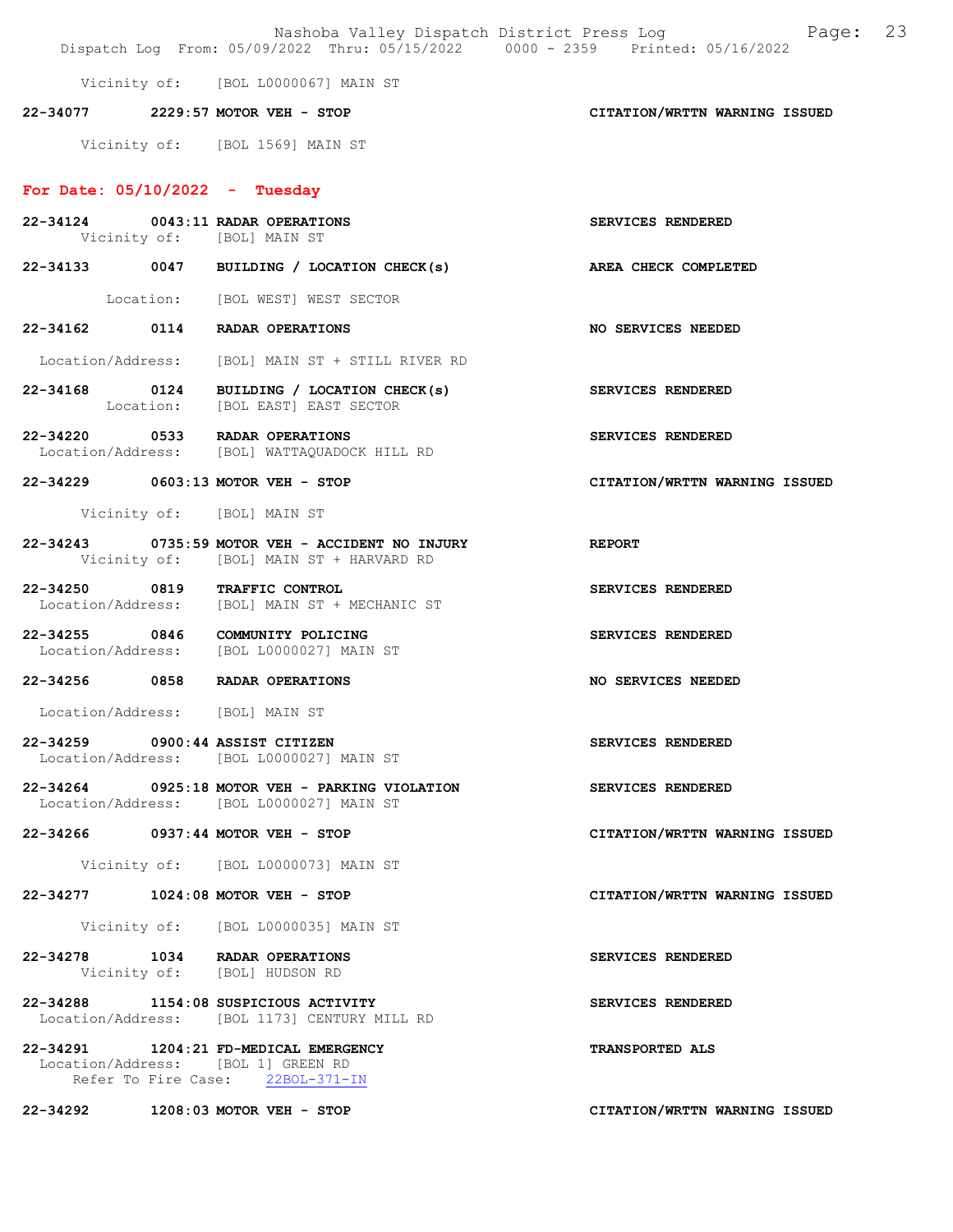Vicinity of: [BOL L0000067] MAIN ST

**22-34077 2229:57 MOTOR VEH - STOP** CITATION/WRTTN WARNING ISSUED

Vicinity of: [BOL 1569] MAIN ST

## For Date: 05/10/2022 - Tuesday

**22-34124 0043:11 RADAR OPERATIONS** SERVICES RENDERED
Vicinity of: [BOL] MAIN ST

**22-34133 0047 BUILDING / LOCATION CHECK(s)** AREA CHECK COMPLETED

Location: [BOL WEST] WEST SECTOR

**22-34162 0114 RADAR OPERATIONS** NO SERVICES NEEDED

Location/Address: [BOL] MAIN ST + STILL RIVER RD

**22-34168 0124 BUILDING / LOCATION CHECK(s)** SERVICES RENDERED
Location: [BOL EAST] EAST SECTOR

**22-34220 0533 RADAR OPERATIONS** SERVICES RENDERED
Location/Address: [BOL] WATTAQUADOCK HILL RD

**22-34229 0603:13 MOTOR VEH - STOP** CITATION/WRTTN WARNING ISSUED

Vicinity of: [BOL] MAIN ST

**22-34243 0735:59 MOTOR VEH - ACCIDENT NO INJURY** REPORT
Vicinity of: [BOL] MAIN ST + HARVARD RD

**22-34250 0819 TRAFFIC CONTROL** SERVICES RENDERED
Location/Address: [BOL] MAIN ST + MECHANIC ST

**22-34255 0846 COMMUNITY POLICING** SERVICES RENDERED
Location/Address: [BOL L0000027] MAIN ST

**22-34256 0858 RADAR OPERATIONS** NO SERVICES NEEDED

Location/Address: [BOL] MAIN ST

**22-34259 0900:44 ASSIST CITIZEN** SERVICES RENDERED
Location/Address: [BOL L0000027] MAIN ST

**22-34264 0925:18 MOTOR VEH - PARKING VIOLATION** SERVICES RENDERED
Location/Address: [BOL L0000027] MAIN ST

**22-34266 0937:44 MOTOR VEH - STOP** CITATION/WRTTN WARNING ISSUED

Vicinity of: [BOL L0000073] MAIN ST

**22-34277 1024:08 MOTOR VEH - STOP** CITATION/WRTTN WARNING ISSUED

Vicinity of: [BOL L0000035] MAIN ST

**22-34278 1034 RADAR OPERATIONS** SERVICES RENDERED
Vicinity of: [BOL] HUDSON RD

**22-34288 1154:08 SUSPICIOUS ACTIVITY** SERVICES RENDERED
Location/Address: [BOL 1173] CENTURY MILL RD

**22-34291 1204:21 FD-MEDICAL EMERGENCY** TRANSPORTED ALS
Location/Address: [BOL 1] GREEN RD
Refer To Fire Case: 22BOL-371-IN

**22-34292 1208:03 MOTOR VEH - STOP** CITATION/WRTTN WARNING ISSUED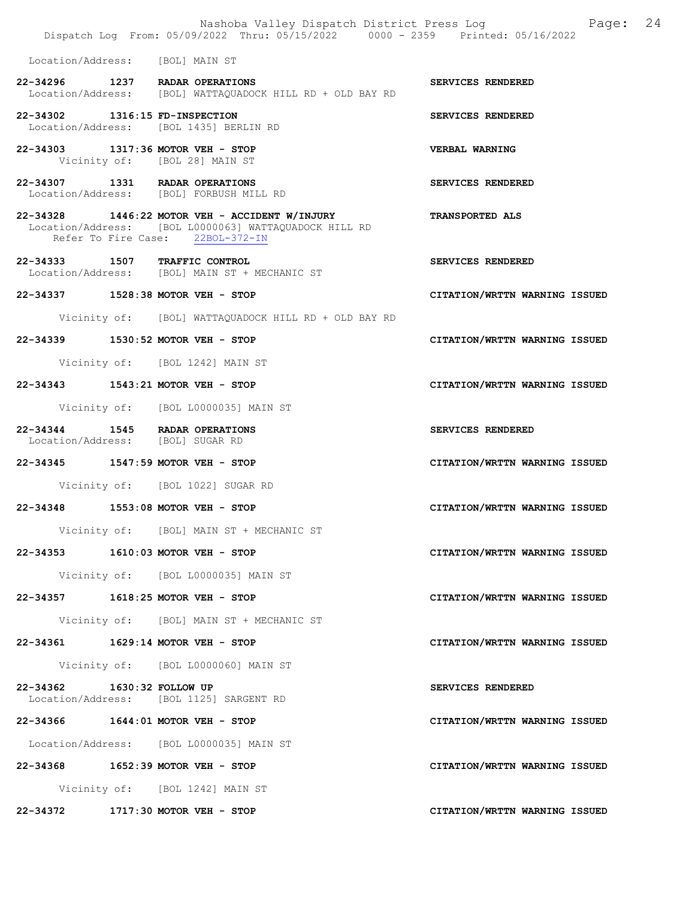Location/Address: [BOL] MAIN ST

22-34296 1237 RADAR OPERATIONS SERVICES RENDERED
Location/Address: [BOL] WATTAQUADOCK HILL RD + OLD BAY RD

22-34302 1316:15 FD-INSPECTION SERVICES RENDERED
Location/Address: [BOL 1435] BERLIN RD

22-34303 1317:36 MOTOR VEH - STOP VERBAL WARNING
Vicinity of: [BOL 28] MAIN ST

22-34307 1331 RADAR OPERATIONS SERVICES RENDERED
Location/Address: [BOL] FORBUSH MILL RD

22-34328 1446:22 MOTOR VEH - ACCIDENT W/INJURY TRANSPORTED ALS
Location/Address: [BOL L0000063] WATTAQUADOCK HILL RD
Refer To Fire Case: 22BOL-372-IN

22-34333 1507 TRAFFIC CONTROL SERVICES RENDERED
Location/Address: [BOL] MAIN ST + MECHANIC ST

22-34337 1528:38 MOTOR VEH - STOP CITATION/WRTTN WARNING ISSUED
Vicinity of: [BOL] WATTAQUADOCK HILL RD + OLD BAY RD

22-34339 1530:52 MOTOR VEH - STOP CITATION/WRTTN WARNING ISSUED
Vicinity of: [BOL 1242] MAIN ST

22-34343 1543:21 MOTOR VEH - STOP CITATION/WRTTN WARNING ISSUED
Vicinity of: [BOL L0000035] MAIN ST

22-34344 1545 RADAR OPERATIONS SERVICES RENDERED
Location/Address: [BOL] SUGAR RD

22-34345 1547:59 MOTOR VEH - STOP CITATION/WRTTN WARNING ISSUED
Vicinity of: [BOL 1022] SUGAR RD

22-34348 1553:08 MOTOR VEH - STOP CITATION/WRTTN WARNING ISSUED
Vicinity of: [BOL] MAIN ST + MECHANIC ST

22-34353 1610:03 MOTOR VEH - STOP CITATION/WRTTN WARNING ISSUED
Vicinity of: [BOL L0000035] MAIN ST

22-34357 1618:25 MOTOR VEH - STOP CITATION/WRTTN WARNING ISSUED
Vicinity of: [BOL] MAIN ST + MECHANIC ST

22-34361 1629:14 MOTOR VEH - STOP CITATION/WRTTN WARNING ISSUED
Vicinity of: [BOL L0000060] MAIN ST

22-34362 1630:32 FOLLOW UP SERVICES RENDERED
Location/Address: [BOL 1125] SARGENT RD

22-34366 1644:01 MOTOR VEH - STOP CITATION/WRTTN WARNING ISSUED
Location/Address: [BOL L0000035] MAIN ST

22-34368 1652:39 MOTOR VEH - STOP CITATION/WRTTN WARNING ISSUED
Vicinity of: [BOL 1242] MAIN ST

22-34372 1717:30 MOTOR VEH - STOP CITATION/WRTTN WARNING ISSUED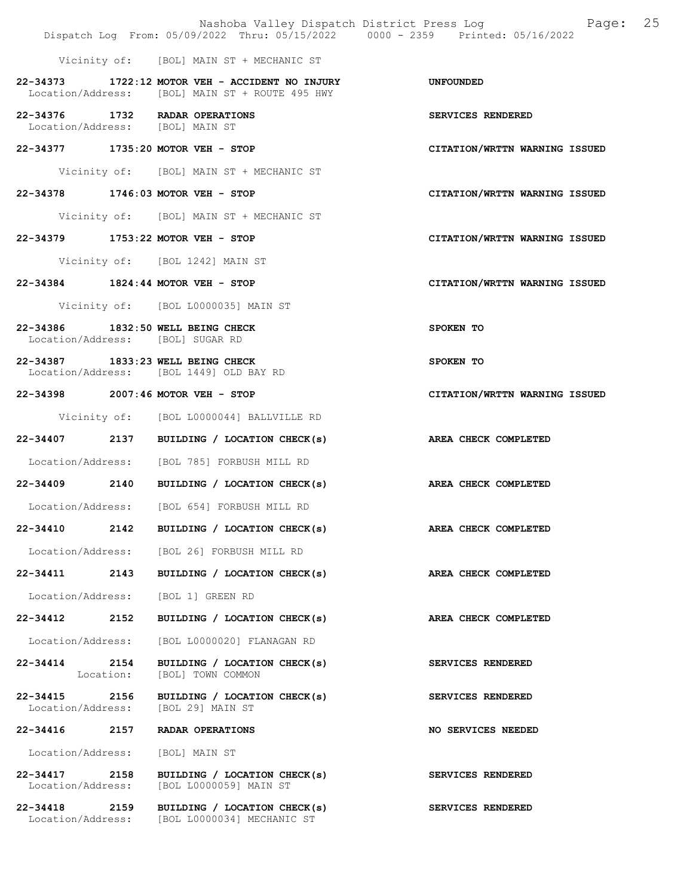Vicinity of: [BOL] MAIN ST + MECHANIC ST

22-34373 1722:12 MOTOR VEH - ACCIDENT NO INJURY UNFOUNDED
Location/Address: [BOL] MAIN ST + ROUTE 495 HWY

22-34376 1732 RADAR OPERATIONS SERVICES RENDERED
Location/Address: [BOL] MAIN ST

22-34377 1735:20 MOTOR VEH - STOP CITATION/WRTTN WARNING ISSUED

Vicinity of: [BOL] MAIN ST + MECHANIC ST

22-34378 1746:03 MOTOR VEH - STOP CITATION/WRTTN WARNING ISSUED

Vicinity of: [BOL] MAIN ST + MECHANIC ST

22-34379 1753:22 MOTOR VEH - STOP CITATION/WRTTN WARNING ISSUED

Vicinity of: [BOL 1242] MAIN ST

22-34384 1824:44 MOTOR VEH - STOP CITATION/WRTTN WARNING ISSUED

Vicinity of: [BOL L0000035] MAIN ST

22-34386 1832:50 WELL BEING CHECK SPOKEN TO
Location/Address: [BOL] SUGAR RD

22-34387 1833:23 WELL BEING CHECK SPOKEN TO
Location/Address: [BOL 1449] OLD BAY RD

22-34398 2007:46 MOTOR VEH - STOP CITATION/WRTTN WARNING ISSUED

Vicinity of: [BOL L0000044] BALLVILLE RD

22-34407 2137 BUILDING / LOCATION CHECK(s) AREA CHECK COMPLETED

Location/Address: [BOL 785] FORBUSH MILL RD

22-34409 2140 BUILDING / LOCATION CHECK(s) AREA CHECK COMPLETED

Location/Address: [BOL 654] FORBUSH MILL RD

22-34410 2142 BUILDING / LOCATION CHECK(s) AREA CHECK COMPLETED

Location/Address: [BOL 26] FORBUSH MILL RD

22-34411 2143 BUILDING / LOCATION CHECK(s) AREA CHECK COMPLETED

Location/Address: [BOL 1] GREEN RD

22-34412 2152 BUILDING / LOCATION CHECK(s) AREA CHECK COMPLETED

Location/Address: [BOL L0000020] FLANAGAN RD

22-34414 2154 BUILDING / LOCATION CHECK(s) SERVICES RENDERED
Location: [BOL] TOWN COMMON

22-34415 2156 BUILDING / LOCATION CHECK(s) SERVICES RENDERED
Location/Address: [BOL 29] MAIN ST

22-34416 2157 RADAR OPERATIONS NO SERVICES NEEDED

Location/Address: [BOL] MAIN ST

22-34417 2158 BUILDING / LOCATION CHECK(s) SERVICES RENDERED
Location/Address: [BOL L0000059] MAIN ST

22-34418 2159 BUILDING / LOCATION CHECK(s) SERVICES RENDERED
Location/Address: [BOL L0000034] MECHANIC ST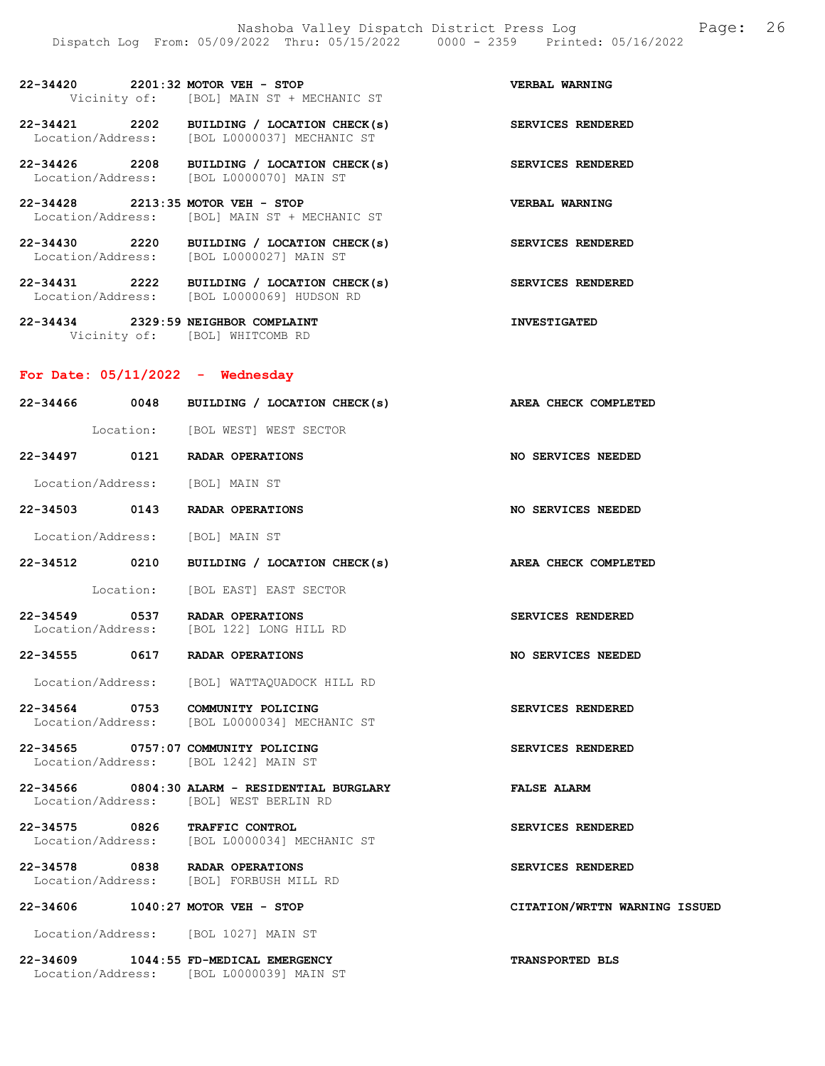**22-34420 2201:32 MOTOR VEH - STOP** — VERBAL WARNING
Vicinity of: [BOL] MAIN ST + MECHANIC ST

**22-34421 2202 BUILDING / LOCATION CHECK(s)** — SERVICES RENDERED
Location/Address: [BOL L0000037] MECHANIC ST

**22-34426 2208 BUILDING / LOCATION CHECK(s)** — SERVICES RENDERED
Location/Address: [BOL L0000070] MAIN ST

**22-34428 2213:35 MOTOR VEH - STOP** — VERBAL WARNING
Location/Address: [BOL] MAIN ST + MECHANIC ST

**22-34430 2220 BUILDING / LOCATION CHECK(s)** — SERVICES RENDERED
Location/Address: [BOL L0000027] MAIN ST

**22-34431 2222 BUILDING / LOCATION CHECK(s)** — SERVICES RENDERED
Location/Address: [BOL L0000069] HUDSON RD

**22-34434 2329:59 NEIGHBOR COMPLAINT** — INVESTIGATED
Vicinity of: [BOL] WHITCOMB RD

## For Date: 05/11/2022 - Wednesday

**22-34466 0048 BUILDING / LOCATION CHECK(s)** — AREA CHECK COMPLETED
Location: [BOL WEST] WEST SECTOR

**22-34497 0121 RADAR OPERATIONS** — NO SERVICES NEEDED
Location/Address: [BOL] MAIN ST

**22-34503 0143 RADAR OPERATIONS** — NO SERVICES NEEDED
Location/Address: [BOL] MAIN ST

**22-34512 0210 BUILDING / LOCATION CHECK(s)** — AREA CHECK COMPLETED
Location: [BOL EAST] EAST SECTOR

**22-34549 0537 RADAR OPERATIONS** — SERVICES RENDERED
Location/Address: [BOL 122] LONG HILL RD

**22-34555 0617 RADAR OPERATIONS** — NO SERVICES NEEDED
Location/Address: [BOL] WATTAQUADOCK HILL RD

**22-34564 0753 COMMUNITY POLICING** — SERVICES RENDERED
Location/Address: [BOL L0000034] MECHANIC ST

**22-34565 0757:07 COMMUNITY POLICING** — SERVICES RENDERED
Location/Address: [BOL 1242] MAIN ST

**22-34566 0804:30 ALARM - RESIDENTIAL BURGLARY** — FALSE ALARM
Location/Address: [BOL] WEST BERLIN RD

**22-34575 0826 TRAFFIC CONTROL** — SERVICES RENDERED
Location/Address: [BOL L0000034] MECHANIC ST

**22-34578 0838 RADAR OPERATIONS** — SERVICES RENDERED
Location/Address: [BOL] FORBUSH MILL RD

**22-34606 1040:27 MOTOR VEH - STOP** — CITATION/WRTTN WARNING ISSUED
Location/Address: [BOL 1027] MAIN ST

**22-34609 1044:55 FD-MEDICAL EMERGENCY** — TRANSPORTED BLS
Location/Address: [BOL L0000039] MAIN ST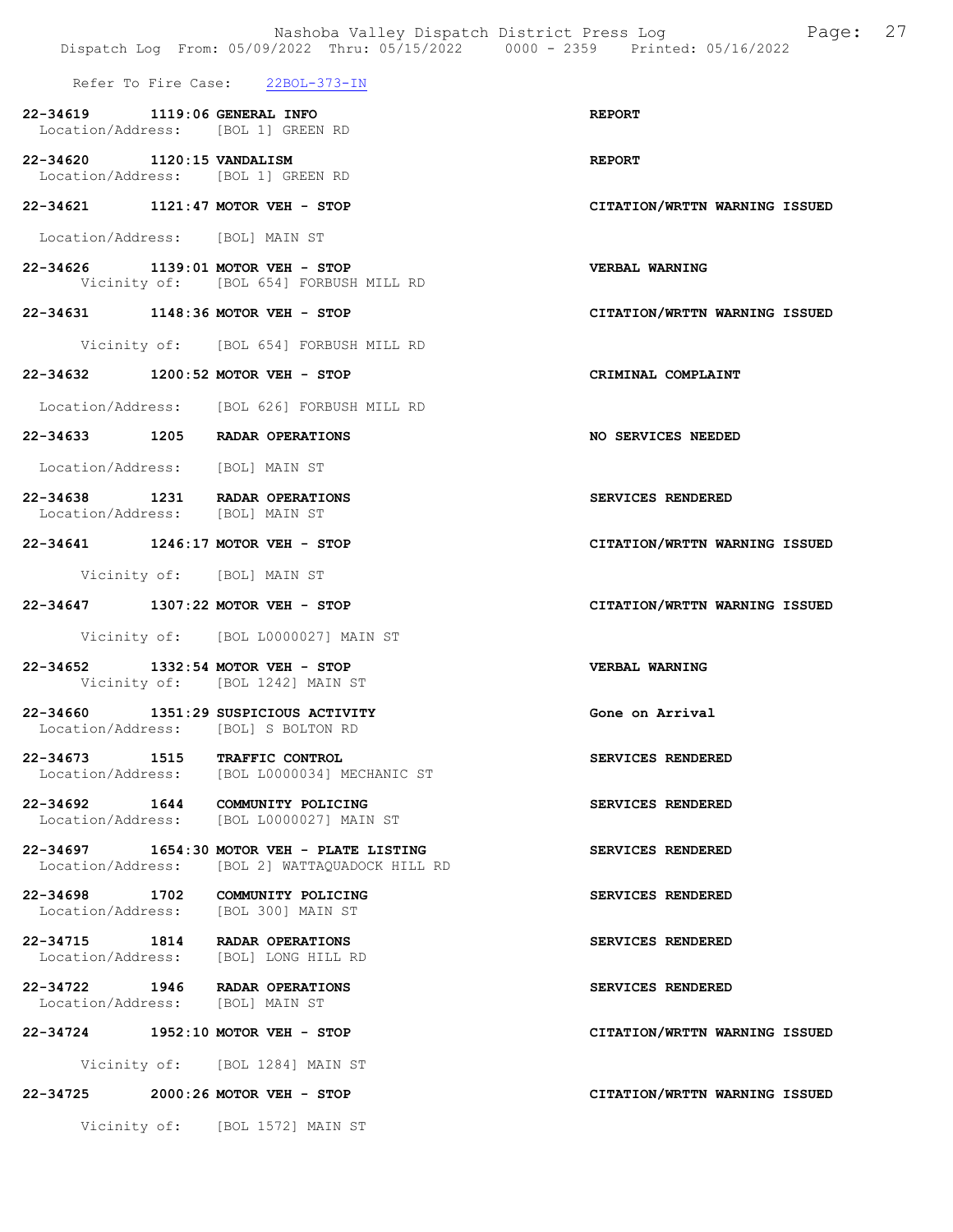Refer To Fire Case: 22BOL-373-IN

**22-34619 1119:06 GENERAL INFO** — **REPORT**
Location/Address: [BOL 1] GREEN RD

**22-34620 1120:15 VANDALISM** — **REPORT**
Location/Address: [BOL 1] GREEN RD

**22-34621 1121:47 MOTOR VEH - STOP** — **CITATION/WRTTN WARNING ISSUED**
Location/Address: [BOL] MAIN ST

**22-34626 1139:01 MOTOR VEH - STOP** — **VERBAL WARNING**
Vicinity of: [BOL 654] FORBUSH MILL RD

**22-34631 1148:36 MOTOR VEH - STOP** — **CITATION/WRTTN WARNING ISSUED**
Vicinity of: [BOL 654] FORBUSH MILL RD

**22-34632 1200:52 MOTOR VEH - STOP** — **CRIMINAL COMPLAINT**
Location/Address: [BOL 626] FORBUSH MILL RD

**22-34633 1205 RADAR OPERATIONS** — **NO SERVICES NEEDED**
Location/Address: [BOL] MAIN ST

**22-34638 1231 RADAR OPERATIONS** — **SERVICES RENDERED**
Location/Address: [BOL] MAIN ST

**22-34641 1246:17 MOTOR VEH - STOP** — **CITATION/WRTTN WARNING ISSUED**
Vicinity of: [BOL] MAIN ST

**22-34647 1307:22 MOTOR VEH - STOP** — **CITATION/WRTTN WARNING ISSUED**
Vicinity of: [BOL L0000027] MAIN ST

**22-34652 1332:54 MOTOR VEH - STOP** — **VERBAL WARNING**
Vicinity of: [BOL 1242] MAIN ST

**22-34660 1351:29 SUSPICIOUS ACTIVITY** — **Gone on Arrival**
Location/Address: [BOL] S BOLTON RD

**22-34673 1515 TRAFFIC CONTROL** — **SERVICES RENDERED**
Location/Address: [BOL L0000034] MECHANIC ST

**22-34692 1644 COMMUNITY POLICING** — **SERVICES RENDERED**
Location/Address: [BOL L0000027] MAIN ST

**22-34697 1654:30 MOTOR VEH - PLATE LISTING** — **SERVICES RENDERED**
Location/Address: [BOL 2] WATTAQUADOCK HILL RD

**22-34698 1702 COMMUNITY POLICING** — **SERVICES RENDERED**
Location/Address: [BOL 300] MAIN ST

**22-34715 1814 RADAR OPERATIONS** — **SERVICES RENDERED**
Location/Address: [BOL] LONG HILL RD

**22-34722 1946 RADAR OPERATIONS** — **SERVICES RENDERED**
Location/Address: [BOL] MAIN ST

**22-34724 1952:10 MOTOR VEH - STOP** — **CITATION/WRTTN WARNING ISSUED**
Vicinity of: [BOL 1284] MAIN ST

**22-34725 2000:26 MOTOR VEH - STOP** — **CITATION/WRTTN WARNING ISSUED**
Vicinity of: [BOL 1572] MAIN ST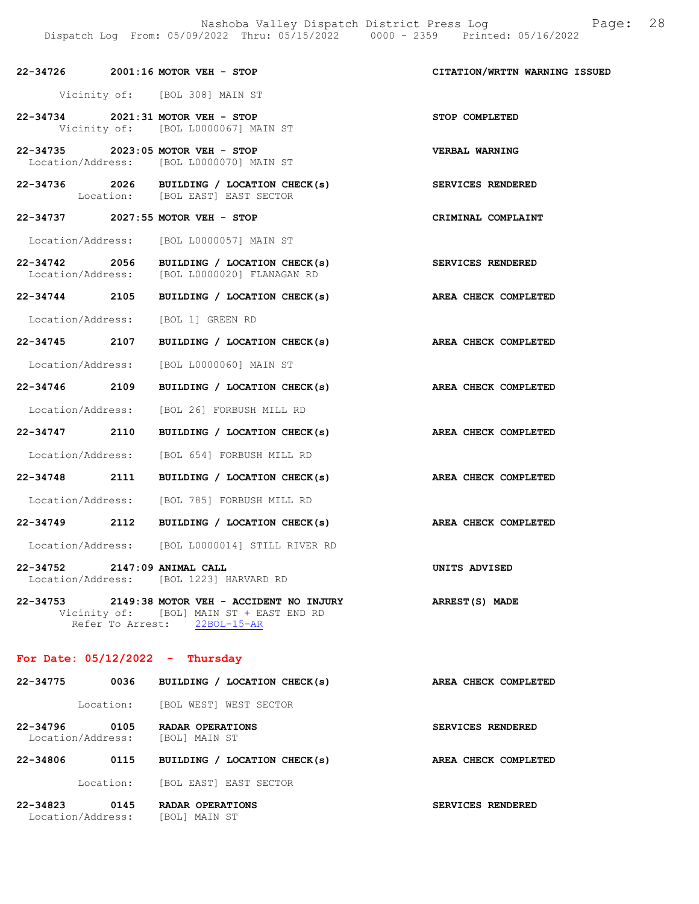22-34726 2001:16 MOTOR VEH - STOP CITATION/WRTTN WARNING ISSUED

Vicinity of: [BOL 308] MAIN ST

22-34734 2021:31 MOTOR VEH - STOP STOP COMPLETED
Vicinity of: [BOL L0000067] MAIN ST

22-34735 2023:05 MOTOR VEH - STOP VERBAL WARNING
Location/Address: [BOL L0000070] MAIN ST

22-34736 2026 BUILDING / LOCATION CHECK(s) SERVICES RENDERED
Location: [BOL EAST] EAST SECTOR

22-34737 2027:55 MOTOR VEH - STOP CRIMINAL COMPLAINT

Location/Address: [BOL L0000057] MAIN ST

22-34742 2056 BUILDING / LOCATION CHECK(s) SERVICES RENDERED
Location/Address: [BOL L0000020] FLANAGAN RD

22-34744 2105 BUILDING / LOCATION CHECK(s) AREA CHECK COMPLETED

Location/Address: [BOL 1] GREEN RD

22-34745 2107 BUILDING / LOCATION CHECK(s) AREA CHECK COMPLETED

Location/Address: [BOL L0000060] MAIN ST

22-34746 2109 BUILDING / LOCATION CHECK(s) AREA CHECK COMPLETED

Location/Address: [BOL 26] FORBUSH MILL RD

22-34747 2110 BUILDING / LOCATION CHECK(s) AREA CHECK COMPLETED

Location/Address: [BOL 654] FORBUSH MILL RD

22-34748 2111 BUILDING / LOCATION CHECK(s) AREA CHECK COMPLETED

Location/Address: [BOL 785] FORBUSH MILL RD

22-34749 2112 BUILDING / LOCATION CHECK(s) AREA CHECK COMPLETED

Location/Address: [BOL L0000014] STILL RIVER RD

22-34752 2147:09 ANIMAL CALL UNITS ADVISED
Location/Address: [BOL 1223] HARVARD RD

22-34753 2149:38 MOTOR VEH - ACCIDENT NO INJURY ARREST(S) MADE
Vicinity of: [BOL] MAIN ST + EAST END RD
Refer To Arrest: 22BOL-15-AR

## For Date: 05/12/2022 - Thursday

22-34775 0036 BUILDING / LOCATION CHECK(s) AREA CHECK COMPLETED

Location: [BOL WEST] WEST SECTOR

22-34796 0105 RADAR OPERATIONS SERVICES RENDERED
Location/Address: [BOL] MAIN ST

22-34806 0115 BUILDING / LOCATION CHECK(s) AREA CHECK COMPLETED

Location: [BOL EAST] EAST SECTOR

22-34823 0145 RADAR OPERATIONS SERVICES RENDERED
Location/Address: [BOL] MAIN ST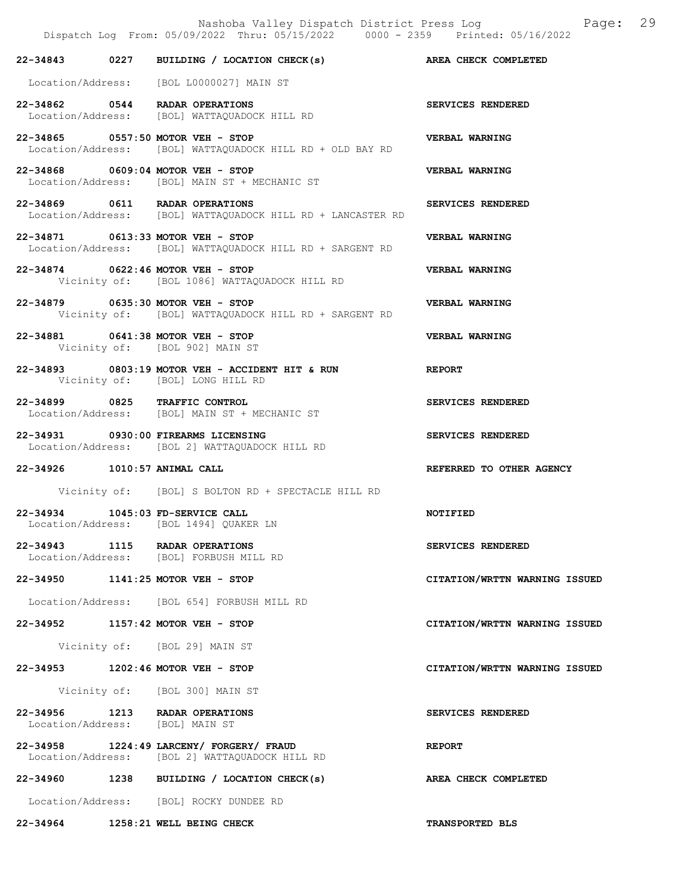**22-34843 0227 BUILDING / LOCATION CHECK(s)** — **AREA CHECK COMPLETED**
Location/Address: [BOL L0000027] MAIN ST

**22-34862 0544 RADAR OPERATIONS** — **SERVICES RENDERED**
Location/Address: [BOL] WATTAQUADOCK HILL RD

**22-34865 0557:50 MOTOR VEH - STOP** — **VERBAL WARNING**
Location/Address: [BOL] WATTAQUADOCK HILL RD + OLD BAY RD

**22-34868 0609:04 MOTOR VEH - STOP** — **VERBAL WARNING**
Location/Address: [BOL] MAIN ST + MECHANIC ST

**22-34869 0611 RADAR OPERATIONS** — **SERVICES RENDERED**
Location/Address: [BOL] WATTAQUADOCK HILL RD + LANCASTER RD

**22-34871 0613:33 MOTOR VEH - STOP** — **VERBAL WARNING**
Location/Address: [BOL] WATTAQUADOCK HILL RD + SARGENT RD

**22-34874 0622:46 MOTOR VEH - STOP** — **VERBAL WARNING**
Vicinity of: [BOL 1086] WATTAQUADOCK HILL RD

**22-34879 0635:30 MOTOR VEH - STOP** — **VERBAL WARNING**
Vicinity of: [BOL] WATTAQUADOCK HILL RD + SARGENT RD

**22-34881 0641:38 MOTOR VEH - STOP** — **VERBAL WARNING**
Vicinity of: [BOL 902] MAIN ST

**22-34893 0803:19 MOTOR VEH - ACCIDENT HIT & RUN** — **REPORT**
Vicinity of: [BOL] LONG HILL RD

**22-34899 0825 TRAFFIC CONTROL** — **SERVICES RENDERED**
Location/Address: [BOL] MAIN ST + MECHANIC ST

**22-34931 0930:00 FIREARMS LICENSING** — **SERVICES RENDERED**
Location/Address: [BOL 2] WATTAQUADOCK HILL RD

**22-34926 1010:57 ANIMAL CALL** — **REFERRED TO OTHER AGENCY**
Vicinity of: [BOL] S BOLTON RD + SPECTACLE HILL RD

**22-34934 1045:03 FD-SERVICE CALL** — **NOTIFIED**
Location/Address: [BOL 1494] QUAKER LN

**22-34943 1115 RADAR OPERATIONS** — **SERVICES RENDERED**
Location/Address: [BOL] FORBUSH MILL RD

**22-34950 1141:25 MOTOR VEH - STOP** — **CITATION/WRTTN WARNING ISSUED**
Location/Address: [BOL 654] FORBUSH MILL RD

**22-34952 1157:42 MOTOR VEH - STOP** — **CITATION/WRTTN WARNING ISSUED**
Vicinity of: [BOL 29] MAIN ST

**22-34953 1202:46 MOTOR VEH - STOP** — **CITATION/WRTTN WARNING ISSUED**
Vicinity of: [BOL 300] MAIN ST

**22-34956 1213 RADAR OPERATIONS** — **SERVICES RENDERED**
Location/Address: [BOL] MAIN ST

**22-34958 1224:49 LARCENY/ FORGERY/ FRAUD** — **REPORT**
Location/Address: [BOL 2] WATTAQUADOCK HILL RD

**22-34960 1238 BUILDING / LOCATION CHECK(s)** — **AREA CHECK COMPLETED**
Location/Address: [BOL] ROCKY DUNDEE RD

**22-34964 1258:21 WELL BEING CHECK** — **TRANSPORTED BLS**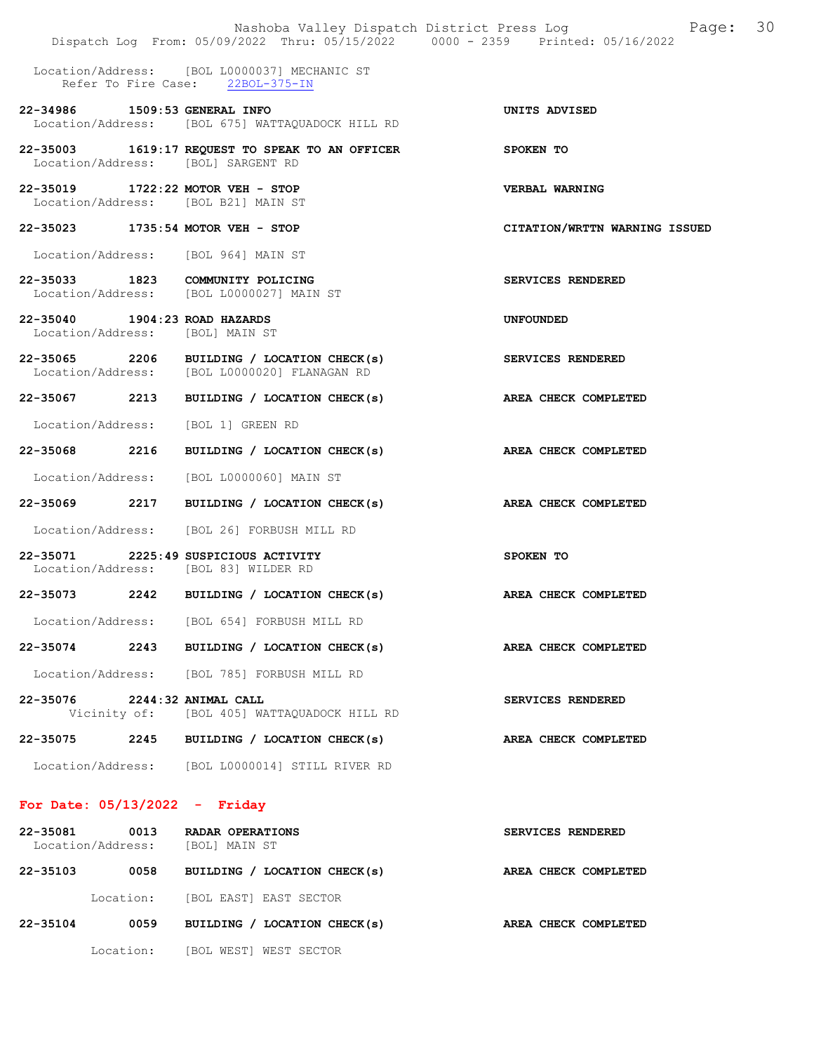Location/Address: [BOL L0000037] MECHANIC ST
Refer To Fire Case: 22BOL-375-IN

**22-34986 1509:53 GENERAL INFO** — **UNITS ADVISED**
Location/Address: [BOL 675] WATTAQUADOCK HILL RD

**22-35003 1619:17 REQUEST TO SPEAK TO AN OFFICER** — **SPOKEN TO**
Location/Address: [BOL] SARGENT RD

**22-35019 1722:22 MOTOR VEH - STOP** — **VERBAL WARNING**
Location/Address: [BOL B21] MAIN ST

**22-35023 1735:54 MOTOR VEH - STOP** — **CITATION/WRTTN WARNING ISSUED**
Location/Address: [BOL 964] MAIN ST

**22-35033 1823 COMMUNITY POLICING** — **SERVICES RENDERED**
Location/Address: [BOL L0000027] MAIN ST

**22-35040 1904:23 ROAD HAZARDS** — **UNFOUNDED**
Location/Address: [BOL] MAIN ST

**22-35065 2206 BUILDING / LOCATION CHECK(s)** — **SERVICES RENDERED**
Location/Address: [BOL L0000020] FLANAGAN RD

**22-35067 2213 BUILDING / LOCATION CHECK(s)** — **AREA CHECK COMPLETED**
Location/Address: [BOL 1] GREEN RD

**22-35068 2216 BUILDING / LOCATION CHECK(s)** — **AREA CHECK COMPLETED**
Location/Address: [BOL L0000060] MAIN ST

**22-35069 2217 BUILDING / LOCATION CHECK(s)** — **AREA CHECK COMPLETED**
Location/Address: [BOL 26] FORBUSH MILL RD

**22-35071 2225:49 SUSPICIOUS ACTIVITY** — **SPOKEN TO**
Location/Address: [BOL 83] WILDER RD

**22-35073 2242 BUILDING / LOCATION CHECK(s)** — **AREA CHECK COMPLETED**
Location/Address: [BOL 654] FORBUSH MILL RD

**22-35074 2243 BUILDING / LOCATION CHECK(s)** — **AREA CHECK COMPLETED**
Location/Address: [BOL 785] FORBUSH MILL RD

**22-35076 2244:32 ANIMAL CALL** — **SERVICES RENDERED**
Vicinity of: [BOL 405] WATTAQUADOCK HILL RD

**22-35075 2245 BUILDING / LOCATION CHECK(s)** — **AREA CHECK COMPLETED**
Location/Address: [BOL L0000014] STILL RIVER RD

## For Date: 05/13/2022 - Friday

**22-35081 0013 RADAR OPERATIONS** — **SERVICES RENDERED**
Location/Address: [BOL] MAIN ST

**22-35103 0058 BUILDING / LOCATION CHECK(s)** — **AREA CHECK COMPLETED**
Location: [BOL EAST] EAST SECTOR

**22-35104 0059 BUILDING / LOCATION CHECK(s)** — **AREA CHECK COMPLETED**
Location: [BOL WEST] WEST SECTOR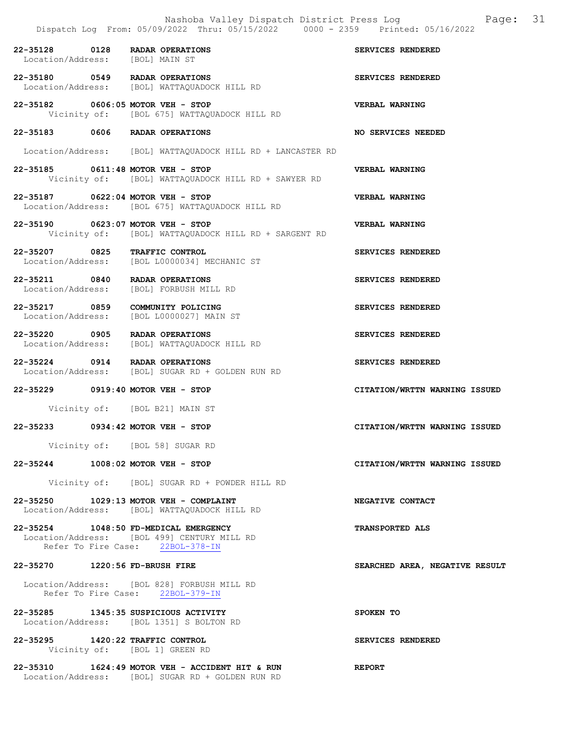22-35128 0128 RADAR OPERATIONS SERVICES RENDERED
Location/Address: [BOL] MAIN ST

22-35180 0549 RADAR OPERATIONS SERVICES RENDERED
Location/Address: [BOL] WATTAQUADOCK HILL RD

22-35182 0606:05 MOTOR VEH - STOP VERBAL WARNING
Vicinity of: [BOL 675] WATTAQUADOCK HILL RD

22-35183 0606 RADAR OPERATIONS NO SERVICES NEEDED

Location/Address: [BOL] WATTAQUADOCK HILL RD + LANCASTER RD

22-35185 0611:48 MOTOR VEH - STOP VERBAL WARNING
Vicinity of: [BOL] WATTAQUADOCK HILL RD + SAWYER RD

22-35187 0622:04 MOTOR VEH - STOP VERBAL WARNING
Location/Address: [BOL 675] WATTAQUADOCK HILL RD

22-35190 0623:07 MOTOR VEH - STOP VERBAL WARNING
Vicinity of: [BOL] WATTAQUADOCK HILL RD + SARGENT RD

22-35207 0825 TRAFFIC CONTROL SERVICES RENDERED
Location/Address: [BOL L0000034] MECHANIC ST

22-35211 0840 RADAR OPERATIONS SERVICES RENDERED
Location/Address: [BOL] FORBUSH MILL RD

22-35217 0859 COMMUNITY POLICING SERVICES RENDERED
Location/Address: [BOL L0000027] MAIN ST

22-35220 0905 RADAR OPERATIONS SERVICES RENDERED
Location/Address: [BOL] WATTAQUADOCK HILL RD

22-35224 0914 RADAR OPERATIONS SERVICES RENDERED
Location/Address: [BOL] SUGAR RD + GOLDEN RUN RD

22-35229 0919:40 MOTOR VEH - STOP CITATION/WRTTN WARNING ISSUED

Vicinity of: [BOL B21] MAIN ST

22-35233 0934:42 MOTOR VEH - STOP CITATION/WRTTN WARNING ISSUED

Vicinity of: [BOL 58] SUGAR RD

22-35244 1008:02 MOTOR VEH - STOP CITATION/WRTTN WARNING ISSUED

Vicinity of: [BOL] SUGAR RD + POWDER HILL RD

22-35250 1029:13 MOTOR VEH - COMPLAINT NEGATIVE CONTACT
Location/Address: [BOL] WATTAQUADOCK HILL RD

22-35254 1048:50 FD-MEDICAL EMERGENCY TRANSPORTED ALS
Location/Address: [BOL 499] CENTURY MILL RD
Refer To Fire Case: 22BOL-378-IN

22-35270 1220:56 FD-BRUSH FIRE SEARCHED AREA, NEGATIVE RESULT

Location/Address: [BOL 828] FORBUSH MILL RD
Refer To Fire Case: 22BOL-379-IN

22-35285 1345:35 SUSPICIOUS ACTIVITY SPOKEN TO
Location/Address: [BOL 1351] S BOLTON RD

22-35295 1420:22 TRAFFIC CONTROL SERVICES RENDERED
Vicinity of: [BOL 1] GREEN RD

22-35310 1624:49 MOTOR VEH - ACCIDENT HIT & RUN REPORT
Location/Address: [BOL] SUGAR RD + GOLDEN RUN RD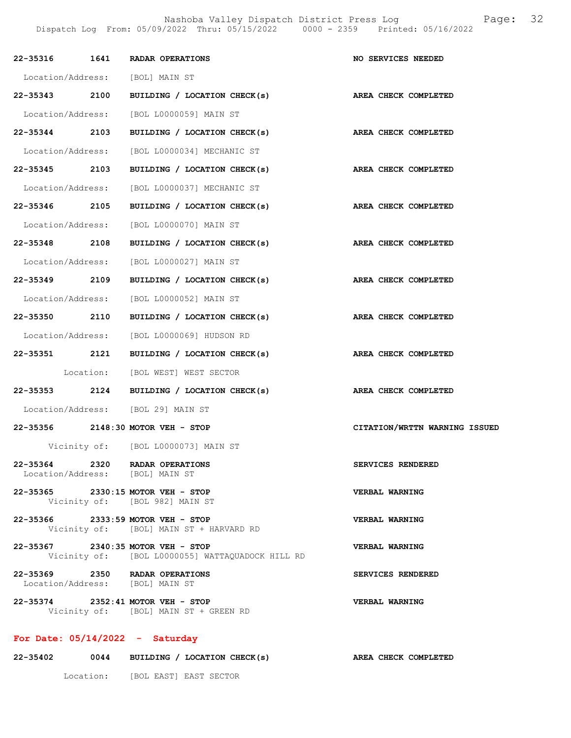| | | | |
|---|---|---|---|
| **22-35316** | **1641** | **RADAR OPERATIONS** | **NO SERVICES NEEDED** |
| Location/Address: | | [BOL] MAIN ST | |
| **22-35343** | **2100** | **BUILDING / LOCATION CHECK(s)** | **AREA CHECK COMPLETED** |
| Location/Address: | | [BOL L0000059] MAIN ST | |
| **22-35344** | **2103** | **BUILDING / LOCATION CHECK(s)** | **AREA CHECK COMPLETED** |
| Location/Address: | | [BOL L0000034] MECHANIC ST | |
| **22-35345** | **2103** | **BUILDING / LOCATION CHECK(s)** | **AREA CHECK COMPLETED** |
| Location/Address: | | [BOL L0000037] MECHANIC ST | |
| **22-35346** | **2105** | **BUILDING / LOCATION CHECK(s)** | **AREA CHECK COMPLETED** |
| Location/Address: | | [BOL L0000070] MAIN ST | |
| **22-35348** | **2108** | **BUILDING / LOCATION CHECK(s)** | **AREA CHECK COMPLETED** |
| Location/Address: | | [BOL L0000027] MAIN ST | |
| **22-35349** | **2109** | **BUILDING / LOCATION CHECK(s)** | **AREA CHECK COMPLETED** |
| Location/Address: | | [BOL L0000052] MAIN ST | |
| **22-35350** | **2110** | **BUILDING / LOCATION CHECK(s)** | **AREA CHECK COMPLETED** |
| Location/Address: | | [BOL L0000069] HUDSON RD | |
| **22-35351** | **2121** | **BUILDING / LOCATION CHECK(s)** | **AREA CHECK COMPLETED** |
| Location: | | [BOL WEST] WEST SECTOR | |
| **22-35353** | **2124** | **BUILDING / LOCATION CHECK(s)** | **AREA CHECK COMPLETED** |
| Location/Address: | | [BOL 29] MAIN ST | |
| **22-35356** | **2148:30** | **MOTOR VEH - STOP** | **CITATION/WRTTN WARNING ISSUED** |
| Vicinity of: | | [BOL L0000073] MAIN ST | |
| **22-35364** | **2320** | **RADAR OPERATIONS** | **SERVICES RENDERED** |
| Location/Address: | | [BOL] MAIN ST | |
| **22-35365** | **2330:15** | **MOTOR VEH - STOP** | **VERBAL WARNING** |
| Vicinity of: | | [BOL 982] MAIN ST | |
| **22-35366** | **2333:59** | **MOTOR VEH - STOP** | **VERBAL WARNING** |
| Vicinity of: | | [BOL] MAIN ST + HARVARD RD | |
| **22-35367** | **2340:35** | **MOTOR VEH - STOP** | **VERBAL WARNING** |
| Vicinity of: | | [BOL L0000055] WATTAQUADOCK HILL RD | |
| **22-35369** | **2350** | **RADAR OPERATIONS** | **SERVICES RENDERED** |
| Location/Address: | | [BOL] MAIN ST | |
| **22-35374** | **2352:41** | **MOTOR VEH - STOP** | **VERBAL WARNING** |
| Vicinity of: | | [BOL] MAIN ST + GREEN RD | |

## For Date: 05/14/2022 - Saturday

| | | | |
|---|---|---|---|
| **22-35402** | **0044** | **BUILDING / LOCATION CHECK(s)** | **AREA CHECK COMPLETED** |
| Location: | | [BOL EAST] EAST SECTOR | |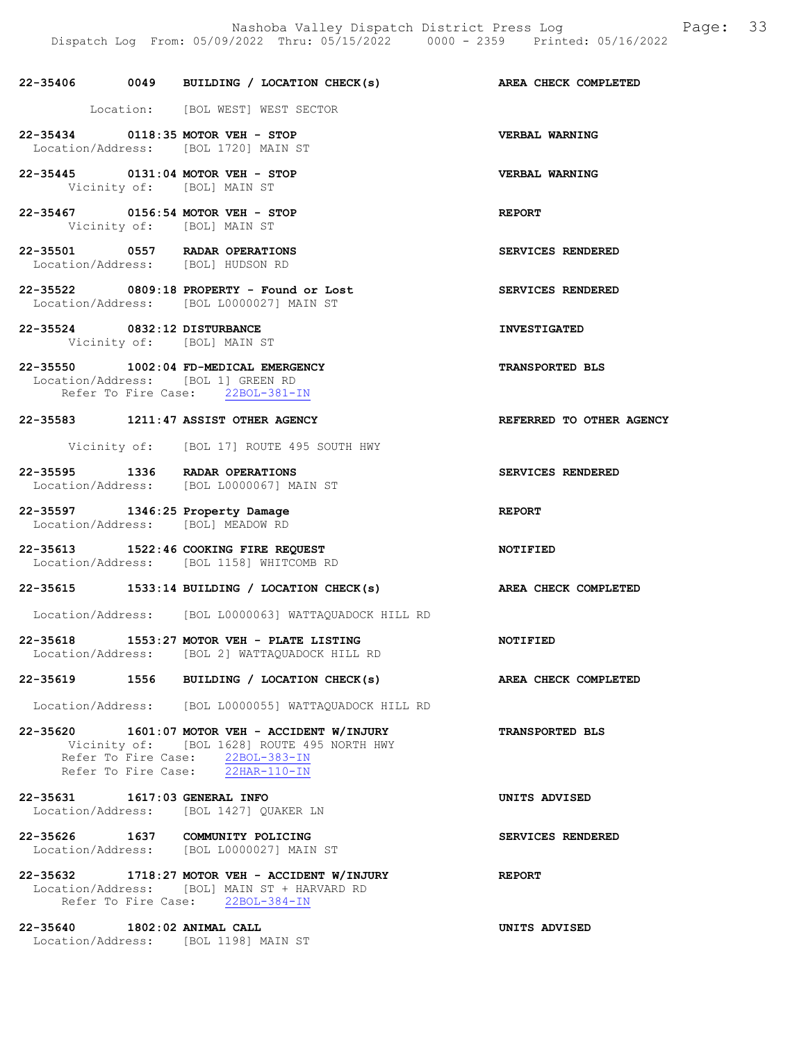22-35406 0049 BUILDING / LOCATION CHECK(s) AREA CHECK COMPLETED

Location: [BOL WEST] WEST SECTOR

22-35434 0118:35 MOTOR VEH - STOP VERBAL WARNING
Location/Address: [BOL 1720] MAIN ST

22-35445 0131:04 MOTOR VEH - STOP VERBAL WARNING
Vicinity of: [BOL] MAIN ST

22-35467 0156:54 MOTOR VEH - STOP REPORT
Vicinity of: [BOL] MAIN ST

22-35501 0557 RADAR OPERATIONS SERVICES RENDERED
Location/Address: [BOL] HUDSON RD

22-35522 0809:18 PROPERTY - Found or Lost SERVICES RENDERED
Location/Address: [BOL L0000027] MAIN ST

22-35524 0832:12 DISTURBANCE INVESTIGATED
Vicinity of: [BOL] MAIN ST

22-35550 1002:04 FD-MEDICAL EMERGENCY TRANSPORTED BLS
Location/Address: [BOL 1] GREEN RD
Refer To Fire Case: 22BOL-381-IN

22-35583 1211:47 ASSIST OTHER AGENCY REFERRED TO OTHER AGENCY

Vicinity of: [BOL 17] ROUTE 495 SOUTH HWY

22-35595 1336 RADAR OPERATIONS SERVICES RENDERED
Location/Address: [BOL L0000067] MAIN ST

22-35597 1346:25 Property Damage REPORT
Location/Address: [BOL] MEADOW RD

22-35613 1522:46 COOKING FIRE REQUEST NOTIFIED
Location/Address: [BOL 1158] WHITCOMB RD

22-35615 1533:14 BUILDING / LOCATION CHECK(s) AREA CHECK COMPLETED

Location/Address: [BOL L0000063] WATTAQUADOCK HILL RD

22-35618 1553:27 MOTOR VEH - PLATE LISTING NOTIFIED
Location/Address: [BOL 2] WATTAQUADOCK HILL RD

22-35619 1556 BUILDING / LOCATION CHECK(s) AREA CHECK COMPLETED

Location/Address: [BOL L0000055] WATTAQUADOCK HILL RD

22-35620 1601:07 MOTOR VEH - ACCIDENT W/INJURY TRANSPORTED BLS
Vicinity of: [BOL 1628] ROUTE 495 NORTH HWY
Refer To Fire Case: 22BOL-383-IN
Refer To Fire Case: 22HAR-110-IN

22-35631 1617:03 GENERAL INFO UNITS ADVISED
Location/Address: [BOL 1427] QUAKER LN

22-35626 1637 COMMUNITY POLICING SERVICES RENDERED
Location/Address: [BOL L0000027] MAIN ST

22-35632 1718:27 MOTOR VEH - ACCIDENT W/INJURY REPORT
Location/Address: [BOL] MAIN ST + HARVARD RD
Refer To Fire Case: 22BOL-384-IN

22-35640 1802:02 ANIMAL CALL UNITS ADVISED
Location/Address: [BOL 1198] MAIN ST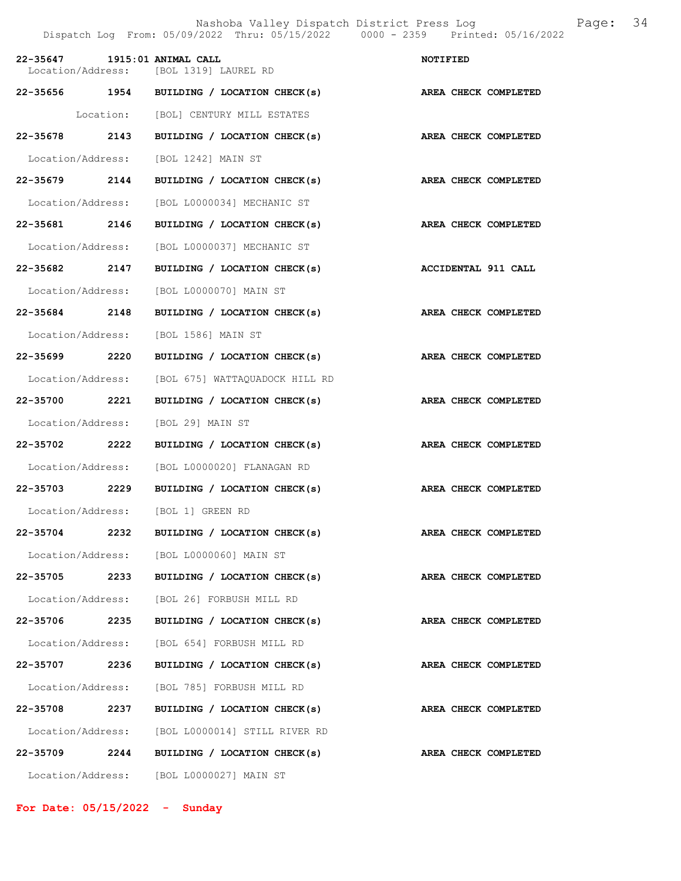**22-35647 1915:01 ANIMAL CALL** **NOTIFIED**
Location/Address: [BOL 1319] LAUREL RD

**22-35656 1954 BUILDING / LOCATION CHECK(s)** **AREA CHECK COMPLETED**
Location: [BOL] CENTURY MILL ESTATES

**22-35678 2143 BUILDING / LOCATION CHECK(s)** **AREA CHECK COMPLETED**
Location/Address: [BOL 1242] MAIN ST

**22-35679 2144 BUILDING / LOCATION CHECK(s)** **AREA CHECK COMPLETED**
Location/Address: [BOL L0000034] MECHANIC ST

**22-35681 2146 BUILDING / LOCATION CHECK(s)** **AREA CHECK COMPLETED**
Location/Address: [BOL L0000037] MECHANIC ST

**22-35682 2147 BUILDING / LOCATION CHECK(s)** **ACCIDENTAL 911 CALL**
Location/Address: [BOL L0000070] MAIN ST

**22-35684 2148 BUILDING / LOCATION CHECK(s)** **AREA CHECK COMPLETED**
Location/Address: [BOL 1586] MAIN ST

**22-35699 2220 BUILDING / LOCATION CHECK(s)** **AREA CHECK COMPLETED**
Location/Address: [BOL 675] WATTAQUADOCK HILL RD

**22-35700 2221 BUILDING / LOCATION CHECK(s)** **AREA CHECK COMPLETED**
Location/Address: [BOL 29] MAIN ST

**22-35702 2222 BUILDING / LOCATION CHECK(s)** **AREA CHECK COMPLETED**
Location/Address: [BOL L0000020] FLANAGAN RD

**22-35703 2229 BUILDING / LOCATION CHECK(s)** **AREA CHECK COMPLETED**
Location/Address: [BOL 1] GREEN RD

**22-35704 2232 BUILDING / LOCATION CHECK(s)** **AREA CHECK COMPLETED**
Location/Address: [BOL L0000060] MAIN ST

**22-35705 2233 BUILDING / LOCATION CHECK(s)** **AREA CHECK COMPLETED**
Location/Address: [BOL 26] FORBUSH MILL RD

**22-35706 2235 BUILDING / LOCATION CHECK(s)** **AREA CHECK COMPLETED**
Location/Address: [BOL 654] FORBUSH MILL RD

**22-35707 2236 BUILDING / LOCATION CHECK(s)** **AREA CHECK COMPLETED**
Location/Address: [BOL 785] FORBUSH MILL RD

**22-35708 2237 BUILDING / LOCATION CHECK(s)** **AREA CHECK COMPLETED**
Location/Address: [BOL L0000014] STILL RIVER RD

**22-35709 2244 BUILDING / LOCATION CHECK(s)** **AREA CHECK COMPLETED**
Location/Address: [BOL L0000027] MAIN ST

**For Date: 05/15/2022 - Sunday**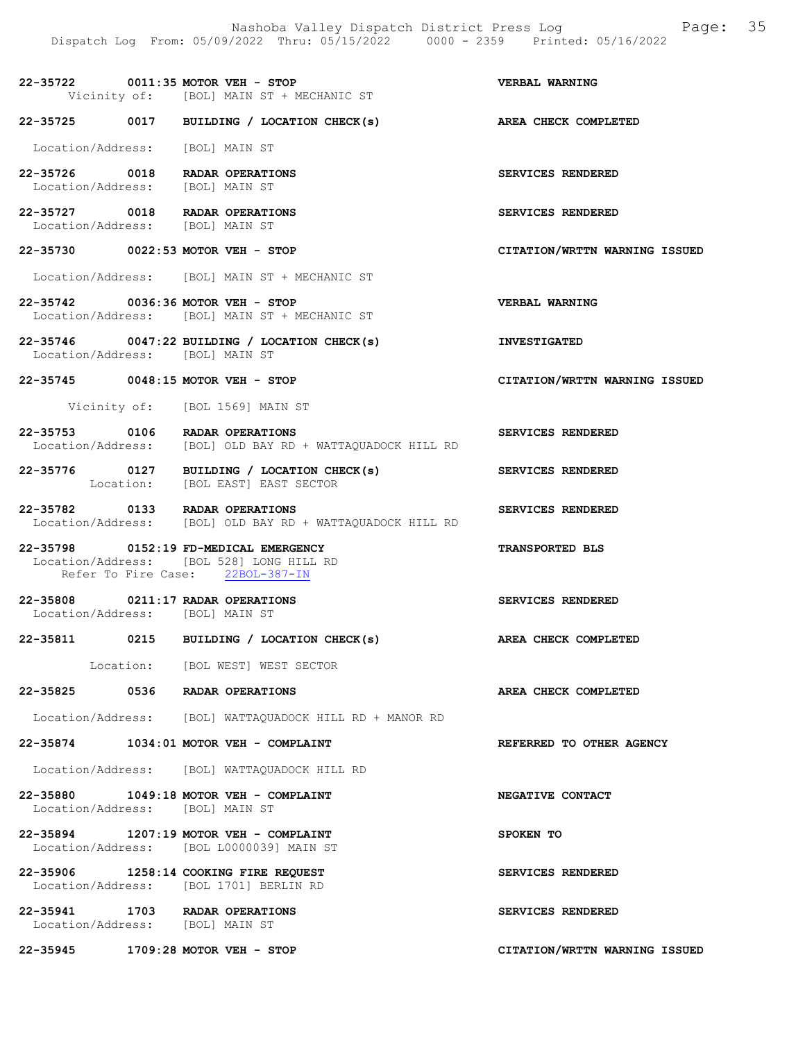22-35722 0011:35 MOTOR VEH - STOP VERBAL WARNING
Vicinity of: [BOL] MAIN ST + MECHANIC ST

22-35725 0017 BUILDING / LOCATION CHECK(s) AREA CHECK COMPLETED

Location/Address: [BOL] MAIN ST

22-35726 0018 RADAR OPERATIONS SERVICES RENDERED
Location/Address: [BOL] MAIN ST

22-35727 0018 RADAR OPERATIONS SERVICES RENDERED
Location/Address: [BOL] MAIN ST

22-35730 0022:53 MOTOR VEH - STOP CITATION/WRTTN WARNING ISSUED

Location/Address: [BOL] MAIN ST + MECHANIC ST

22-35742 0036:36 MOTOR VEH - STOP VERBAL WARNING
Location/Address: [BOL] MAIN ST + MECHANIC ST

22-35746 0047:22 BUILDING / LOCATION CHECK(s) INVESTIGATED
Location/Address: [BOL] MAIN ST

22-35745 0048:15 MOTOR VEH - STOP CITATION/WRTTN WARNING ISSUED

Vicinity of: [BOL 1569] MAIN ST

22-35753 0106 RADAR OPERATIONS SERVICES RENDERED
Location/Address: [BOL] OLD BAY RD + WATTAQUADOCK HILL RD

22-35776 0127 BUILDING / LOCATION CHECK(s) SERVICES RENDERED
Location: [BOL EAST] EAST SECTOR

22-35782 0133 RADAR OPERATIONS SERVICES RENDERED
Location/Address: [BOL] OLD BAY RD + WATTAQUADOCK HILL RD

22-35798 0152:19 FD-MEDICAL EMERGENCY TRANSPORTED BLS
Location/Address: [BOL 528] LONG HILL RD
Refer To Fire Case: 22BOL-387-IN

22-35808 0211:17 RADAR OPERATIONS SERVICES RENDERED
Location/Address: [BOL] MAIN ST

22-35811 0215 BUILDING / LOCATION CHECK(s) AREA CHECK COMPLETED

Location: [BOL WEST] WEST SECTOR

22-35825 0536 RADAR OPERATIONS AREA CHECK COMPLETED

Location/Address: [BOL] WATTAQUADOCK HILL RD + MANOR RD

22-35874 1034:01 MOTOR VEH - COMPLAINT REFERRED TO OTHER AGENCY

Location/Address: [BOL] WATTAQUADOCK HILL RD

22-35880 1049:18 MOTOR VEH - COMPLAINT NEGATIVE CONTACT
Location/Address: [BOL] MAIN ST

22-35894 1207:19 MOTOR VEH - COMPLAINT SPOKEN TO
Location/Address: [BOL L0000039] MAIN ST

22-35906 1258:14 COOKING FIRE REQUEST SERVICES RENDERED
Location/Address: [BOL 1701] BERLIN RD

22-35941 1703 RADAR OPERATIONS SERVICES RENDERED
Location/Address: [BOL] MAIN ST

22-35945 1709:28 MOTOR VEH - STOP CITATION/WRTTN WARNING ISSUED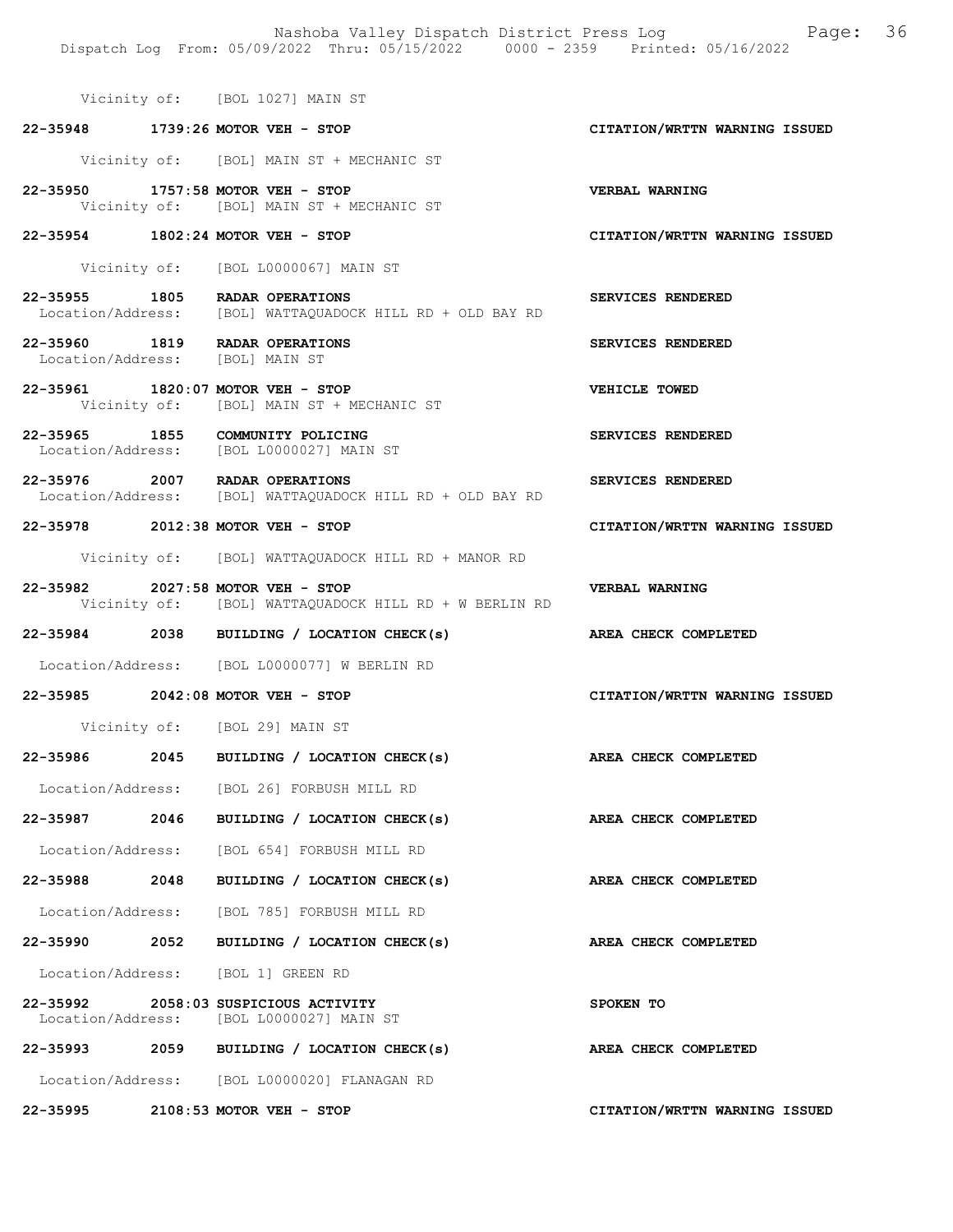Vicinity of: [BOL 1027] MAIN ST

**22-35948 1739:26 MOTOR VEH - STOP** — **CITATION/WRTTN WARNING ISSUED**
Vicinity of: [BOL] MAIN ST + MECHANIC ST

**22-35950 1757:58 MOTOR VEH - STOP** — **VERBAL WARNING**
Vicinity of: [BOL] MAIN ST + MECHANIC ST

**22-35954 1802:24 MOTOR VEH - STOP** — **CITATION/WRTTN WARNING ISSUED**
Vicinity of: [BOL L0000067] MAIN ST

**22-35955 1805 RADAR OPERATIONS** — **SERVICES RENDERED**
Location/Address: [BOL] WATTAQUADOCK HILL RD + OLD BAY RD

**22-35960 1819 RADAR OPERATIONS** — **SERVICES RENDERED**
Location/Address: [BOL] MAIN ST

**22-35961 1820:07 MOTOR VEH - STOP** — **VEHICLE TOWED**
Vicinity of: [BOL] MAIN ST + MECHANIC ST

**22-35965 1855 COMMUNITY POLICING** — **SERVICES RENDERED**
Location/Address: [BOL L0000027] MAIN ST

**22-35976 2007 RADAR OPERATIONS** — **SERVICES RENDERED**
Location/Address: [BOL] WATTAQUADOCK HILL RD + OLD BAY RD

**22-35978 2012:38 MOTOR VEH - STOP** — **CITATION/WRTTN WARNING ISSUED**
Vicinity of: [BOL] WATTAQUADOCK HILL RD + MANOR RD

**22-35982 2027:58 MOTOR VEH - STOP** — **VERBAL WARNING**
Vicinity of: [BOL] WATTAQUADOCK HILL RD + W BERLIN RD

**22-35984 2038 BUILDING / LOCATION CHECK(s)** — **AREA CHECK COMPLETED**
Location/Address: [BOL L0000077] W BERLIN RD

**22-35985 2042:08 MOTOR VEH - STOP** — **CITATION/WRTTN WARNING ISSUED**
Vicinity of: [BOL 29] MAIN ST

**22-35986 2045 BUILDING / LOCATION CHECK(s)** — **AREA CHECK COMPLETED**
Location/Address: [BOL 26] FORBUSH MILL RD

**22-35987 2046 BUILDING / LOCATION CHECK(s)** — **AREA CHECK COMPLETED**
Location/Address: [BOL 654] FORBUSH MILL RD

**22-35988 2048 BUILDING / LOCATION CHECK(s)** — **AREA CHECK COMPLETED**
Location/Address: [BOL 785] FORBUSH MILL RD

**22-35990 2052 BUILDING / LOCATION CHECK(s)** — **AREA CHECK COMPLETED**
Location/Address: [BOL 1] GREEN RD

**22-35992 2058:03 SUSPICIOUS ACTIVITY** — **SPOKEN TO**
Location/Address: [BOL L0000027] MAIN ST

**22-35993 2059 BUILDING / LOCATION CHECK(s)** — **AREA CHECK COMPLETED**
Location/Address: [BOL L0000020] FLANAGAN RD

**22-35995 2108:53 MOTOR VEH - STOP** — **CITATION/WRTTN WARNING ISSUED**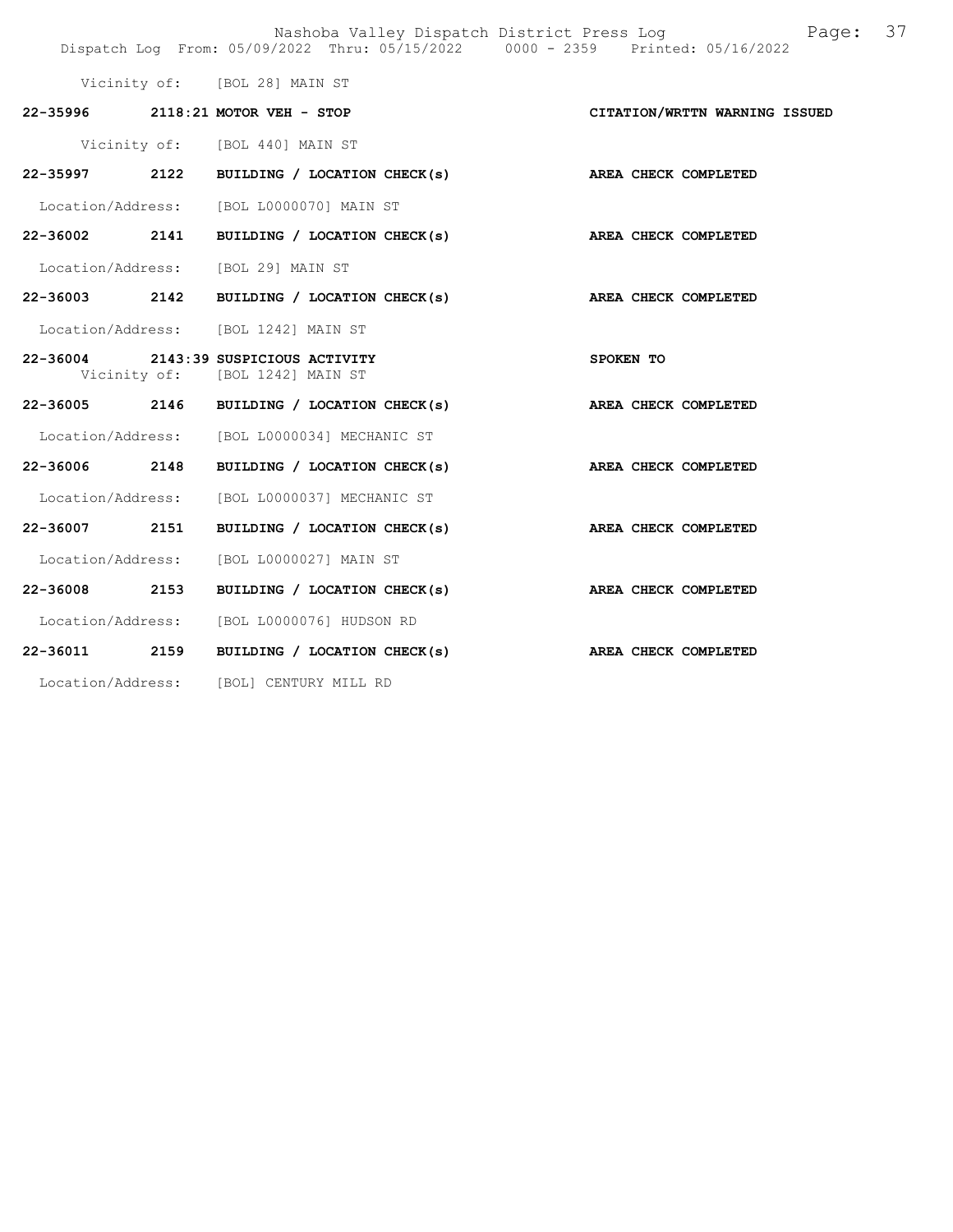Vicinity of: [BOL 28] MAIN ST

**22-35996 2118:21 MOTOR VEH - STOP** — **CITATION/WRTTN WARNING ISSUED**

Vicinity of: [BOL 440] MAIN ST

**22-35997 2122 BUILDING / LOCATION CHECK(s)** — **AREA CHECK COMPLETED**

Location/Address: [BOL L0000070] MAIN ST

**22-36002 2141 BUILDING / LOCATION CHECK(s)** — **AREA CHECK COMPLETED**

Location/Address: [BOL 29] MAIN ST

**22-36003 2142 BUILDING / LOCATION CHECK(s)** — **AREA CHECK COMPLETED**

Location/Address: [BOL 1242] MAIN ST

**22-36004 2143:39 SUSPICIOUS ACTIVITY** — **SPOKEN TO**

Vicinity of: [BOL 1242] MAIN ST

**22-36005 2146 BUILDING / LOCATION CHECK(s)** — **AREA CHECK COMPLETED**

Location/Address: [BOL L0000034] MECHANIC ST

**22-36006 2148 BUILDING / LOCATION CHECK(s)** — **AREA CHECK COMPLETED**

Location/Address: [BOL L0000037] MECHANIC ST

**22-36007 2151 BUILDING / LOCATION CHECK(s)** — **AREA CHECK COMPLETED**

Location/Address: [BOL L0000027] MAIN ST

**22-36008 2153 BUILDING / LOCATION CHECK(s)** — **AREA CHECK COMPLETED**

Location/Address: [BOL L0000076] HUDSON RD

**22-36011 2159 BUILDING / LOCATION CHECK(s)** — **AREA CHECK COMPLETED**

Location/Address: [BOL] CENTURY MILL RD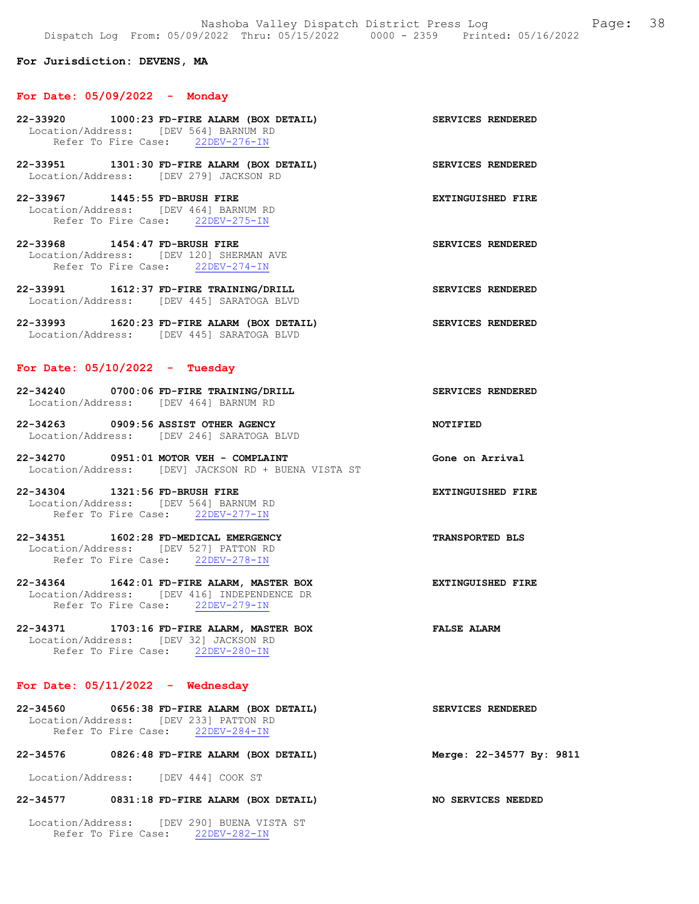For Jurisdiction: DEVENS, MA

## For Date: 05/09/2022 - Monday

**22-33920 1000:23 FD-FIRE ALARM (BOX DETAIL)** — **SERVICES RENDERED**
Location/Address: [DEV 564] BARNUM RD
Refer To Fire Case: 22DEV-276-IN

**22-33951 1301:30 FD-FIRE ALARM (BOX DETAIL)** — **SERVICES RENDERED**
Location/Address: [DEV 279] JACKSON RD

**22-33967 1445:55 FD-BRUSH FIRE** — **EXTINGUISHED FIRE**
Location/Address: [DEV 464] BARNUM RD
Refer To Fire Case: 22DEV-275-IN

**22-33968 1454:47 FD-BRUSH FIRE** — **SERVICES RENDERED**
Location/Address: [DEV 120] SHERMAN AVE
Refer To Fire Case: 22DEV-274-IN

**22-33991 1612:37 FD-FIRE TRAINING/DRILL** — **SERVICES RENDERED**
Location/Address: [DEV 445] SARATOGA BLVD

**22-33993 1620:23 FD-FIRE ALARM (BOX DETAIL)** — **SERVICES RENDERED**
Location/Address: [DEV 445] SARATOGA BLVD

## For Date: 05/10/2022 - Tuesday

**22-34240 0700:06 FD-FIRE TRAINING/DRILL** — **SERVICES RENDERED**
Location/Address: [DEV 464] BARNUM RD

**22-34263 0909:56 ASSIST OTHER AGENCY** — **NOTIFIED**
Location/Address: [DEV 246] SARATOGA BLVD

**22-34270 0951:01 MOTOR VEH - COMPLAINT** — **Gone on Arrival**
Location/Address: [DEV] JACKSON RD + BUENA VISTA ST

**22-34304 1321:56 FD-BRUSH FIRE** — **EXTINGUISHED FIRE**
Location/Address: [DEV 564] BARNUM RD
Refer To Fire Case: 22DEV-277-IN

**22-34351 1602:28 FD-MEDICAL EMERGENCY** — **TRANSPORTED BLS**
Location/Address: [DEV 527] PATTON RD
Refer To Fire Case: 22DEV-278-IN

**22-34364 1642:01 FD-FIRE ALARM, MASTER BOX** — **EXTINGUISHED FIRE**
Location/Address: [DEV 416] INDEPENDENCE DR
Refer To Fire Case: 22DEV-279-IN

**22-34371 1703:16 FD-FIRE ALARM, MASTER BOX** — **FALSE ALARM**
Location/Address: [DEV 32] JACKSON RD
Refer To Fire Case: 22DEV-280-IN

## For Date: 05/11/2022 - Wednesday

**22-34560 0656:38 FD-FIRE ALARM (BOX DETAIL)** — **SERVICES RENDERED**
Location/Address: [DEV 233] PATTON RD
Refer To Fire Case: 22DEV-284-IN

**22-34576 0826:48 FD-FIRE ALARM (BOX DETAIL)** — **Merge: 22-34577 By: 9811**
Location/Address: [DEV 444] COOK ST

**22-34577 0831:18 FD-FIRE ALARM (BOX DETAIL)** — **NO SERVICES NEEDED**
Location/Address: [DEV 290] BUENA VISTA ST
Refer To Fire Case: 22DEV-282-IN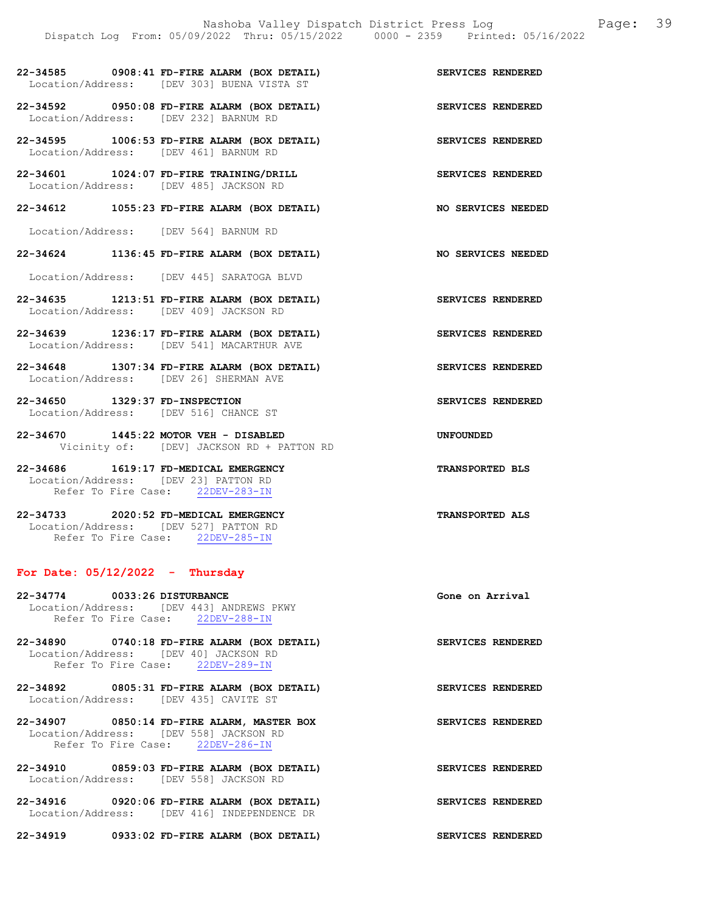**22-34585 0908:41 FD-FIRE ALARM (BOX DETAIL)** **SERVICES RENDERED**
Location/Address: [DEV 303] BUENA VISTA ST

**22-34592 0950:08 FD-FIRE ALARM (BOX DETAIL)** **SERVICES RENDERED**
Location/Address: [DEV 232] BARNUM RD

**22-34595 1006:53 FD-FIRE ALARM (BOX DETAIL)** **SERVICES RENDERED**
Location/Address: [DEV 461] BARNUM RD

**22-34601 1024:07 FD-FIRE TRAINING/DRILL** **SERVICES RENDERED**
Location/Address: [DEV 485] JACKSON RD

**22-34612 1055:23 FD-FIRE ALARM (BOX DETAIL)** **NO SERVICES NEEDED**
Location/Address: [DEV 564] BARNUM RD

**22-34624 1136:45 FD-FIRE ALARM (BOX DETAIL)** **NO SERVICES NEEDED**
Location/Address: [DEV 445] SARATOGA BLVD

**22-34635 1213:51 FD-FIRE ALARM (BOX DETAIL)** **SERVICES RENDERED**
Location/Address: [DEV 409] JACKSON RD

**22-34639 1236:17 FD-FIRE ALARM (BOX DETAIL)** **SERVICES RENDERED**
Location/Address: [DEV 541] MACARTHUR AVE

**22-34648 1307:34 FD-FIRE ALARM (BOX DETAIL)** **SERVICES RENDERED**
Location/Address: [DEV 26] SHERMAN AVE

**22-34650 1329:37 FD-INSPECTION** **SERVICES RENDERED**
Location/Address: [DEV 516] CHANCE ST

**22-34670 1445:22 MOTOR VEH - DISABLED** **UNFOUNDED**
Vicinity of: [DEV] JACKSON RD + PATTON RD

**22-34686 1619:17 FD-MEDICAL EMERGENCY** **TRANSPORTED BLS**
Location/Address: [DEV 23] PATTON RD
Refer To Fire Case: 22DEV-283-IN

**22-34733 2020:52 FD-MEDICAL EMERGENCY** **TRANSPORTED ALS**
Location/Address: [DEV 527] PATTON RD
Refer To Fire Case: 22DEV-285-IN

## For Date: 05/12/2022 - Thursday

**22-34774 0033:26 DISTURBANCE** **Gone on Arrival**
Location/Address: [DEV 443] ANDREWS PKWY
Refer To Fire Case: 22DEV-288-IN

**22-34890 0740:18 FD-FIRE ALARM (BOX DETAIL)** **SERVICES RENDERED**
Location/Address: [DEV 40] JACKSON RD
Refer To Fire Case: 22DEV-289-IN

**22-34892 0805:31 FD-FIRE ALARM (BOX DETAIL)** **SERVICES RENDERED**
Location/Address: [DEV 435] CAVITE ST

**22-34907 0850:14 FD-FIRE ALARM, MASTER BOX** **SERVICES RENDERED**
Location/Address: [DEV 558] JACKSON RD
Refer To Fire Case: 22DEV-286-IN

**22-34910 0859:03 FD-FIRE ALARM (BOX DETAIL)** **SERVICES RENDERED**
Location/Address: [DEV 558] JACKSON RD

**22-34916 0920:06 FD-FIRE ALARM (BOX DETAIL)** **SERVICES RENDERED**
Location/Address: [DEV 416] INDEPENDENCE DR

**22-34919 0933:02 FD-FIRE ALARM (BOX DETAIL)** **SERVICES RENDERED**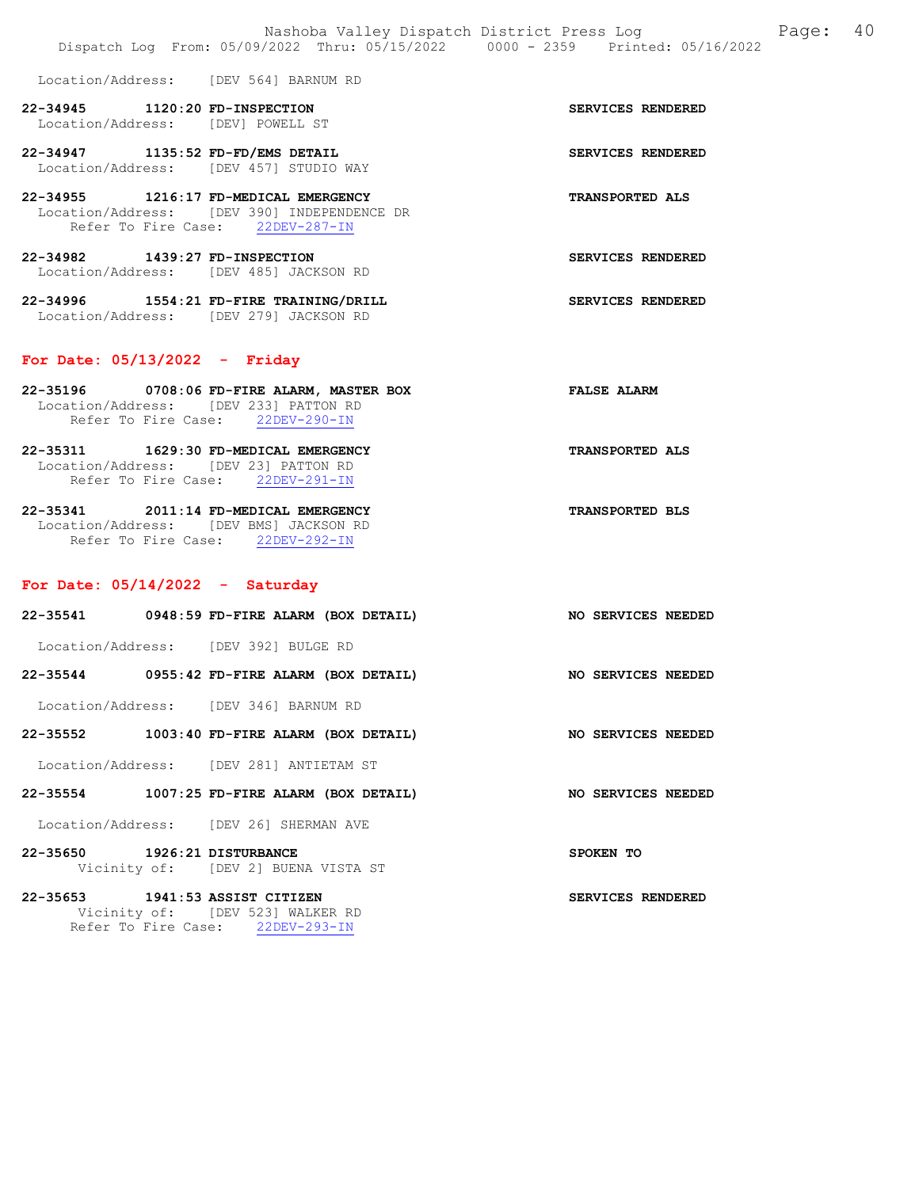Location/Address: [DEV 564] BARNUM RD

**22-34945 1120:20 FD-INSPECTION** — **SERVICES RENDERED**
Location/Address: [DEV] POWELL ST

**22-34947 1135:52 FD-FD/EMS DETAIL** — **SERVICES RENDERED**
Location/Address: [DEV 457] STUDIO WAY

**22-34955 1216:17 FD-MEDICAL EMERGENCY** — **TRANSPORTED ALS**
Location/Address: [DEV 390] INDEPENDENCE DR
Refer To Fire Case: 22DEV-287-IN

**22-34982 1439:27 FD-INSPECTION** — **SERVICES RENDERED**
Location/Address: [DEV 485] JACKSON RD

**22-34996 1554:21 FD-FIRE TRAINING/DRILL** — **SERVICES RENDERED**
Location/Address: [DEV 279] JACKSON RD

## For Date: 05/13/2022 - Friday

**22-35196 0708:06 FD-FIRE ALARM, MASTER BOX** — **FALSE ALARM**
Location/Address: [DEV 233] PATTON RD
Refer To Fire Case: 22DEV-290-IN

**22-35311 1629:30 FD-MEDICAL EMERGENCY** — **TRANSPORTED ALS**
Location/Address: [DEV 23] PATTON RD
Refer To Fire Case: 22DEV-291-IN

**22-35341 2011:14 FD-MEDICAL EMERGENCY** — **TRANSPORTED BLS**
Location/Address: [DEV BMS] JACKSON RD
Refer To Fire Case: 22DEV-292-IN

## For Date: 05/14/2022 - Saturday

**22-35541 0948:59 FD-FIRE ALARM (BOX DETAIL)** — **NO SERVICES NEEDED**
Location/Address: [DEV 392] BULGE RD

**22-35544 0955:42 FD-FIRE ALARM (BOX DETAIL)** — **NO SERVICES NEEDED**
Location/Address: [DEV 346] BARNUM RD

**22-35552 1003:40 FD-FIRE ALARM (BOX DETAIL)** — **NO SERVICES NEEDED**
Location/Address: [DEV 281] ANTIETAM ST

**22-35554 1007:25 FD-FIRE ALARM (BOX DETAIL)** — **NO SERVICES NEEDED**
Location/Address: [DEV 26] SHERMAN AVE

**22-35650 1926:21 DISTURBANCE** — **SPOKEN TO**
Vicinity of: [DEV 2] BUENA VISTA ST

**22-35653 1941:53 ASSIST CITIZEN** — **SERVICES RENDERED**
Vicinity of: [DEV 523] WALKER RD
Refer To Fire Case: 22DEV-293-IN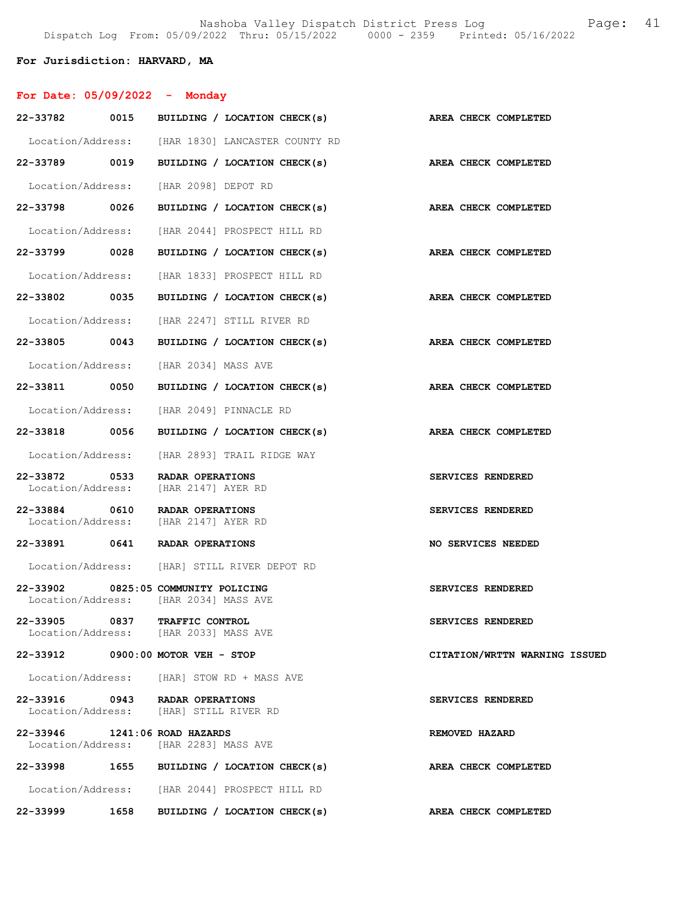**For Jurisdiction: HARVARD, MA**

## For Date: 05/09/2022 - Monday

**22-33782 0015 BUILDING / LOCATION CHECK(s)** — **AREA CHECK COMPLETED**
Location/Address: [HAR 1830] LANCASTER COUNTY RD

**22-33789 0019 BUILDING / LOCATION CHECK(s)** — **AREA CHECK COMPLETED**
Location/Address: [HAR 2098] DEPOT RD

**22-33798 0026 BUILDING / LOCATION CHECK(s)** — **AREA CHECK COMPLETED**
Location/Address: [HAR 2044] PROSPECT HILL RD

**22-33799 0028 BUILDING / LOCATION CHECK(s)** — **AREA CHECK COMPLETED**
Location/Address: [HAR 1833] PROSPECT HILL RD

**22-33802 0035 BUILDING / LOCATION CHECK(s)** — **AREA CHECK COMPLETED**
Location/Address: [HAR 2247] STILL RIVER RD

**22-33805 0043 BUILDING / LOCATION CHECK(s)** — **AREA CHECK COMPLETED**
Location/Address: [HAR 2034] MASS AVE

**22-33811 0050 BUILDING / LOCATION CHECK(s)** — **AREA CHECK COMPLETED**
Location/Address: [HAR 2049] PINNACLE RD

**22-33818 0056 BUILDING / LOCATION CHECK(s)** — **AREA CHECK COMPLETED**
Location/Address: [HAR 2893] TRAIL RIDGE WAY

**22-33872 0533 RADAR OPERATIONS** — **SERVICES RENDERED**
Location/Address: [HAR 2147] AYER RD

**22-33884 0610 RADAR OPERATIONS** — **SERVICES RENDERED**
Location/Address: [HAR 2147] AYER RD

**22-33891 0641 RADAR OPERATIONS** — **NO SERVICES NEEDED**
Location/Address: [HAR] STILL RIVER DEPOT RD

**22-33902 0825:05 COMMUNITY POLICING** — **SERVICES RENDERED**
Location/Address: [HAR 2034] MASS AVE

**22-33905 0837 TRAFFIC CONTROL** — **SERVICES RENDERED**
Location/Address: [HAR 2033] MASS AVE

**22-33912 0900:00 MOTOR VEH - STOP** — **CITATION/WRTTN WARNING ISSUED**
Location/Address: [HAR] STOW RD + MASS AVE

**22-33916 0943 RADAR OPERATIONS** — **SERVICES RENDERED**
Location/Address: [HAR] STILL RIVER RD

**22-33946 1241:06 ROAD HAZARDS** — **REMOVED HAZARD**
Location/Address: [HAR 2283] MASS AVE

**22-33998 1655 BUILDING / LOCATION CHECK(s)** — **AREA CHECK COMPLETED**
Location/Address: [HAR 2044] PROSPECT HILL RD

**22-33999 1658 BUILDING / LOCATION CHECK(s)** — **AREA CHECK COMPLETED**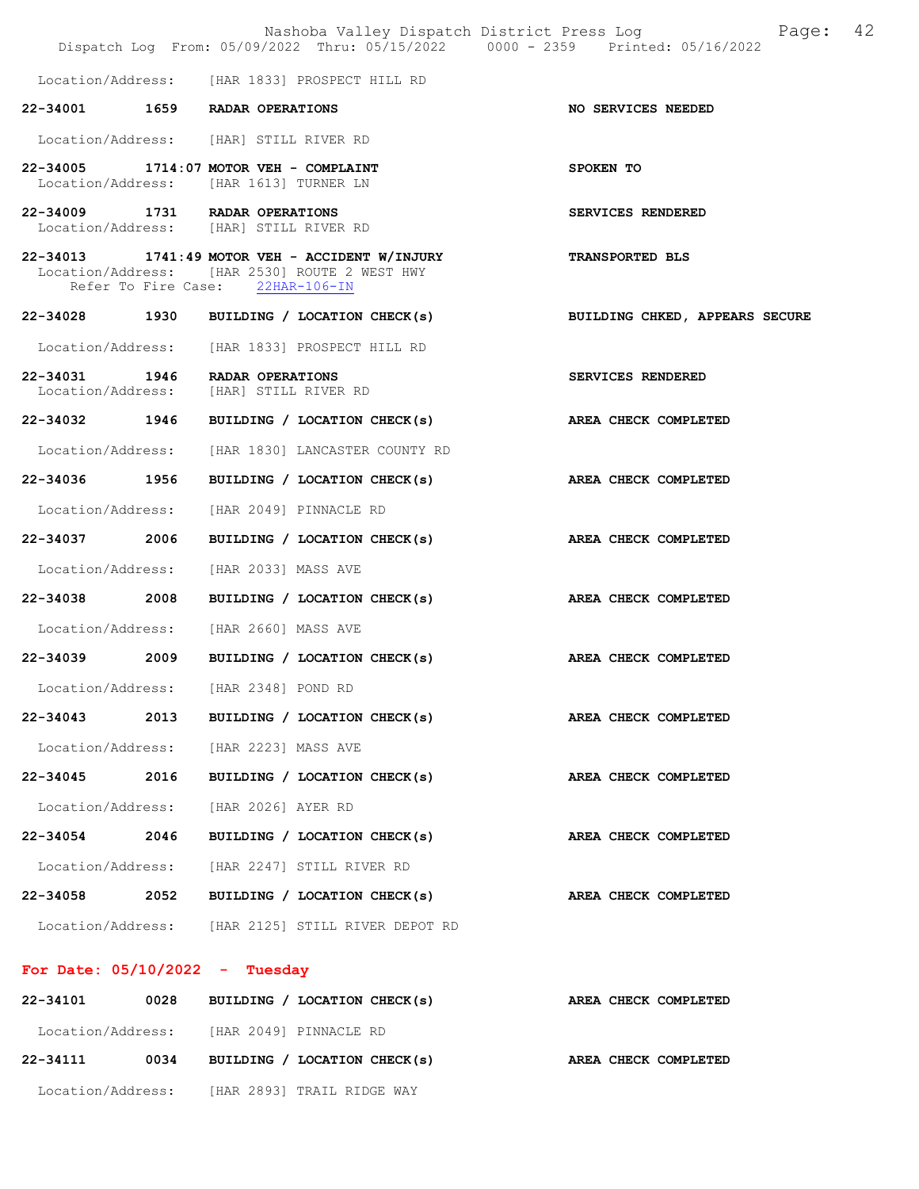Location/Address: [HAR 1833] PROSPECT HILL RD

22-34001 1659 RADAR OPERATIONS NO SERVICES NEEDED

Location/Address: [HAR] STILL RIVER RD

22-34005 1714:07 MOTOR VEH - COMPLAINT SPOKEN TO
Location/Address: [HAR 1613] TURNER LN

22-34009 1731 RADAR OPERATIONS SERVICES RENDERED
Location/Address: [HAR] STILL RIVER RD

22-34013 1741:49 MOTOR VEH - ACCIDENT W/INJURY TRANSPORTED BLS
Location/Address: [HAR 2530] ROUTE 2 WEST HWY
Refer To Fire Case: 22HAR-106-IN

22-34028 1930 BUILDING / LOCATION CHECK(s) BUILDING CHKED, APPEARS SECURE

Location/Address: [HAR 1833] PROSPECT HILL RD

22-34031 1946 RADAR OPERATIONS SERVICES RENDERED
Location/Address: [HAR] STILL RIVER RD

22-34032 1946 BUILDING / LOCATION CHECK(s) AREA CHECK COMPLETED

Location/Address: [HAR 1830] LANCASTER COUNTY RD

22-34036 1956 BUILDING / LOCATION CHECK(s) AREA CHECK COMPLETED

Location/Address: [HAR 2049] PINNACLE RD

22-34037 2006 BUILDING / LOCATION CHECK(s) AREA CHECK COMPLETED

Location/Address: [HAR 2033] MASS AVE

22-34038 2008 BUILDING / LOCATION CHECK(s) AREA CHECK COMPLETED

Location/Address: [HAR 2660] MASS AVE

22-34039 2009 BUILDING / LOCATION CHECK(s) AREA CHECK COMPLETED

Location/Address: [HAR 2348] POND RD

22-34043 2013 BUILDING / LOCATION CHECK(s) AREA CHECK COMPLETED

Location/Address: [HAR 2223] MASS AVE

22-34045 2016 BUILDING / LOCATION CHECK(s) AREA CHECK COMPLETED

Location/Address: [HAR 2026] AYER RD

22-34054 2046 BUILDING / LOCATION CHECK(s) AREA CHECK COMPLETED

Location/Address: [HAR 2247] STILL RIVER RD

22-34058 2052 BUILDING / LOCATION CHECK(s) AREA CHECK COMPLETED

Location/Address: [HAR 2125] STILL RIVER DEPOT RD

## For Date: 05/10/2022 - Tuesday

22-34101 0028 BUILDING / LOCATION CHECK(s) AREA CHECK COMPLETED

Location/Address: [HAR 2049] PINNACLE RD

22-34111 0034 BUILDING / LOCATION CHECK(s) AREA CHECK COMPLETED

Location/Address: [HAR 2893] TRAIL RIDGE WAY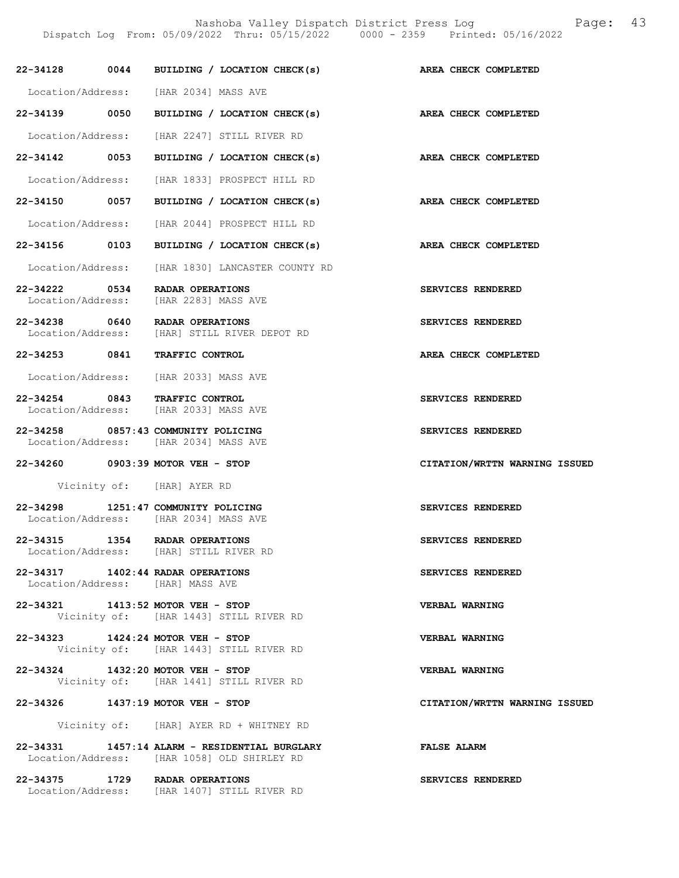| Call # | Time | Call Type | Disposition |
| --- | --- | --- | --- |
| 22-34128 | 0044 | BUILDING / LOCATION CHECK(s) | AREA CHECK COMPLETED |
| Location/Address: | | [HAR 2034] MASS AVE | |
| 22-34139 | 0050 | BUILDING / LOCATION CHECK(s) | AREA CHECK COMPLETED |
| Location/Address: | | [HAR 2247] STILL RIVER RD | |
| 22-34142 | 0053 | BUILDING / LOCATION CHECK(s) | AREA CHECK COMPLETED |
| Location/Address: | | [HAR 1833] PROSPECT HILL RD | |
| 22-34150 | 0057 | BUILDING / LOCATION CHECK(s) | AREA CHECK COMPLETED |
| Location/Address: | | [HAR 2044] PROSPECT HILL RD | |
| 22-34156 | 0103 | BUILDING / LOCATION CHECK(s) | AREA CHECK COMPLETED |
| Location/Address: | | [HAR 1830] LANCASTER COUNTY RD | |
| 22-34222 | 0534 | RADAR OPERATIONS | SERVICES RENDERED |
| Location/Address: | | [HAR 2283] MASS AVE | |
| 22-34238 | 0640 | RADAR OPERATIONS | SERVICES RENDERED |
| Location/Address: | | [HAR] STILL RIVER DEPOT RD | |
| 22-34253 | 0841 | TRAFFIC CONTROL | AREA CHECK COMPLETED |
| Location/Address: | | [HAR 2033] MASS AVE | |
| 22-34254 | 0843 | TRAFFIC CONTROL | SERVICES RENDERED |
| Location/Address: | | [HAR 2033] MASS AVE | |
| 22-34258 | 0857:43 | COMMUNITY POLICING | SERVICES RENDERED |
| Location/Address: | | [HAR 2034] MASS AVE | |
| 22-34260 | 0903:39 | MOTOR VEH - STOP | CITATION/WRTTN WARNING ISSUED |
| Vicinity of: | | [HAR] AYER RD | |
| 22-34298 | 1251:47 | COMMUNITY POLICING | SERVICES RENDERED |
| Location/Address: | | [HAR 2034] MASS AVE | |
| 22-34315 | 1354 | RADAR OPERATIONS | SERVICES RENDERED |
| Location/Address: | | [HAR] STILL RIVER RD | |
| 22-34317 | 1402:44 | RADAR OPERATIONS | SERVICES RENDERED |
| Location/Address: | | [HAR] MASS AVE | |
| 22-34321 | 1413:52 | MOTOR VEH - STOP | VERBAL WARNING |
| Vicinity of: | | [HAR 1443] STILL RIVER RD | |
| 22-34323 | 1424:24 | MOTOR VEH - STOP | VERBAL WARNING |
| Vicinity of: | | [HAR 1443] STILL RIVER RD | |
| 22-34324 | 1432:20 | MOTOR VEH - STOP | VERBAL WARNING |
| Vicinity of: | | [HAR 1441] STILL RIVER RD | |
| 22-34326 | 1437:19 | MOTOR VEH - STOP | CITATION/WRTTN WARNING ISSUED |
| Vicinity of: | | [HAR] AYER RD + WHITNEY RD | |
| 22-34331 | 1457:14 | ALARM - RESIDENTIAL BURGLARY | FALSE ALARM |
| Location/Address: | | [HAR 1058] OLD SHIRLEY RD | |
| 22-34375 | 1729 | RADAR OPERATIONS | SERVICES RENDERED |
| Location/Address: | | [HAR 1407] STILL RIVER RD | |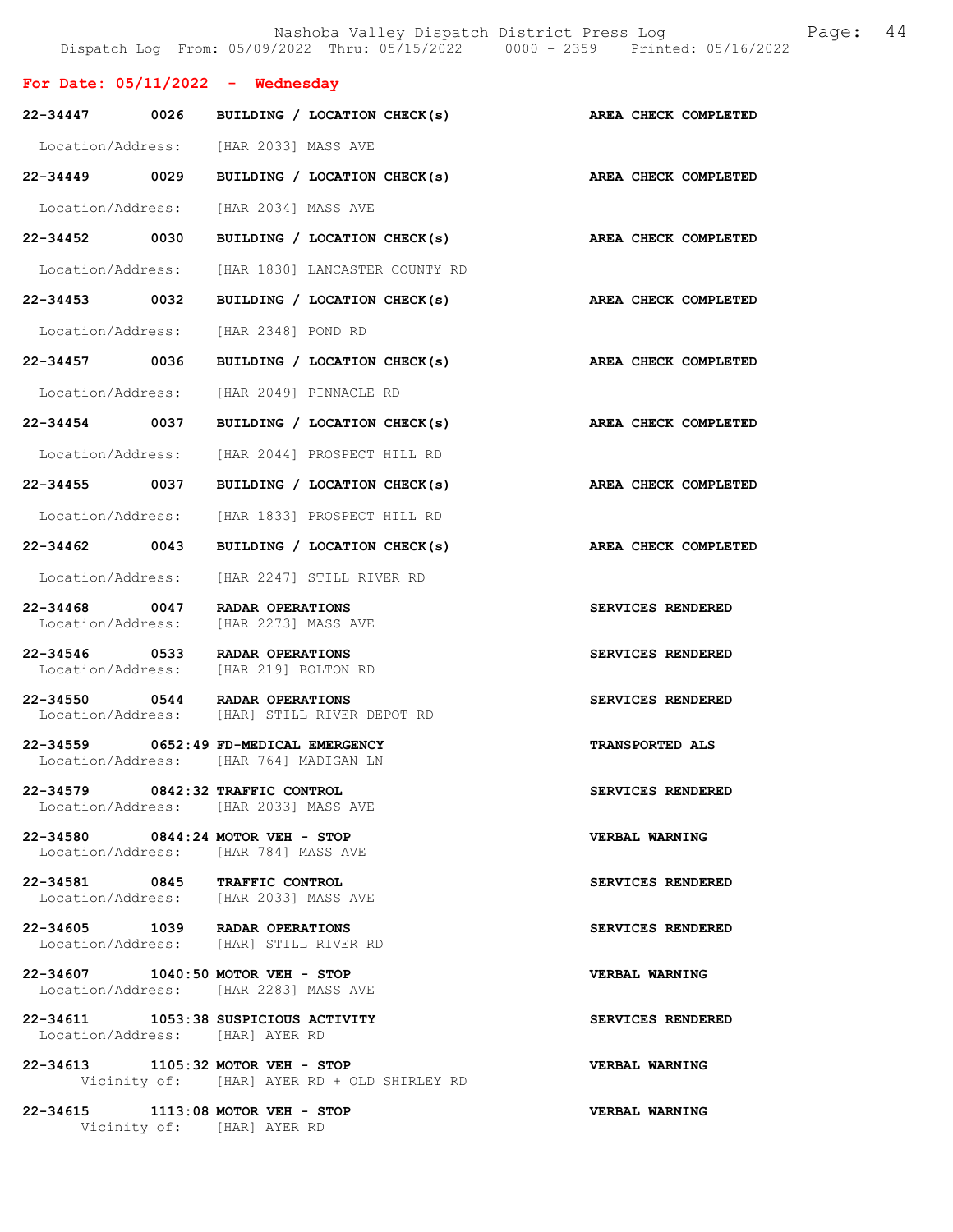## For Date: 05/11/2022 - Wednesday

| Call # | Time | Call Type | Disposition |
|---|---|---|---|
| 22-34447 | 0026 | BUILDING / LOCATION CHECK(s) | AREA CHECK COMPLETED |
| | | Location/Address: [HAR 2033] MASS AVE | |
| 22-34449 | 0029 | BUILDING / LOCATION CHECK(s) | AREA CHECK COMPLETED |
| | | Location/Address: [HAR 2034] MASS AVE | |
| 22-34452 | 0030 | BUILDING / LOCATION CHECK(s) | AREA CHECK COMPLETED |
| | | Location/Address: [HAR 1830] LANCASTER COUNTY RD | |
| 22-34453 | 0032 | BUILDING / LOCATION CHECK(s) | AREA CHECK COMPLETED |
| | | Location/Address: [HAR 2348] POND RD | |
| 22-34457 | 0036 | BUILDING / LOCATION CHECK(s) | AREA CHECK COMPLETED |
| | | Location/Address: [HAR 2049] PINNACLE RD | |
| 22-34454 | 0037 | BUILDING / LOCATION CHECK(s) | AREA CHECK COMPLETED |
| | | Location/Address: [HAR 2044] PROSPECT HILL RD | |
| 22-34455 | 0037 | BUILDING / LOCATION CHECK(s) | AREA CHECK COMPLETED |
| | | Location/Address: [HAR 1833] PROSPECT HILL RD | |
| 22-34462 | 0043 | BUILDING / LOCATION CHECK(s) | AREA CHECK COMPLETED |
| | | Location/Address: [HAR 2247] STILL RIVER RD | |
| 22-34468 | 0047 | RADAR OPERATIONS | SERVICES RENDERED |
| | | Location/Address: [HAR 2273] MASS AVE | |
| 22-34546 | 0533 | RADAR OPERATIONS | SERVICES RENDERED |
| | | Location/Address: [HAR 219] BOLTON RD | |
| 22-34550 | 0544 | RADAR OPERATIONS | SERVICES RENDERED |
| | | Location/Address: [HAR] STILL RIVER DEPOT RD | |
| 22-34559 | 0652:49 | FD-MEDICAL EMERGENCY | TRANSPORTED ALS |
| | | Location/Address: [HAR 764] MADIGAN LN | |
| 22-34579 | 0842:32 | TRAFFIC CONTROL | SERVICES RENDERED |
| | | Location/Address: [HAR 2033] MASS AVE | |
| 22-34580 | 0844:24 | MOTOR VEH - STOP | VERBAL WARNING |
| | | Location/Address: [HAR 784] MASS AVE | |
| 22-34581 | 0845 | TRAFFIC CONTROL | SERVICES RENDERED |
| | | Location/Address: [HAR 2033] MASS AVE | |
| 22-34605 | 1039 | RADAR OPERATIONS | SERVICES RENDERED |
| | | Location/Address: [HAR] STILL RIVER RD | |
| 22-34607 | 1040:50 | MOTOR VEH - STOP | VERBAL WARNING |
| | | Location/Address: [HAR 2283] MASS AVE | |
| 22-34611 | 1053:38 | SUSPICIOUS ACTIVITY | SERVICES RENDERED |
| | | Location/Address: [HAR] AYER RD | |
| 22-34613 | 1105:32 | MOTOR VEH - STOP | VERBAL WARNING |
| | | Vicinity of: [HAR] AYER RD + OLD SHIRLEY RD | |
| 22-34615 | 1113:08 | MOTOR VEH - STOP | VERBAL WARNING |
| | | Vicinity of: [HAR] AYER RD | |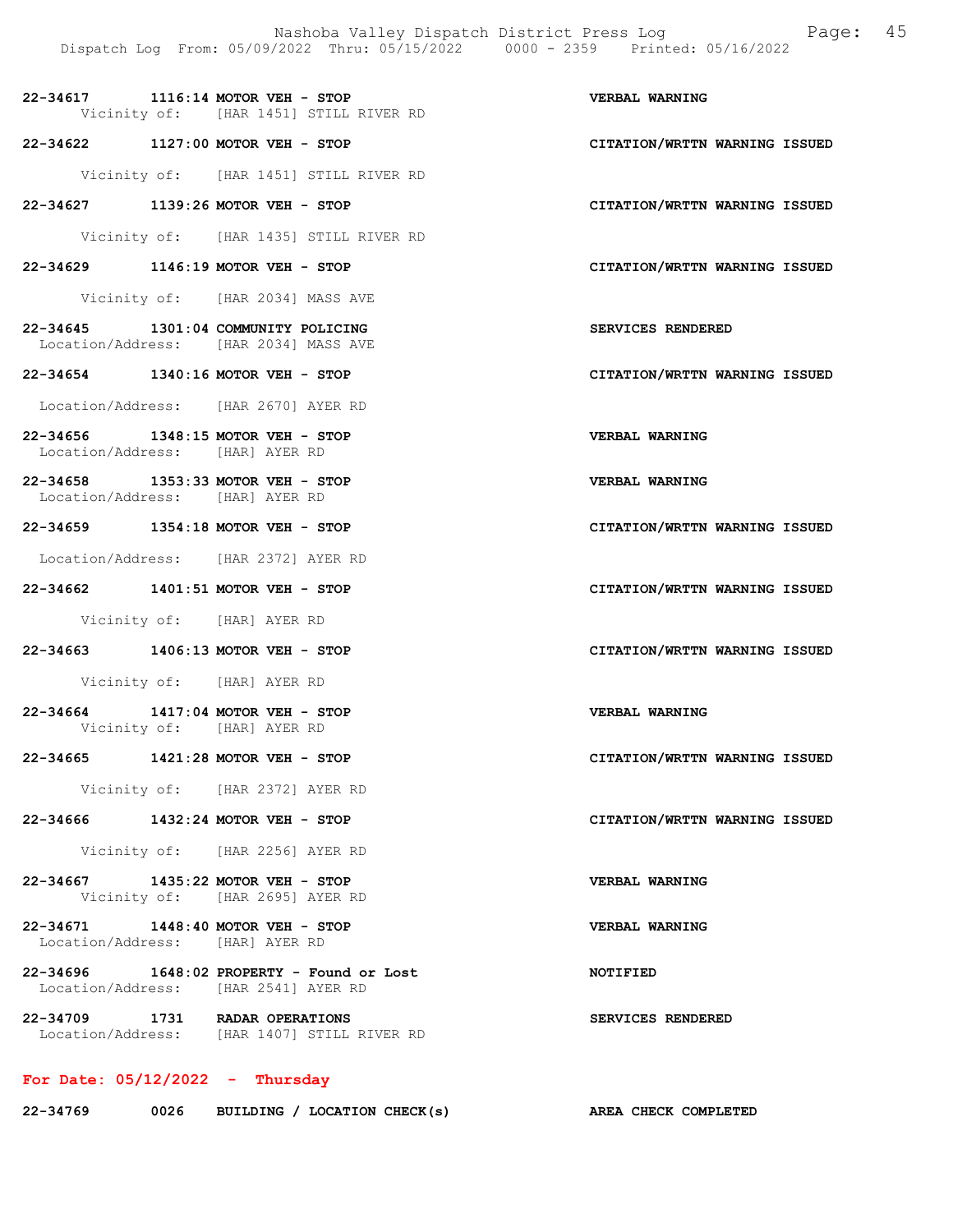**22-34617 1116:14 MOTOR VEH - STOP** — **VERBAL WARNING**
Vicinity of: [HAR 1451] STILL RIVER RD

**22-34622 1127:00 MOTOR VEH - STOP** — **CITATION/WRTTN WARNING ISSUED**
Vicinity of: [HAR 1451] STILL RIVER RD

**22-34627 1139:26 MOTOR VEH - STOP** — **CITATION/WRTTN WARNING ISSUED**
Vicinity of: [HAR 1435] STILL RIVER RD

**22-34629 1146:19 MOTOR VEH - STOP** — **CITATION/WRTTN WARNING ISSUED**
Vicinity of: [HAR 2034] MASS AVE

**22-34645 1301:04 COMMUNITY POLICING** — **SERVICES RENDERED**
Location/Address: [HAR 2034] MASS AVE

**22-34654 1340:16 MOTOR VEH - STOP** — **CITATION/WRTTN WARNING ISSUED**
Location/Address: [HAR 2670] AYER RD

**22-34656 1348:15 MOTOR VEH - STOP** — **VERBAL WARNING**
Location/Address: [HAR] AYER RD

**22-34658 1353:33 MOTOR VEH - STOP** — **VERBAL WARNING**
Location/Address: [HAR] AYER RD

**22-34659 1354:18 MOTOR VEH - STOP** — **CITATION/WRTTN WARNING ISSUED**
Location/Address: [HAR 2372] AYER RD

**22-34662 1401:51 MOTOR VEH - STOP** — **CITATION/WRTTN WARNING ISSUED**
Vicinity of: [HAR] AYER RD

**22-34663 1406:13 MOTOR VEH - STOP** — **CITATION/WRTTN WARNING ISSUED**
Vicinity of: [HAR] AYER RD

**22-34664 1417:04 MOTOR VEH - STOP** — **VERBAL WARNING**
Vicinity of: [HAR] AYER RD

**22-34665 1421:28 MOTOR VEH - STOP** — **CITATION/WRTTN WARNING ISSUED**
Vicinity of: [HAR 2372] AYER RD

**22-34666 1432:24 MOTOR VEH - STOP** — **CITATION/WRTTN WARNING ISSUED**
Vicinity of: [HAR 2256] AYER RD

**22-34667 1435:22 MOTOR VEH - STOP** — **VERBAL WARNING**
Vicinity of: [HAR 2695] AYER RD

**22-34671 1448:40 MOTOR VEH - STOP** — **VERBAL WARNING**
Location/Address: [HAR] AYER RD

**22-34696 1648:02 PROPERTY - Found or Lost** — **NOTIFIED**
Location/Address: [HAR 2541] AYER RD

**22-34709 1731 RADAR OPERATIONS** — **SERVICES RENDERED**
Location/Address: [HAR 1407] STILL RIVER RD

## For Date: 05/12/2022 - Thursday

**22-34769 0026 BUILDING / LOCATION CHECK(s)** — **AREA CHECK COMPLETED**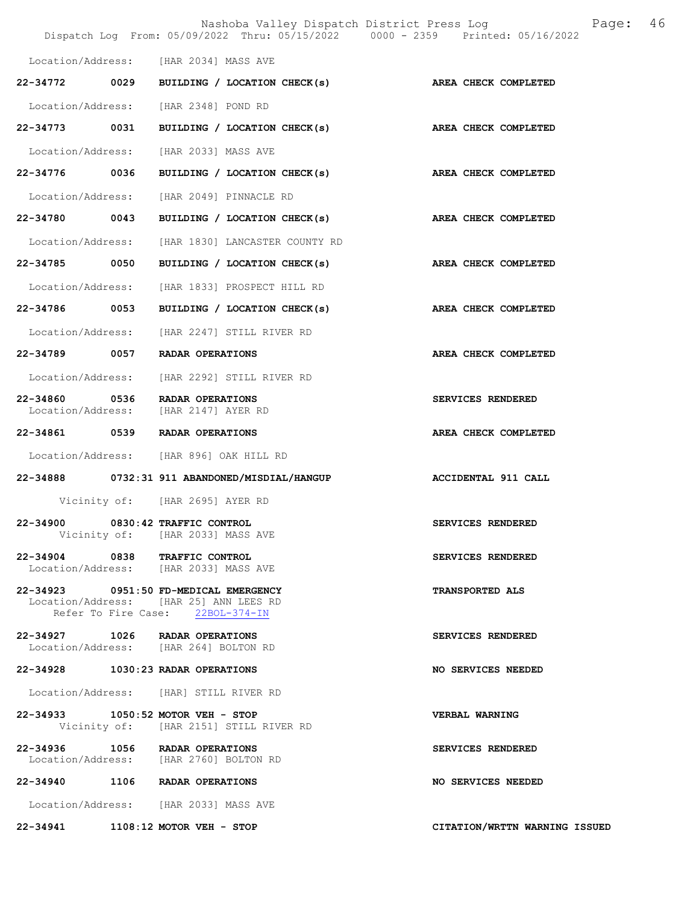Location/Address: [HAR 2034] MASS AVE

**22-34772 0029 BUILDING / LOCATION CHECK(s)** — **AREA CHECK COMPLETED**

Location/Address: [HAR 2348] POND RD

**22-34773 0031 BUILDING / LOCATION CHECK(s)** — **AREA CHECK COMPLETED**

Location/Address: [HAR 2033] MASS AVE

**22-34776 0036 BUILDING / LOCATION CHECK(s)** — **AREA CHECK COMPLETED**

Location/Address: [HAR 2049] PINNACLE RD

**22-34780 0043 BUILDING / LOCATION CHECK(s)** — **AREA CHECK COMPLETED**

Location/Address: [HAR 1830] LANCASTER COUNTY RD

**22-34785 0050 BUILDING / LOCATION CHECK(s)** — **AREA CHECK COMPLETED**

Location/Address: [HAR 1833] PROSPECT HILL RD

**22-34786 0053 BUILDING / LOCATION CHECK(s)** — **AREA CHECK COMPLETED**

Location/Address: [HAR 2247] STILL RIVER RD

**22-34789 0057 RADAR OPERATIONS** — **AREA CHECK COMPLETED**

Location/Address: [HAR 2292] STILL RIVER RD

**22-34860 0536 RADAR OPERATIONS** — **SERVICES RENDERED**
Location/Address: [HAR 2147] AYER RD

**22-34861 0539 RADAR OPERATIONS** — **AREA CHECK COMPLETED**

Location/Address: [HAR 896] OAK HILL RD

**22-34888 0732:31 911 ABANDONED/MISDIAL/HANGUP** — **ACCIDENTAL 911 CALL**

Vicinity of: [HAR 2695] AYER RD

**22-34900 0830:42 TRAFFIC CONTROL** — **SERVICES RENDERED**
Vicinity of: [HAR 2033] MASS AVE

**22-34904 0838 TRAFFIC CONTROL** — **SERVICES RENDERED**
Location/Address: [HAR 2033] MASS AVE

**22-34923 0951:50 FD-MEDICAL EMERGENCY** — **TRANSPORTED ALS**
Location/Address: [HAR 25] ANN LEES RD
Refer To Fire Case: 22BOL-374-IN

**22-34927 1026 RADAR OPERATIONS** — **SERVICES RENDERED**
Location/Address: [HAR 264] BOLTON RD

**22-34928 1030:23 RADAR OPERATIONS** — **NO SERVICES NEEDED**

Location/Address: [HAR] STILL RIVER RD

**22-34933 1050:52 MOTOR VEH - STOP** — **VERBAL WARNING**
Vicinity of: [HAR 2151] STILL RIVER RD

**22-34936 1056 RADAR OPERATIONS** — **SERVICES RENDERED**
Location/Address: [HAR 2760] BOLTON RD

**22-34940 1106 RADAR OPERATIONS** — **NO SERVICES NEEDED**

Location/Address: [HAR 2033] MASS AVE

**22-34941 1108:12 MOTOR VEH - STOP** — **CITATION/WRTTN WARNING ISSUED**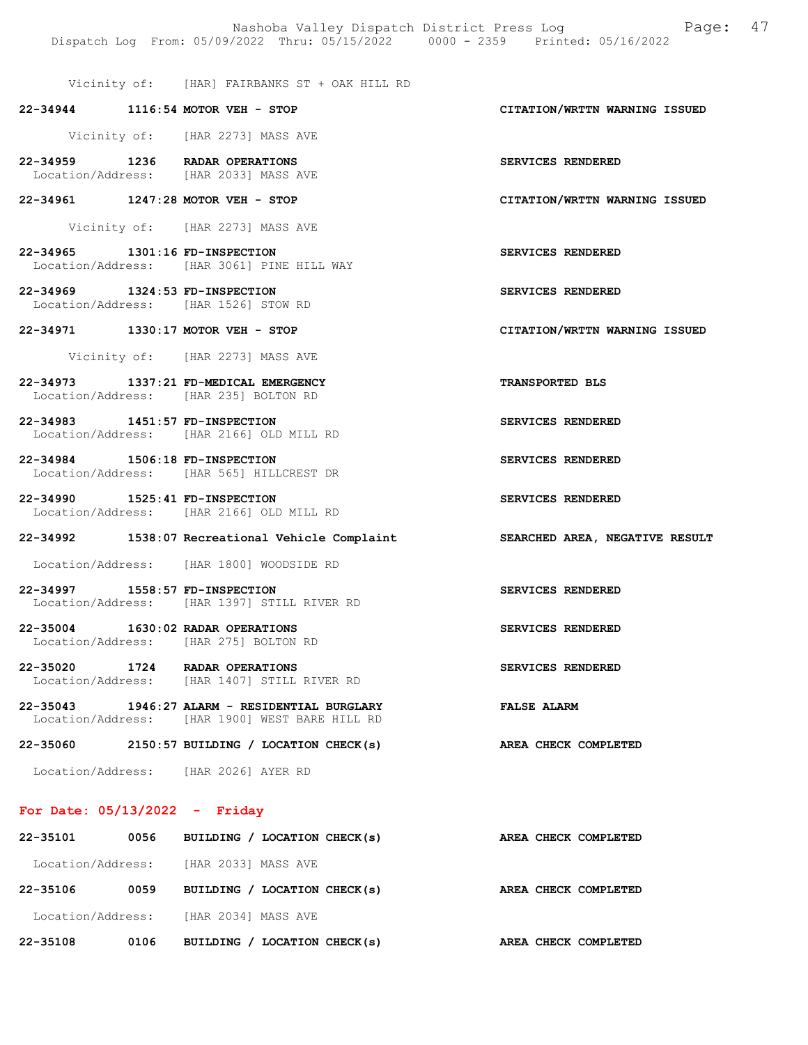Vicinity of: [HAR] FAIRBANKS ST + OAK HILL RD

**22-34944 1116:54 MOTOR VEH - STOP** **CITATION/WRTTN WARNING ISSUED**

Vicinity of: [HAR 2273] MASS AVE

**22-34959 1236 RADAR OPERATIONS** **SERVICES RENDERED**
Location/Address: [HAR 2033] MASS AVE

**22-34961 1247:28 MOTOR VEH - STOP** **CITATION/WRTTN WARNING ISSUED**

Vicinity of: [HAR 2273] MASS AVE

**22-34965 1301:16 FD-INSPECTION** **SERVICES RENDERED**
Location/Address: [HAR 3061] PINE HILL WAY

**22-34969 1324:53 FD-INSPECTION** **SERVICES RENDERED**
Location/Address: [HAR 1526] STOW RD

**22-34971 1330:17 MOTOR VEH - STOP** **CITATION/WRTTN WARNING ISSUED**

Vicinity of: [HAR 2273] MASS AVE

**22-34973 1337:21 FD-MEDICAL EMERGENCY** **TRANSPORTED BLS**
Location/Address: [HAR 235] BOLTON RD

**22-34983 1451:57 FD-INSPECTION** **SERVICES RENDERED**
Location/Address: [HAR 2166] OLD MILL RD

**22-34984 1506:18 FD-INSPECTION** **SERVICES RENDERED**
Location/Address: [HAR 565] HILLCREST DR

**22-34990 1525:41 FD-INSPECTION** **SERVICES RENDERED**
Location/Address: [HAR 2166] OLD MILL RD

**22-34992 1538:07 Recreational Vehicle Complaint** **SEARCHED AREA, NEGATIVE RESULT**

Location/Address: [HAR 1800] WOODSIDE RD

**22-34997 1558:57 FD-INSPECTION** **SERVICES RENDERED**
Location/Address: [HAR 1397] STILL RIVER RD

**22-35004 1630:02 RADAR OPERATIONS** **SERVICES RENDERED**
Location/Address: [HAR 275] BOLTON RD

**22-35020 1724 RADAR OPERATIONS** **SERVICES RENDERED**
Location/Address: [HAR 1407] STILL RIVER RD

**22-35043 1946:27 ALARM - RESIDENTIAL BURGLARY** **FALSE ALARM**
Location/Address: [HAR 1900] WEST BARE HILL RD

**22-35060 2150:57 BUILDING / LOCATION CHECK(s)** **AREA CHECK COMPLETED**

Location/Address: [HAR 2026] AYER RD

## For Date: 05/13/2022 - Friday

**22-35101 0056 BUILDING / LOCATION CHECK(s)** **AREA CHECK COMPLETED**

Location/Address: [HAR 2033] MASS AVE

**22-35106 0059 BUILDING / LOCATION CHECK(s)** **AREA CHECK COMPLETED**

Location/Address: [HAR 2034] MASS AVE

**22-35108 0106 BUILDING / LOCATION CHECK(s)** **AREA CHECK COMPLETED**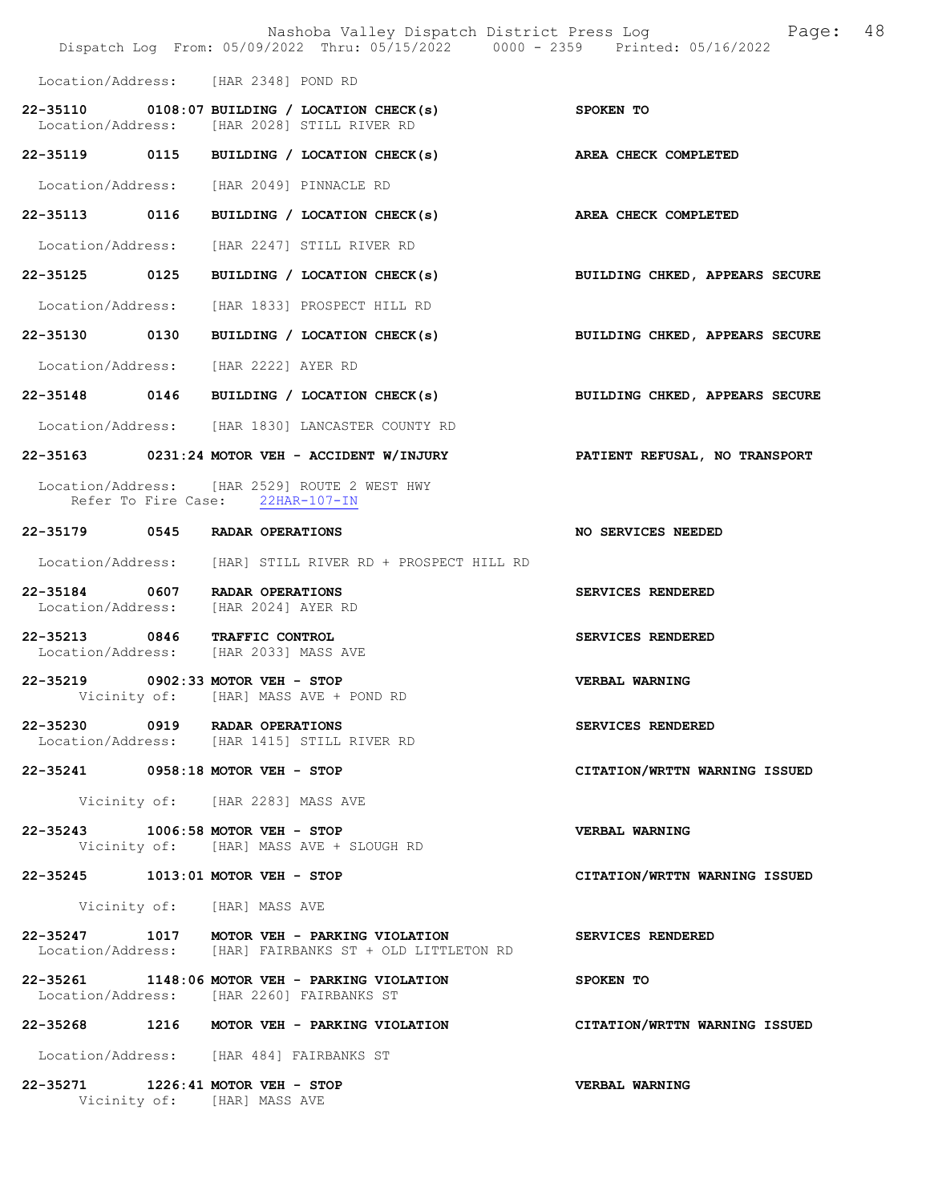Location/Address: [HAR 2348] POND RD

**22-35110 0108:07 BUILDING / LOCATION CHECK(s)** — **SPOKEN TO**
Location/Address: [HAR 2028] STILL RIVER RD

**22-35119 0115 BUILDING / LOCATION CHECK(s)** — **AREA CHECK COMPLETED**
Location/Address: [HAR 2049] PINNACLE RD

**22-35113 0116 BUILDING / LOCATION CHECK(s)** — **AREA CHECK COMPLETED**
Location/Address: [HAR 2247] STILL RIVER RD

**22-35125 0125 BUILDING / LOCATION CHECK(s)** — **BUILDING CHKED, APPEARS SECURE**
Location/Address: [HAR 1833] PROSPECT HILL RD

**22-35130 0130 BUILDING / LOCATION CHECK(s)** — **BUILDING CHKED, APPEARS SECURE**
Location/Address: [HAR 2222] AYER RD

**22-35148 0146 BUILDING / LOCATION CHECK(s)** — **BUILDING CHKED, APPEARS SECURE**
Location/Address: [HAR 1830] LANCASTER COUNTY RD

**22-35163 0231:24 MOTOR VEH - ACCIDENT W/INJURY** — **PATIENT REFUSAL, NO TRANSPORT**
Location/Address: [HAR 2529] ROUTE 2 WEST HWY
Refer To Fire Case: 22HAR-107-IN

**22-35179 0545 RADAR OPERATIONS** — **NO SERVICES NEEDED**
Location/Address: [HAR] STILL RIVER RD + PROSPECT HILL RD

**22-35184 0607 RADAR OPERATIONS** — **SERVICES RENDERED**
Location/Address: [HAR 2024] AYER RD

**22-35213 0846 TRAFFIC CONTROL** — **SERVICES RENDERED**
Location/Address: [HAR 2033] MASS AVE

**22-35219 0902:33 MOTOR VEH - STOP** — **VERBAL WARNING**
Vicinity of: [HAR] MASS AVE + POND RD

**22-35230 0919 RADAR OPERATIONS** — **SERVICES RENDERED**
Location/Address: [HAR 1415] STILL RIVER RD

**22-35241 0958:18 MOTOR VEH - STOP** — **CITATION/WRTTN WARNING ISSUED**
Vicinity of: [HAR 2283] MASS AVE

**22-35243 1006:58 MOTOR VEH - STOP** — **VERBAL WARNING**
Vicinity of: [HAR] MASS AVE + SLOUGH RD

**22-35245 1013:01 MOTOR VEH - STOP** — **CITATION/WRTTN WARNING ISSUED**
Vicinity of: [HAR] MASS AVE

**22-35247 1017 MOTOR VEH - PARKING VIOLATION** — **SERVICES RENDERED**
Location/Address: [HAR] FAIRBANKS ST + OLD LITTLETON RD

**22-35261 1148:06 MOTOR VEH - PARKING VIOLATION** — **SPOKEN TO**
Location/Address: [HAR 2260] FAIRBANKS ST

**22-35268 1216 MOTOR VEH - PARKING VIOLATION** — **CITATION/WRTTN WARNING ISSUED**
Location/Address: [HAR 484] FAIRBANKS ST

**22-35271 1226:41 MOTOR VEH - STOP** — **VERBAL WARNING**
Vicinity of: [HAR] MASS AVE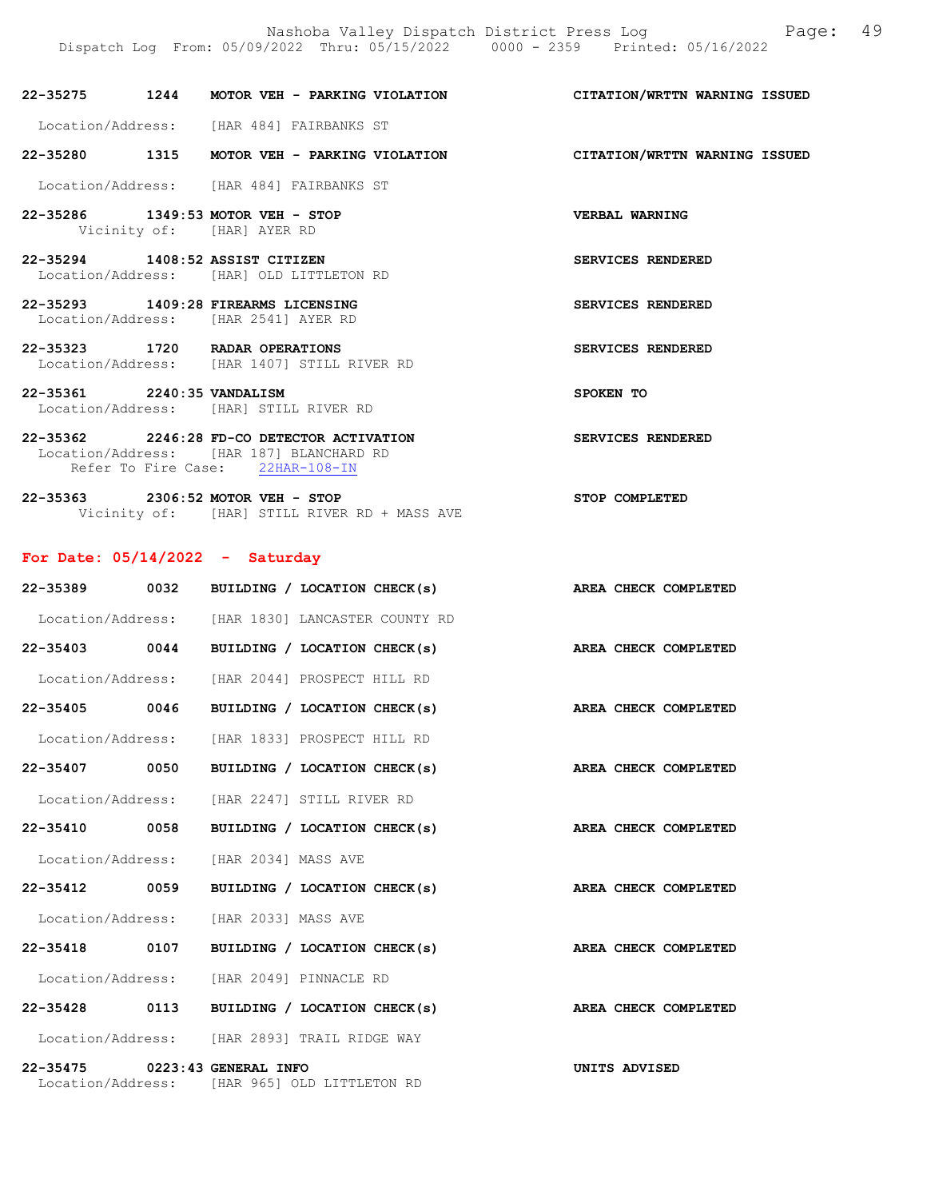**22-35275 1244 MOTOR VEH - PARKING VIOLATION** — **CITATION/WRTTN WARNING ISSUED**
Location/Address: [HAR 484] FAIRBANKS ST

**22-35280 1315 MOTOR VEH - PARKING VIOLATION** — **CITATION/WRTTN WARNING ISSUED**
Location/Address: [HAR 484] FAIRBANKS ST

**22-35286 1349:53 MOTOR VEH - STOP** — **VERBAL WARNING**
Vicinity of: [HAR] AYER RD

**22-35294 1408:52 ASSIST CITIZEN** — **SERVICES RENDERED**
Location/Address: [HAR] OLD LITTLETON RD

**22-35293 1409:28 FIREARMS LICENSING** — **SERVICES RENDERED**
Location/Address: [HAR 2541] AYER RD

**22-35323 1720 RADAR OPERATIONS** — **SERVICES RENDERED**
Location/Address: [HAR 1407] STILL RIVER RD

**22-35361 2240:35 VANDALISM** — **SPOKEN TO**
Location/Address: [HAR] STILL RIVER RD

**22-35362 2246:28 FD-CO DETECTOR ACTIVATION** — **SERVICES RENDERED**
Location/Address: [HAR 187] BLANCHARD RD
Refer To Fire Case: 22HAR-108-IN

**22-35363 2306:52 MOTOR VEH - STOP** — **STOP COMPLETED**
Vicinity of: [HAR] STILL RIVER RD + MASS AVE

## For Date: 05/14/2022 - Saturday

**22-35389 0032 BUILDING / LOCATION CHECK(s)** — **AREA CHECK COMPLETED**
Location/Address: [HAR 1830] LANCASTER COUNTY RD

**22-35403 0044 BUILDING / LOCATION CHECK(s)** — **AREA CHECK COMPLETED**
Location/Address: [HAR 2044] PROSPECT HILL RD

**22-35405 0046 BUILDING / LOCATION CHECK(s)** — **AREA CHECK COMPLETED**
Location/Address: [HAR 1833] PROSPECT HILL RD

**22-35407 0050 BUILDING / LOCATION CHECK(s)** — **AREA CHECK COMPLETED**
Location/Address: [HAR 2247] STILL RIVER RD

**22-35410 0058 BUILDING / LOCATION CHECK(s)** — **AREA CHECK COMPLETED**
Location/Address: [HAR 2034] MASS AVE

**22-35412 0059 BUILDING / LOCATION CHECK(s)** — **AREA CHECK COMPLETED**
Location/Address: [HAR 2033] MASS AVE

**22-35418 0107 BUILDING / LOCATION CHECK(s)** — **AREA CHECK COMPLETED**
Location/Address: [HAR 2049] PINNACLE RD

**22-35428 0113 BUILDING / LOCATION CHECK(s)** — **AREA CHECK COMPLETED**
Location/Address: [HAR 2893] TRAIL RIDGE WAY

**22-35475 0223:43 GENERAL INFO** — **UNITS ADVISED**
Location/Address: [HAR 965] OLD LITTLETON RD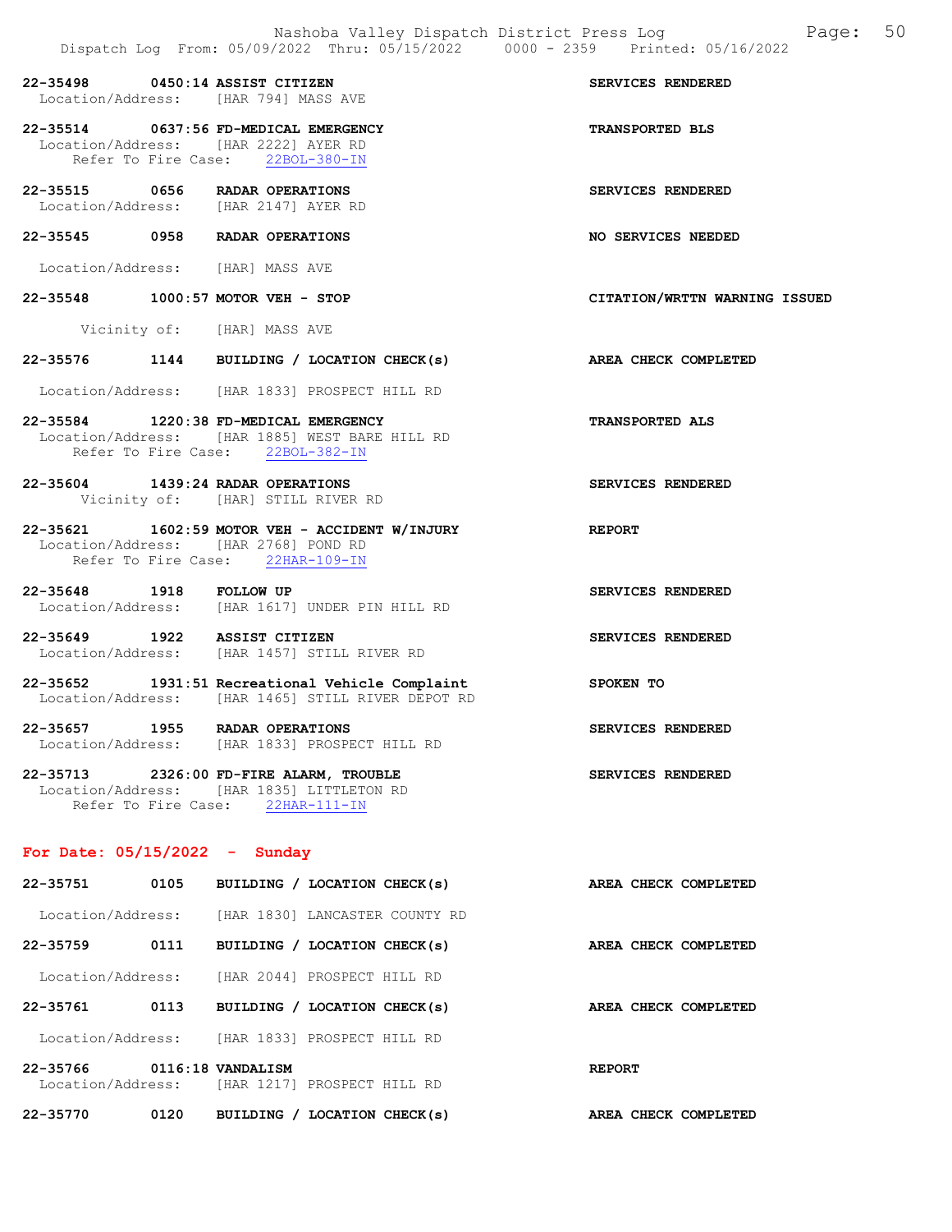**22-35498 0450:14 ASSIST CITIZEN** — SERVICES RENDERED
Location/Address: [HAR 794] MASS AVE

**22-35514 0637:56 FD-MEDICAL EMERGENCY** — TRANSPORTED BLS
Location/Address: [HAR 2222] AYER RD
Refer To Fire Case: 22BOL-380-IN

**22-35515 0656 RADAR OPERATIONS** — SERVICES RENDERED
Location/Address: [HAR 2147] AYER RD

**22-35545 0958 RADAR OPERATIONS** — NO SERVICES NEEDED
Location/Address: [HAR] MASS AVE

**22-35548 1000:57 MOTOR VEH - STOP** — CITATION/WRTTN WARNING ISSUED
Vicinity of: [HAR] MASS AVE

**22-35576 1144 BUILDING / LOCATION CHECK(s)** — AREA CHECK COMPLETED
Location/Address: [HAR 1833] PROSPECT HILL RD

**22-35584 1220:38 FD-MEDICAL EMERGENCY** — TRANSPORTED ALS
Location/Address: [HAR 1885] WEST BARE HILL RD
Refer To Fire Case: 22BOL-382-IN

**22-35604 1439:24 RADAR OPERATIONS** — SERVICES RENDERED
Vicinity of: [HAR] STILL RIVER RD

**22-35621 1602:59 MOTOR VEH - ACCIDENT W/INJURY** — REPORT
Location/Address: [HAR 2768] POND RD
Refer To Fire Case: 22HAR-109-IN

**22-35648 1918 FOLLOW UP** — SERVICES RENDERED
Location/Address: [HAR 1617] UNDER PIN HILL RD

**22-35649 1922 ASSIST CITIZEN** — SERVICES RENDERED
Location/Address: [HAR 1457] STILL RIVER RD

**22-35652 1931:51 Recreational Vehicle Complaint** — SPOKEN TO
Location/Address: [HAR 1465] STILL RIVER DEPOT RD

**22-35657 1955 RADAR OPERATIONS** — SERVICES RENDERED
Location/Address: [HAR 1833] PROSPECT HILL RD

**22-35713 2326:00 FD-FIRE ALARM, TROUBLE** — SERVICES RENDERED
Location/Address: [HAR 1835] LITTLETON RD
Refer To Fire Case: 22HAR-111-IN

## For Date: 05/15/2022 - Sunday

**22-35751 0105 BUILDING / LOCATION CHECK(s)** — AREA CHECK COMPLETED
Location/Address: [HAR 1830] LANCASTER COUNTY RD

**22-35759 0111 BUILDING / LOCATION CHECK(s)** — AREA CHECK COMPLETED
Location/Address: [HAR 2044] PROSPECT HILL RD

**22-35761 0113 BUILDING / LOCATION CHECK(s)** — AREA CHECK COMPLETED
Location/Address: [HAR 1833] PROSPECT HILL RD

**22-35766 0116:18 VANDALISM** — REPORT
Location/Address: [HAR 1217] PROSPECT HILL RD

**22-35770 0120 BUILDING / LOCATION CHECK(s)** — AREA CHECK COMPLETED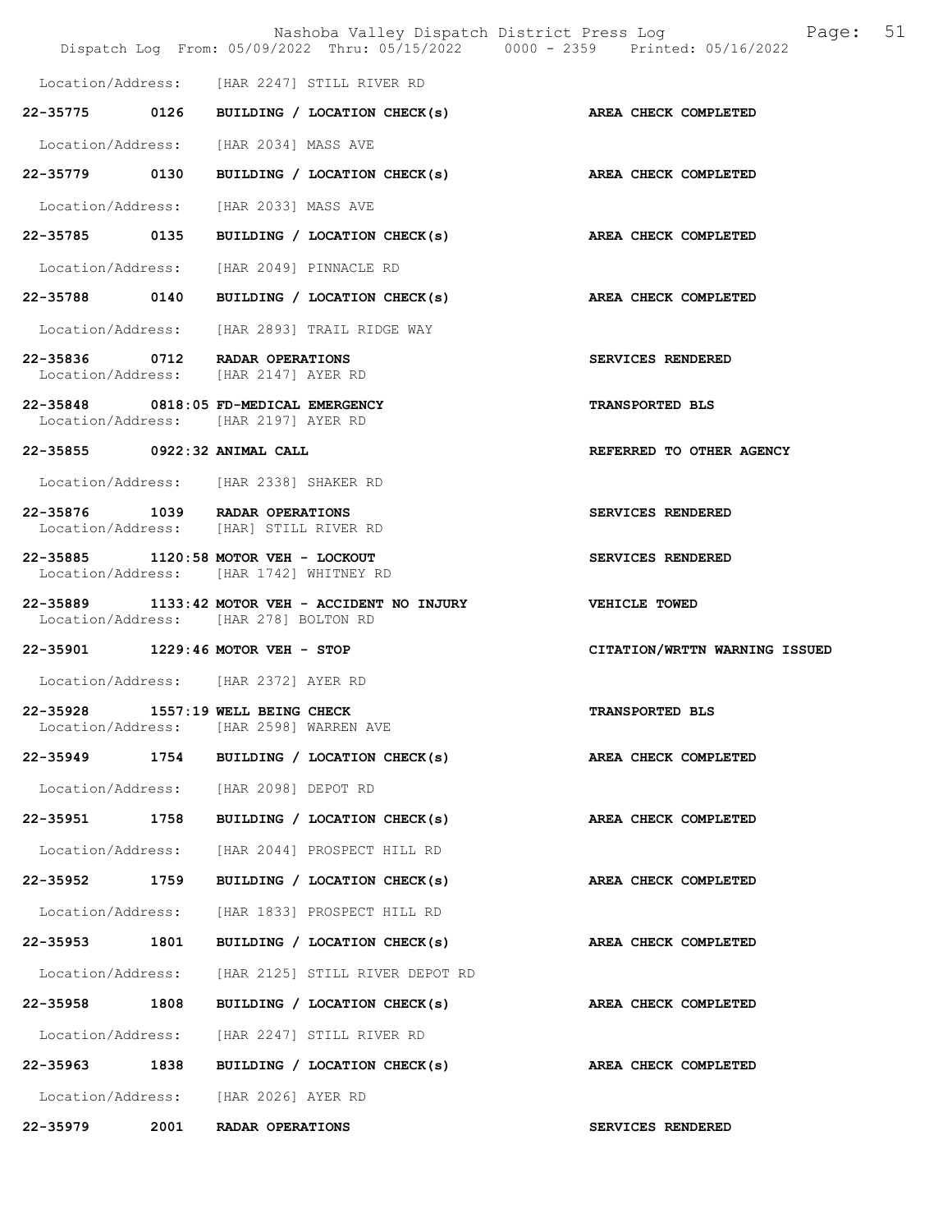Location/Address: [HAR 2247] STILL RIVER RD

| Incident | Time | Call Type | Disposition |
|---|---|---|---|
| 22-35775 | 0126 | BUILDING / LOCATION CHECK(s) | AREA CHECK COMPLETED |
| Location/Address: | | [HAR 2034] MASS AVE | |
| 22-35779 | 0130 | BUILDING / LOCATION CHECK(s) | AREA CHECK COMPLETED |
| Location/Address: | | [HAR 2033] MASS AVE | |
| 22-35785 | 0135 | BUILDING / LOCATION CHECK(s) | AREA CHECK COMPLETED |
| Location/Address: | | [HAR 2049] PINNACLE RD | |
| 22-35788 | 0140 | BUILDING / LOCATION CHECK(s) | AREA CHECK COMPLETED |
| Location/Address: | | [HAR 2893] TRAIL RIDGE WAY | |
| 22-35836 | 0712 | RADAR OPERATIONS | SERVICES RENDERED |
| Location/Address: | | [HAR 2147] AYER RD | |
| 22-35848 | 0818:05 | FD-MEDICAL EMERGENCY | TRANSPORTED BLS |
| Location/Address: | | [HAR 2197] AYER RD | |
| 22-35855 | 0922:32 | ANIMAL CALL | REFERRED TO OTHER AGENCY |
| Location/Address: | | [HAR 2338] SHAKER RD | |
| 22-35876 | 1039 | RADAR OPERATIONS | SERVICES RENDERED |
| Location/Address: | | [HAR] STILL RIVER RD | |
| 22-35885 | 1120:58 | MOTOR VEH - LOCKOUT | SERVICES RENDERED |
| Location/Address: | | [HAR 1742] WHITNEY RD | |
| 22-35889 | 1133:42 | MOTOR VEH - ACCIDENT NO INJURY | VEHICLE TOWED |
| Location/Address: | | [HAR 278] BOLTON RD | |
| 22-35901 | 1229:46 | MOTOR VEH - STOP | CITATION/WRTTN WARNING ISSUED |
| Location/Address: | | [HAR 2372] AYER RD | |
| 22-35928 | 1557:19 | WELL BEING CHECK | TRANSPORTED BLS |
| Location/Address: | | [HAR 2598] WARREN AVE | |
| 22-35949 | 1754 | BUILDING / LOCATION CHECK(s) | AREA CHECK COMPLETED |
| Location/Address: | | [HAR 2098] DEPOT RD | |
| 22-35951 | 1758 | BUILDING / LOCATION CHECK(s) | AREA CHECK COMPLETED |
| Location/Address: | | [HAR 2044] PROSPECT HILL RD | |
| 22-35952 | 1759 | BUILDING / LOCATION CHECK(s) | AREA CHECK COMPLETED |
| Location/Address: | | [HAR 1833] PROSPECT HILL RD | |
| 22-35953 | 1801 | BUILDING / LOCATION CHECK(s) | AREA CHECK COMPLETED |
| Location/Address: | | [HAR 2125] STILL RIVER DEPOT RD | |
| 22-35958 | 1808 | BUILDING / LOCATION CHECK(s) | AREA CHECK COMPLETED |
| Location/Address: | | [HAR 2247] STILL RIVER RD | |
| 22-35963 | 1838 | BUILDING / LOCATION CHECK(s) | AREA CHECK COMPLETED |
| Location/Address: | | [HAR 2026] AYER RD | |
| 22-35979 | 2001 | RADAR OPERATIONS | SERVICES RENDERED |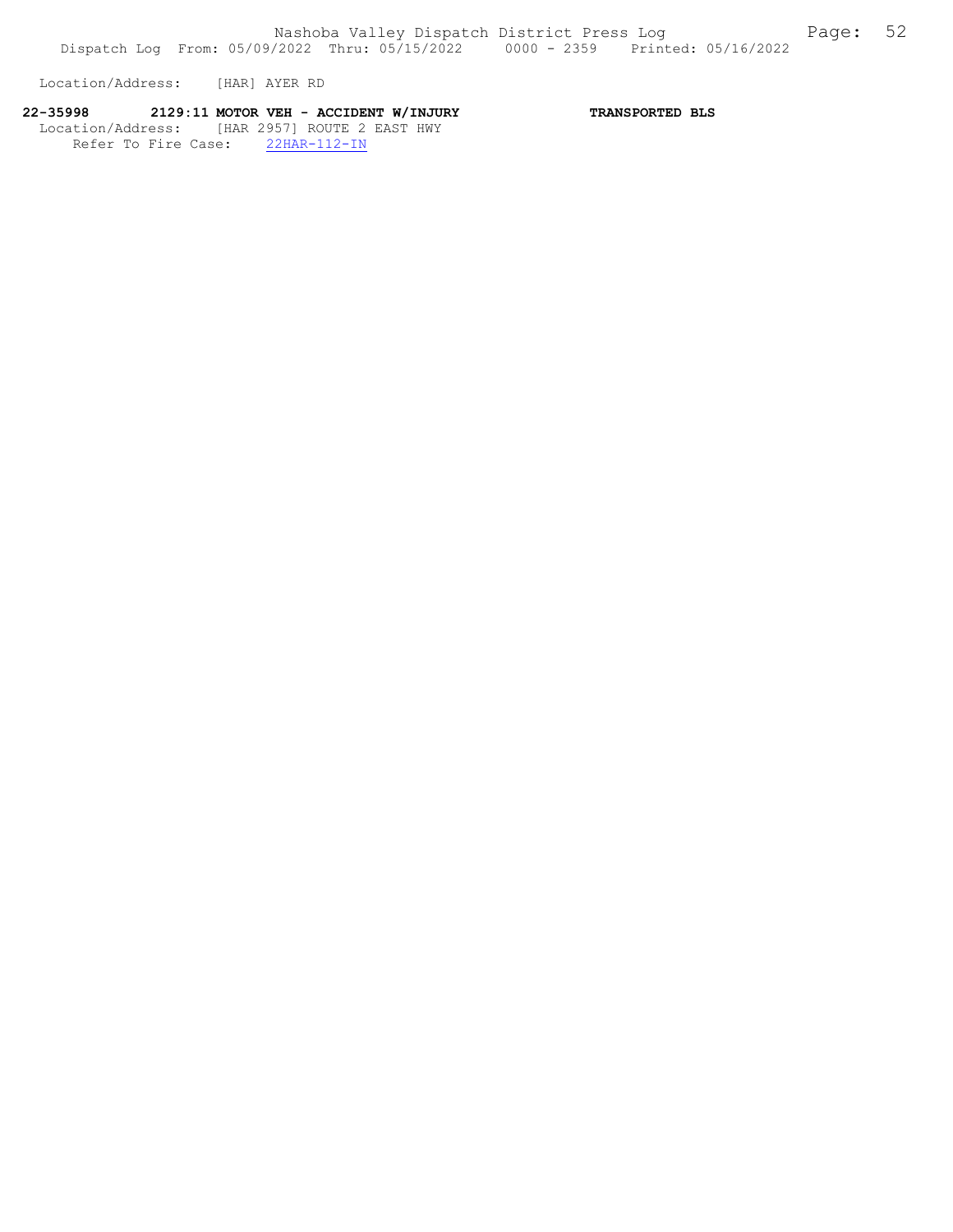Location/Address: [HAR] AYER RD

**22-35998 2129:11 MOTOR VEH - ACCIDENT W/INJURY TRANSPORTED BLS**

Location/Address: [HAR 2957] ROUTE 2 EAST HWY

Refer To Fire Case: 22HAR-112-IN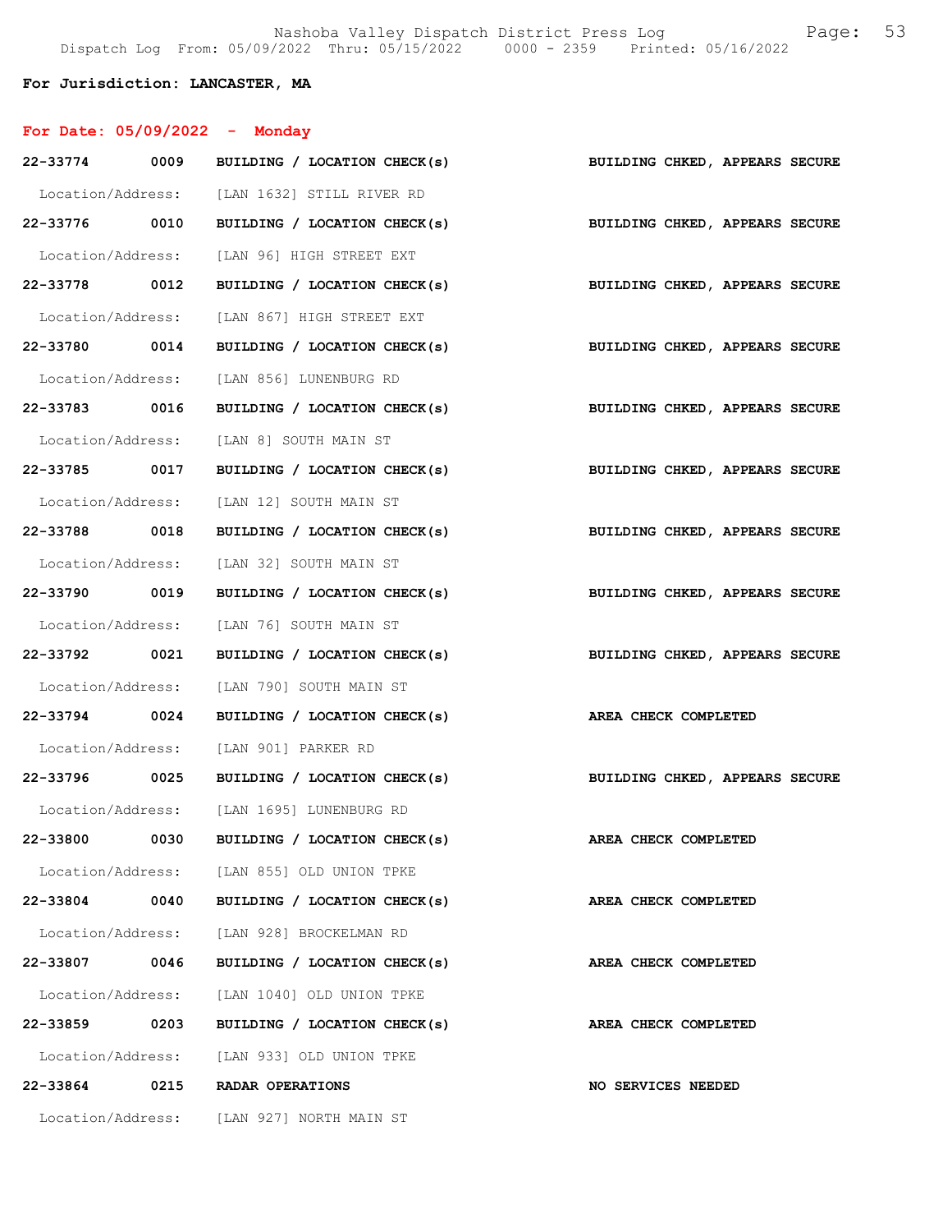Nashoba Valley Dispatch District Press Log
Dispatch Log From: 05/09/2022 Thru: 05/15/2022 0000 - 2359 Printed: 05/16/2022

**For Jurisdiction: LANCASTER, MA**

**For Date: 05/09/2022 - Monday**

**22-33774 0009 BUILDING / LOCATION CHECK(s) BUILDING CHKED, APPEARS SECURE**

Location/Address: [LAN 1632] STILL RIVER RD

**22-33776 0010 BUILDING / LOCATION CHECK(s) BUILDING CHKED, APPEARS SECURE**

Location/Address: [LAN 96] HIGH STREET EXT

**22-33778 0012 BUILDING / LOCATION CHECK(s) BUILDING CHKED, APPEARS SECURE**

Location/Address: [LAN 867] HIGH STREET EXT

**22-33780 0014 BUILDING / LOCATION CHECK(s) BUILDING CHKED, APPEARS SECURE**

Location/Address: [LAN 856] LUNENBURG RD

**22-33783 0016 BUILDING / LOCATION CHECK(s) BUILDING CHKED, APPEARS SECURE**

Location/Address: [LAN 8] SOUTH MAIN ST

**22-33785 0017 BUILDING / LOCATION CHECK(s) BUILDING CHKED, APPEARS SECURE**

Location/Address: [LAN 12] SOUTH MAIN ST

**22-33788 0018 BUILDING / LOCATION CHECK(s) BUILDING CHKED, APPEARS SECURE**

Location/Address: [LAN 32] SOUTH MAIN ST

**22-33790 0019 BUILDING / LOCATION CHECK(s) BUILDING CHKED, APPEARS SECURE**

Location/Address: [LAN 76] SOUTH MAIN ST

**22-33792 0021 BUILDING / LOCATION CHECK(s) BUILDING CHKED, APPEARS SECURE**

Location/Address: [LAN 790] SOUTH MAIN ST

**22-33794 0024 BUILDING / LOCATION CHECK(s) AREA CHECK COMPLETED**

Location/Address: [LAN 901] PARKER RD

**22-33796 0025 BUILDING / LOCATION CHECK(s) BUILDING CHKED, APPEARS SECURE**

Location/Address: [LAN 1695] LUNENBURG RD

**22-33800 0030 BUILDING / LOCATION CHECK(s) AREA CHECK COMPLETED**

Location/Address: [LAN 855] OLD UNION TPKE

**22-33804 0040 BUILDING / LOCATION CHECK(s) AREA CHECK COMPLETED**

Location/Address: [LAN 928] BROCKELMAN RD

**22-33807 0046 BUILDING / LOCATION CHECK(s) AREA CHECK COMPLETED**

Location/Address: [LAN 1040] OLD UNION TPKE

**22-33859 0203 BUILDING / LOCATION CHECK(s) AREA CHECK COMPLETED**

Location/Address: [LAN 933] OLD UNION TPKE

**22-33864 0215 RADAR OPERATIONS NO SERVICES NEEDED**

Location/Address: [LAN 927] NORTH MAIN ST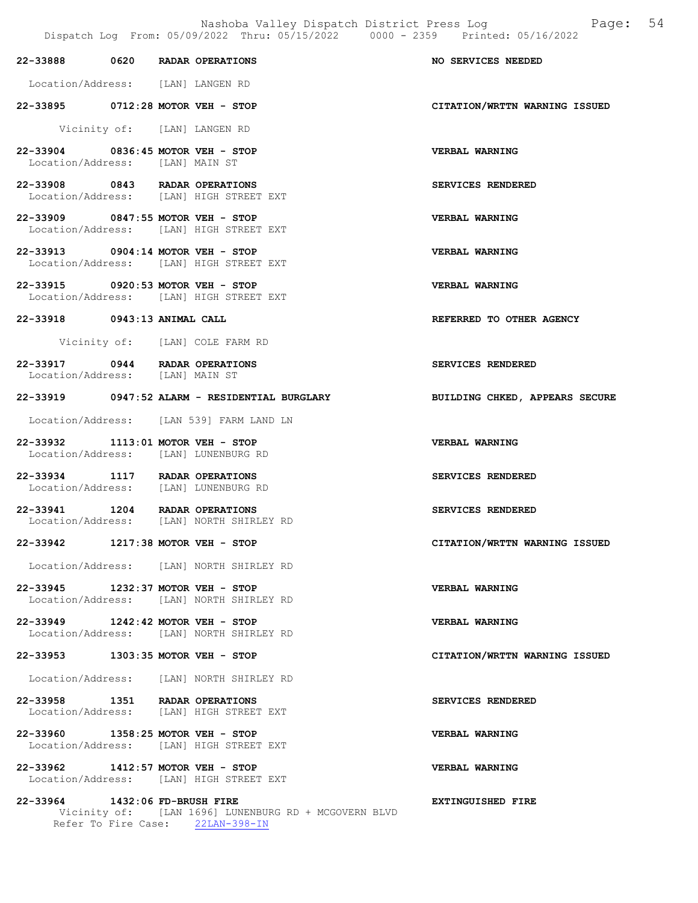Nashoba Valley Dispatch District Press Log
Dispatch Log From: 05/09/2022 Thru: 05/15/2022 0000 - 2359 Printed: 05/16/2022

**22-33888 0620 RADAR OPERATIONS** — NO SERVICES NEEDED
Location/Address: [LAN] LANGEN RD

**22-33895 0712:28 MOTOR VEH - STOP** — CITATION/WRTTN WARNING ISSUED
Vicinity of: [LAN] LANGEN RD

**22-33904 0836:45 MOTOR VEH - STOP** — VERBAL WARNING
Location/Address: [LAN] MAIN ST

**22-33908 0843 RADAR OPERATIONS** — SERVICES RENDERED
Location/Address: [LAN] HIGH STREET EXT

**22-33909 0847:55 MOTOR VEH - STOP** — VERBAL WARNING
Location/Address: [LAN] HIGH STREET EXT

**22-33913 0904:14 MOTOR VEH - STOP** — VERBAL WARNING
Location/Address: [LAN] HIGH STREET EXT

**22-33915 0920:53 MOTOR VEH - STOP** — VERBAL WARNING
Location/Address: [LAN] HIGH STREET EXT

**22-33918 0943:13 ANIMAL CALL** — REFERRED TO OTHER AGENCY
Vicinity of: [LAN] COLE FARM RD

**22-33917 0944 RADAR OPERATIONS** — SERVICES RENDERED
Location/Address: [LAN] MAIN ST

**22-33919 0947:52 ALARM - RESIDENTIAL BURGLARY** — BUILDING CHKED, APPEARS SECURE
Location/Address: [LAN 539] FARM LAND LN

**22-33932 1113:01 MOTOR VEH - STOP** — VERBAL WARNING
Location/Address: [LAN] LUNENBURG RD

**22-33934 1117 RADAR OPERATIONS** — SERVICES RENDERED
Location/Address: [LAN] LUNENBURG RD

**22-33941 1204 RADAR OPERATIONS** — SERVICES RENDERED
Location/Address: [LAN] NORTH SHIRLEY RD

**22-33942 1217:38 MOTOR VEH - STOP** — CITATION/WRTTN WARNING ISSUED
Location/Address: [LAN] NORTH SHIRLEY RD

**22-33945 1232:37 MOTOR VEH - STOP** — VERBAL WARNING
Location/Address: [LAN] NORTH SHIRLEY RD

**22-33949 1242:42 MOTOR VEH - STOP** — VERBAL WARNING
Location/Address: [LAN] NORTH SHIRLEY RD

**22-33953 1303:35 MOTOR VEH - STOP** — CITATION/WRTTN WARNING ISSUED
Location/Address: [LAN] NORTH SHIRLEY RD

**22-33958 1351 RADAR OPERATIONS** — SERVICES RENDERED
Location/Address: [LAN] HIGH STREET EXT

**22-33960 1358:25 MOTOR VEH - STOP** — VERBAL WARNING
Location/Address: [LAN] HIGH STREET EXT

**22-33962 1412:57 MOTOR VEH - STOP** — VERBAL WARNING
Location/Address: [LAN] HIGH STREET EXT

**22-33964 1432:06 FD-BRUSH FIRE** — EXTINGUISHED FIRE
Vicinity of: [LAN 1696] LUNENBURG RD + MCGOVERN BLVD
Refer To Fire Case: 22LAN-398-IN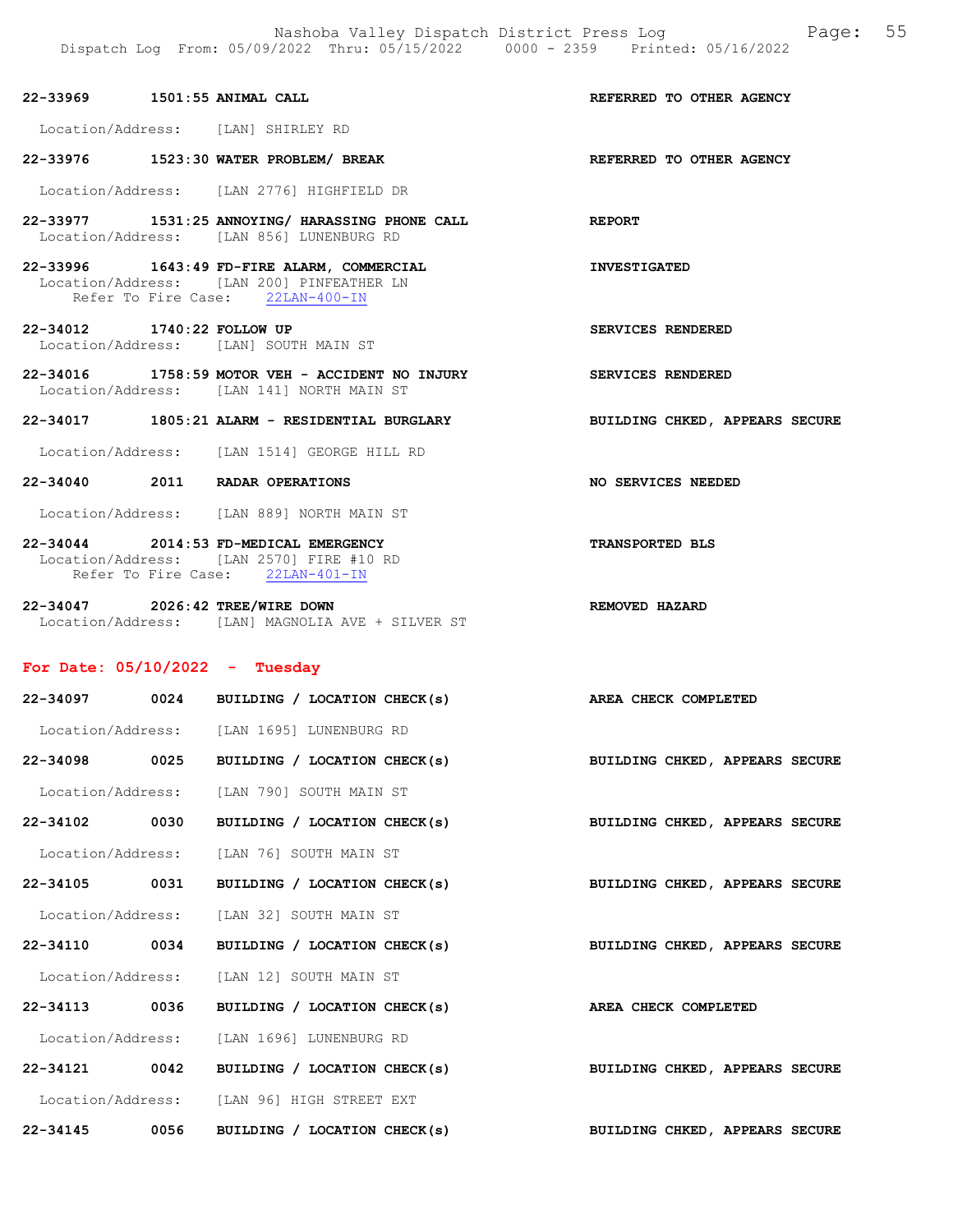**22-33969 1501:55 ANIMAL CALL** — **REFERRED TO OTHER AGENCY**

Location/Address: [LAN] SHIRLEY RD

**22-33976 1523:30 WATER PROBLEM/ BREAK** — **REFERRED TO OTHER AGENCY**

Location/Address: [LAN 2776] HIGHFIELD DR

**22-33977 1531:25 ANNOYING/ HARASSING PHONE CALL** — **REPORT**

Location/Address: [LAN 856] LUNENBURG RD

**22-33996 1643:49 FD-FIRE ALARM, COMMERCIAL** — **INVESTIGATED**

Location/Address: [LAN 200] PINFEATHER LN
Refer To Fire Case: 22LAN-400-IN

**22-34012 1740:22 FOLLOW UP** — **SERVICES RENDERED**

Location/Address: [LAN] SOUTH MAIN ST

**22-34016 1758:59 MOTOR VEH - ACCIDENT NO INJURY** — **SERVICES RENDERED**

Location/Address: [LAN 141] NORTH MAIN ST

**22-34017 1805:21 ALARM - RESIDENTIAL BURGLARY** — **BUILDING CHKED, APPEARS SECURE**

Location/Address: [LAN 1514] GEORGE HILL RD

**22-34040 2011 RADAR OPERATIONS** — **NO SERVICES NEEDED**

Location/Address: [LAN 889] NORTH MAIN ST

**22-34044 2014:53 FD-MEDICAL EMERGENCY** — **TRANSPORTED BLS**

Location/Address: [LAN 2570] FIRE #10 RD
Refer To Fire Case: 22LAN-401-IN

**22-34047 2026:42 TREE/WIRE DOWN** — **REMOVED HAZARD**

Location/Address: [LAN] MAGNOLIA AVE + SILVER ST

## For Date: 05/10/2022 - Tuesday

**22-34097 0024 BUILDING / LOCATION CHECK(s)** — **AREA CHECK COMPLETED**

Location/Address: [LAN 1695] LUNENBURG RD

**22-34098 0025 BUILDING / LOCATION CHECK(s)** — **BUILDING CHKED, APPEARS SECURE**

Location/Address: [LAN 790] SOUTH MAIN ST

**22-34102 0030 BUILDING / LOCATION CHECK(s)** — **BUILDING CHKED, APPEARS SECURE**

Location/Address: [LAN 76] SOUTH MAIN ST

**22-34105 0031 BUILDING / LOCATION CHECK(s)** — **BUILDING CHKED, APPEARS SECURE**

Location/Address: [LAN 32] SOUTH MAIN ST

**22-34110 0034 BUILDING / LOCATION CHECK(s)** — **BUILDING CHKED, APPEARS SECURE**

Location/Address: [LAN 12] SOUTH MAIN ST

**22-34113 0036 BUILDING / LOCATION CHECK(s)** — **AREA CHECK COMPLETED**

Location/Address: [LAN 1696] LUNENBURG RD

**22-34121 0042 BUILDING / LOCATION CHECK(s)** — **BUILDING CHKED, APPEARS SECURE**

Location/Address: [LAN 96] HIGH STREET EXT

**22-34145 0056 BUILDING / LOCATION CHECK(s)** — **BUILDING CHKED, APPEARS SECURE**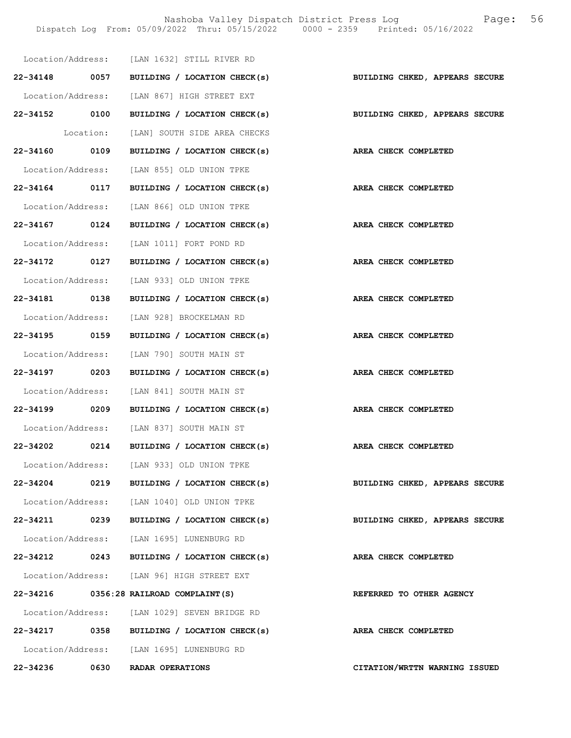Location/Address: [LAN 1632] STILL RIVER RD

**22-34148 0057 BUILDING / LOCATION CHECK(s) BUILDING CHKED, APPEARS SECURE**

Location/Address: [LAN 867] HIGH STREET EXT

**22-34152 0100 BUILDING / LOCATION CHECK(s) BUILDING CHKED, APPEARS SECURE**

Location: [LAN] SOUTH SIDE AREA CHECKS

**22-34160 0109 BUILDING / LOCATION CHECK(s) AREA CHECK COMPLETED**

Location/Address: [LAN 855] OLD UNION TPKE

**22-34164 0117 BUILDING / LOCATION CHECK(s) AREA CHECK COMPLETED**

Location/Address: [LAN 866] OLD UNION TPKE

**22-34167 0124 BUILDING / LOCATION CHECK(s) AREA CHECK COMPLETED**

Location/Address: [LAN 1011] FORT POND RD

**22-34172 0127 BUILDING / LOCATION CHECK(s) AREA CHECK COMPLETED**

Location/Address: [LAN 933] OLD UNION TPKE

**22-34181 0138 BUILDING / LOCATION CHECK(s) AREA CHECK COMPLETED**

Location/Address: [LAN 928] BROCKELMAN RD

**22-34195 0159 BUILDING / LOCATION CHECK(s) AREA CHECK COMPLETED**

Location/Address: [LAN 790] SOUTH MAIN ST

**22-34197 0203 BUILDING / LOCATION CHECK(s) AREA CHECK COMPLETED**

Location/Address: [LAN 841] SOUTH MAIN ST

**22-34199 0209 BUILDING / LOCATION CHECK(s) AREA CHECK COMPLETED**

Location/Address: [LAN 837] SOUTH MAIN ST

**22-34202 0214 BUILDING / LOCATION CHECK(s) AREA CHECK COMPLETED**

Location/Address: [LAN 933] OLD UNION TPKE

**22-34204 0219 BUILDING / LOCATION CHECK(s) BUILDING CHKED, APPEARS SECURE**

Location/Address: [LAN 1040] OLD UNION TPKE

**22-34211 0239 BUILDING / LOCATION CHECK(s) BUILDING CHKED, APPEARS SECURE**

Location/Address: [LAN 1695] LUNENBURG RD

**22-34212 0243 BUILDING / LOCATION CHECK(s) AREA CHECK COMPLETED**

Location/Address: [LAN 96] HIGH STREET EXT

**22-34216 0356:28 RAILROAD COMPLAINT(S) REFERRED TO OTHER AGENCY**

Location/Address: [LAN 1029] SEVEN BRIDGE RD

**22-34217 0358 BUILDING / LOCATION CHECK(s) AREA CHECK COMPLETED**

Location/Address: [LAN 1695] LUNENBURG RD

**22-34236 0630 RADAR OPERATIONS CITATION/WRTTN WARNING ISSUED**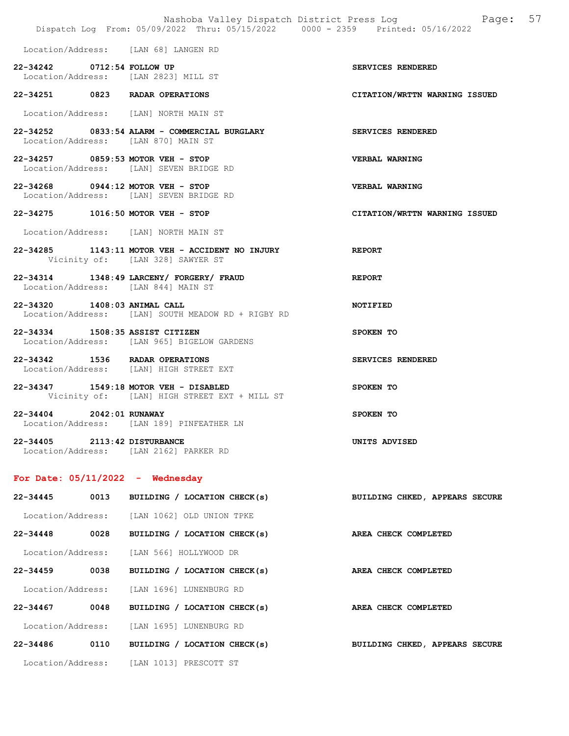Location/Address: [LAN 68] LANGEN RD

**22-34242 0712:54 FOLLOW UP** — **SERVICES RENDERED**
Location/Address: [LAN 2823] MILL ST

**22-34251 0823 RADAR OPERATIONS** — **CITATION/WRTTN WARNING ISSUED**
Location/Address: [LAN] NORTH MAIN ST

**22-34252 0833:54 ALARM - COMMERCIAL BURGLARY** — **SERVICES RENDERED**
Location/Address: [LAN 870] MAIN ST

**22-34257 0859:53 MOTOR VEH - STOP** — **VERBAL WARNING**
Location/Address: [LAN] SEVEN BRIDGE RD

**22-34268 0944:12 MOTOR VEH - STOP** — **VERBAL WARNING**
Location/Address: [LAN] SEVEN BRIDGE RD

**22-34275 1016:50 MOTOR VEH - STOP** — **CITATION/WRTTN WARNING ISSUED**
Location/Address: [LAN] NORTH MAIN ST

**22-34285 1143:11 MOTOR VEH - ACCIDENT NO INJURY** — **REPORT**
Vicinity of: [LAN 328] SAWYER ST

**22-34314 1348:49 LARCENY/ FORGERY/ FRAUD** — **REPORT**
Location/Address: [LAN 844] MAIN ST

**22-34320 1408:03 ANIMAL CALL** — **NOTIFIED**
Location/Address: [LAN] SOUTH MEADOW RD + RIGBY RD

**22-34334 1508:35 ASSIST CITIZEN** — **SPOKEN TO**
Location/Address: [LAN 965] BIGELOW GARDENS

**22-34342 1536 RADAR OPERATIONS** — **SERVICES RENDERED**
Location/Address: [LAN] HIGH STREET EXT

**22-34347 1549:18 MOTOR VEH - DISABLED** — **SPOKEN TO**
Vicinity of: [LAN] HIGH STREET EXT + MILL ST

**22-34404 2042:01 RUNAWAY** — **SPOKEN TO**
Location/Address: [LAN 189] PINFEATHER LN

**22-34405 2113:42 DISTURBANCE** — **UNITS ADVISED**
Location/Address: [LAN 2162] PARKER RD

## For Date: 05/11/2022 - Wednesday

**22-34445 0013 BUILDING / LOCATION CHECK(s)** — **BUILDING CHKED, APPEARS SECURE**
Location/Address: [LAN 1062] OLD UNION TPKE

**22-34448 0028 BUILDING / LOCATION CHECK(s)** — **AREA CHECK COMPLETED**
Location/Address: [LAN 566] HOLLYWOOD DR

**22-34459 0038 BUILDING / LOCATION CHECK(s)** — **AREA CHECK COMPLETED**
Location/Address: [LAN 1696] LUNENBURG RD

**22-34467 0048 BUILDING / LOCATION CHECK(s)** — **AREA CHECK COMPLETED**
Location/Address: [LAN 1695] LUNENBURG RD

**22-34486 0110 BUILDING / LOCATION CHECK(s)** — **BUILDING CHKED, APPEARS SECURE**
Location/Address: [LAN 1013] PRESCOTT ST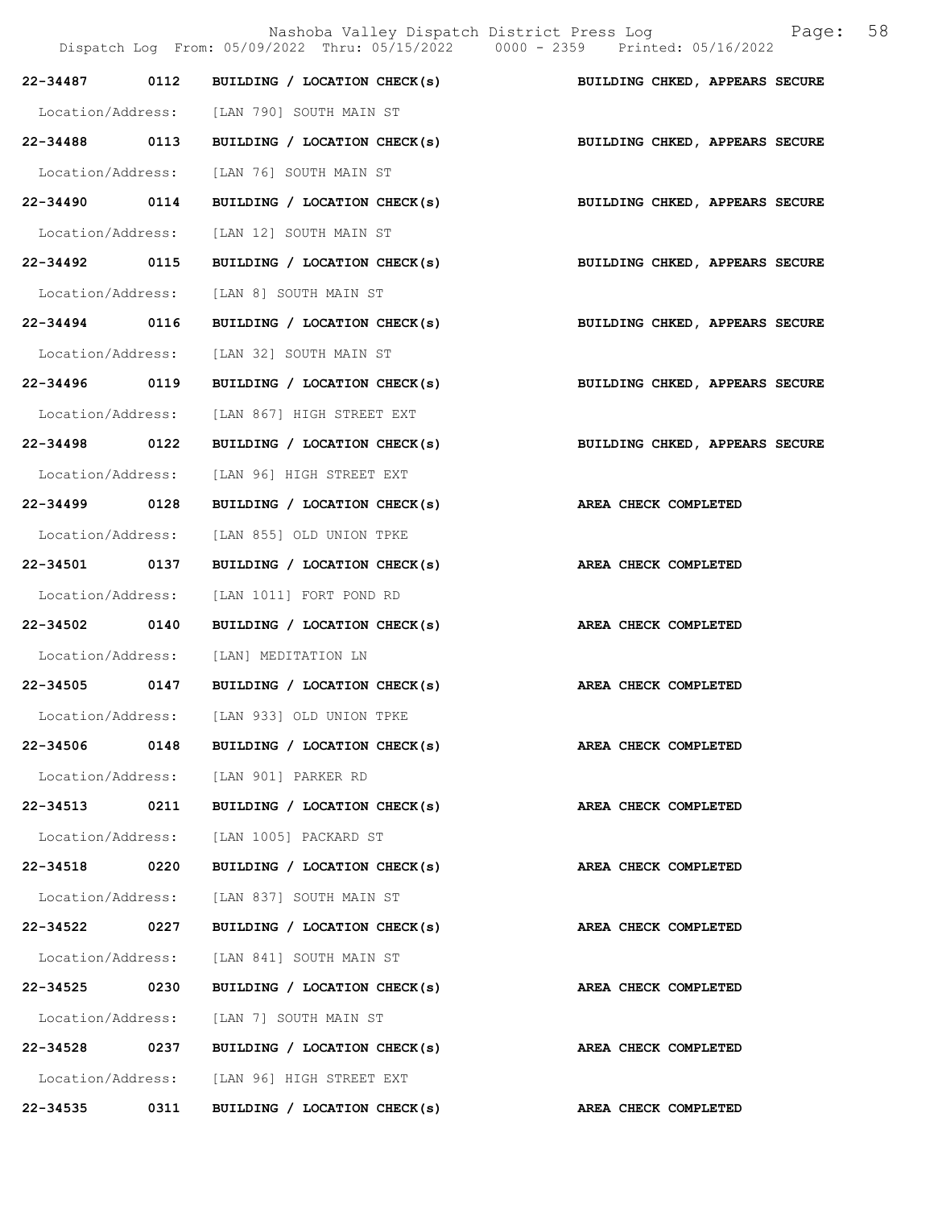22-34487 0112 BUILDING / LOCATION CHECK(s) **BUILDING CHKED, APPEARS SECURE**

Location/Address: [LAN 790] SOUTH MAIN ST

22-34488 0113 BUILDING / LOCATION CHECK(s) **BUILDING CHKED, APPEARS SECURE**

Location/Address: [LAN 76] SOUTH MAIN ST

22-34490 0114 BUILDING / LOCATION CHECK(s) **BUILDING CHKED, APPEARS SECURE**

Location/Address: [LAN 12] SOUTH MAIN ST

22-34492 0115 BUILDING / LOCATION CHECK(s) **BUILDING CHKED, APPEARS SECURE**

Location/Address: [LAN 8] SOUTH MAIN ST

22-34494 0116 BUILDING / LOCATION CHECK(s) **BUILDING CHKED, APPEARS SECURE**

Location/Address: [LAN 32] SOUTH MAIN ST

22-34496 0119 BUILDING / LOCATION CHECK(s) **BUILDING CHKED, APPEARS SECURE**

Location/Address: [LAN 867] HIGH STREET EXT

22-34498 0122 BUILDING / LOCATION CHECK(s) **BUILDING CHKED, APPEARS SECURE**

Location/Address: [LAN 96] HIGH STREET EXT

22-34499 0128 BUILDING / LOCATION CHECK(s) **AREA CHECK COMPLETED**

Location/Address: [LAN 855] OLD UNION TPKE

22-34501 0137 BUILDING / LOCATION CHECK(s) **AREA CHECK COMPLETED**

Location/Address: [LAN 1011] FORT POND RD

22-34502 0140 BUILDING / LOCATION CHECK(s) **AREA CHECK COMPLETED**

Location/Address: [LAN] MEDITATION LN

22-34505 0147 BUILDING / LOCATION CHECK(s) **AREA CHECK COMPLETED**

Location/Address: [LAN 933] OLD UNION TPKE

22-34506 0148 BUILDING / LOCATION CHECK(s) **AREA CHECK COMPLETED**

Location/Address: [LAN 901] PARKER RD

22-34513 0211 BUILDING / LOCATION CHECK(s) **AREA CHECK COMPLETED**

Location/Address: [LAN 1005] PACKARD ST

22-34518 0220 BUILDING / LOCATION CHECK(s) **AREA CHECK COMPLETED**

Location/Address: [LAN 837] SOUTH MAIN ST

22-34522 0227 BUILDING / LOCATION CHECK(s) **AREA CHECK COMPLETED**

Location/Address: [LAN 841] SOUTH MAIN ST

22-34525 0230 BUILDING / LOCATION CHECK(s) **AREA CHECK COMPLETED**

Location/Address: [LAN 7] SOUTH MAIN ST

22-34528 0237 BUILDING / LOCATION CHECK(s) **AREA CHECK COMPLETED**

Location/Address: [LAN 96] HIGH STREET EXT

22-34535 0311 BUILDING / LOCATION CHECK(s) **AREA CHECK COMPLETED**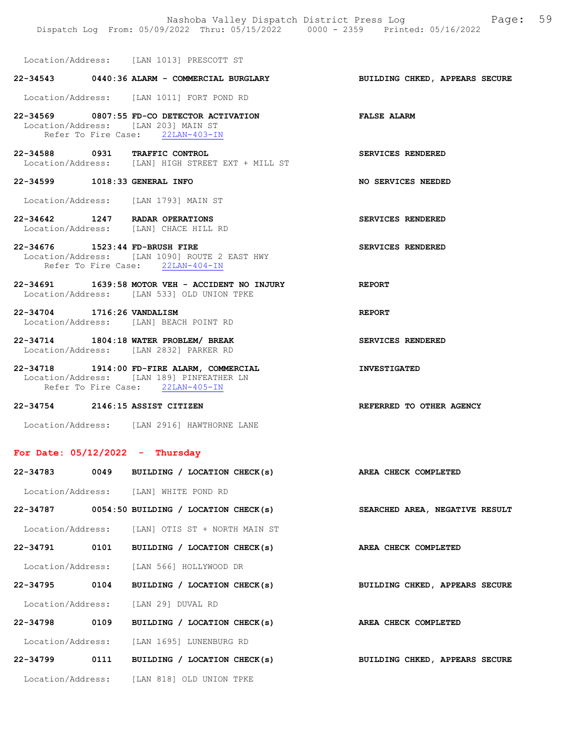Location/Address: [LAN 1013] PRESCOTT ST

**22-34543 0440:36 ALARM - COMMERCIAL BURGLARY** — **BUILDING CHKED, APPEARS SECURE**

Location/Address: [LAN 1011] FORT POND RD

**22-34569 0807:55 FD-CO DETECTOR ACTIVATION** — **FALSE ALARM**
Location/Address: [LAN 203] MAIN ST
Refer To Fire Case: 22LAN-403-IN

**22-34588 0931 TRAFFIC CONTROL** — **SERVICES RENDERED**
Location/Address: [LAN] HIGH STREET EXT + MILL ST

**22-34599 1018:33 GENERAL INFO** — **NO SERVICES NEEDED**

Location/Address: [LAN 1793] MAIN ST

**22-34642 1247 RADAR OPERATIONS** — **SERVICES RENDERED**
Location/Address: [LAN] CHACE HILL RD

**22-34676 1523:44 FD-BRUSH FIRE** — **SERVICES RENDERED**
Location/Address: [LAN 1090] ROUTE 2 EAST HWY
Refer To Fire Case: 22LAN-404-IN

**22-34691 1639:58 MOTOR VEH - ACCIDENT NO INJURY** — **REPORT**
Location/Address: [LAN 533] OLD UNION TPKE

**22-34704 1716:26 VANDALISM** — **REPORT**
Location/Address: [LAN] BEACH POINT RD

**22-34714 1804:18 WATER PROBLEM/ BREAK** — **SERVICES RENDERED**
Location/Address: [LAN 2832] PARKER RD

**22-34718 1914:00 FD-FIRE ALARM, COMMERCIAL** — **INVESTIGATED**
Location/Address: [LAN 189] PINFEATHER LN
Refer To Fire Case: 22LAN-405-IN

**22-34754 2146:15 ASSIST CITIZEN** — **REFERRED TO OTHER AGENCY**

Location/Address: [LAN 2916] HAWTHORNE LANE

## For Date: 05/12/2022 - Thursday

**22-34783 0049 BUILDING / LOCATION CHECK(s)** — **AREA CHECK COMPLETED**

Location/Address: [LAN] WHITE POND RD

**22-34787 0054:50 BUILDING / LOCATION CHECK(s)** — **SEARCHED AREA, NEGATIVE RESULT**

Location/Address: [LAN] OTIS ST + NORTH MAIN ST

**22-34791 0101 BUILDING / LOCATION CHECK(s)** — **AREA CHECK COMPLETED**

Location/Address: [LAN 566] HOLLYWOOD DR

**22-34795 0104 BUILDING / LOCATION CHECK(s)** — **BUILDING CHKED, APPEARS SECURE**

Location/Address: [LAN 29] DUVAL RD

**22-34798 0109 BUILDING / LOCATION CHECK(s)** — **AREA CHECK COMPLETED**

Location/Address: [LAN 1695] LUNENBURG RD

**22-34799 0111 BUILDING / LOCATION CHECK(s)** — **BUILDING CHKED, APPEARS SECURE**

Location/Address: [LAN 818] OLD UNION TPKE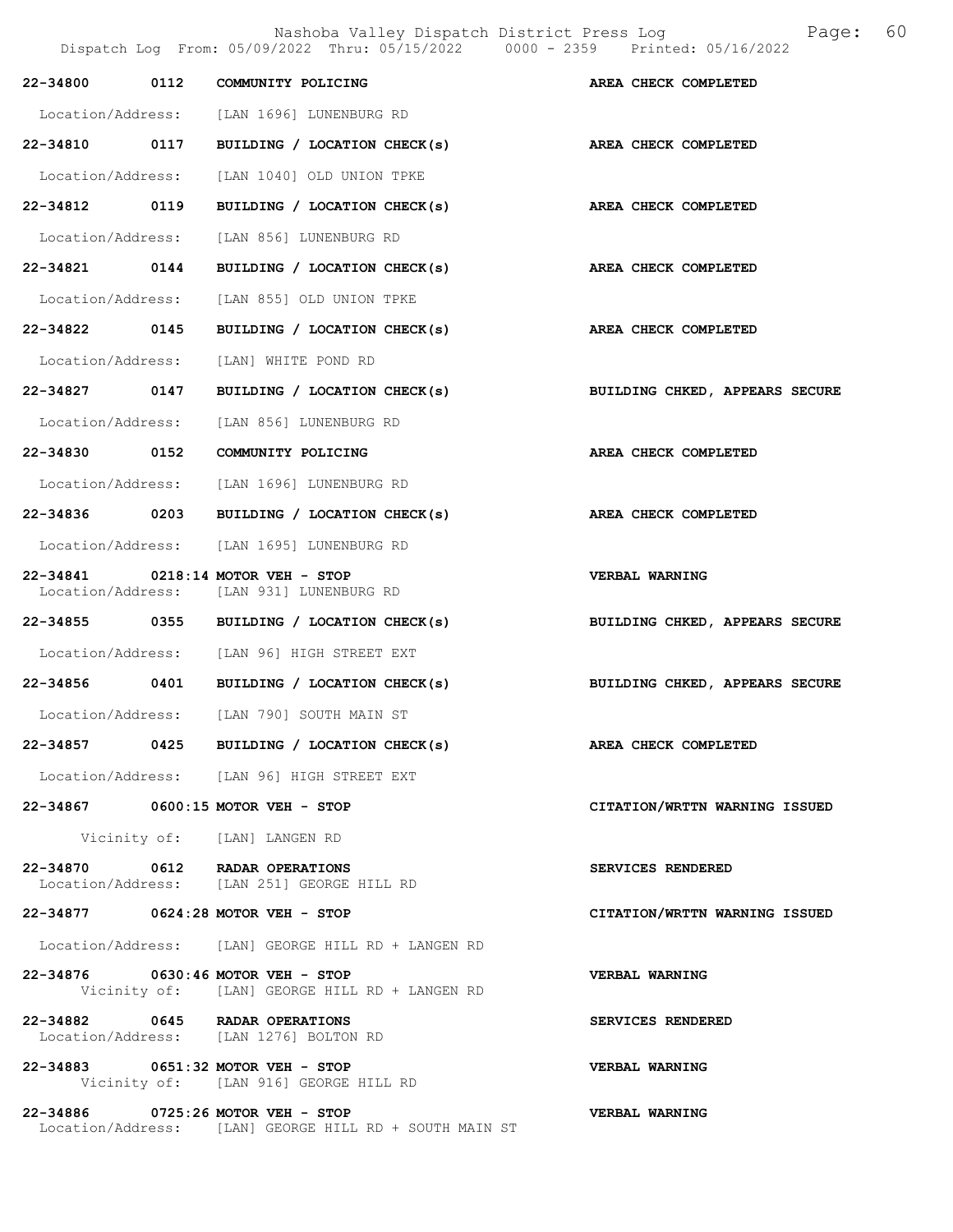| Call # | Time | Call Type | Disposition |
|---|---|---|---|
| 22-34800 | 0112 | COMMUNITY POLICING | AREA CHECK COMPLETED |
| Location/Address: | | [LAN 1696] LUNENBURG RD | |
| 22-34810 | 0117 | BUILDING / LOCATION CHECK(s) | AREA CHECK COMPLETED |
| Location/Address: | | [LAN 1040] OLD UNION TPKE | |
| 22-34812 | 0119 | BUILDING / LOCATION CHECK(s) | AREA CHECK COMPLETED |
| Location/Address: | | [LAN 856] LUNENBURG RD | |
| 22-34821 | 0144 | BUILDING / LOCATION CHECK(s) | AREA CHECK COMPLETED |
| Location/Address: | | [LAN 855] OLD UNION TPKE | |
| 22-34822 | 0145 | BUILDING / LOCATION CHECK(s) | AREA CHECK COMPLETED |
| Location/Address: | | [LAN] WHITE POND RD | |
| 22-34827 | 0147 | BUILDING / LOCATION CHECK(s) | BUILDING CHKED, APPEARS SECURE |
| Location/Address: | | [LAN 856] LUNENBURG RD | |
| 22-34830 | 0152 | COMMUNITY POLICING | AREA CHECK COMPLETED |
| Location/Address: | | [LAN 1696] LUNENBURG RD | |
| 22-34836 | 0203 | BUILDING / LOCATION CHECK(s) | AREA CHECK COMPLETED |
| Location/Address: | | [LAN 1695] LUNENBURG RD | |
| 22-34841 | 0218:14 | MOTOR VEH - STOP | VERBAL WARNING |
| Location/Address: | | [LAN 931] LUNENBURG RD | |
| 22-34855 | 0355 | BUILDING / LOCATION CHECK(s) | BUILDING CHKED, APPEARS SECURE |
| Location/Address: | | [LAN 96] HIGH STREET EXT | |
| 22-34856 | 0401 | BUILDING / LOCATION CHECK(s) | BUILDING CHKED, APPEARS SECURE |
| Location/Address: | | [LAN 790] SOUTH MAIN ST | |
| 22-34857 | 0425 | BUILDING / LOCATION CHECK(s) | AREA CHECK COMPLETED |
| Location/Address: | | [LAN 96] HIGH STREET EXT | |
| 22-34867 | 0600:15 | MOTOR VEH - STOP | CITATION/WRTTN WARNING ISSUED |
| Vicinity of: | | [LAN] LANGEN RD | |
| 22-34870 | 0612 | RADAR OPERATIONS | SERVICES RENDERED |
| Location/Address: | | [LAN 251] GEORGE HILL RD | |
| 22-34877 | 0624:28 | MOTOR VEH - STOP | CITATION/WRTTN WARNING ISSUED |
| Location/Address: | | [LAN] GEORGE HILL RD + LANGEN RD | |
| 22-34876 | 0630:46 | MOTOR VEH - STOP | VERBAL WARNING |
| Vicinity of: | | [LAN] GEORGE HILL RD + LANGEN RD | |
| 22-34882 | 0645 | RADAR OPERATIONS | SERVICES RENDERED |
| Location/Address: | | [LAN 1276] BOLTON RD | |
| 22-34883 | 0651:32 | MOTOR VEH - STOP | VERBAL WARNING |
| Vicinity of: | | [LAN 916] GEORGE HILL RD | |
| 22-34886 | 0725:26 | MOTOR VEH - STOP | VERBAL WARNING |
| Location/Address: | | [LAN] GEORGE HILL RD + SOUTH MAIN ST | |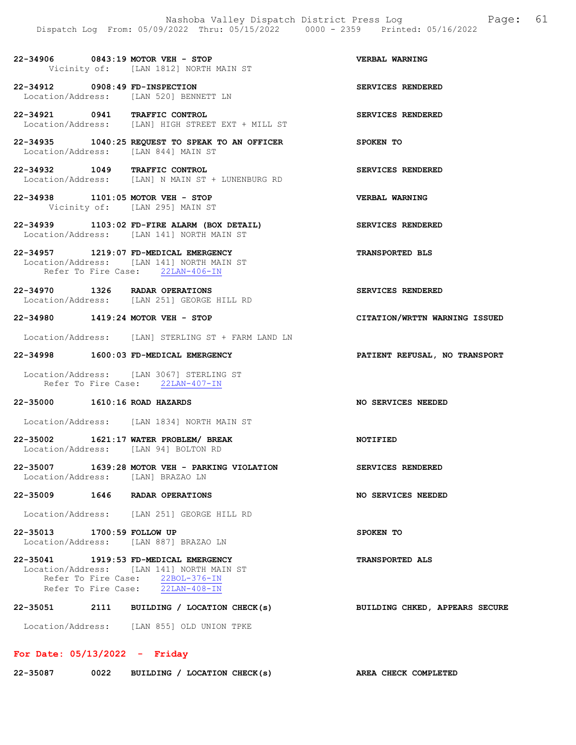22-34906 0843:19 MOTOR VEH - STOP — VERBAL WARNING
Vicinity of: [LAN 1812] NORTH MAIN ST

22-34912 0908:49 FD-INSPECTION — SERVICES RENDERED
Location/Address: [LAN 520] BENNETT LN

22-34921 0941 TRAFFIC CONTROL — SERVICES RENDERED
Location/Address: [LAN] HIGH STREET EXT + MILL ST

22-34935 1040:25 REQUEST TO SPEAK TO AN OFFICER — SPOKEN TO
Location/Address: [LAN 844] MAIN ST

22-34932 1049 TRAFFIC CONTROL — SERVICES RENDERED
Location/Address: [LAN] N MAIN ST + LUNENBURG RD

22-34938 1101:05 MOTOR VEH - STOP — VERBAL WARNING
Vicinity of: [LAN 295] MAIN ST

22-34939 1103:02 FD-FIRE ALARM (BOX DETAIL) — SERVICES RENDERED
Location/Address: [LAN 141] NORTH MAIN ST

22-34957 1219:07 FD-MEDICAL EMERGENCY — TRANSPORTED BLS
Location/Address: [LAN 141] NORTH MAIN ST
Refer To Fire Case: 22LAN-406-IN

22-34970 1326 RADAR OPERATIONS — SERVICES RENDERED
Location/Address: [LAN 251] GEORGE HILL RD

22-34980 1419:24 MOTOR VEH - STOP — CITATION/WRTTN WARNING ISSUED
Location/Address: [LAN] STERLING ST + FARM LAND LN

22-34998 1600:03 FD-MEDICAL EMERGENCY — PATIENT REFUSAL, NO TRANSPORT
Location/Address: [LAN 3067] STERLING ST
Refer To Fire Case: 22LAN-407-IN

22-35000 1610:16 ROAD HAZARDS — NO SERVICES NEEDED
Location/Address: [LAN 1834] NORTH MAIN ST

22-35002 1621:17 WATER PROBLEM/ BREAK — NOTIFIED
Location/Address: [LAN 94] BOLTON RD

22-35007 1639:28 MOTOR VEH - PARKING VIOLATION — SERVICES RENDERED
Location/Address: [LAN] BRAZAO LN

22-35009 1646 RADAR OPERATIONS — NO SERVICES NEEDED
Location/Address: [LAN 251] GEORGE HILL RD

22-35013 1700:59 FOLLOW UP — SPOKEN TO
Location/Address: [LAN 887] BRAZAO LN

22-35041 1919:53 FD-MEDICAL EMERGENCY — TRANSPORTED ALS
Location/Address: [LAN 141] NORTH MAIN ST
Refer To Fire Case: 22BOL-376-IN
Refer To Fire Case: 22LAN-408-IN

22-35051 2111 BUILDING / LOCATION CHECK(s) — BUILDING CHKED, APPEARS SECURE
Location/Address: [LAN 855] OLD UNION TPKE

## For Date: 05/13/2022 - Friday

22-35087 0022 BUILDING / LOCATION CHECK(s) — AREA CHECK COMPLETED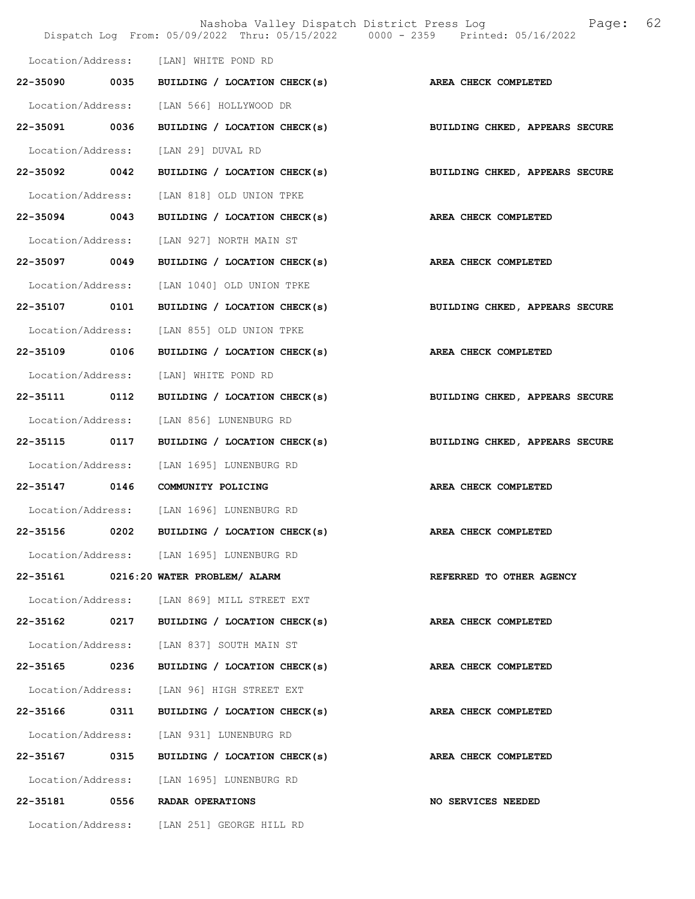Location/Address: [LAN] WHITE POND RD

| | | | |
|---|---|---|---|
| 22-35090 | 0035 | BUILDING / LOCATION CHECK(s) | AREA CHECK COMPLETED |

Location/Address: [LAN 566] HOLLYWOOD DR

| | | | |
|---|---|---|---|
| 22-35091 | 0036 | BUILDING / LOCATION CHECK(s) | BUILDING CHKED, APPEARS SECURE |

Location/Address: [LAN 29] DUVAL RD

| | | | |
|---|---|---|---|
| 22-35092 | 0042 | BUILDING / LOCATION CHECK(s) | BUILDING CHKED, APPEARS SECURE |

Location/Address: [LAN 818] OLD UNION TPKE

| | | | |
|---|---|---|---|
| 22-35094 | 0043 | BUILDING / LOCATION CHECK(s) | AREA CHECK COMPLETED |

Location/Address: [LAN 927] NORTH MAIN ST

| | | | |
|---|---|---|---|
| 22-35097 | 0049 | BUILDING / LOCATION CHECK(s) | AREA CHECK COMPLETED |

Location/Address: [LAN 1040] OLD UNION TPKE

| | | | |
|---|---|---|---|
| 22-35107 | 0101 | BUILDING / LOCATION CHECK(s) | BUILDING CHKED, APPEARS SECURE |

Location/Address: [LAN 855] OLD UNION TPKE

| | | | |
|---|---|---|---|
| 22-35109 | 0106 | BUILDING / LOCATION CHECK(s) | AREA CHECK COMPLETED |

Location/Address: [LAN] WHITE POND RD

| | | | |
|---|---|---|---|
| 22-35111 | 0112 | BUILDING / LOCATION CHECK(s) | BUILDING CHKED, APPEARS SECURE |

Location/Address: [LAN 856] LUNENBURG RD

| | | | |
|---|---|---|---|
| 22-35115 | 0117 | BUILDING / LOCATION CHECK(s) | BUILDING CHKED, APPEARS SECURE |

Location/Address: [LAN 1695] LUNENBURG RD

| | | | |
|---|---|---|---|
| 22-35147 | 0146 | COMMUNITY POLICING | AREA CHECK COMPLETED |

Location/Address: [LAN 1696] LUNENBURG RD

| | | | |
|---|---|---|---|
| 22-35156 | 0202 | BUILDING / LOCATION CHECK(s) | AREA CHECK COMPLETED |

Location/Address: [LAN 1695] LUNENBURG RD

| | | | |
|---|---|---|---|
| 22-35161 | 0216:20 | WATER PROBLEM/ ALARM | REFERRED TO OTHER AGENCY |

Location/Address: [LAN 869] MILL STREET EXT

| | | | |
|---|---|---|---|
| 22-35162 | 0217 | BUILDING / LOCATION CHECK(s) | AREA CHECK COMPLETED |

Location/Address: [LAN 837] SOUTH MAIN ST

| | | | |
|---|---|---|---|
| 22-35165 | 0236 | BUILDING / LOCATION CHECK(s) | AREA CHECK COMPLETED |

Location/Address: [LAN 96] HIGH STREET EXT

| | | | |
|---|---|---|---|
| 22-35166 | 0311 | BUILDING / LOCATION CHECK(s) | AREA CHECK COMPLETED |

Location/Address: [LAN 931] LUNENBURG RD

| | | | |
|---|---|---|---|
| 22-35167 | 0315 | BUILDING / LOCATION CHECK(s) | AREA CHECK COMPLETED |

Location/Address: [LAN 1695] LUNENBURG RD

| | | | |
|---|---|---|---|
| 22-35181 | 0556 | RADAR OPERATIONS | NO SERVICES NEEDED |

Location/Address: [LAN 251] GEORGE HILL RD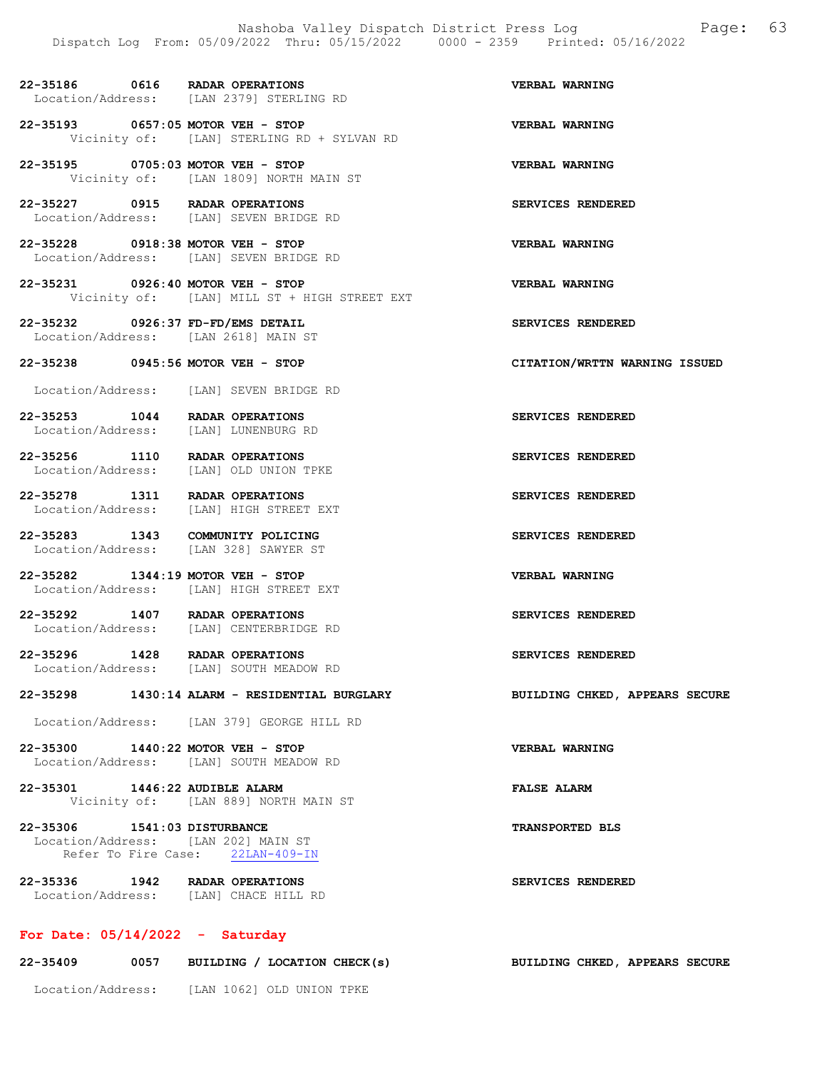**22-35186 0616 RADAR OPERATIONS** — **VERBAL WARNING**
Location/Address: [LAN 2379] STERLING RD

**22-35193 0657:05 MOTOR VEH - STOP** — **VERBAL WARNING**
Vicinity of: [LAN] STERLING RD + SYLVAN RD

**22-35195 0705:03 MOTOR VEH - STOP** — **VERBAL WARNING**
Vicinity of: [LAN 1809] NORTH MAIN ST

**22-35227 0915 RADAR OPERATIONS** — **SERVICES RENDERED**
Location/Address: [LAN] SEVEN BRIDGE RD

**22-35228 0918:38 MOTOR VEH - STOP** — **VERBAL WARNING**
Location/Address: [LAN] SEVEN BRIDGE RD

**22-35231 0926:40 MOTOR VEH - STOP** — **VERBAL WARNING**
Vicinity of: [LAN] MILL ST + HIGH STREET EXT

**22-35232 0926:37 FD-FD/EMS DETAIL** — **SERVICES RENDERED**
Location/Address: [LAN 2618] MAIN ST

**22-35238 0945:56 MOTOR VEH - STOP** — **CITATION/WRTTN WARNING ISSUED**
Location/Address: [LAN] SEVEN BRIDGE RD

**22-35253 1044 RADAR OPERATIONS** — **SERVICES RENDERED**
Location/Address: [LAN] LUNENBURG RD

**22-35256 1110 RADAR OPERATIONS** — **SERVICES RENDERED**
Location/Address: [LAN] OLD UNION TPKE

**22-35278 1311 RADAR OPERATIONS** — **SERVICES RENDERED**
Location/Address: [LAN] HIGH STREET EXT

**22-35283 1343 COMMUNITY POLICING** — **SERVICES RENDERED**
Location/Address: [LAN 328] SAWYER ST

**22-35282 1344:19 MOTOR VEH - STOP** — **VERBAL WARNING**
Location/Address: [LAN] HIGH STREET EXT

**22-35292 1407 RADAR OPERATIONS** — **SERVICES RENDERED**
Location/Address: [LAN] CENTERBRIDGE RD

**22-35296 1428 RADAR OPERATIONS** — **SERVICES RENDERED**
Location/Address: [LAN] SOUTH MEADOW RD

**22-35298 1430:14 ALARM - RESIDENTIAL BURGLARY** — **BUILDING CHKED, APPEARS SECURE**
Location/Address: [LAN 379] GEORGE HILL RD

**22-35300 1440:22 MOTOR VEH - STOP** — **VERBAL WARNING**
Location/Address: [LAN] SOUTH MEADOW RD

**22-35301 1446:22 AUDIBLE ALARM** — **FALSE ALARM**
Vicinity of: [LAN 889] NORTH MAIN ST

**22-35306 1541:03 DISTURBANCE** — **TRANSPORTED BLS**
Location/Address: [LAN 202] MAIN ST
Refer To Fire Case: 22LAN-409-IN

**22-35336 1942 RADAR OPERATIONS** — **SERVICES RENDERED**
Location/Address: [LAN] CHACE HILL RD

## For Date: 05/14/2022 - Saturday

**22-35409 0057 BUILDING / LOCATION CHECK(s)** — **BUILDING CHKED, APPEARS SECURE**
Location/Address: [LAN 1062] OLD UNION TPKE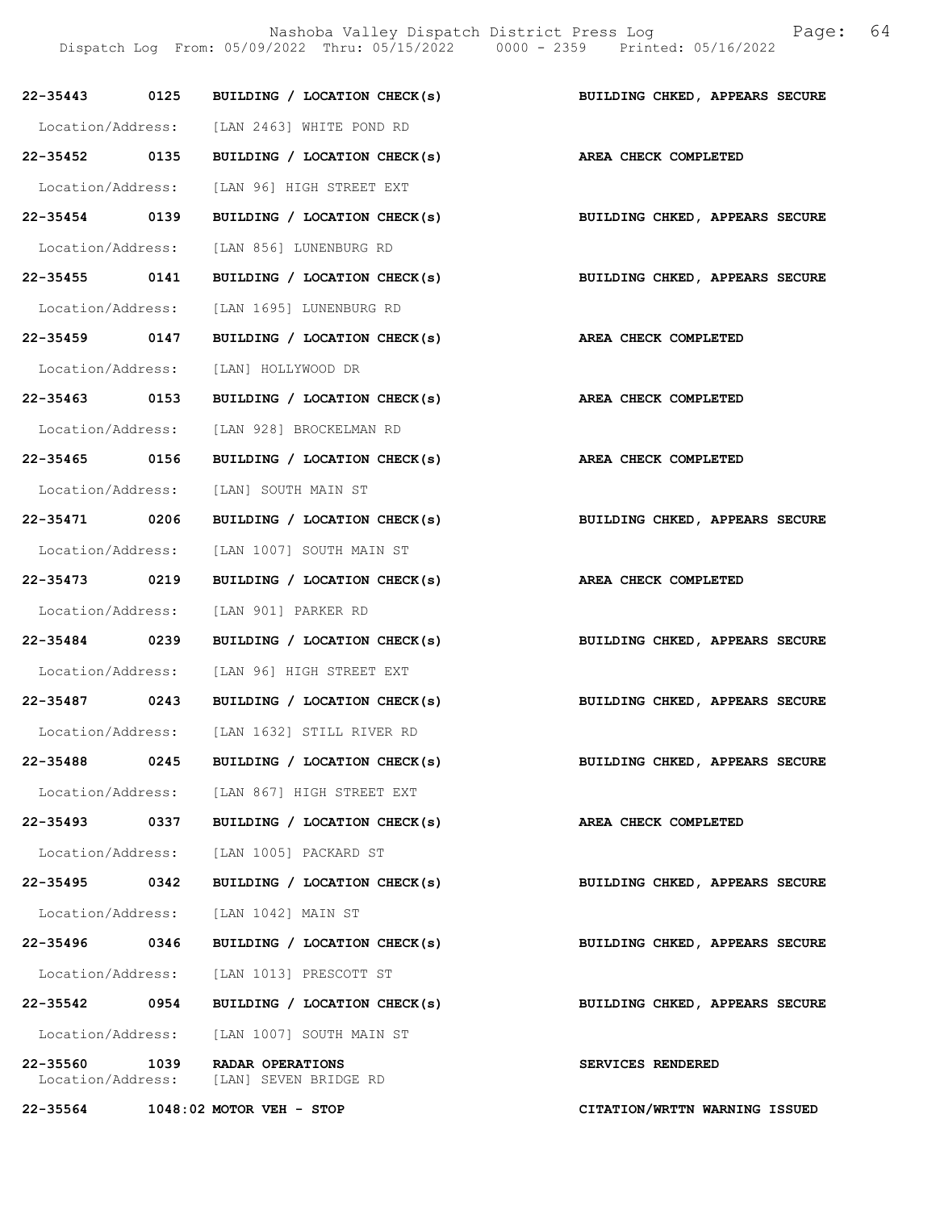Nashoba Valley Dispatch District Press Log

Dispatch Log From: 05/09/2022 Thru: 05/15/2022 0000 - 2359 Printed: 05/16/2022

**22-35443 0125 BUILDING / LOCATION CHECK(s)** — **BUILDING CHKED, APPEARS SECURE**
Location/Address: [LAN 2463] WHITE POND RD

**22-35452 0135 BUILDING / LOCATION CHECK(s)** — **AREA CHECK COMPLETED**
Location/Address: [LAN 96] HIGH STREET EXT

**22-35454 0139 BUILDING / LOCATION CHECK(s)** — **BUILDING CHKED, APPEARS SECURE**
Location/Address: [LAN 856] LUNENBURG RD

**22-35455 0141 BUILDING / LOCATION CHECK(s)** — **BUILDING CHKED, APPEARS SECURE**
Location/Address: [LAN 1695] LUNENBURG RD

**22-35459 0147 BUILDING / LOCATION CHECK(s)** — **AREA CHECK COMPLETED**
Location/Address: [LAN] HOLLYWOOD DR

**22-35463 0153 BUILDING / LOCATION CHECK(s)** — **AREA CHECK COMPLETED**
Location/Address: [LAN 928] BROCKELMAN RD

**22-35465 0156 BUILDING / LOCATION CHECK(s)** — **AREA CHECK COMPLETED**
Location/Address: [LAN] SOUTH MAIN ST

**22-35471 0206 BUILDING / LOCATION CHECK(s)** — **BUILDING CHKED, APPEARS SECURE**
Location/Address: [LAN 1007] SOUTH MAIN ST

**22-35473 0219 BUILDING / LOCATION CHECK(s)** — **AREA CHECK COMPLETED**
Location/Address: [LAN 901] PARKER RD

**22-35484 0239 BUILDING / LOCATION CHECK(s)** — **BUILDING CHKED, APPEARS SECURE**
Location/Address: [LAN 96] HIGH STREET EXT

**22-35487 0243 BUILDING / LOCATION CHECK(s)** — **BUILDING CHKED, APPEARS SECURE**
Location/Address: [LAN 1632] STILL RIVER RD

**22-35488 0245 BUILDING / LOCATION CHECK(s)** — **BUILDING CHKED, APPEARS SECURE**
Location/Address: [LAN 867] HIGH STREET EXT

**22-35493 0337 BUILDING / LOCATION CHECK(s)** — **AREA CHECK COMPLETED**
Location/Address: [LAN 1005] PACKARD ST

**22-35495 0342 BUILDING / LOCATION CHECK(s)** — **BUILDING CHKED, APPEARS SECURE**
Location/Address: [LAN 1042] MAIN ST

**22-35496 0346 BUILDING / LOCATION CHECK(s)** — **BUILDING CHKED, APPEARS SECURE**
Location/Address: [LAN 1013] PRESCOTT ST

**22-35542 0954 BUILDING / LOCATION CHECK(s)** — **BUILDING CHKED, APPEARS SECURE**
Location/Address: [LAN 1007] SOUTH MAIN ST

**22-35560 1039 RADAR OPERATIONS** — **SERVICES RENDERED**
Location/Address: [LAN] SEVEN BRIDGE RD

**22-35564 1048:02 MOTOR VEH - STOP** — **CITATION/WRTTN WARNING ISSUED**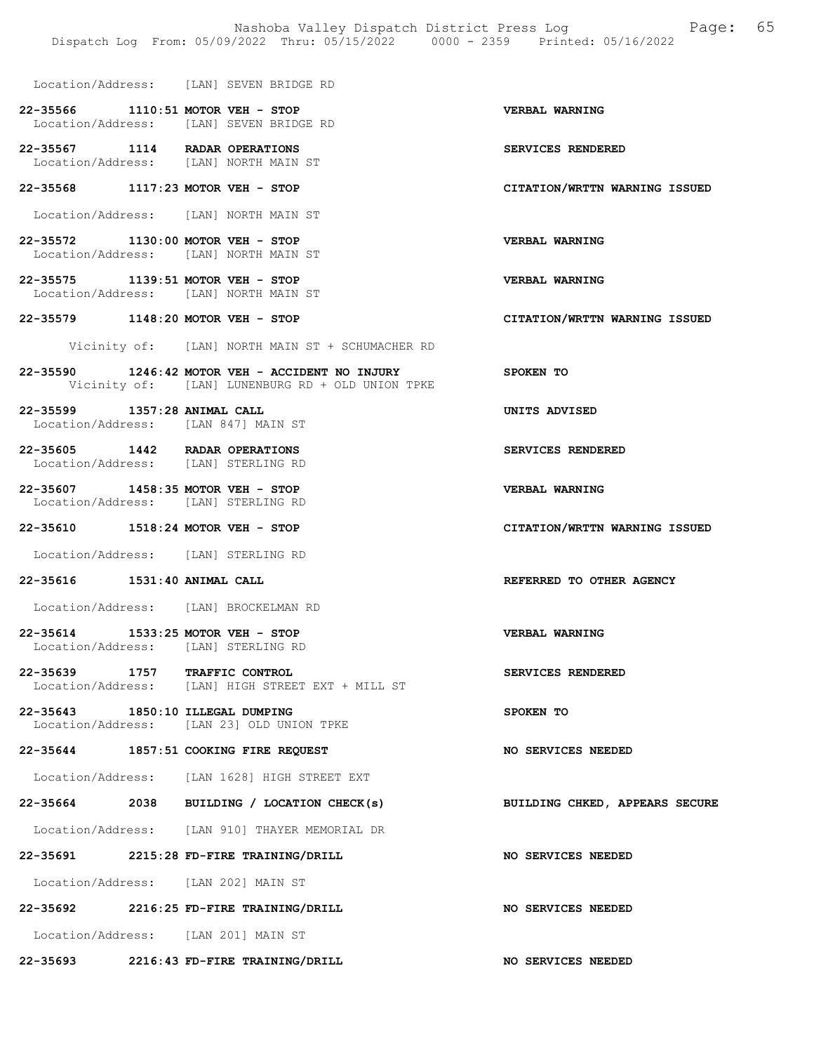Location/Address: [LAN] SEVEN BRIDGE RD

**22-35566 1110:51 MOTOR VEH - STOP** — **VERBAL WARNING**
Location/Address: [LAN] SEVEN BRIDGE RD

**22-35567 1114 RADAR OPERATIONS** — **SERVICES RENDERED**
Location/Address: [LAN] NORTH MAIN ST

**22-35568 1117:23 MOTOR VEH - STOP** — **CITATION/WRTTN WARNING ISSUED**
Location/Address: [LAN] NORTH MAIN ST

**22-35572 1130:00 MOTOR VEH - STOP** — **VERBAL WARNING**
Location/Address: [LAN] NORTH MAIN ST

**22-35575 1139:51 MOTOR VEH - STOP** — **VERBAL WARNING**
Location/Address: [LAN] NORTH MAIN ST

**22-35579 1148:20 MOTOR VEH - STOP** — **CITATION/WRTTN WARNING ISSUED**
Vicinity of: [LAN] NORTH MAIN ST + SCHUMACHER RD

**22-35590 1246:42 MOTOR VEH - ACCIDENT NO INJURY** — **SPOKEN TO**
Vicinity of: [LAN] LUNENBURG RD + OLD UNION TPKE

**22-35599 1357:28 ANIMAL CALL** — **UNITS ADVISED**
Location/Address: [LAN 847] MAIN ST

**22-35605 1442 RADAR OPERATIONS** — **SERVICES RENDERED**
Location/Address: [LAN] STERLING RD

**22-35607 1458:35 MOTOR VEH - STOP** — **VERBAL WARNING**
Location/Address: [LAN] STERLING RD

**22-35610 1518:24 MOTOR VEH - STOP** — **CITATION/WRTTN WARNING ISSUED**
Location/Address: [LAN] STERLING RD

**22-35616 1531:40 ANIMAL CALL** — **REFERRED TO OTHER AGENCY**
Location/Address: [LAN] BROCKELMAN RD

**22-35614 1533:25 MOTOR VEH - STOP** — **VERBAL WARNING**
Location/Address: [LAN] STERLING RD

**22-35639 1757 TRAFFIC CONTROL** — **SERVICES RENDERED**
Location/Address: [LAN] HIGH STREET EXT + MILL ST

**22-35643 1850:10 ILLEGAL DUMPING** — **SPOKEN TO**
Location/Address: [LAN 23] OLD UNION TPKE

**22-35644 1857:51 COOKING FIRE REQUEST** — **NO SERVICES NEEDED**
Location/Address: [LAN 1628] HIGH STREET EXT

**22-35664 2038 BUILDING / LOCATION CHECK(s)** — **BUILDING CHKED, APPEARS SECURE**
Location/Address: [LAN 910] THAYER MEMORIAL DR

**22-35691 2215:28 FD-FIRE TRAINING/DRILL** — **NO SERVICES NEEDED**
Location/Address: [LAN 202] MAIN ST

**22-35692 2216:25 FD-FIRE TRAINING/DRILL** — **NO SERVICES NEEDED**
Location/Address: [LAN 201] MAIN ST

**22-35693 2216:43 FD-FIRE TRAINING/DRILL** — **NO SERVICES NEEDED**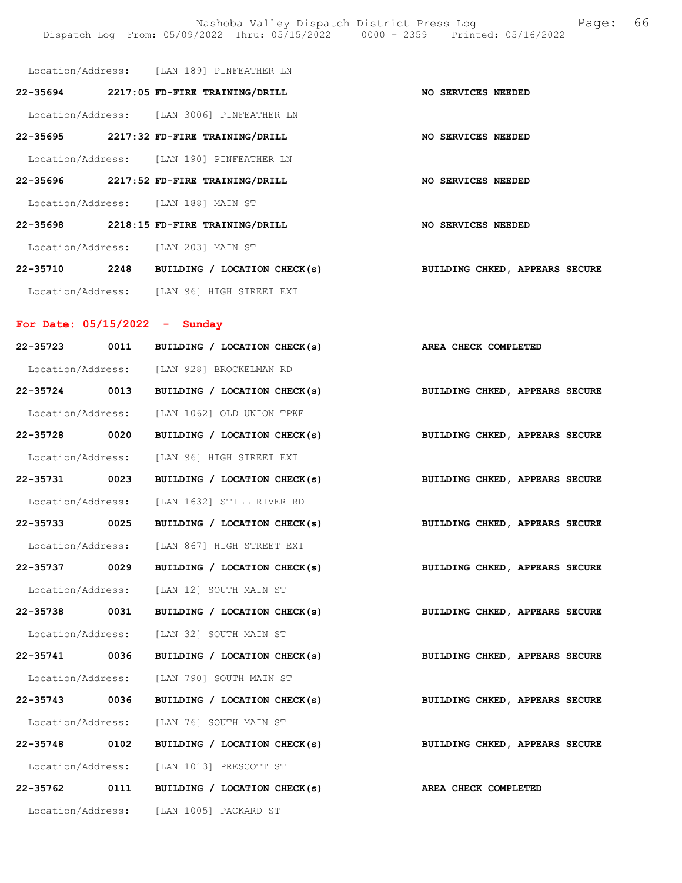Location/Address: [LAN 189] PINFEATHER LN

**22-35694 2217:05 FD-FIRE TRAINING/DRILL** — **NO SERVICES NEEDED**

Location/Address: [LAN 3006] PINFEATHER LN

**22-35695 2217:32 FD-FIRE TRAINING/DRILL** — **NO SERVICES NEEDED**

Location/Address: [LAN 190] PINFEATHER LN

**22-35696 2217:52 FD-FIRE TRAINING/DRILL** — **NO SERVICES NEEDED**

Location/Address: [LAN 188] MAIN ST

**22-35698 2218:15 FD-FIRE TRAINING/DRILL** — **NO SERVICES NEEDED**

Location/Address: [LAN 203] MAIN ST

**22-35710 2248 BUILDING / LOCATION CHECK(s)** — **BUILDING CHKED, APPEARS SECURE**

Location/Address: [LAN 96] HIGH STREET EXT

## For Date: 05/15/2022 - Sunday

**22-35723 0011 BUILDING / LOCATION CHECK(s)** — **AREA CHECK COMPLETED**

Location/Address: [LAN 928] BROCKELMAN RD

**22-35724 0013 BUILDING / LOCATION CHECK(s)** — **BUILDING CHKED, APPEARS SECURE**

Location/Address: [LAN 1062] OLD UNION TPKE

**22-35728 0020 BUILDING / LOCATION CHECK(s)** — **BUILDING CHKED, APPEARS SECURE**

Location/Address: [LAN 96] HIGH STREET EXT

**22-35731 0023 BUILDING / LOCATION CHECK(s)** — **BUILDING CHKED, APPEARS SECURE**

Location/Address: [LAN 1632] STILL RIVER RD

**22-35733 0025 BUILDING / LOCATION CHECK(s)** — **BUILDING CHKED, APPEARS SECURE**

Location/Address: [LAN 867] HIGH STREET EXT

**22-35737 0029 BUILDING / LOCATION CHECK(s)** — **BUILDING CHKED, APPEARS SECURE**

Location/Address: [LAN 12] SOUTH MAIN ST

**22-35738 0031 BUILDING / LOCATION CHECK(s)** — **BUILDING CHKED, APPEARS SECURE**

Location/Address: [LAN 32] SOUTH MAIN ST

**22-35741 0036 BUILDING / LOCATION CHECK(s)** — **BUILDING CHKED, APPEARS SECURE**

Location/Address: [LAN 790] SOUTH MAIN ST

**22-35743 0036 BUILDING / LOCATION CHECK(s)** — **BUILDING CHKED, APPEARS SECURE**

Location/Address: [LAN 76] SOUTH MAIN ST

**22-35748 0102 BUILDING / LOCATION CHECK(s)** — **BUILDING CHKED, APPEARS SECURE**

Location/Address: [LAN 1013] PRESCOTT ST

**22-35762 0111 BUILDING / LOCATION CHECK(s)** — **AREA CHECK COMPLETED**

Location/Address: [LAN 1005] PACKARD ST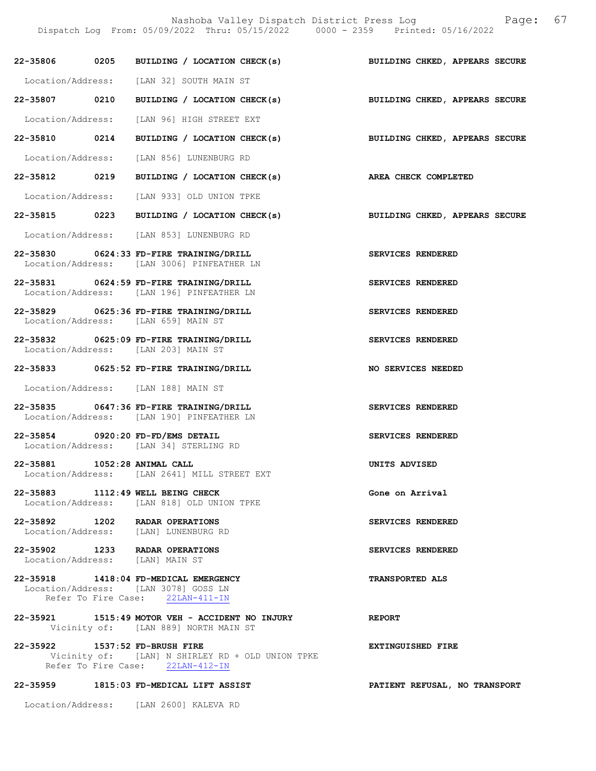22-35806 0205 BUILDING / LOCATION CHECK(s) BUILDING CHKED, APPEARS SECURE

Location/Address: [LAN 32] SOUTH MAIN ST

22-35807 0210 BUILDING / LOCATION CHECK(s) BUILDING CHKED, APPEARS SECURE

Location/Address: [LAN 96] HIGH STREET EXT

22-35810 0214 BUILDING / LOCATION CHECK(s) BUILDING CHKED, APPEARS SECURE

Location/Address: [LAN 856] LUNENBURG RD

22-35812 0219 BUILDING / LOCATION CHECK(s) AREA CHECK COMPLETED

Location/Address: [LAN 933] OLD UNION TPKE

22-35815 0223 BUILDING / LOCATION CHECK(s) BUILDING CHKED, APPEARS SECURE

Location/Address: [LAN 853] LUNENBURG RD

22-35830 0624:33 FD-FIRE TRAINING/DRILL SERVICES RENDERED
Location/Address: [LAN 3006] PINFEATHER LN

22-35831 0624:59 FD-FIRE TRAINING/DRILL SERVICES RENDERED
Location/Address: [LAN 196] PINFEATHER LN

22-35829 0625:36 FD-FIRE TRAINING/DRILL SERVICES RENDERED
Location/Address: [LAN 659] MAIN ST

22-35832 0625:09 FD-FIRE TRAINING/DRILL SERVICES RENDERED
Location/Address: [LAN 203] MAIN ST

22-35833 0625:52 FD-FIRE TRAINING/DRILL NO SERVICES NEEDED

Location/Address: [LAN 188] MAIN ST

22-35835 0647:36 FD-FIRE TRAINING/DRILL SERVICES RENDERED
Location/Address: [LAN 190] PINFEATHER LN

22-35854 0920:20 FD-FD/EMS DETAIL SERVICES RENDERED
Location/Address: [LAN 34] STERLING RD

22-35881 1052:28 ANIMAL CALL UNITS ADVISED
Location/Address: [LAN 2641] MILL STREET EXT

22-35883 1112:49 WELL BEING CHECK Gone on Arrival
Location/Address: [LAN 818] OLD UNION TPKE

22-35892 1202 RADAR OPERATIONS SERVICES RENDERED
Location/Address: [LAN] LUNENBURG RD

22-35902 1233 RADAR OPERATIONS SERVICES RENDERED
Location/Address: [LAN] MAIN ST

22-35918 1418:04 FD-MEDICAL EMERGENCY TRANSPORTED ALS
Location/Address: [LAN 3078] GOSS LN
Refer To Fire Case: 22LAN-411-IN

22-35921 1515:49 MOTOR VEH - ACCIDENT NO INJURY REPORT
Vicinity of: [LAN 889] NORTH MAIN ST

22-35922 1537:52 FD-BRUSH FIRE EXTINGUISHED FIRE
Vicinity of: [LAN] N SHIRLEY RD + OLD UNION TPKE
Refer To Fire Case: 22LAN-412-IN

22-35959 1815:03 FD-MEDICAL LIFT ASSIST PATIENT REFUSAL, NO TRANSPORT

Location/Address: [LAN 2600] KALEVA RD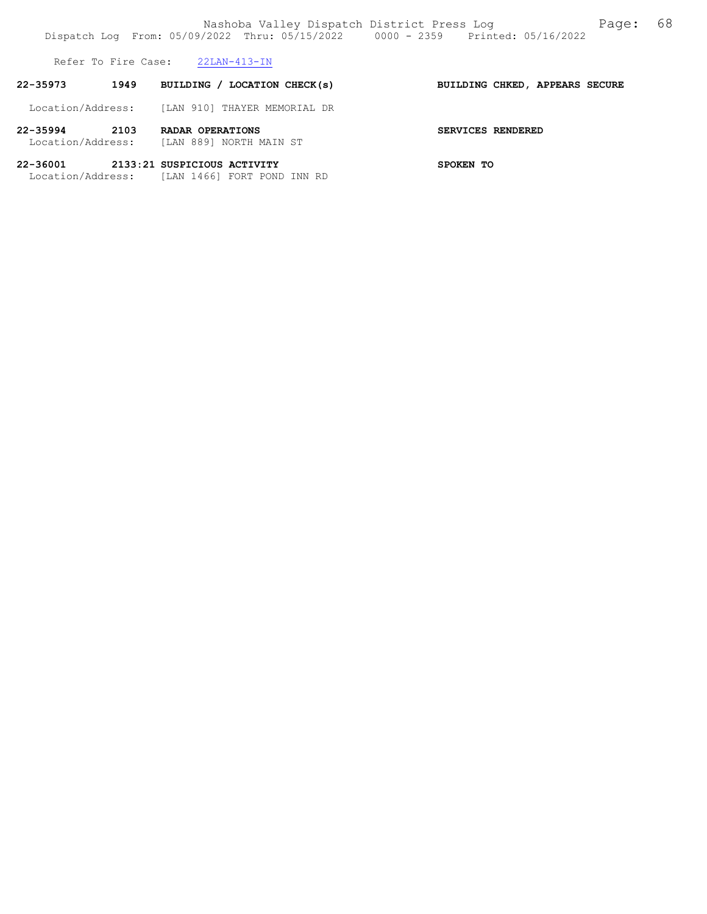Refer To Fire Case: 22LAN-413-IN

**22-35973 1949 BUILDING / LOCATION CHECK(s) BUILDING CHKED, APPEARS SECURE**

Location/Address: [LAN 910] THAYER MEMORIAL DR

**22-35994 2103 RADAR OPERATIONS SERVICES RENDERED**

Location/Address: [LAN 889] NORTH MAIN ST

**22-36001 2133:21 SUSPICIOUS ACTIVITY SPOKEN TO**

Location/Address: [LAN 1466] FORT POND INN RD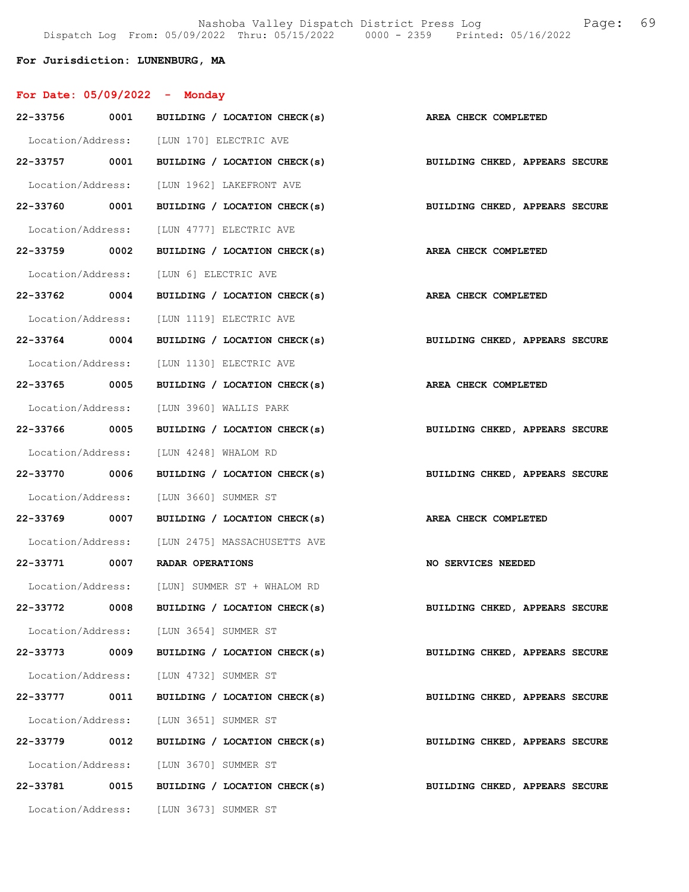**For Jurisdiction: LUNENBURG, MA**

**For Date: 05/09/2022 - Monday**

**22-33756 0001 BUILDING / LOCATION CHECK(s)** — **AREA CHECK COMPLETED**
Location/Address: [LUN 170] ELECTRIC AVE

**22-33757 0001 BUILDING / LOCATION CHECK(s)** — **BUILDING CHKED, APPEARS SECURE**
Location/Address: [LUN 1962] LAKEFRONT AVE

**22-33760 0001 BUILDING / LOCATION CHECK(s)** — **BUILDING CHKED, APPEARS SECURE**
Location/Address: [LUN 4777] ELECTRIC AVE

**22-33759 0002 BUILDING / LOCATION CHECK(s)** — **AREA CHECK COMPLETED**
Location/Address: [LUN 6] ELECTRIC AVE

**22-33762 0004 BUILDING / LOCATION CHECK(s)** — **AREA CHECK COMPLETED**
Location/Address: [LUN 1119] ELECTRIC AVE

**22-33764 0004 BUILDING / LOCATION CHECK(s)** — **BUILDING CHKED, APPEARS SECURE**
Location/Address: [LUN 1130] ELECTRIC AVE

**22-33765 0005 BUILDING / LOCATION CHECK(s)** — **AREA CHECK COMPLETED**
Location/Address: [LUN 3960] WALLIS PARK

**22-33766 0005 BUILDING / LOCATION CHECK(s)** — **BUILDING CHKED, APPEARS SECURE**
Location/Address: [LUN 4248] WHALOM RD

**22-33770 0006 BUILDING / LOCATION CHECK(s)** — **BUILDING CHKED, APPEARS SECURE**
Location/Address: [LUN 3660] SUMMER ST

**22-33769 0007 BUILDING / LOCATION CHECK(s)** — **AREA CHECK COMPLETED**
Location/Address: [LUN 2475] MASSACHUSETTS AVE

**22-33771 0007 RADAR OPERATIONS** — **NO SERVICES NEEDED**
Location/Address: [LUN] SUMMER ST + WHALOM RD

**22-33772 0008 BUILDING / LOCATION CHECK(s)** — **BUILDING CHKED, APPEARS SECURE**
Location/Address: [LUN 3654] SUMMER ST

**22-33773 0009 BUILDING / LOCATION CHECK(s)** — **BUILDING CHKED, APPEARS SECURE**
Location/Address: [LUN 4732] SUMMER ST

**22-33777 0011 BUILDING / LOCATION CHECK(s)** — **BUILDING CHKED, APPEARS SECURE**
Location/Address: [LUN 3651] SUMMER ST

**22-33779 0012 BUILDING / LOCATION CHECK(s)** — **BUILDING CHKED, APPEARS SECURE**
Location/Address: [LUN 3670] SUMMER ST

**22-33781 0015 BUILDING / LOCATION CHECK(s)** — **BUILDING CHKED, APPEARS SECURE**
Location/Address: [LUN 3673] SUMMER ST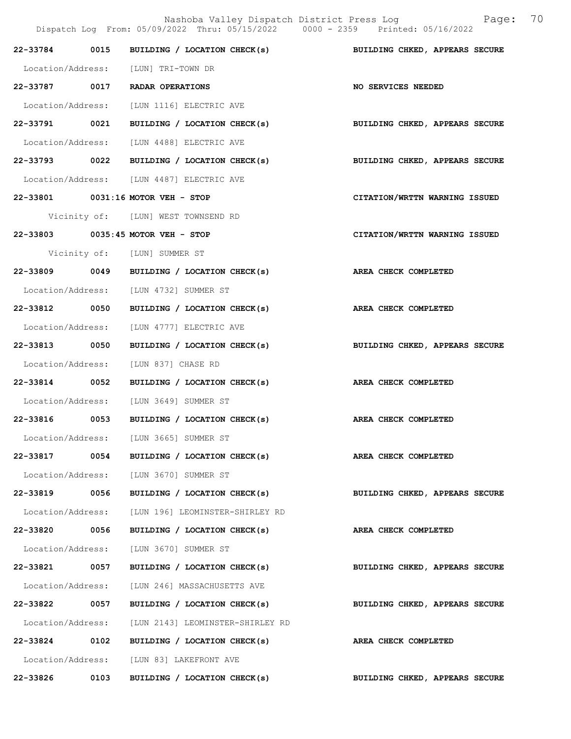| Call Number | Time | Call Reason | Action |
|---|---|---|---|
| 22-33784 | 0015 | BUILDING / LOCATION CHECK(s) | BUILDING CHKED, APPEARS SECURE |
| Location/Address: | | [LUN] TRI-TOWN DR | |
| 22-33787 | 0017 | RADAR OPERATIONS | NO SERVICES NEEDED |
| Location/Address: | | [LUN 1116] ELECTRIC AVE | |
| 22-33791 | 0021 | BUILDING / LOCATION CHECK(s) | BUILDING CHKED, APPEARS SECURE |
| Location/Address: | | [LUN 4488] ELECTRIC AVE | |
| 22-33793 | 0022 | BUILDING / LOCATION CHECK(s) | BUILDING CHKED, APPEARS SECURE |
| Location/Address: | | [LUN 4487] ELECTRIC AVE | |
| 22-33801 | 0031:16 | MOTOR VEH - STOP | CITATION/WRTTN WARNING ISSUED |
| Vicinity of: | | [LUN] WEST TOWNSEND RD | |
| 22-33803 | 0035:45 | MOTOR VEH - STOP | CITATION/WRTTN WARNING ISSUED |
| Vicinity of: | | [LUN] SUMMER ST | |
| 22-33809 | 0049 | BUILDING / LOCATION CHECK(s) | AREA CHECK COMPLETED |
| Location/Address: | | [LUN 4732] SUMMER ST | |
| 22-33812 | 0050 | BUILDING / LOCATION CHECK(s) | AREA CHECK COMPLETED |
| Location/Address: | | [LUN 4777] ELECTRIC AVE | |
| 22-33813 | 0050 | BUILDING / LOCATION CHECK(s) | BUILDING CHKED, APPEARS SECURE |
| Location/Address: | | [LUN 837] CHASE RD | |
| 22-33814 | 0052 | BUILDING / LOCATION CHECK(s) | AREA CHECK COMPLETED |
| Location/Address: | | [LUN 3649] SUMMER ST | |
| 22-33816 | 0053 | BUILDING / LOCATION CHECK(s) | AREA CHECK COMPLETED |
| Location/Address: | | [LUN 3665] SUMMER ST | |
| 22-33817 | 0054 | BUILDING / LOCATION CHECK(s) | AREA CHECK COMPLETED |
| Location/Address: | | [LUN 3670] SUMMER ST | |
| 22-33819 | 0056 | BUILDING / LOCATION CHECK(s) | BUILDING CHKED, APPEARS SECURE |
| Location/Address: | | [LUN 196] LEOMINSTER-SHIRLEY RD | |
| 22-33820 | 0056 | BUILDING / LOCATION CHECK(s) | AREA CHECK COMPLETED |
| Location/Address: | | [LUN 3670] SUMMER ST | |
| 22-33821 | 0057 | BUILDING / LOCATION CHECK(s) | BUILDING CHKED, APPEARS SECURE |
| Location/Address: | | [LUN 246] MASSACHUSETTS AVE | |
| 22-33822 | 0057 | BUILDING / LOCATION CHECK(s) | BUILDING CHKED, APPEARS SECURE |
| Location/Address: | | [LUN 2143] LEOMINSTER-SHIRLEY RD | |
| 22-33824 | 0102 | BUILDING / LOCATION CHECK(s) | AREA CHECK COMPLETED |
| Location/Address: | | [LUN 83] LAKEFRONT AVE | |
| 22-33826 | 0103 | BUILDING / LOCATION CHECK(s) | BUILDING CHKED, APPEARS SECURE |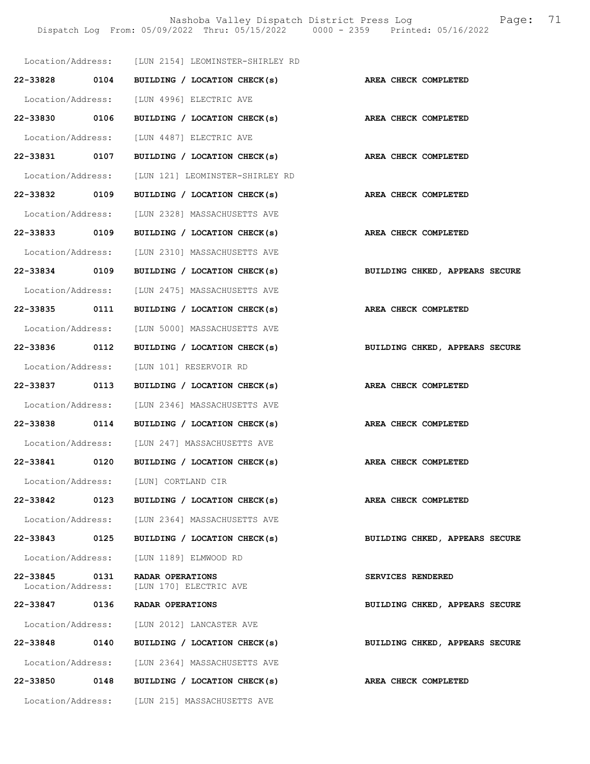Location/Address: [LUN 2154] LEOMINSTER-SHIRLEY RD

22-33828 0104 BUILDING / LOCATION CHECK(s) AREA CHECK COMPLETED

Location/Address: [LUN 4996] ELECTRIC AVE

22-33830 0106 BUILDING / LOCATION CHECK(s) AREA CHECK COMPLETED

Location/Address: [LUN 4487] ELECTRIC AVE

22-33831 0107 BUILDING / LOCATION CHECK(s) AREA CHECK COMPLETED

Location/Address: [LUN 121] LEOMINSTER-SHIRLEY RD

22-33832 0109 BUILDING / LOCATION CHECK(s) AREA CHECK COMPLETED

Location/Address: [LUN 2328] MASSACHUSETTS AVE

22-33833 0109 BUILDING / LOCATION CHECK(s) AREA CHECK COMPLETED

Location/Address: [LUN 2310] MASSACHUSETTS AVE

22-33834 0109 BUILDING / LOCATION CHECK(s) BUILDING CHKED, APPEARS SECURE

Location/Address: [LUN 2475] MASSACHUSETTS AVE

22-33835 0111 BUILDING / LOCATION CHECK(s) AREA CHECK COMPLETED

Location/Address: [LUN 5000] MASSACHUSETTS AVE

22-33836 0112 BUILDING / LOCATION CHECK(s) BUILDING CHKED, APPEARS SECURE

Location/Address: [LUN 101] RESERVOIR RD

22-33837 0113 BUILDING / LOCATION CHECK(s) AREA CHECK COMPLETED

Location/Address: [LUN 2346] MASSACHUSETTS AVE

22-33838 0114 BUILDING / LOCATION CHECK(s) AREA CHECK COMPLETED

Location/Address: [LUN 247] MASSACHUSETTS AVE

22-33841 0120 BUILDING / LOCATION CHECK(s) AREA CHECK COMPLETED

Location/Address: [LUN] CORTLAND CIR

22-33842 0123 BUILDING / LOCATION CHECK(s) AREA CHECK COMPLETED

Location/Address: [LUN 2364] MASSACHUSETTS AVE

22-33843 0125 BUILDING / LOCATION CHECK(s) BUILDING CHKED, APPEARS SECURE

Location/Address: [LUN 1189] ELMWOOD RD

22-33845 0131 RADAR OPERATIONS SERVICES RENDERED
Location/Address: [LUN 170] ELECTRIC AVE

22-33847 0136 RADAR OPERATIONS BUILDING CHKED, APPEARS SECURE

Location/Address: [LUN 2012] LANCASTER AVE

22-33848 0140 BUILDING / LOCATION CHECK(s) BUILDING CHKED, APPEARS SECURE

Location/Address: [LUN 2364] MASSACHUSETTS AVE

22-33850 0148 BUILDING / LOCATION CHECK(s) AREA CHECK COMPLETED

Location/Address: [LUN 215] MASSACHUSETTS AVE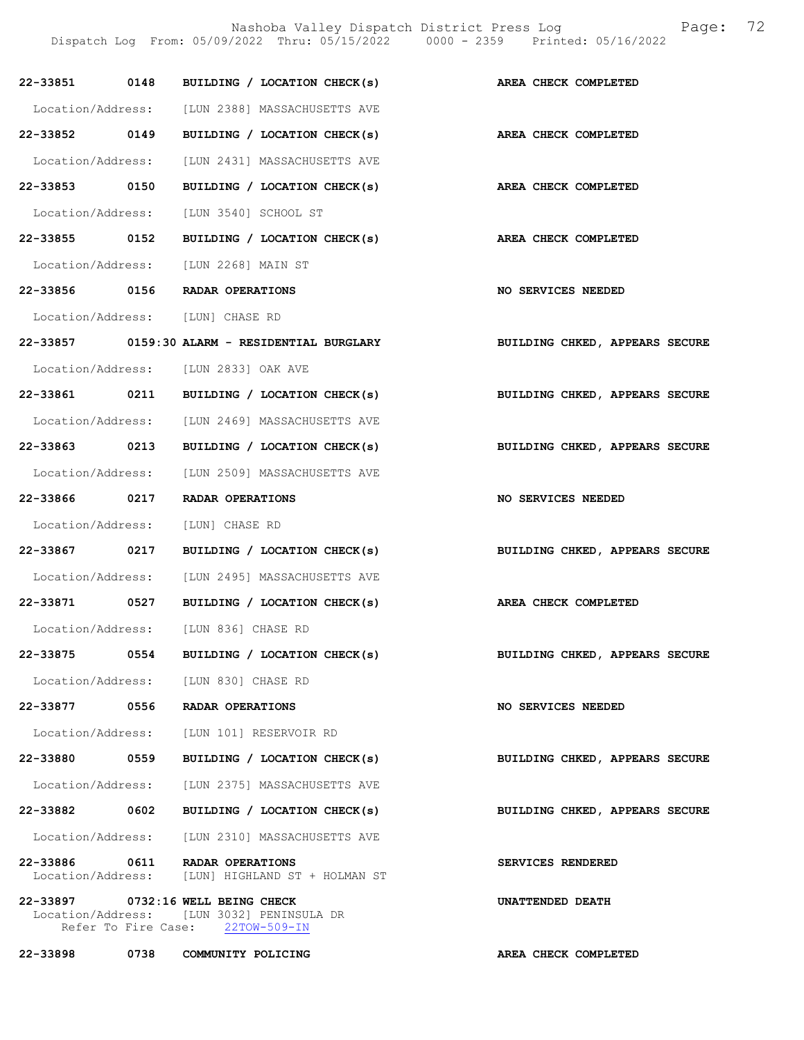| Call # | Time | Call Reason | Action |
|---|---|---|---|
| 22-33851 | 0148 | BUILDING / LOCATION CHECK(s) | AREA CHECK COMPLETED |

Location/Address: [LUN 2388] MASSACHUSETTS AVE

**22-33852 0149 BUILDING / LOCATION CHECK(s)** — **AREA CHECK COMPLETED**

Location/Address: [LUN 2431] MASSACHUSETTS AVE

**22-33853 0150 BUILDING / LOCATION CHECK(s)** — **AREA CHECK COMPLETED**

Location/Address: [LUN 3540] SCHOOL ST

**22-33855 0152 BUILDING / LOCATION CHECK(s)** — **AREA CHECK COMPLETED**

Location/Address: [LUN 2268] MAIN ST

**22-33856 0156 RADAR OPERATIONS** — **NO SERVICES NEEDED**

Location/Address: [LUN] CHASE RD

**22-33857 0159:30 ALARM - RESIDENTIAL BURGLARY** — **BUILDING CHKED, APPEARS SECURE**

Location/Address: [LUN 2833] OAK AVE

**22-33861 0211 BUILDING / LOCATION CHECK(s)** — **BUILDING CHKED, APPEARS SECURE**

Location/Address: [LUN 2469] MASSACHUSETTS AVE

**22-33863 0213 BUILDING / LOCATION CHECK(s)** — **BUILDING CHKED, APPEARS SECURE**

Location/Address: [LUN 2509] MASSACHUSETTS AVE

**22-33866 0217 RADAR OPERATIONS** — **NO SERVICES NEEDED**

Location/Address: [LUN] CHASE RD

**22-33867 0217 BUILDING / LOCATION CHECK(s)** — **BUILDING CHKED, APPEARS SECURE**

Location/Address: [LUN 2495] MASSACHUSETTS AVE

**22-33871 0527 BUILDING / LOCATION CHECK(s)** — **AREA CHECK COMPLETED**

Location/Address: [LUN 836] CHASE RD

**22-33875 0554 BUILDING / LOCATION CHECK(s)** — **BUILDING CHKED, APPEARS SECURE**

Location/Address: [LUN 830] CHASE RD

**22-33877 0556 RADAR OPERATIONS** — **NO SERVICES NEEDED**

Location/Address: [LUN 101] RESERVOIR RD

**22-33880 0559 BUILDING / LOCATION CHECK(s)** — **BUILDING CHKED, APPEARS SECURE**

Location/Address: [LUN 2375] MASSACHUSETTS AVE

**22-33882 0602 BUILDING / LOCATION CHECK(s)** — **BUILDING CHKED, APPEARS SECURE**

Location/Address: [LUN 2310] MASSACHUSETTS AVE

**22-33886 0611 RADAR OPERATIONS** — **SERVICES RENDERED**

Location/Address: [LUN] HIGHLAND ST + HOLMAN ST

**22-33897 0732:16 WELL BEING CHECK** — **UNATTENDED DEATH**

Location/Address: [LUN 3032] PENINSULA DR

Refer To Fire Case: 22TOW-509-IN

**22-33898 0738 COMMUNITY POLICING** — **AREA CHECK COMPLETED**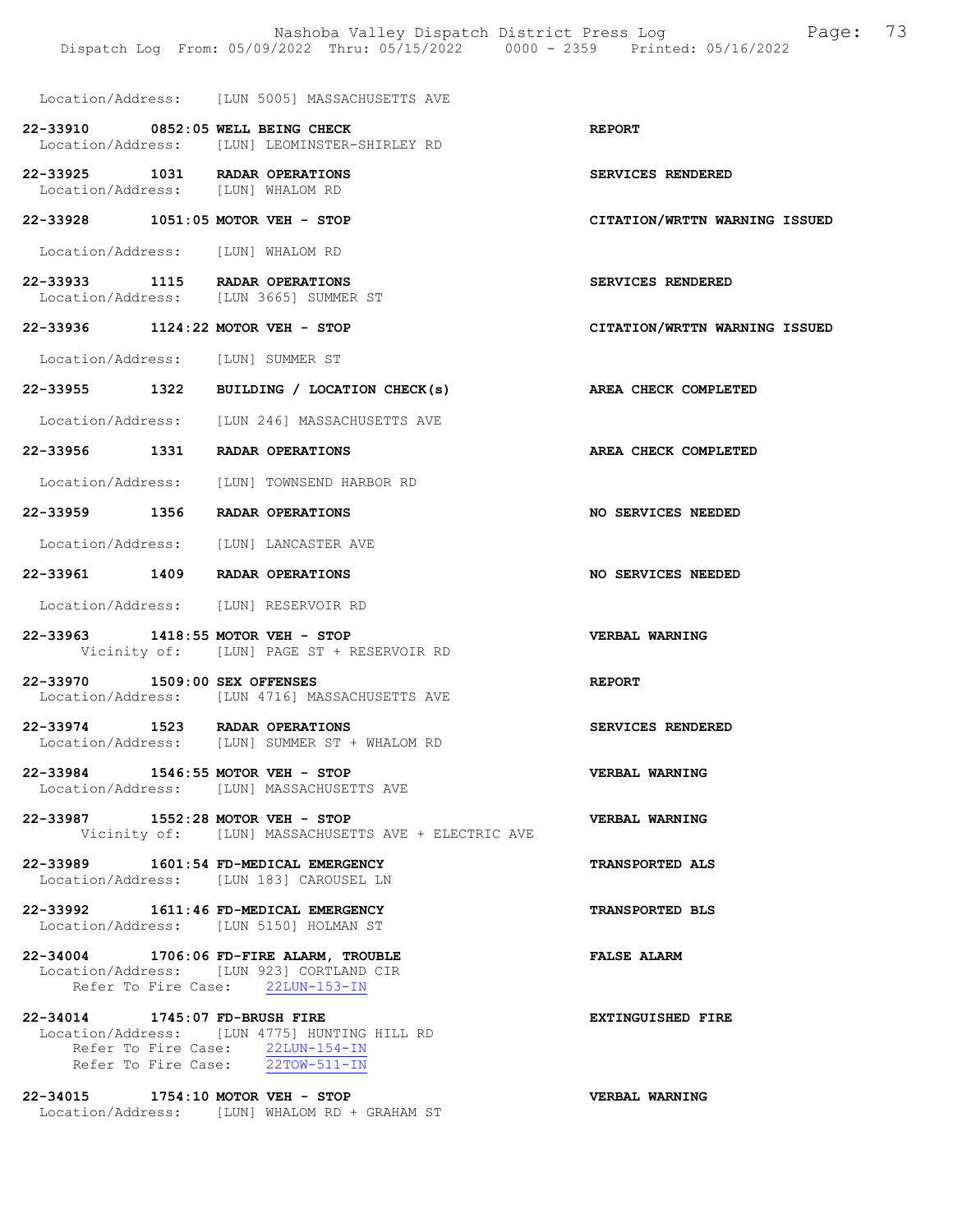Location/Address: [LUN 5005] MASSACHUSETTS AVE

**22-33910 0852:05 WELL BEING CHECK** — **REPORT**
Location/Address: [LUN] LEOMINSTER-SHIRLEY RD

**22-33925 1031 RADAR OPERATIONS** — **SERVICES RENDERED**
Location/Address: [LUN] WHALOM RD

**22-33928 1051:05 MOTOR VEH - STOP** — **CITATION/WRTTN WARNING ISSUED**
Location/Address: [LUN] WHALOM RD

**22-33933 1115 RADAR OPERATIONS** — **SERVICES RENDERED**
Location/Address: [LUN 3665] SUMMER ST

**22-33936 1124:22 MOTOR VEH - STOP** — **CITATION/WRTTN WARNING ISSUED**
Location/Address: [LUN] SUMMER ST

**22-33955 1322 BUILDING / LOCATION CHECK(s)** — **AREA CHECK COMPLETED**
Location/Address: [LUN 246] MASSACHUSETTS AVE

**22-33956 1331 RADAR OPERATIONS** — **AREA CHECK COMPLETED**
Location/Address: [LUN] TOWNSEND HARBOR RD

**22-33959 1356 RADAR OPERATIONS** — **NO SERVICES NEEDED**
Location/Address: [LUN] LANCASTER AVE

**22-33961 1409 RADAR OPERATIONS** — **NO SERVICES NEEDED**
Location/Address: [LUN] RESERVOIR RD

**22-33963 1418:55 MOTOR VEH - STOP** — **VERBAL WARNING**
Vicinity of: [LUN] PAGE ST + RESERVOIR RD

**22-33970 1509:00 SEX OFFENSES** — **REPORT**
Location/Address: [LUN 4716] MASSACHUSETTS AVE

**22-33974 1523 RADAR OPERATIONS** — **SERVICES RENDERED**
Location/Address: [LUN] SUMMER ST + WHALOM RD

**22-33984 1546:55 MOTOR VEH - STOP** — **VERBAL WARNING**
Location/Address: [LUN] MASSACHUSETTS AVE

**22-33987 1552:28 MOTOR VEH - STOP** — **VERBAL WARNING**
Vicinity of: [LUN] MASSACHUSETTS AVE + ELECTRIC AVE

**22-33989 1601:54 FD-MEDICAL EMERGENCY** — **TRANSPORTED ALS**
Location/Address: [LUN 183] CAROUSEL LN

**22-33992 1611:46 FD-MEDICAL EMERGENCY** — **TRANSPORTED BLS**
Location/Address: [LUN 5150] HOLMAN ST

**22-34004 1706:06 FD-FIRE ALARM, TROUBLE** — **FALSE ALARM**
Location/Address: [LUN 923] CORTLAND CIR
Refer To Fire Case: 22LUN-153-IN

**22-34014 1745:07 FD-BRUSH FIRE** — **EXTINGUISHED FIRE**
Location/Address: [LUN 4775] HUNTING HILL RD
Refer To Fire Case: 22LUN-154-IN
Refer To Fire Case: 22TOW-511-IN

**22-34015 1754:10 MOTOR VEH - STOP** — **VERBAL WARNING**
Location/Address: [LUN] WHALOM RD + GRAHAM ST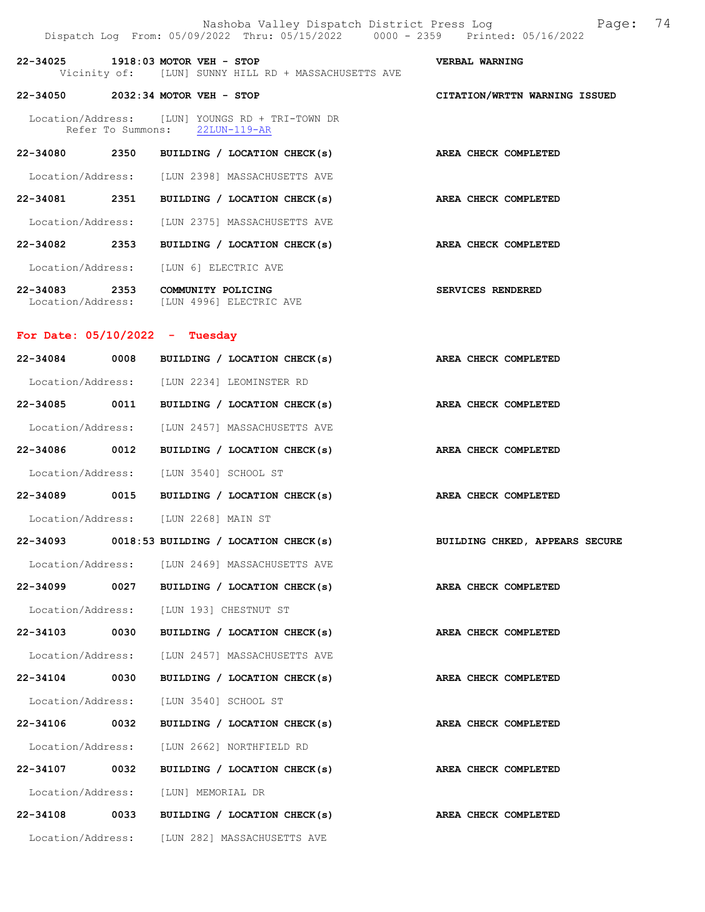22-34025 1918:03 MOTOR VEH - STOP VERBAL WARNING
Vicinity of: [LUN] SUNNY HILL RD + MASSACHUSETTS AVE

22-34050 2032:34 MOTOR VEH - STOP CITATION/WRTTN WARNING ISSUED

Location/Address: [LUN] YOUNGS RD + TRI-TOWN DR
Refer To Summons: 22LUN-119-AR

22-34080 2350 BUILDING / LOCATION CHECK(s) AREA CHECK COMPLETED

Location/Address: [LUN 2398] MASSACHUSETTS AVE

22-34081 2351 BUILDING / LOCATION CHECK(s) AREA CHECK COMPLETED

Location/Address: [LUN 2375] MASSACHUSETTS AVE

22-34082 2353 BUILDING / LOCATION CHECK(s) AREA CHECK COMPLETED

Location/Address: [LUN 6] ELECTRIC AVE

22-34083 2353 COMMUNITY POLICING SERVICES RENDERED
Location/Address: [LUN 4996] ELECTRIC AVE

## For Date: 05/10/2022 - Tuesday

22-34084 0008 BUILDING / LOCATION CHECK(s) AREA CHECK COMPLETED

Location/Address: [LUN 2234] LEOMINSTER RD

22-34085 0011 BUILDING / LOCATION CHECK(s) AREA CHECK COMPLETED

Location/Address: [LUN 2457] MASSACHUSETTS AVE

22-34086 0012 BUILDING / LOCATION CHECK(s) AREA CHECK COMPLETED

Location/Address: [LUN 3540] SCHOOL ST

22-34089 0015 BUILDING / LOCATION CHECK(s) AREA CHECK COMPLETED

Location/Address: [LUN 2268] MAIN ST

22-34093 0018:53 BUILDING / LOCATION CHECK(s) BUILDING CHKED, APPEARS SECURE

Location/Address: [LUN 2469] MASSACHUSETTS AVE

22-34099 0027 BUILDING / LOCATION CHECK(s) AREA CHECK COMPLETED

Location/Address: [LUN 193] CHESTNUT ST

22-34103 0030 BUILDING / LOCATION CHECK(s) AREA CHECK COMPLETED

Location/Address: [LUN 2457] MASSACHUSETTS AVE

22-34104 0030 BUILDING / LOCATION CHECK(s) AREA CHECK COMPLETED

Location/Address: [LUN 3540] SCHOOL ST

22-34106 0032 BUILDING / LOCATION CHECK(s) AREA CHECK COMPLETED

Location/Address: [LUN 2662] NORTHFIELD RD

22-34107 0032 BUILDING / LOCATION CHECK(s) AREA CHECK COMPLETED

Location/Address: [LUN] MEMORIAL DR

22-34108 0033 BUILDING / LOCATION CHECK(s) AREA CHECK COMPLETED

Location/Address: [LUN 282] MASSACHUSETTS AVE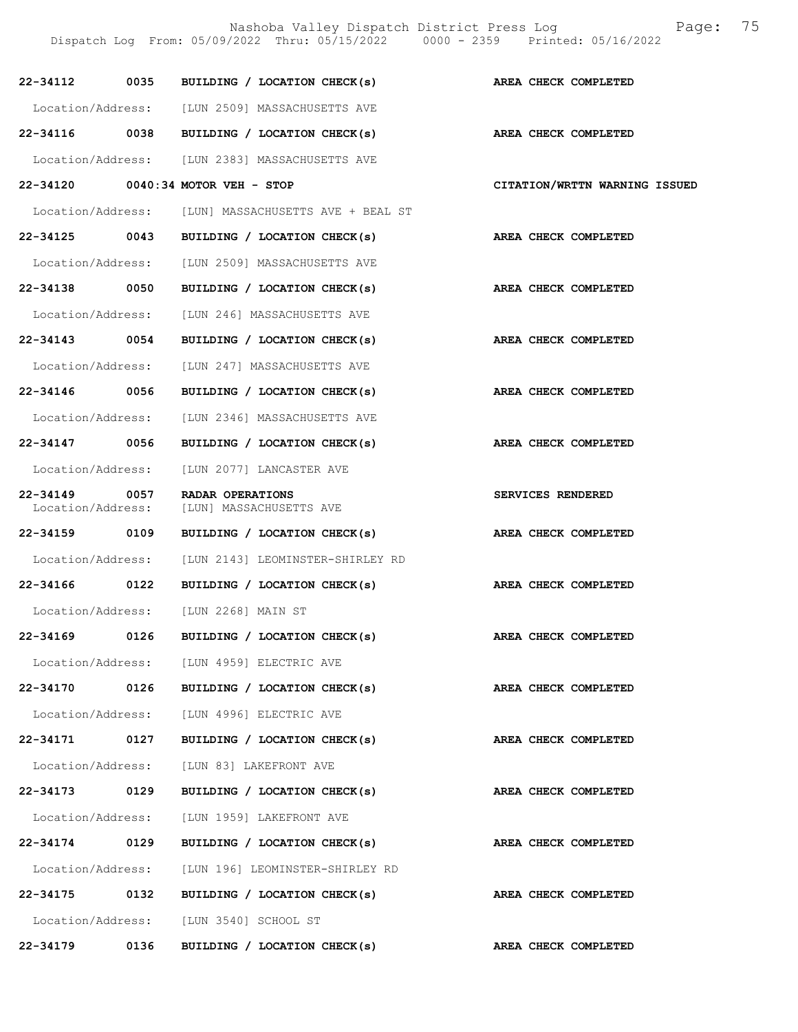22-34112 0035 BUILDING / LOCATION CHECK(s) AREA CHECK COMPLETED

Location/Address: [LUN 2509] MASSACHUSETTS AVE

22-34116 0038 BUILDING / LOCATION CHECK(s) AREA CHECK COMPLETED

Location/Address: [LUN 2383] MASSACHUSETTS AVE

22-34120 0040:34 MOTOR VEH - STOP CITATION/WRTTN WARNING ISSUED

Location/Address: [LUN] MASSACHUSETTS AVE + BEAL ST

22-34125 0043 BUILDING / LOCATION CHECK(s) AREA CHECK COMPLETED

Location/Address: [LUN 2509] MASSACHUSETTS AVE

22-34138 0050 BUILDING / LOCATION CHECK(s) AREA CHECK COMPLETED

Location/Address: [LUN 246] MASSACHUSETTS AVE

22-34143 0054 BUILDING / LOCATION CHECK(s) AREA CHECK COMPLETED

Location/Address: [LUN 247] MASSACHUSETTS AVE

22-34146 0056 BUILDING / LOCATION CHECK(s) AREA CHECK COMPLETED

Location/Address: [LUN 2346] MASSACHUSETTS AVE

22-34147 0056 BUILDING / LOCATION CHECK(s) AREA CHECK COMPLETED

Location/Address: [LUN 2077] LANCASTER AVE

22-34149 0057 RADAR OPERATIONS SERVICES RENDERED
Location/Address: [LUN] MASSACHUSETTS AVE

22-34159 0109 BUILDING / LOCATION CHECK(s) AREA CHECK COMPLETED

Location/Address: [LUN 2143] LEOMINSTER-SHIRLEY RD

22-34166 0122 BUILDING / LOCATION CHECK(s) AREA CHECK COMPLETED

Location/Address: [LUN 2268] MAIN ST

22-34169 0126 BUILDING / LOCATION CHECK(s) AREA CHECK COMPLETED

Location/Address: [LUN 4959] ELECTRIC AVE

22-34170 0126 BUILDING / LOCATION CHECK(s) AREA CHECK COMPLETED

Location/Address: [LUN 4996] ELECTRIC AVE

22-34171 0127 BUILDING / LOCATION CHECK(s) AREA CHECK COMPLETED

Location/Address: [LUN 83] LAKEFRONT AVE

22-34173 0129 BUILDING / LOCATION CHECK(s) AREA CHECK COMPLETED

Location/Address: [LUN 1959] LAKEFRONT AVE

22-34174 0129 BUILDING / LOCATION CHECK(s) AREA CHECK COMPLETED

Location/Address: [LUN 196] LEOMINSTER-SHIRLEY RD

22-34175 0132 BUILDING / LOCATION CHECK(s) AREA CHECK COMPLETED

Location/Address: [LUN 3540] SCHOOL ST

22-34179 0136 BUILDING / LOCATION CHECK(s) AREA CHECK COMPLETED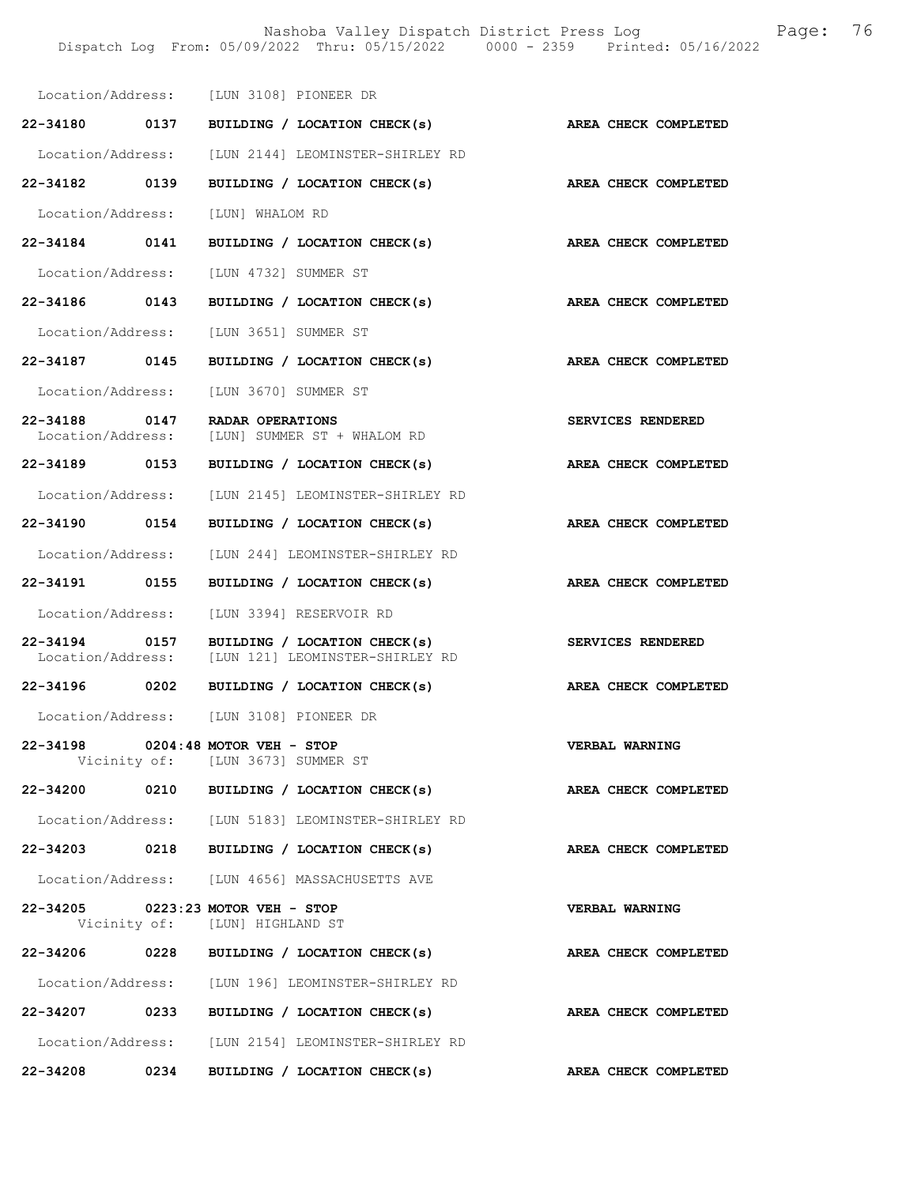Location/Address: [LUN 3108] PIONEER DR

22-34180 0137 BUILDING / LOCATION CHECK(s) AREA CHECK COMPLETED

Location/Address: [LUN 2144] LEOMINSTER-SHIRLEY RD

22-34182 0139 BUILDING / LOCATION CHECK(s) AREA CHECK COMPLETED

Location/Address: [LUN] WHALOM RD

22-34184 0141 BUILDING / LOCATION CHECK(s) AREA CHECK COMPLETED

Location/Address: [LUN 4732] SUMMER ST

22-34186 0143 BUILDING / LOCATION CHECK(s) AREA CHECK COMPLETED

Location/Address: [LUN 3651] SUMMER ST

22-34187 0145 BUILDING / LOCATION CHECK(s) AREA CHECK COMPLETED

Location/Address: [LUN 3670] SUMMER ST

22-34188 0147 RADAR OPERATIONS SERVICES RENDERED
Location/Address: [LUN] SUMMER ST + WHALOM RD

22-34189 0153 BUILDING / LOCATION CHECK(s) AREA CHECK COMPLETED

Location/Address: [LUN 2145] LEOMINSTER-SHIRLEY RD

22-34190 0154 BUILDING / LOCATION CHECK(s) AREA CHECK COMPLETED

Location/Address: [LUN 244] LEOMINSTER-SHIRLEY RD

22-34191 0155 BUILDING / LOCATION CHECK(s) AREA CHECK COMPLETED

Location/Address: [LUN 3394] RESERVOIR RD

22-34194 0157 BUILDING / LOCATION CHECK(s) SERVICES RENDERED
Location/Address: [LUN 121] LEOMINSTER-SHIRLEY RD

22-34196 0202 BUILDING / LOCATION CHECK(s) AREA CHECK COMPLETED

Location/Address: [LUN 3108] PIONEER DR

22-34198 0204:48 MOTOR VEH - STOP VERBAL WARNING
Vicinity of: [LUN 3673] SUMMER ST

22-34200 0210 BUILDING / LOCATION CHECK(s) AREA CHECK COMPLETED

Location/Address: [LUN 5183] LEOMINSTER-SHIRLEY RD

22-34203 0218 BUILDING / LOCATION CHECK(s) AREA CHECK COMPLETED

Location/Address: [LUN 4656] MASSACHUSETTS AVE

22-34205 0223:23 MOTOR VEH - STOP VERBAL WARNING
Vicinity of: [LUN] HIGHLAND ST

22-34206 0228 BUILDING / LOCATION CHECK(s) AREA CHECK COMPLETED

Location/Address: [LUN 196] LEOMINSTER-SHIRLEY RD

22-34207 0233 BUILDING / LOCATION CHECK(s) AREA CHECK COMPLETED

Location/Address: [LUN 2154] LEOMINSTER-SHIRLEY RD

22-34208 0234 BUILDING / LOCATION CHECK(s) AREA CHECK COMPLETED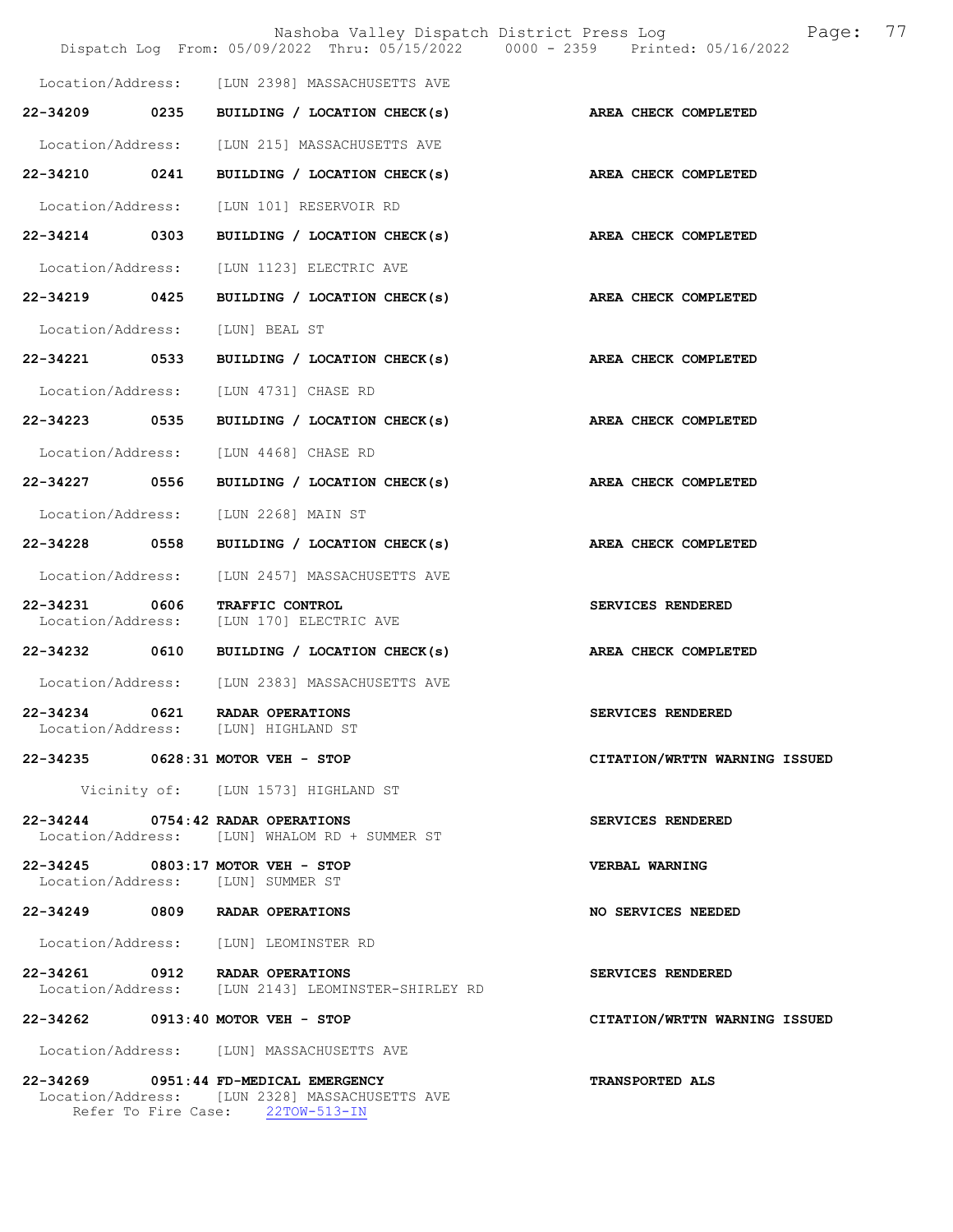Location/Address: [LUN 2398] MASSACHUSETTS AVE

**22-34209 0235 BUILDING / LOCATION CHECK(s) AREA CHECK COMPLETED**

Location/Address: [LUN 215] MASSACHUSETTS AVE

**22-34210 0241 BUILDING / LOCATION CHECK(s) AREA CHECK COMPLETED**

Location/Address: [LUN 101] RESERVOIR RD

**22-34214 0303 BUILDING / LOCATION CHECK(s) AREA CHECK COMPLETED**

Location/Address: [LUN 1123] ELECTRIC AVE

**22-34219 0425 BUILDING / LOCATION CHECK(s) AREA CHECK COMPLETED**

Location/Address: [LUN] BEAL ST

**22-34221 0533 BUILDING / LOCATION CHECK(s) AREA CHECK COMPLETED**

Location/Address: [LUN 4731] CHASE RD

**22-34223 0535 BUILDING / LOCATION CHECK(s) AREA CHECK COMPLETED**

Location/Address: [LUN 4468] CHASE RD

**22-34227 0556 BUILDING / LOCATION CHECK(s) AREA CHECK COMPLETED**

Location/Address: [LUN 2268] MAIN ST

**22-34228 0558 BUILDING / LOCATION CHECK(s) AREA CHECK COMPLETED**

Location/Address: [LUN 2457] MASSACHUSETTS AVE

**22-34231 0606 TRAFFIC CONTROL SERVICES RENDERED**
Location/Address: [LUN 170] ELECTRIC AVE

**22-34232 0610 BUILDING / LOCATION CHECK(s) AREA CHECK COMPLETED**

Location/Address: [LUN 2383] MASSACHUSETTS AVE

**22-34234 0621 RADAR OPERATIONS SERVICES RENDERED**
Location/Address: [LUN] HIGHLAND ST

**22-34235 0628:31 MOTOR VEH - STOP CITATION/WRTTN WARNING ISSUED**

Vicinity of: [LUN 1573] HIGHLAND ST

**22-34244 0754:42 RADAR OPERATIONS SERVICES RENDERED**
Location/Address: [LUN] WHALOM RD + SUMMER ST

**22-34245 0803:17 MOTOR VEH - STOP VERBAL WARNING**
Location/Address: [LUN] SUMMER ST

**22-34249 0809 RADAR OPERATIONS NO SERVICES NEEDED**

Location/Address: [LUN] LEOMINSTER RD

**22-34261 0912 RADAR OPERATIONS SERVICES RENDERED**
Location/Address: [LUN 2143] LEOMINSTER-SHIRLEY RD

**22-34262 0913:40 MOTOR VEH - STOP CITATION/WRTTN WARNING ISSUED**

Location/Address: [LUN] MASSACHUSETTS AVE

**22-34269 0951:44 FD-MEDICAL EMERGENCY TRANSPORTED ALS**
Location/Address: [LUN 2328] MASSACHUSETTS AVE
Refer To Fire Case: 22TOW-513-IN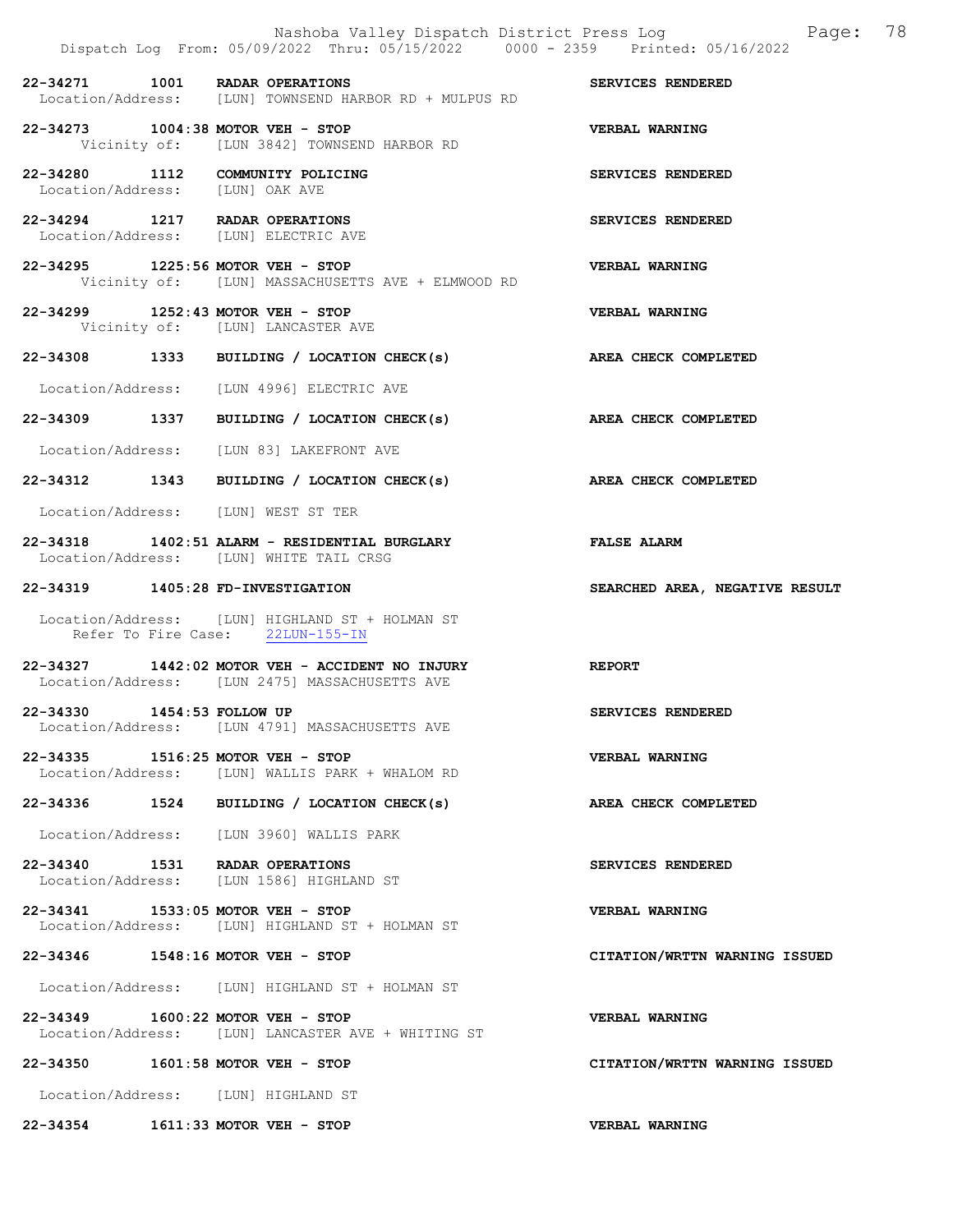22-34271 1001 RADAR OPERATIONS SERVICES RENDERED
Location/Address: [LUN] TOWNSEND HARBOR RD + MULPUS RD

22-34273 1004:38 MOTOR VEH - STOP VERBAL WARNING
Vicinity of: [LUN 3842] TOWNSEND HARBOR RD

22-34280 1112 COMMUNITY POLICING SERVICES RENDERED
Location/Address: [LUN] OAK AVE

22-34294 1217 RADAR OPERATIONS SERVICES RENDERED
Location/Address: [LUN] ELECTRIC AVE

22-34295 1225:56 MOTOR VEH - STOP VERBAL WARNING
Vicinity of: [LUN] MASSACHUSETTS AVE + ELMWOOD RD

22-34299 1252:43 MOTOR VEH - STOP VERBAL WARNING
Vicinity of: [LUN] LANCASTER AVE

22-34308 1333 BUILDING / LOCATION CHECK(s) AREA CHECK COMPLETED
Location/Address: [LUN 4996] ELECTRIC AVE

22-34309 1337 BUILDING / LOCATION CHECK(s) AREA CHECK COMPLETED
Location/Address: [LUN 83] LAKEFRONT AVE

22-34312 1343 BUILDING / LOCATION CHECK(s) AREA CHECK COMPLETED
Location/Address: [LUN] WEST ST TER

22-34318 1402:51 ALARM - RESIDENTIAL BURGLARY FALSE ALARM
Location/Address: [LUN] WHITE TAIL CRSG

22-34319 1405:28 FD-INVESTIGATION SEARCHED AREA, NEGATIVE RESULT
Location/Address: [LUN] HIGHLAND ST + HOLMAN ST
Refer To Fire Case: 22LUN-155-IN

22-34327 1442:02 MOTOR VEH - ACCIDENT NO INJURY REPORT
Location/Address: [LUN 2475] MASSACHUSETTS AVE

22-34330 1454:53 FOLLOW UP SERVICES RENDERED
Location/Address: [LUN 4791] MASSACHUSETTS AVE

22-34335 1516:25 MOTOR VEH - STOP VERBAL WARNING
Location/Address: [LUN] WALLIS PARK + WHALOM RD

22-34336 1524 BUILDING / LOCATION CHECK(s) AREA CHECK COMPLETED
Location/Address: [LUN 3960] WALLIS PARK

22-34340 1531 RADAR OPERATIONS SERVICES RENDERED
Location/Address: [LUN 1586] HIGHLAND ST

22-34341 1533:05 MOTOR VEH - STOP VERBAL WARNING
Location/Address: [LUN] HIGHLAND ST + HOLMAN ST

22-34346 1548:16 MOTOR VEH - STOP CITATION/WRTTN WARNING ISSUED
Location/Address: [LUN] HIGHLAND ST + HOLMAN ST

22-34349 1600:22 MOTOR VEH - STOP VERBAL WARNING
Location/Address: [LUN] LANCASTER AVE + WHITING ST

22-34350 1601:58 MOTOR VEH - STOP CITATION/WRTTN WARNING ISSUED
Location/Address: [LUN] HIGHLAND ST

22-34354 1611:33 MOTOR VEH - STOP VERBAL WARNING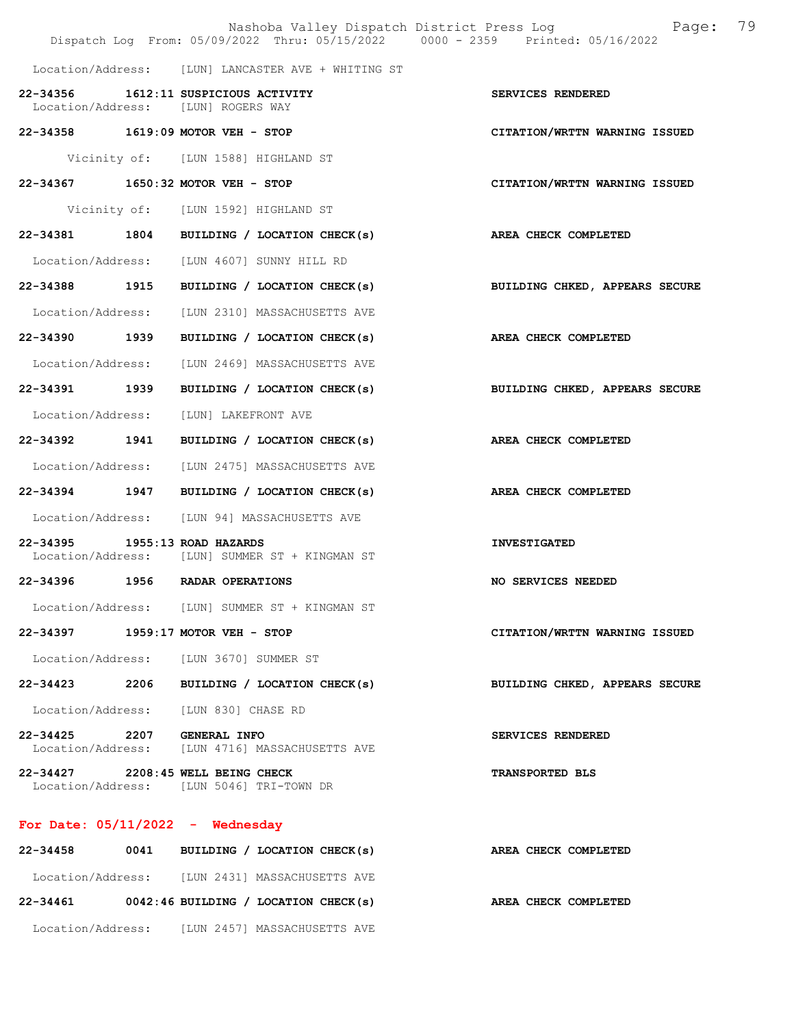Location/Address: [LUN] LANCASTER AVE + WHITING ST

**22-34356 1612:11 SUSPICIOUS ACTIVITY** — **SERVICES RENDERED**
Location/Address: [LUN] ROGERS WAY

**22-34358 1619:09 MOTOR VEH - STOP** — **CITATION/WRTTN WARNING ISSUED**
Vicinity of: [LUN 1588] HIGHLAND ST

**22-34367 1650:32 MOTOR VEH - STOP** — **CITATION/WRTTN WARNING ISSUED**
Vicinity of: [LUN 1592] HIGHLAND ST

**22-34381 1804 BUILDING / LOCATION CHECK(s)** — **AREA CHECK COMPLETED**
Location/Address: [LUN 4607] SUNNY HILL RD

**22-34388 1915 BUILDING / LOCATION CHECK(s)** — **BUILDING CHKED, APPEARS SECURE**
Location/Address: [LUN 2310] MASSACHUSETTS AVE

**22-34390 1939 BUILDING / LOCATION CHECK(s)** — **AREA CHECK COMPLETED**
Location/Address: [LUN 2469] MASSACHUSETTS AVE

**22-34391 1939 BUILDING / LOCATION CHECK(s)** — **BUILDING CHKED, APPEARS SECURE**
Location/Address: [LUN] LAKEFRONT AVE

**22-34392 1941 BUILDING / LOCATION CHECK(s)** — **AREA CHECK COMPLETED**
Location/Address: [LUN 2475] MASSACHUSETTS AVE

**22-34394 1947 BUILDING / LOCATION CHECK(s)** — **AREA CHECK COMPLETED**
Location/Address: [LUN 94] MASSACHUSETTS AVE

**22-34395 1955:13 ROAD HAZARDS** — **INVESTIGATED**
Location/Address: [LUN] SUMMER ST + KINGMAN ST

**22-34396 1956 RADAR OPERATIONS** — **NO SERVICES NEEDED**
Location/Address: [LUN] SUMMER ST + KINGMAN ST

**22-34397 1959:17 MOTOR VEH - STOP** — **CITATION/WRTTN WARNING ISSUED**
Location/Address: [LUN 3670] SUMMER ST

**22-34423 2206 BUILDING / LOCATION CHECK(s)** — **BUILDING CHKED, APPEARS SECURE**
Location/Address: [LUN 830] CHASE RD

**22-34425 2207 GENERAL INFO** — **SERVICES RENDERED**
Location/Address: [LUN 4716] MASSACHUSETTS AVE

**22-34427 2208:45 WELL BEING CHECK** — **TRANSPORTED BLS**
Location/Address: [LUN 5046] TRI-TOWN DR

## For Date: 05/11/2022 - Wednesday

**22-34458 0041 BUILDING / LOCATION CHECK(s)** — **AREA CHECK COMPLETED**
Location/Address: [LUN 2431] MASSACHUSETTS AVE

**22-34461 0042:46 BUILDING / LOCATION CHECK(s)** — **AREA CHECK COMPLETED**
Location/Address: [LUN 2457] MASSACHUSETTS AVE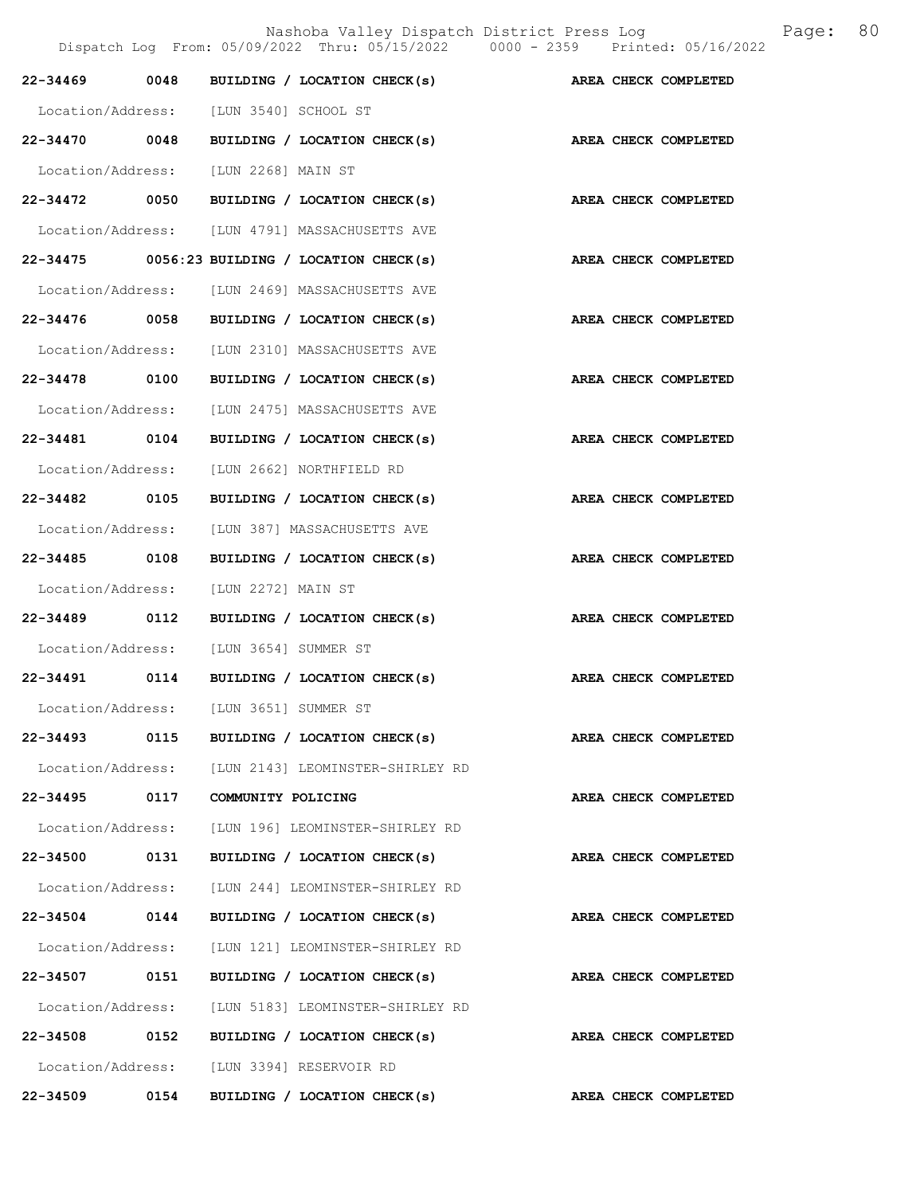| Call # | Time | Call Reason | Action |
| --- | --- | --- | --- |
| 22-34469 | 0048 | BUILDING / LOCATION CHECK(s) | AREA CHECK COMPLETED |
| Location/Address: | | [LUN 3540] SCHOOL ST | |
| 22-34470 | 0048 | BUILDING / LOCATION CHECK(s) | AREA CHECK COMPLETED |
| Location/Address: | | [LUN 2268] MAIN ST | |
| 22-34472 | 0050 | BUILDING / LOCATION CHECK(s) | AREA CHECK COMPLETED |
| Location/Address: | | [LUN 4791] MASSACHUSETTS AVE | |
| 22-34475 | 0056:23 | BUILDING / LOCATION CHECK(s) | AREA CHECK COMPLETED |
| Location/Address: | | [LUN 2469] MASSACHUSETTS AVE | |
| 22-34476 | 0058 | BUILDING / LOCATION CHECK(s) | AREA CHECK COMPLETED |
| Location/Address: | | [LUN 2310] MASSACHUSETTS AVE | |
| 22-34478 | 0100 | BUILDING / LOCATION CHECK(s) | AREA CHECK COMPLETED |
| Location/Address: | | [LUN 2475] MASSACHUSETTS AVE | |
| 22-34481 | 0104 | BUILDING / LOCATION CHECK(s) | AREA CHECK COMPLETED |
| Location/Address: | | [LUN 2662] NORTHFIELD RD | |
| 22-34482 | 0105 | BUILDING / LOCATION CHECK(s) | AREA CHECK COMPLETED |
| Location/Address: | | [LUN 387] MASSACHUSETTS AVE | |
| 22-34485 | 0108 | BUILDING / LOCATION CHECK(s) | AREA CHECK COMPLETED |
| Location/Address: | | [LUN 2272] MAIN ST | |
| 22-34489 | 0112 | BUILDING / LOCATION CHECK(s) | AREA CHECK COMPLETED |
| Location/Address: | | [LUN 3654] SUMMER ST | |
| 22-34491 | 0114 | BUILDING / LOCATION CHECK(s) | AREA CHECK COMPLETED |
| Location/Address: | | [LUN 3651] SUMMER ST | |
| 22-34493 | 0115 | BUILDING / LOCATION CHECK(s) | AREA CHECK COMPLETED |
| Location/Address: | | [LUN 2143] LEOMINSTER-SHIRLEY RD | |
| 22-34495 | 0117 | COMMUNITY POLICING | AREA CHECK COMPLETED |
| Location/Address: | | [LUN 196] LEOMINSTER-SHIRLEY RD | |
| 22-34500 | 0131 | BUILDING / LOCATION CHECK(s) | AREA CHECK COMPLETED |
| Location/Address: | | [LUN 244] LEOMINSTER-SHIRLEY RD | |
| 22-34504 | 0144 | BUILDING / LOCATION CHECK(s) | AREA CHECK COMPLETED |
| Location/Address: | | [LUN 121] LEOMINSTER-SHIRLEY RD | |
| 22-34507 | 0151 | BUILDING / LOCATION CHECK(s) | AREA CHECK COMPLETED |
| Location/Address: | | [LUN 5183] LEOMINSTER-SHIRLEY RD | |
| 22-34508 | 0152 | BUILDING / LOCATION CHECK(s) | AREA CHECK COMPLETED |
| Location/Address: | | [LUN 3394] RESERVOIR RD | |
| 22-34509 | 0154 | BUILDING / LOCATION CHECK(s) | AREA CHECK COMPLETED |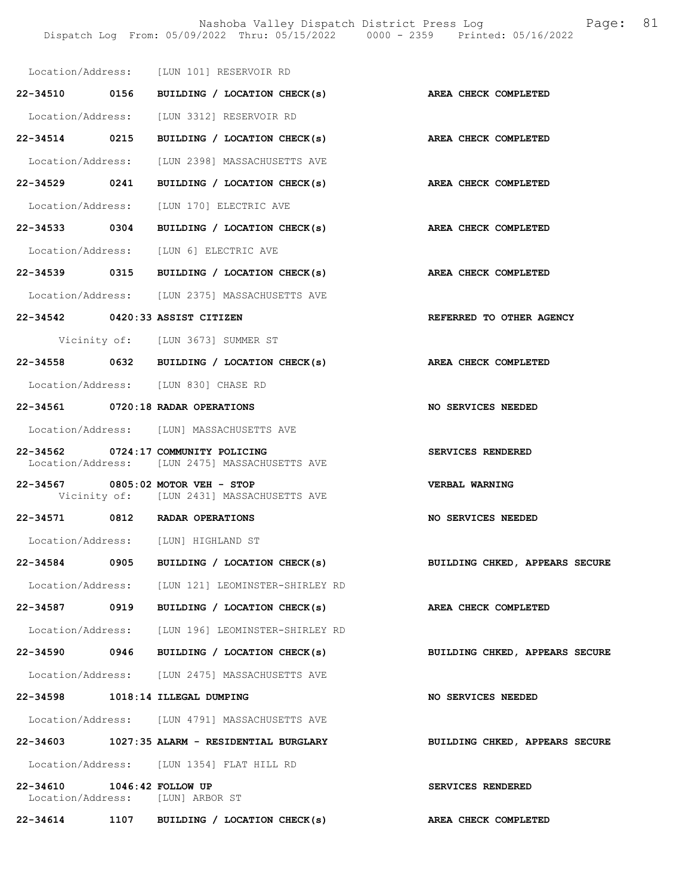Location/Address: [LUN 101] RESERVOIR RD

**22-34510 0156 BUILDING / LOCATION CHECK(s)** — **AREA CHECK COMPLETED**

Location/Address: [LUN 3312] RESERVOIR RD

**22-34514 0215 BUILDING / LOCATION CHECK(s)** — **AREA CHECK COMPLETED**

Location/Address: [LUN 2398] MASSACHUSETTS AVE

**22-34529 0241 BUILDING / LOCATION CHECK(s)** — **AREA CHECK COMPLETED**

Location/Address: [LUN 170] ELECTRIC AVE

**22-34533 0304 BUILDING / LOCATION CHECK(s)** — **AREA CHECK COMPLETED**

Location/Address: [LUN 6] ELECTRIC AVE

**22-34539 0315 BUILDING / LOCATION CHECK(s)** — **AREA CHECK COMPLETED**

Location/Address: [LUN 2375] MASSACHUSETTS AVE

**22-34542 0420:33 ASSIST CITIZEN** — **REFERRED TO OTHER AGENCY**

Vicinity of: [LUN 3673] SUMMER ST

**22-34558 0632 BUILDING / LOCATION CHECK(s)** — **AREA CHECK COMPLETED**

Location/Address: [LUN 830] CHASE RD

**22-34561 0720:18 RADAR OPERATIONS** — **NO SERVICES NEEDED**

Location/Address: [LUN] MASSACHUSETTS AVE

**22-34562 0724:17 COMMUNITY POLICING** — **SERVICES RENDERED**
Location/Address: [LUN 2475] MASSACHUSETTS AVE

**22-34567 0805:02 MOTOR VEH - STOP** — **VERBAL WARNING**
Vicinity of: [LUN 2431] MASSACHUSETTS AVE

**22-34571 0812 RADAR OPERATIONS** — **NO SERVICES NEEDED**

Location/Address: [LUN] HIGHLAND ST

**22-34584 0905 BUILDING / LOCATION CHECK(s)** — **BUILDING CHKED, APPEARS SECURE**

Location/Address: [LUN 121] LEOMINSTER-SHIRLEY RD

**22-34587 0919 BUILDING / LOCATION CHECK(s)** — **AREA CHECK COMPLETED**

Location/Address: [LUN 196] LEOMINSTER-SHIRLEY RD

**22-34590 0946 BUILDING / LOCATION CHECK(s)** — **BUILDING CHKED, APPEARS SECURE**

Location/Address: [LUN 2475] MASSACHUSETTS AVE

**22-34598 1018:14 ILLEGAL DUMPING** — **NO SERVICES NEEDED**

Location/Address: [LUN 4791] MASSACHUSETTS AVE

**22-34603 1027:35 ALARM - RESIDENTIAL BURGLARY** — **BUILDING CHKED, APPEARS SECURE**

Location/Address: [LUN 1354] FLAT HILL RD

**22-34610 1046:42 FOLLOW UP** — **SERVICES RENDERED**
Location/Address: [LUN] ARBOR ST

**22-34614 1107 BUILDING / LOCATION CHECK(s)** — **AREA CHECK COMPLETED**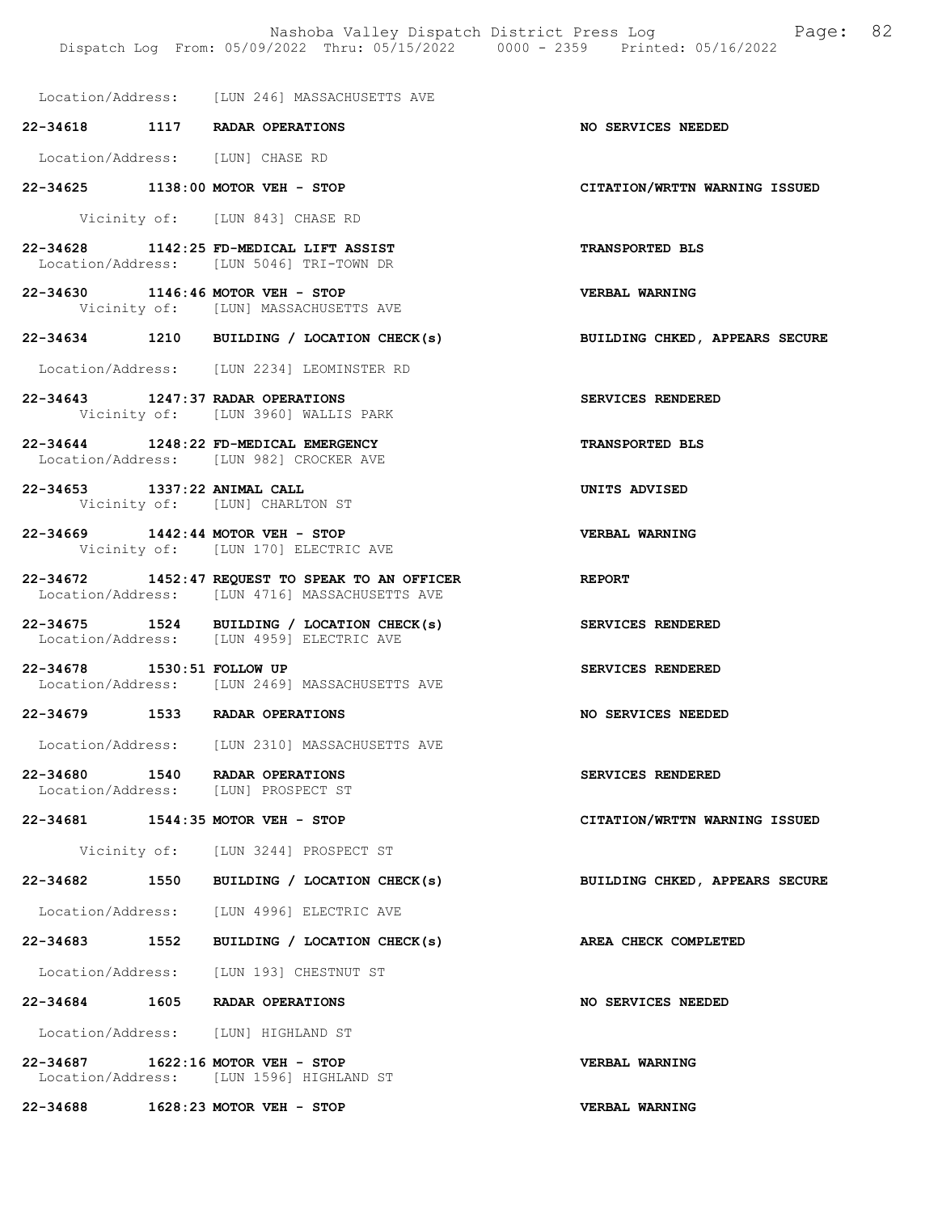Location/Address: [LUN 246] MASSACHUSETTS AVE

**22-34618 1117 RADAR OPERATIONS** — **NO SERVICES NEEDED**

Location/Address: [LUN] CHASE RD

**22-34625 1138:00 MOTOR VEH - STOP** — **CITATION/WRTTN WARNING ISSUED**

Vicinity of: [LUN 843] CHASE RD

**22-34628 1142:25 FD-MEDICAL LIFT ASSIST** — **TRANSPORTED BLS**

Location/Address: [LUN 5046] TRI-TOWN DR

**22-34630 1146:46 MOTOR VEH - STOP** — **VERBAL WARNING**

Vicinity of: [LUN] MASSACHUSETTS AVE

**22-34634 1210 BUILDING / LOCATION CHECK(s)** — **BUILDING CHKED, APPEARS SECURE**

Location/Address: [LUN 2234] LEOMINSTER RD

**22-34643 1247:37 RADAR OPERATIONS** — **SERVICES RENDERED**

Vicinity of: [LUN 3960] WALLIS PARK

**22-34644 1248:22 FD-MEDICAL EMERGENCY** — **TRANSPORTED BLS**

Location/Address: [LUN 982] CROCKER AVE

**22-34653 1337:22 ANIMAL CALL** — **UNITS ADVISED**

Vicinity of: [LUN] CHARLTON ST

**22-34669 1442:44 MOTOR VEH - STOP** — **VERBAL WARNING**

Vicinity of: [LUN 170] ELECTRIC AVE

**22-34672 1452:47 REQUEST TO SPEAK TO AN OFFICER** — **REPORT**

Location/Address: [LUN 4716] MASSACHUSETTS AVE

**22-34675 1524 BUILDING / LOCATION CHECK(s)** — **SERVICES RENDERED**

Location/Address: [LUN 4959] ELECTRIC AVE

**22-34678 1530:51 FOLLOW UP** — **SERVICES RENDERED**

Location/Address: [LUN 2469] MASSACHUSETTS AVE

**22-34679 1533 RADAR OPERATIONS** — **NO SERVICES NEEDED**

Location/Address: [LUN 2310] MASSACHUSETTS AVE

**22-34680 1540 RADAR OPERATIONS** — **SERVICES RENDERED**

Location/Address: [LUN] PROSPECT ST

**22-34681 1544:35 MOTOR VEH - STOP** — **CITATION/WRTTN WARNING ISSUED**

Vicinity of: [LUN 3244] PROSPECT ST

**22-34682 1550 BUILDING / LOCATION CHECK(s)** — **BUILDING CHKED, APPEARS SECURE**

Location/Address: [LUN 4996] ELECTRIC AVE

**22-34683 1552 BUILDING / LOCATION CHECK(s)** — **AREA CHECK COMPLETED**

Location/Address: [LUN 193] CHESTNUT ST

**22-34684 1605 RADAR OPERATIONS** — **NO SERVICES NEEDED**

Location/Address: [LUN] HIGHLAND ST

**22-34687 1622:16 MOTOR VEH - STOP** — **VERBAL WARNING**

Location/Address: [LUN 1596] HIGHLAND ST

**22-34688 1628:23 MOTOR VEH - STOP** — **VERBAL WARNING**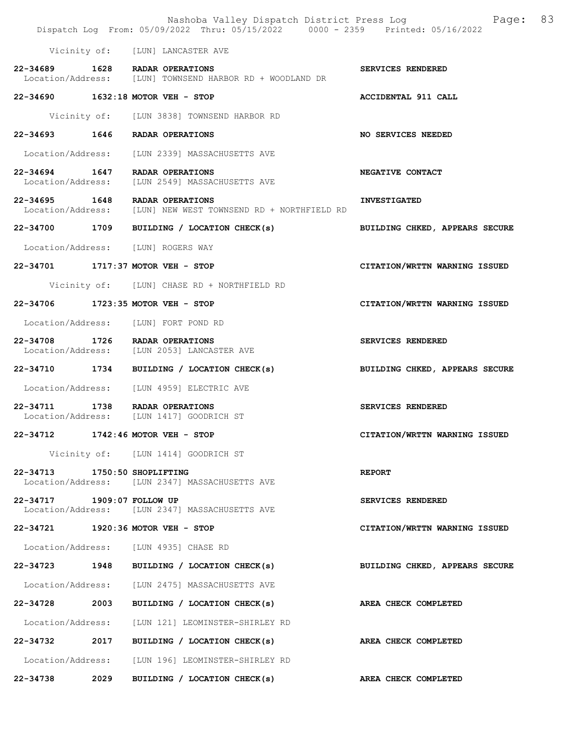Vicinity of: [LUN] LANCASTER AVE

**22-34689 1628 RADAR OPERATIONS** **SERVICES RENDERED**
Location/Address: [LUN] TOWNSEND HARBOR RD + WOODLAND DR

**22-34690 1632:18 MOTOR VEH - STOP** **ACCIDENTAL 911 CALL**

Vicinity of: [LUN 3838] TOWNSEND HARBOR RD

**22-34693 1646 RADAR OPERATIONS** **NO SERVICES NEEDED**

Location/Address: [LUN 2339] MASSACHUSETTS AVE

**22-34694 1647 RADAR OPERATIONS** **NEGATIVE CONTACT**
Location/Address: [LUN 2549] MASSACHUSETTS AVE

**22-34695 1648 RADAR OPERATIONS** **INVESTIGATED**
Location/Address: [LUN] NEW WEST TOWNSEND RD + NORTHFIELD RD

**22-34700 1709 BUILDING / LOCATION CHECK(s)** **BUILDING CHKED, APPEARS SECURE**

Location/Address: [LUN] ROGERS WAY

**22-34701 1717:37 MOTOR VEH - STOP** **CITATION/WRTTN WARNING ISSUED**

Vicinity of: [LUN] CHASE RD + NORTHFIELD RD

**22-34706 1723:35 MOTOR VEH - STOP** **CITATION/WRTTN WARNING ISSUED**

Location/Address: [LUN] FORT POND RD

**22-34708 1726 RADAR OPERATIONS** **SERVICES RENDERED**
Location/Address: [LUN 2053] LANCASTER AVE

**22-34710 1734 BUILDING / LOCATION CHECK(s)** **BUILDING CHKED, APPEARS SECURE**

Location/Address: [LUN 4959] ELECTRIC AVE

**22-34711 1738 RADAR OPERATIONS** **SERVICES RENDERED**
Location/Address: [LUN 1417] GOODRICH ST

**22-34712 1742:46 MOTOR VEH - STOP** **CITATION/WRTTN WARNING ISSUED**

Vicinity of: [LUN 1414] GOODRICH ST

**22-34713 1750:50 SHOPLIFTING** **REPORT**
Location/Address: [LUN 2347] MASSACHUSETTS AVE

**22-34717 1909:07 FOLLOW UP** **SERVICES RENDERED**
Location/Address: [LUN 2347] MASSACHUSETTS AVE

**22-34721 1920:36 MOTOR VEH - STOP** **CITATION/WRTTN WARNING ISSUED**

Location/Address: [LUN 4935] CHASE RD

**22-34723 1948 BUILDING / LOCATION CHECK(s)** **BUILDING CHKED, APPEARS SECURE**

Location/Address: [LUN 2475] MASSACHUSETTS AVE

**22-34728 2003 BUILDING / LOCATION CHECK(s)** **AREA CHECK COMPLETED**

Location/Address: [LUN 121] LEOMINSTER-SHIRLEY RD

**22-34732 2017 BUILDING / LOCATION CHECK(s)** **AREA CHECK COMPLETED**

Location/Address: [LUN 196] LEOMINSTER-SHIRLEY RD

**22-34738 2029 BUILDING / LOCATION CHECK(s)** **AREA CHECK COMPLETED**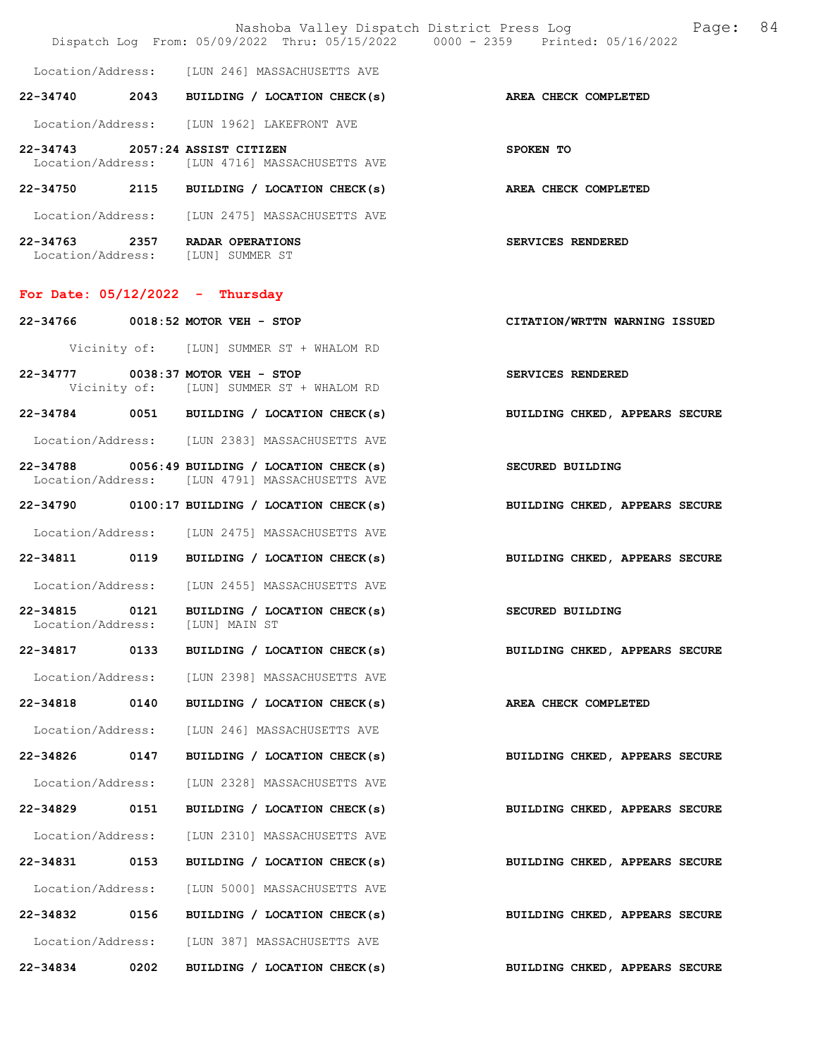Location/Address: [LUN 246] MASSACHUSETTS AVE

**22-34740 2043 BUILDING / LOCATION CHECK(s)** — **AREA CHECK COMPLETED**
Location/Address: [LUN 1962] LAKEFRONT AVE

**22-34743 2057:24 ASSIST CITIZEN** — **SPOKEN TO**
Location/Address: [LUN 4716] MASSACHUSETTS AVE

**22-34750 2115 BUILDING / LOCATION CHECK(s)** — **AREA CHECK COMPLETED**
Location/Address: [LUN 2475] MASSACHUSETTS AVE

**22-34763 2357 RADAR OPERATIONS** — **SERVICES RENDERED**
Location/Address: [LUN] SUMMER ST

## For Date: 05/12/2022 - Thursday

**22-34766 0018:52 MOTOR VEH - STOP** — **CITATION/WRTTN WARNING ISSUED**
Vicinity of: [LUN] SUMMER ST + WHALOM RD

**22-34777 0038:37 MOTOR VEH - STOP** — **SERVICES RENDERED**
Vicinity of: [LUN] SUMMER ST + WHALOM RD

**22-34784 0051 BUILDING / LOCATION CHECK(s)** — **BUILDING CHKED, APPEARS SECURE**
Location/Address: [LUN 2383] MASSACHUSETTS AVE

**22-34788 0056:49 BUILDING / LOCATION CHECK(s)** — **SECURED BUILDING**
Location/Address: [LUN 4791] MASSACHUSETTS AVE

**22-34790 0100:17 BUILDING / LOCATION CHECK(s)** — **BUILDING CHKED, APPEARS SECURE**
Location/Address: [LUN 2475] MASSACHUSETTS AVE

**22-34811 0119 BUILDING / LOCATION CHECK(s)** — **BUILDING CHKED, APPEARS SECURE**
Location/Address: [LUN 2455] MASSACHUSETTS AVE

**22-34815 0121 BUILDING / LOCATION CHECK(s)** — **SECURED BUILDING**
Location/Address: [LUN] MAIN ST

**22-34817 0133 BUILDING / LOCATION CHECK(s)** — **BUILDING CHKED, APPEARS SECURE**
Location/Address: [LUN 2398] MASSACHUSETTS AVE

**22-34818 0140 BUILDING / LOCATION CHECK(s)** — **AREA CHECK COMPLETED**
Location/Address: [LUN 246] MASSACHUSETTS AVE

**22-34826 0147 BUILDING / LOCATION CHECK(s)** — **BUILDING CHKED, APPEARS SECURE**
Location/Address: [LUN 2328] MASSACHUSETTS AVE

**22-34829 0151 BUILDING / LOCATION CHECK(s)** — **BUILDING CHKED, APPEARS SECURE**
Location/Address: [LUN 2310] MASSACHUSETTS AVE

**22-34831 0153 BUILDING / LOCATION CHECK(s)** — **BUILDING CHKED, APPEARS SECURE**
Location/Address: [LUN 5000] MASSACHUSETTS AVE

**22-34832 0156 BUILDING / LOCATION CHECK(s)** — **BUILDING CHKED, APPEARS SECURE**
Location/Address: [LUN 387] MASSACHUSETTS AVE

**22-34834 0202 BUILDING / LOCATION CHECK(s)** — **BUILDING CHKED, APPEARS SECURE**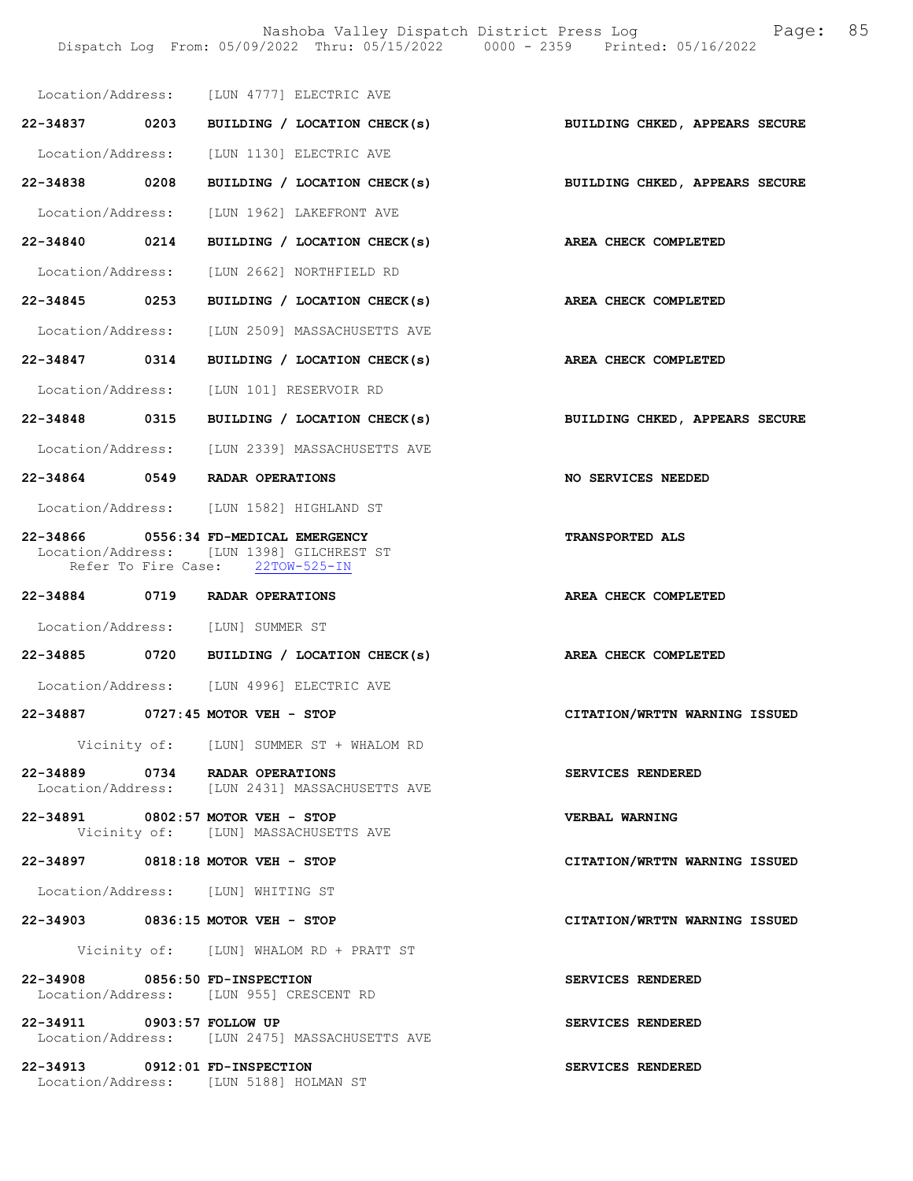Location/Address: [LUN 4777] ELECTRIC AVE

**22-34837 0203 BUILDING / LOCATION CHECK(s)** — **BUILDING CHKED, APPEARS SECURE**

Location/Address: [LUN 1130] ELECTRIC AVE

**22-34838 0208 BUILDING / LOCATION CHECK(s)** — **BUILDING CHKED, APPEARS SECURE**

Location/Address: [LUN 1962] LAKEFRONT AVE

**22-34840 0214 BUILDING / LOCATION CHECK(s)** — **AREA CHECK COMPLETED**

Location/Address: [LUN 2662] NORTHFIELD RD

**22-34845 0253 BUILDING / LOCATION CHECK(s)** — **AREA CHECK COMPLETED**

Location/Address: [LUN 2509] MASSACHUSETTS AVE

**22-34847 0314 BUILDING / LOCATION CHECK(s)** — **AREA CHECK COMPLETED**

Location/Address: [LUN 101] RESERVOIR RD

**22-34848 0315 BUILDING / LOCATION CHECK(s)** — **BUILDING CHKED, APPEARS SECURE**

Location/Address: [LUN 2339] MASSACHUSETTS AVE

**22-34864 0549 RADAR OPERATIONS** — **NO SERVICES NEEDED**

Location/Address: [LUN 1582] HIGHLAND ST

**22-34866 0556:34 FD-MEDICAL EMERGENCY** — **TRANSPORTED ALS**
Location/Address: [LUN 1398] GILCHREST ST
Refer To Fire Case: 22TOW-525-IN

**22-34884 0719 RADAR OPERATIONS** — **AREA CHECK COMPLETED**

Location/Address: [LUN] SUMMER ST

**22-34885 0720 BUILDING / LOCATION CHECK(s)** — **AREA CHECK COMPLETED**

Location/Address: [LUN 4996] ELECTRIC AVE

**22-34887 0727:45 MOTOR VEH - STOP** — **CITATION/WRTTN WARNING ISSUED**

Vicinity of: [LUN] SUMMER ST + WHALOM RD

**22-34889 0734 RADAR OPERATIONS** — **SERVICES RENDERED**
Location/Address: [LUN 2431] MASSACHUSETTS AVE

**22-34891 0802:57 MOTOR VEH - STOP** — **VERBAL WARNING**
Vicinity of: [LUN] MASSACHUSETTS AVE

**22-34897 0818:18 MOTOR VEH - STOP** — **CITATION/WRTTN WARNING ISSUED**

Location/Address: [LUN] WHITING ST

**22-34903 0836:15 MOTOR VEH - STOP** — **CITATION/WRTTN WARNING ISSUED**

Vicinity of: [LUN] WHALOM RD + PRATT ST

**22-34908 0856:50 FD-INSPECTION** — **SERVICES RENDERED**
Location/Address: [LUN 955] CRESCENT RD

**22-34911 0903:57 FOLLOW UP** — **SERVICES RENDERED**
Location/Address: [LUN 2475] MASSACHUSETTS AVE

**22-34913 0912:01 FD-INSPECTION** — **SERVICES RENDERED**
Location/Address: [LUN 5188] HOLMAN ST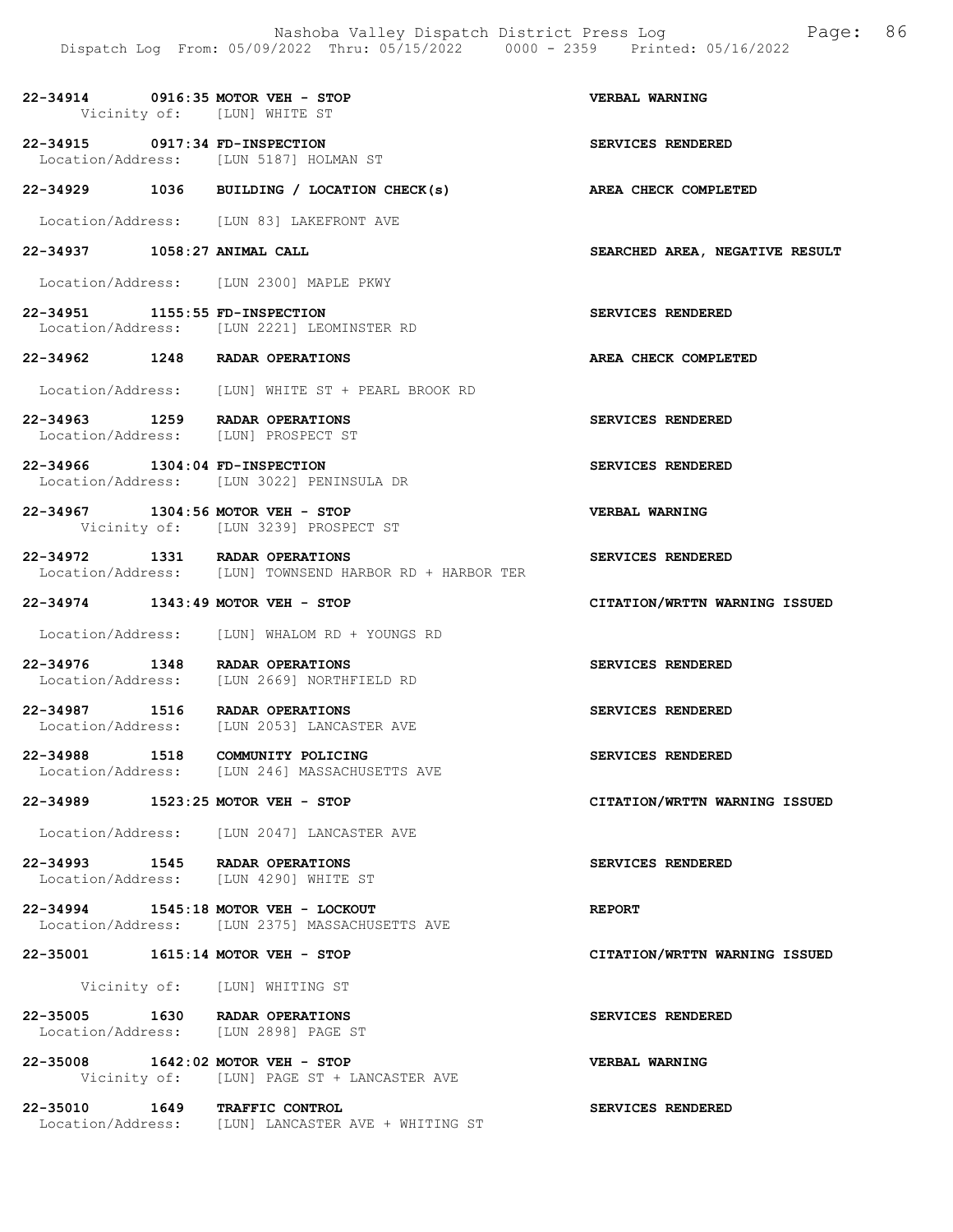Dispatch Log From: 05/09/2022 Thru: 05/15/2022 0000 - 2359 Printed: 05/16/2022

**22-34914 0916:35 MOTOR VEH - STOP** — **VERBAL WARNING**
Vicinity of: [LUN] WHITE ST

**22-34915 0917:34 FD-INSPECTION** — **SERVICES RENDERED**
Location/Address: [LUN 5187] HOLMAN ST

**22-34929 1036 BUILDING / LOCATION CHECK(s)** — **AREA CHECK COMPLETED**
Location/Address: [LUN 83] LAKEFRONT AVE

**22-34937 1058:27 ANIMAL CALL** — **SEARCHED AREA, NEGATIVE RESULT**
Location/Address: [LUN 2300] MAPLE PKWY

**22-34951 1155:55 FD-INSPECTION** — **SERVICES RENDERED**
Location/Address: [LUN 2221] LEOMINSTER RD

**22-34962 1248 RADAR OPERATIONS** — **AREA CHECK COMPLETED**
Location/Address: [LUN] WHITE ST + PEARL BROOK RD

**22-34963 1259 RADAR OPERATIONS** — **SERVICES RENDERED**
Location/Address: [LUN] PROSPECT ST

**22-34966 1304:04 FD-INSPECTION** — **SERVICES RENDERED**
Location/Address: [LUN 3022] PENINSULA DR

**22-34967 1304:56 MOTOR VEH - STOP** — **VERBAL WARNING**
Vicinity of: [LUN 3239] PROSPECT ST

**22-34972 1331 RADAR OPERATIONS** — **SERVICES RENDERED**
Location/Address: [LUN] TOWNSEND HARBOR RD + HARBOR TER

**22-34974 1343:49 MOTOR VEH - STOP** — **CITATION/WRTTN WARNING ISSUED**
Location/Address: [LUN] WHALOM RD + YOUNGS RD

**22-34976 1348 RADAR OPERATIONS** — **SERVICES RENDERED**
Location/Address: [LUN 2669] NORTHFIELD RD

**22-34987 1516 RADAR OPERATIONS** — **SERVICES RENDERED**
Location/Address: [LUN 2053] LANCASTER AVE

**22-34988 1518 COMMUNITY POLICING** — **SERVICES RENDERED**
Location/Address: [LUN 246] MASSACHUSETTS AVE

**22-34989 1523:25 MOTOR VEH - STOP** — **CITATION/WRTTN WARNING ISSUED**
Location/Address: [LUN 2047] LANCASTER AVE

**22-34993 1545 RADAR OPERATIONS** — **SERVICES RENDERED**
Location/Address: [LUN 4290] WHITE ST

**22-34994 1545:18 MOTOR VEH - LOCKOUT** — **REPORT**
Location/Address: [LUN 2375] MASSACHUSETTS AVE

**22-35001 1615:14 MOTOR VEH - STOP** — **CITATION/WRTTN WARNING ISSUED**
Vicinity of: [LUN] WHITING ST

**22-35005 1630 RADAR OPERATIONS** — **SERVICES RENDERED**
Location/Address: [LUN 2898] PAGE ST

**22-35008 1642:02 MOTOR VEH - STOP** — **VERBAL WARNING**
Vicinity of: [LUN] PAGE ST + LANCASTER AVE

**22-35010 1649 TRAFFIC CONTROL** — **SERVICES RENDERED**
Location/Address: [LUN] LANCASTER AVE + WHITING ST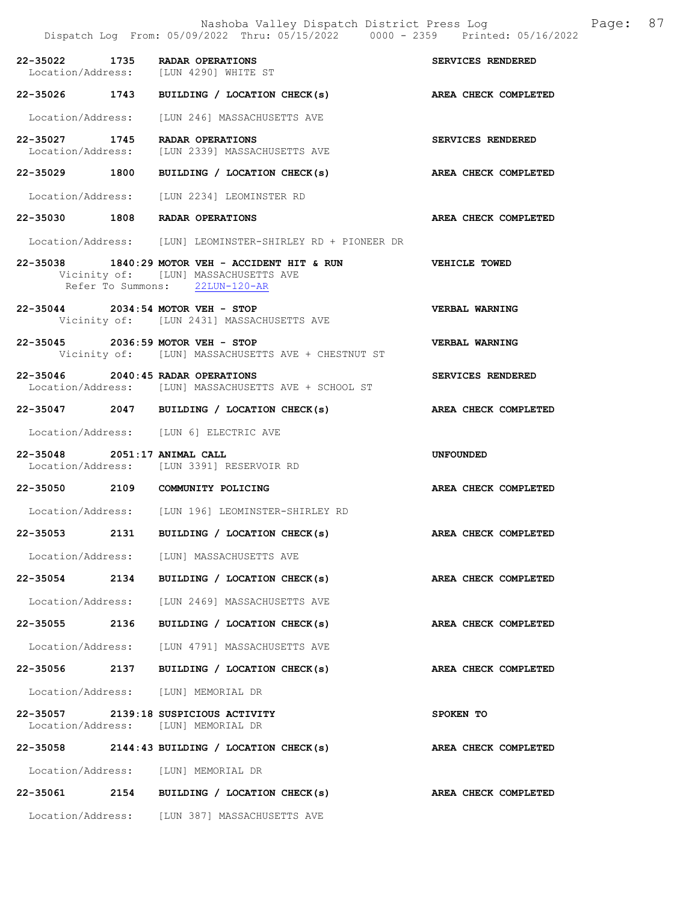**22-35022 1735 RADAR OPERATIONS** — **SERVICES RENDERED**
Location/Address: [LUN 4290] WHITE ST

**22-35026 1743 BUILDING / LOCATION CHECK(s)** — **AREA CHECK COMPLETED**
Location/Address: [LUN 246] MASSACHUSETTS AVE

**22-35027 1745 RADAR OPERATIONS** — **SERVICES RENDERED**
Location/Address: [LUN 2339] MASSACHUSETTS AVE

**22-35029 1800 BUILDING / LOCATION CHECK(s)** — **AREA CHECK COMPLETED**
Location/Address: [LUN 2234] LEOMINSTER RD

**22-35030 1808 RADAR OPERATIONS** — **AREA CHECK COMPLETED**
Location/Address: [LUN] LEOMINSTER-SHIRLEY RD + PIONEER DR

**22-35038 1840:29 MOTOR VEH - ACCIDENT HIT & RUN** — **VEHICLE TOWED**
Vicinity of: [LUN] MASSACHUSETTS AVE
Refer To Summons: 22LUN-120-AR

**22-35044 2034:54 MOTOR VEH - STOP** — **VERBAL WARNING**
Vicinity of: [LUN 2431] MASSACHUSETTS AVE

**22-35045 2036:59 MOTOR VEH - STOP** — **VERBAL WARNING**
Vicinity of: [LUN] MASSACHUSETTS AVE + CHESTNUT ST

**22-35046 2040:45 RADAR OPERATIONS** — **SERVICES RENDERED**
Location/Address: [LUN] MASSACHUSETTS AVE + SCHOOL ST

**22-35047 2047 BUILDING / LOCATION CHECK(s)** — **AREA CHECK COMPLETED**
Location/Address: [LUN 6] ELECTRIC AVE

**22-35048 2051:17 ANIMAL CALL** — **UNFOUNDED**
Location/Address: [LUN 3391] RESERVOIR RD

**22-35050 2109 COMMUNITY POLICING** — **AREA CHECK COMPLETED**
Location/Address: [LUN 196] LEOMINSTER-SHIRLEY RD

**22-35053 2131 BUILDING / LOCATION CHECK(s)** — **AREA CHECK COMPLETED**
Location/Address: [LUN] MASSACHUSETTS AVE

**22-35054 2134 BUILDING / LOCATION CHECK(s)** — **AREA CHECK COMPLETED**
Location/Address: [LUN 2469] MASSACHUSETTS AVE

**22-35055 2136 BUILDING / LOCATION CHECK(s)** — **AREA CHECK COMPLETED**
Location/Address: [LUN 4791] MASSACHUSETTS AVE

**22-35056 2137 BUILDING / LOCATION CHECK(s)** — **AREA CHECK COMPLETED**
Location/Address: [LUN] MEMORIAL DR

**22-35057 2139:18 SUSPICIOUS ACTIVITY** — **SPOKEN TO**
Location/Address: [LUN] MEMORIAL DR

**22-35058 2144:43 BUILDING / LOCATION CHECK(s)** — **AREA CHECK COMPLETED**
Location/Address: [LUN] MEMORIAL DR

**22-35061 2154 BUILDING / LOCATION CHECK(s)** — **AREA CHECK COMPLETED**
Location/Address: [LUN 387] MASSACHUSETTS AVE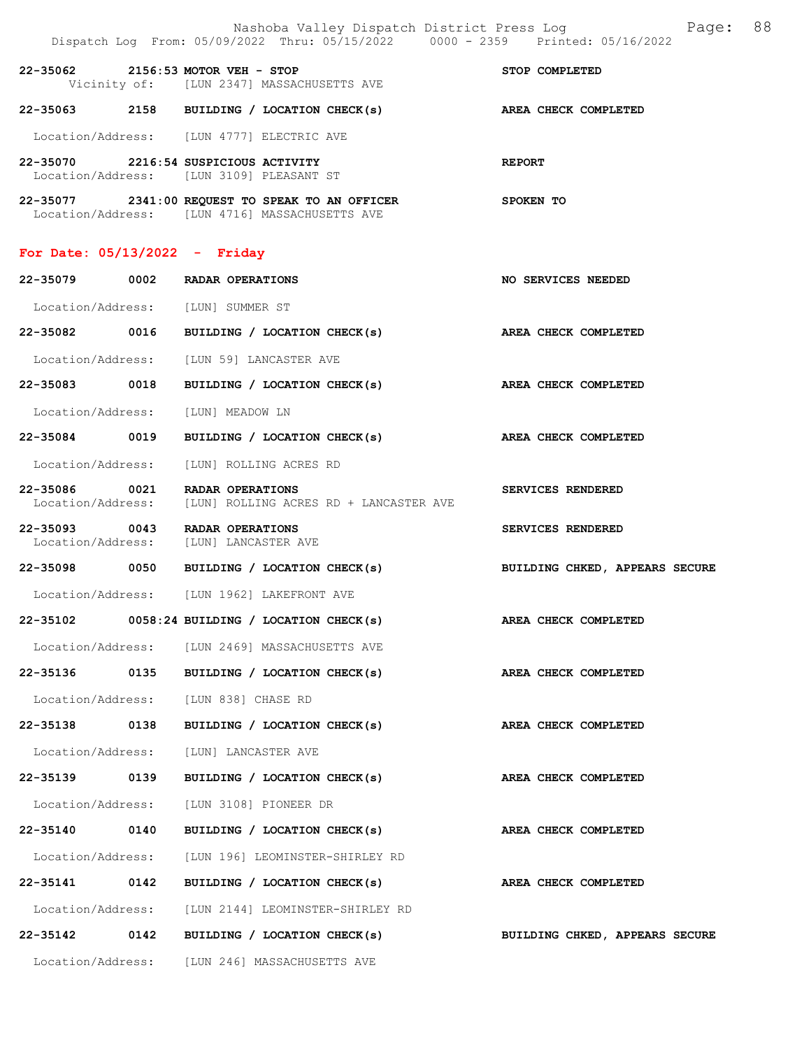22-35062 2156:53 MOTOR VEH - STOP STOP COMPLETED
Vicinity of: [LUN 2347] MASSACHUSETTS AVE

22-35063 2158 BUILDING / LOCATION CHECK(s) AREA CHECK COMPLETED

Location/Address: [LUN 4777] ELECTRIC AVE

22-35070 2216:54 SUSPICIOUS ACTIVITY REPORT
Location/Address: [LUN 3109] PLEASANT ST

22-35077 2341:00 REQUEST TO SPEAK TO AN OFFICER SPOKEN TO
Location/Address: [LUN 4716] MASSACHUSETTS AVE

## For Date: 05/13/2022 - Friday

22-35079 0002 RADAR OPERATIONS NO SERVICES NEEDED

Location/Address: [LUN] SUMMER ST

22-35082 0016 BUILDING / LOCATION CHECK(s) AREA CHECK COMPLETED

Location/Address: [LUN 59] LANCASTER AVE

22-35083 0018 BUILDING / LOCATION CHECK(s) AREA CHECK COMPLETED

Location/Address: [LUN] MEADOW LN

22-35084 0019 BUILDING / LOCATION CHECK(s) AREA CHECK COMPLETED

Location/Address: [LUN] ROLLING ACRES RD

22-35086 0021 RADAR OPERATIONS SERVICES RENDERED
Location/Address: [LUN] ROLLING ACRES RD + LANCASTER AVE

22-35093 0043 RADAR OPERATIONS SERVICES RENDERED
Location/Address: [LUN] LANCASTER AVE

22-35098 0050 BUILDING / LOCATION CHECK(s) BUILDING CHKED, APPEARS SECURE

Location/Address: [LUN 1962] LAKEFRONT AVE

22-35102 0058:24 BUILDING / LOCATION CHECK(s) AREA CHECK COMPLETED

Location/Address: [LUN 2469] MASSACHUSETTS AVE

22-35136 0135 BUILDING / LOCATION CHECK(s) AREA CHECK COMPLETED

Location/Address: [LUN 838] CHASE RD

22-35138 0138 BUILDING / LOCATION CHECK(s) AREA CHECK COMPLETED

Location/Address: [LUN] LANCASTER AVE

22-35139 0139 BUILDING / LOCATION CHECK(s) AREA CHECK COMPLETED

Location/Address: [LUN 3108] PIONEER DR

22-35140 0140 BUILDING / LOCATION CHECK(s) AREA CHECK COMPLETED

Location/Address: [LUN 196] LEOMINSTER-SHIRLEY RD

22-35141 0142 BUILDING / LOCATION CHECK(s) AREA CHECK COMPLETED

Location/Address: [LUN 2144] LEOMINSTER-SHIRLEY RD

22-35142 0142 BUILDING / LOCATION CHECK(s) BUILDING CHKED, APPEARS SECURE

Location/Address: [LUN 246] MASSACHUSETTS AVE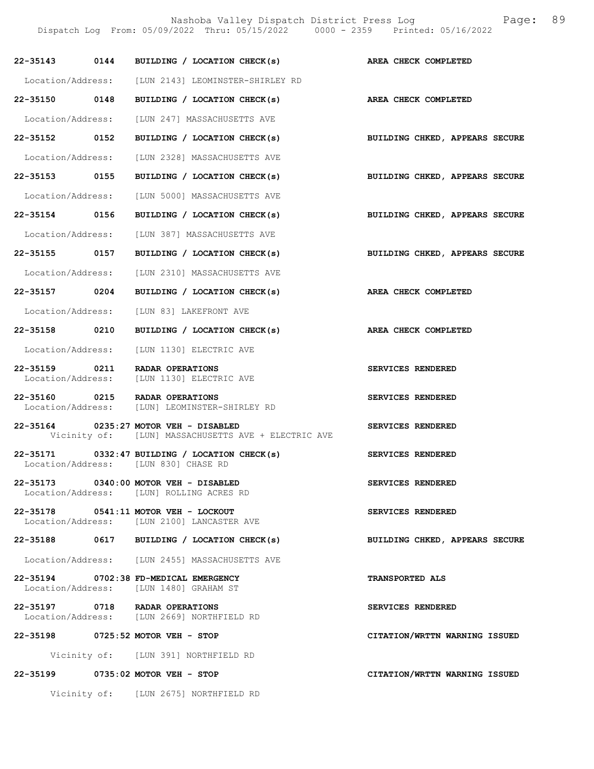| Call # | Time | Call Reason | Action |
| --- | --- | --- | --- |
| 22-35143 | 0144 | BUILDING / LOCATION CHECK(s) | AREA CHECK COMPLETED |
| | | Location/Address: [LUN 2143] LEOMINSTER-SHIRLEY RD | |
| 22-35150 | 0148 | BUILDING / LOCATION CHECK(s) | AREA CHECK COMPLETED |
| | | Location/Address: [LUN 247] MASSACHUSETTS AVE | |
| 22-35152 | 0152 | BUILDING / LOCATION CHECK(s) | BUILDING CHKED, APPEARS SECURE |
| | | Location/Address: [LUN 2328] MASSACHUSETTS AVE | |
| 22-35153 | 0155 | BUILDING / LOCATION CHECK(s) | BUILDING CHKED, APPEARS SECURE |
| | | Location/Address: [LUN 5000] MASSACHUSETTS AVE | |
| 22-35154 | 0156 | BUILDING / LOCATION CHECK(s) | BUILDING CHKED, APPEARS SECURE |
| | | Location/Address: [LUN 387] MASSACHUSETTS AVE | |
| 22-35155 | 0157 | BUILDING / LOCATION CHECK(s) | BUILDING CHKED, APPEARS SECURE |
| | | Location/Address: [LUN 2310] MASSACHUSETTS AVE | |
| 22-35157 | 0204 | BUILDING / LOCATION CHECK(s) | AREA CHECK COMPLETED |
| | | Location/Address: [LUN 83] LAKEFRONT AVE | |
| 22-35158 | 0210 | BUILDING / LOCATION CHECK(s) | AREA CHECK COMPLETED |
| | | Location/Address: [LUN 1130] ELECTRIC AVE | |
| 22-35159 | 0211 | RADAR OPERATIONS | SERVICES RENDERED |
| | | Location/Address: [LUN 1130] ELECTRIC AVE | |
| 22-35160 | 0215 | RADAR OPERATIONS | SERVICES RENDERED |
| | | Location/Address: [LUN] LEOMINSTER-SHIRLEY RD | |
| 22-35164 | 0235:27 | MOTOR VEH - DISABLED | SERVICES RENDERED |
| | | Vicinity of: [LUN] MASSACHUSETTS AVE + ELECTRIC AVE | |
| 22-35171 | 0332:47 | BUILDING / LOCATION CHECK(s) | SERVICES RENDERED |
| | | Location/Address: [LUN 830] CHASE RD | |
| 22-35173 | 0340:00 | MOTOR VEH - DISABLED | SERVICES RENDERED |
| | | Location/Address: [LUN] ROLLING ACRES RD | |
| 22-35178 | 0541:11 | MOTOR VEH - LOCKOUT | SERVICES RENDERED |
| | | Location/Address: [LUN 2100] LANCASTER AVE | |
| 22-35188 | 0617 | BUILDING / LOCATION CHECK(s) | BUILDING CHKED, APPEARS SECURE |
| | | Location/Address: [LUN 2455] MASSACHUSETTS AVE | |
| 22-35194 | 0702:38 | FD-MEDICAL EMERGENCY | TRANSPORTED ALS |
| | | Location/Address: [LUN 1480] GRAHAM ST | |
| 22-35197 | 0718 | RADAR OPERATIONS | SERVICES RENDERED |
| | | Location/Address: [LUN 2669] NORTHFIELD RD | |
| 22-35198 | 0725:52 | MOTOR VEH - STOP | CITATION/WRTTN WARNING ISSUED |
| | | Vicinity of: [LUN 391] NORTHFIELD RD | |
| 22-35199 | 0735:02 | MOTOR VEH - STOP | CITATION/WRTTN WARNING ISSUED |
| | | Vicinity of: [LUN 2675] NORTHFIELD RD | |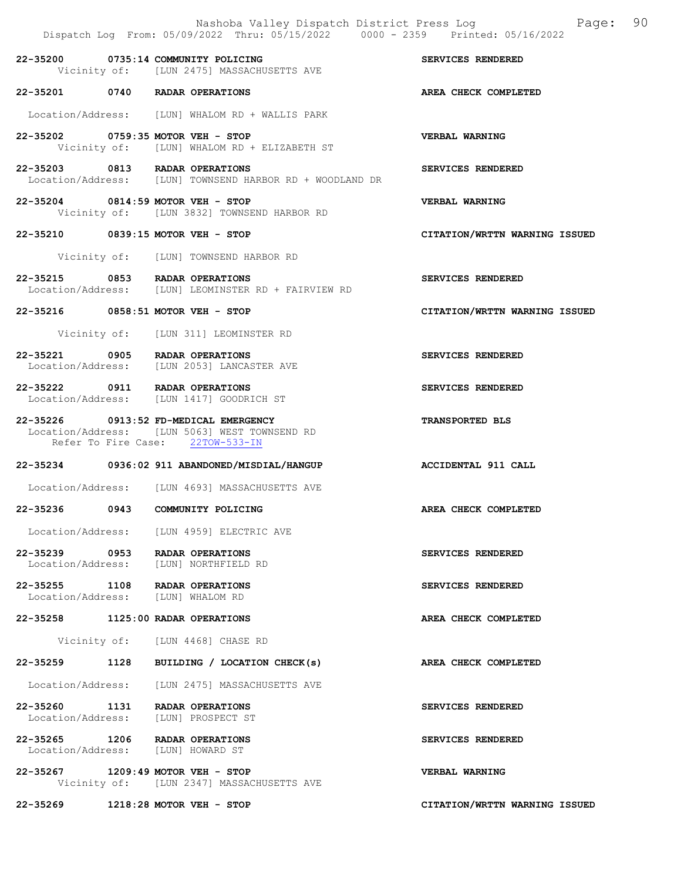**22-35200 0735:14 COMMUNITY POLICING** — **SERVICES RENDERED**
Vicinity of: [LUN 2475] MASSACHUSETTS AVE

**22-35201 0740 RADAR OPERATIONS** — **AREA CHECK COMPLETED**
Location/Address: [LUN] WHALOM RD + WALLIS PARK

**22-35202 0759:35 MOTOR VEH - STOP** — **VERBAL WARNING**
Vicinity of: [LUN] WHALOM RD + ELIZABETH ST

**22-35203 0813 RADAR OPERATIONS** — **SERVICES RENDERED**
Location/Address: [LUN] TOWNSEND HARBOR RD + WOODLAND DR

**22-35204 0814:59 MOTOR VEH - STOP** — **VERBAL WARNING**
Vicinity of: [LUN 3832] TOWNSEND HARBOR RD

**22-35210 0839:15 MOTOR VEH - STOP** — **CITATION/WRTTN WARNING ISSUED**
Vicinity of: [LUN] TOWNSEND HARBOR RD

**22-35215 0853 RADAR OPERATIONS** — **SERVICES RENDERED**
Location/Address: [LUN] LEOMINSTER RD + FAIRVIEW RD

**22-35216 0858:51 MOTOR VEH - STOP** — **CITATION/WRTTN WARNING ISSUED**
Vicinity of: [LUN 311] LEOMINSTER RD

**22-35221 0905 RADAR OPERATIONS** — **SERVICES RENDERED**
Location/Address: [LUN 2053] LANCASTER AVE

**22-35222 0911 RADAR OPERATIONS** — **SERVICES RENDERED**
Location/Address: [LUN 1417] GOODRICH ST

**22-35226 0913:52 FD-MEDICAL EMERGENCY** — **TRANSPORTED BLS**
Location/Address: [LUN 5063] WEST TOWNSEND RD
Refer To Fire Case: 22TOW-533-IN

**22-35234 0936:02 911 ABANDONED/MISDIAL/HANGUP** — **ACCIDENTAL 911 CALL**
Location/Address: [LUN 4693] MASSACHUSETTS AVE

**22-35236 0943 COMMUNITY POLICING** — **AREA CHECK COMPLETED**
Location/Address: [LUN 4959] ELECTRIC AVE

**22-35239 0953 RADAR OPERATIONS** — **SERVICES RENDERED**
Location/Address: [LUN] NORTHFIELD RD

**22-35255 1108 RADAR OPERATIONS** — **SERVICES RENDERED**
Location/Address: [LUN] WHALOM RD

**22-35258 1125:00 RADAR OPERATIONS** — **AREA CHECK COMPLETED**
Vicinity of: [LUN 4468] CHASE RD

**22-35259 1128 BUILDING / LOCATION CHECK(s)** — **AREA CHECK COMPLETED**
Location/Address: [LUN 2475] MASSACHUSETTS AVE

**22-35260 1131 RADAR OPERATIONS** — **SERVICES RENDERED**
Location/Address: [LUN] PROSPECT ST

**22-35265 1206 RADAR OPERATIONS** — **SERVICES RENDERED**
Location/Address: [LUN] HOWARD ST

**22-35267 1209:49 MOTOR VEH - STOP** — **VERBAL WARNING**
Vicinity of: [LUN 2347] MASSACHUSETTS AVE

**22-35269 1218:28 MOTOR VEH - STOP** — **CITATION/WRTTN WARNING ISSUED**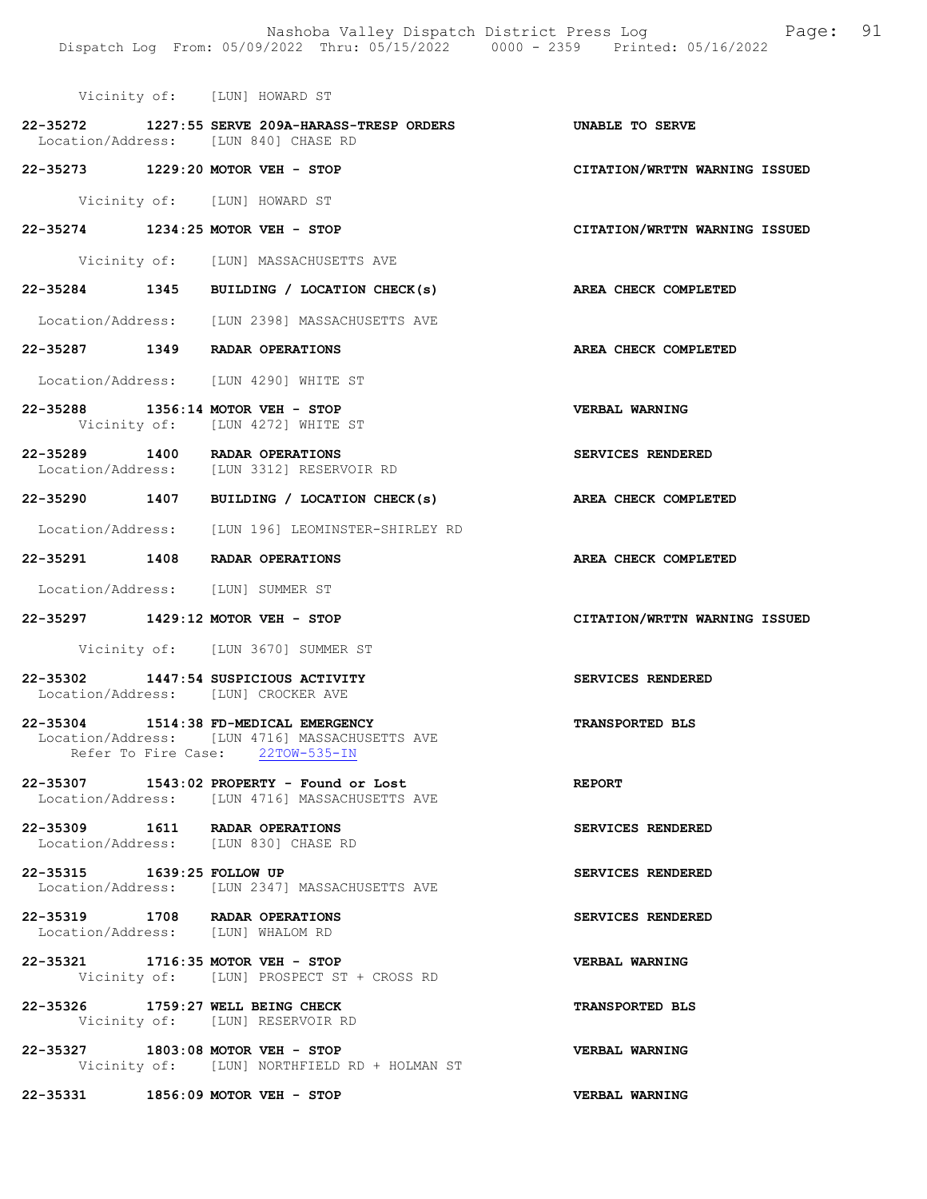Vicinity of: [LUN] HOWARD ST

**22-35272 1227:55 SERVE 209A-HARASS-TRESP ORDERS** — **UNABLE TO SERVE**
Location/Address: [LUN 840] CHASE RD

**22-35273 1229:20 MOTOR VEH - STOP** — **CITATION/WRTTN WARNING ISSUED**
Vicinity of: [LUN] HOWARD ST

**22-35274 1234:25 MOTOR VEH - STOP** — **CITATION/WRTTN WARNING ISSUED**
Vicinity of: [LUN] MASSACHUSETTS AVE

**22-35284 1345 BUILDING / LOCATION CHECK(s)** — **AREA CHECK COMPLETED**
Location/Address: [LUN 2398] MASSACHUSETTS AVE

**22-35287 1349 RADAR OPERATIONS** — **AREA CHECK COMPLETED**
Location/Address: [LUN 4290] WHITE ST

**22-35288 1356:14 MOTOR VEH - STOP** — **VERBAL WARNING**
Vicinity of: [LUN 4272] WHITE ST

**22-35289 1400 RADAR OPERATIONS** — **SERVICES RENDERED**
Location/Address: [LUN 3312] RESERVOIR RD

**22-35290 1407 BUILDING / LOCATION CHECK(s)** — **AREA CHECK COMPLETED**
Location/Address: [LUN 196] LEOMINSTER-SHIRLEY RD

**22-35291 1408 RADAR OPERATIONS** — **AREA CHECK COMPLETED**
Location/Address: [LUN] SUMMER ST

**22-35297 1429:12 MOTOR VEH - STOP** — **CITATION/WRTTN WARNING ISSUED**
Vicinity of: [LUN 3670] SUMMER ST

**22-35302 1447:54 SUSPICIOUS ACTIVITY** — **SERVICES RENDERED**
Location/Address: [LUN] CROCKER AVE

**22-35304 1514:38 FD-MEDICAL EMERGENCY** — **TRANSPORTED BLS**
Location/Address: [LUN 4716] MASSACHUSETTS AVE
Refer To Fire Case: 22TOW-535-IN

**22-35307 1543:02 PROPERTY - Found or Lost** — **REPORT**
Location/Address: [LUN 4716] MASSACHUSETTS AVE

**22-35309 1611 RADAR OPERATIONS** — **SERVICES RENDERED**
Location/Address: [LUN 830] CHASE RD

**22-35315 1639:25 FOLLOW UP** — **SERVICES RENDERED**
Location/Address: [LUN 2347] MASSACHUSETTS AVE

**22-35319 1708 RADAR OPERATIONS** — **SERVICES RENDERED**
Location/Address: [LUN] WHALOM RD

**22-35321 1716:35 MOTOR VEH - STOP** — **VERBAL WARNING**
Vicinity of: [LUN] PROSPECT ST + CROSS RD

**22-35326 1759:27 WELL BEING CHECK** — **TRANSPORTED BLS**
Vicinity of: [LUN] RESERVOIR RD

**22-35327 1803:08 MOTOR VEH - STOP** — **VERBAL WARNING**
Vicinity of: [LUN] NORTHFIELD RD + HOLMAN ST

**22-35331 1856:09 MOTOR VEH - STOP** — **VERBAL WARNING**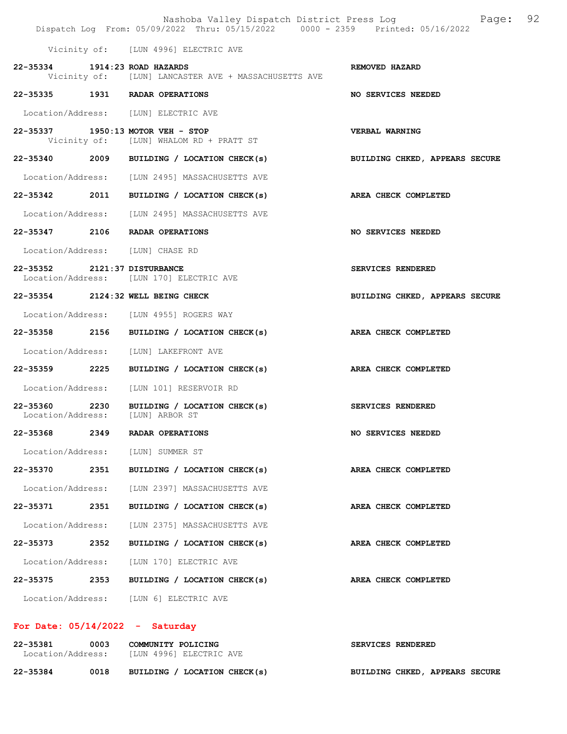Vicinity of: [LUN 4996] ELECTRIC AVE

**22-35334 1914:23 ROAD HAZARDS** — **REMOVED HAZARD**
Vicinity of: [LUN] LANCASTER AVE + MASSACHUSETTS AVE

**22-35335 1931 RADAR OPERATIONS** — **NO SERVICES NEEDED**
Location/Address: [LUN] ELECTRIC AVE

**22-35337 1950:13 MOTOR VEH - STOP** — **VERBAL WARNING**
Vicinity of: [LUN] WHALOM RD + PRATT ST

**22-35340 2009 BUILDING / LOCATION CHECK(s)** — **BUILDING CHKED, APPEARS SECURE**
Location/Address: [LUN 2495] MASSACHUSETTS AVE

**22-35342 2011 BUILDING / LOCATION CHECK(s)** — **AREA CHECK COMPLETED**
Location/Address: [LUN 2495] MASSACHUSETTS AVE

**22-35347 2106 RADAR OPERATIONS** — **NO SERVICES NEEDED**
Location/Address: [LUN] CHASE RD

**22-35352 2121:37 DISTURBANCE** — **SERVICES RENDERED**
Location/Address: [LUN 170] ELECTRIC AVE

**22-35354 2124:32 WELL BEING CHECK** — **BUILDING CHKED, APPEARS SECURE**
Location/Address: [LUN 4955] ROGERS WAY

**22-35358 2156 BUILDING / LOCATION CHECK(s)** — **AREA CHECK COMPLETED**
Location/Address: [LUN] LAKEFRONT AVE

**22-35359 2225 BUILDING / LOCATION CHECK(s)** — **AREA CHECK COMPLETED**
Location/Address: [LUN 101] RESERVOIR RD

**22-35360 2230 BUILDING / LOCATION CHECK(s)** — **SERVICES RENDERED**
Location/Address: [LUN] ARBOR ST

**22-35368 2349 RADAR OPERATIONS** — **NO SERVICES NEEDED**
Location/Address: [LUN] SUMMER ST

**22-35370 2351 BUILDING / LOCATION CHECK(s)** — **AREA CHECK COMPLETED**
Location/Address: [LUN 2397] MASSACHUSETTS AVE

**22-35371 2351 BUILDING / LOCATION CHECK(s)** — **AREA CHECK COMPLETED**
Location/Address: [LUN 2375] MASSACHUSETTS AVE

**22-35373 2352 BUILDING / LOCATION CHECK(s)** — **AREA CHECK COMPLETED**
Location/Address: [LUN 170] ELECTRIC AVE

**22-35375 2353 BUILDING / LOCATION CHECK(s)** — **AREA CHECK COMPLETED**
Location/Address: [LUN 6] ELECTRIC AVE

## For Date: 05/14/2022 - Saturday

**22-35381 0003 COMMUNITY POLICING** — **SERVICES RENDERED**
Location/Address: [LUN 4996] ELECTRIC AVE

**22-35384 0018 BUILDING / LOCATION CHECK(s)** — **BUILDING CHKED, APPEARS SECURE**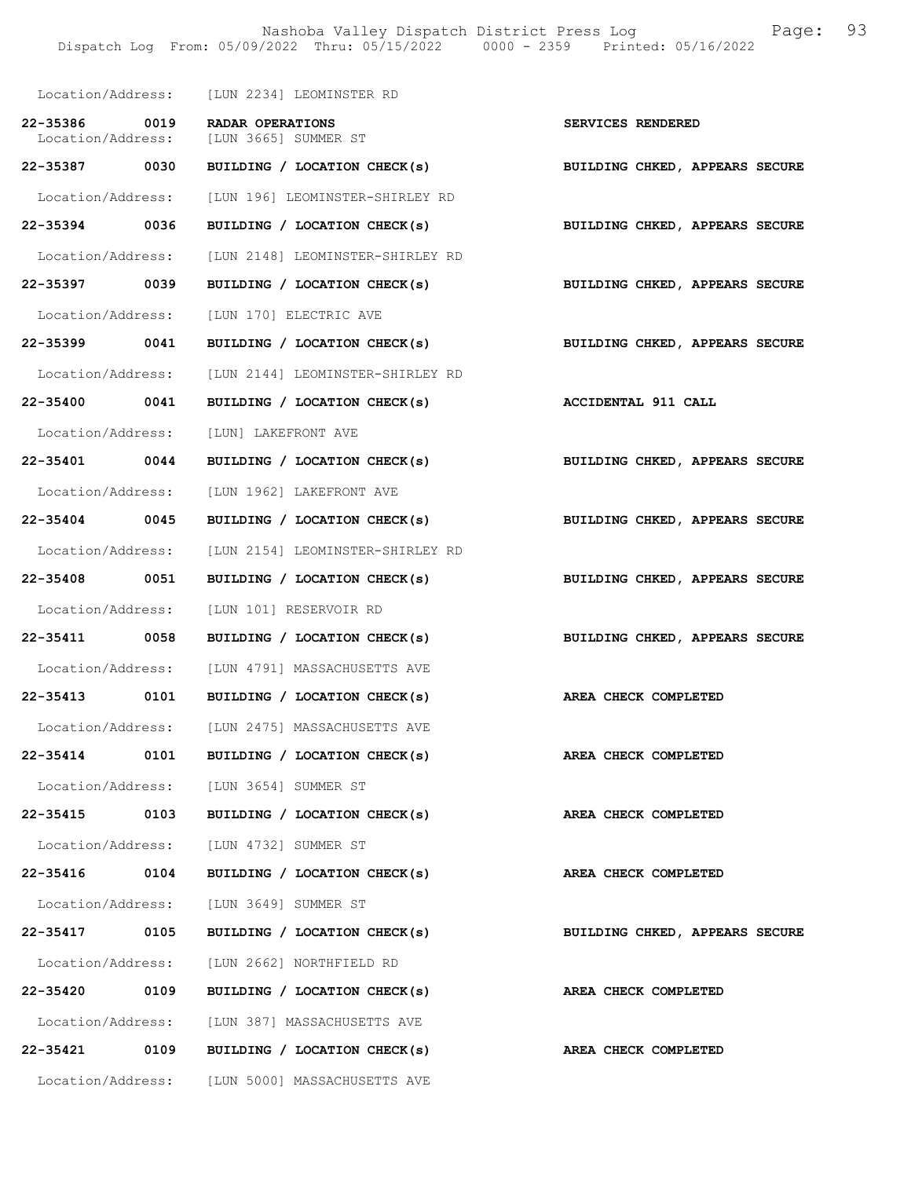Location/Address: [LUN 2234] LEOMINSTER RD

22-35386 0019 RADAR OPERATIONS SERVICES RENDERED
Location/Address: [LUN 3665] SUMMER ST

22-35387 0030 BUILDING / LOCATION CHECK(s) BUILDING CHKED, APPEARS SECURE
Location/Address: [LUN 196] LEOMINSTER-SHIRLEY RD

22-35394 0036 BUILDING / LOCATION CHECK(s) BUILDING CHKED, APPEARS SECURE
Location/Address: [LUN 2148] LEOMINSTER-SHIRLEY RD

22-35397 0039 BUILDING / LOCATION CHECK(s) BUILDING CHKED, APPEARS SECURE
Location/Address: [LUN 170] ELECTRIC AVE

22-35399 0041 BUILDING / LOCATION CHECK(s) BUILDING CHKED, APPEARS SECURE
Location/Address: [LUN 2144] LEOMINSTER-SHIRLEY RD

22-35400 0041 BUILDING / LOCATION CHECK(s) ACCIDENTAL 911 CALL
Location/Address: [LUN] LAKEFRONT AVE

22-35401 0044 BUILDING / LOCATION CHECK(s) BUILDING CHKED, APPEARS SECURE
Location/Address: [LUN 1962] LAKEFRONT AVE

22-35404 0045 BUILDING / LOCATION CHECK(s) BUILDING CHKED, APPEARS SECURE
Location/Address: [LUN 2154] LEOMINSTER-SHIRLEY RD

22-35408 0051 BUILDING / LOCATION CHECK(s) BUILDING CHKED, APPEARS SECURE
Location/Address: [LUN 101] RESERVOIR RD

22-35411 0058 BUILDING / LOCATION CHECK(s) BUILDING CHKED, APPEARS SECURE
Location/Address: [LUN 4791] MASSACHUSETTS AVE

22-35413 0101 BUILDING / LOCATION CHECK(s) AREA CHECK COMPLETED
Location/Address: [LUN 2475] MASSACHUSETTS AVE

22-35414 0101 BUILDING / LOCATION CHECK(s) AREA CHECK COMPLETED
Location/Address: [LUN 3654] SUMMER ST

22-35415 0103 BUILDING / LOCATION CHECK(s) AREA CHECK COMPLETED
Location/Address: [LUN 4732] SUMMER ST

22-35416 0104 BUILDING / LOCATION CHECK(s) AREA CHECK COMPLETED
Location/Address: [LUN 3649] SUMMER ST

22-35417 0105 BUILDING / LOCATION CHECK(s) BUILDING CHKED, APPEARS SECURE
Location/Address: [LUN 2662] NORTHFIELD RD

22-35420 0109 BUILDING / LOCATION CHECK(s) AREA CHECK COMPLETED
Location/Address: [LUN 387] MASSACHUSETTS AVE

22-35421 0109 BUILDING / LOCATION CHECK(s) AREA CHECK COMPLETED
Location/Address: [LUN 5000] MASSACHUSETTS AVE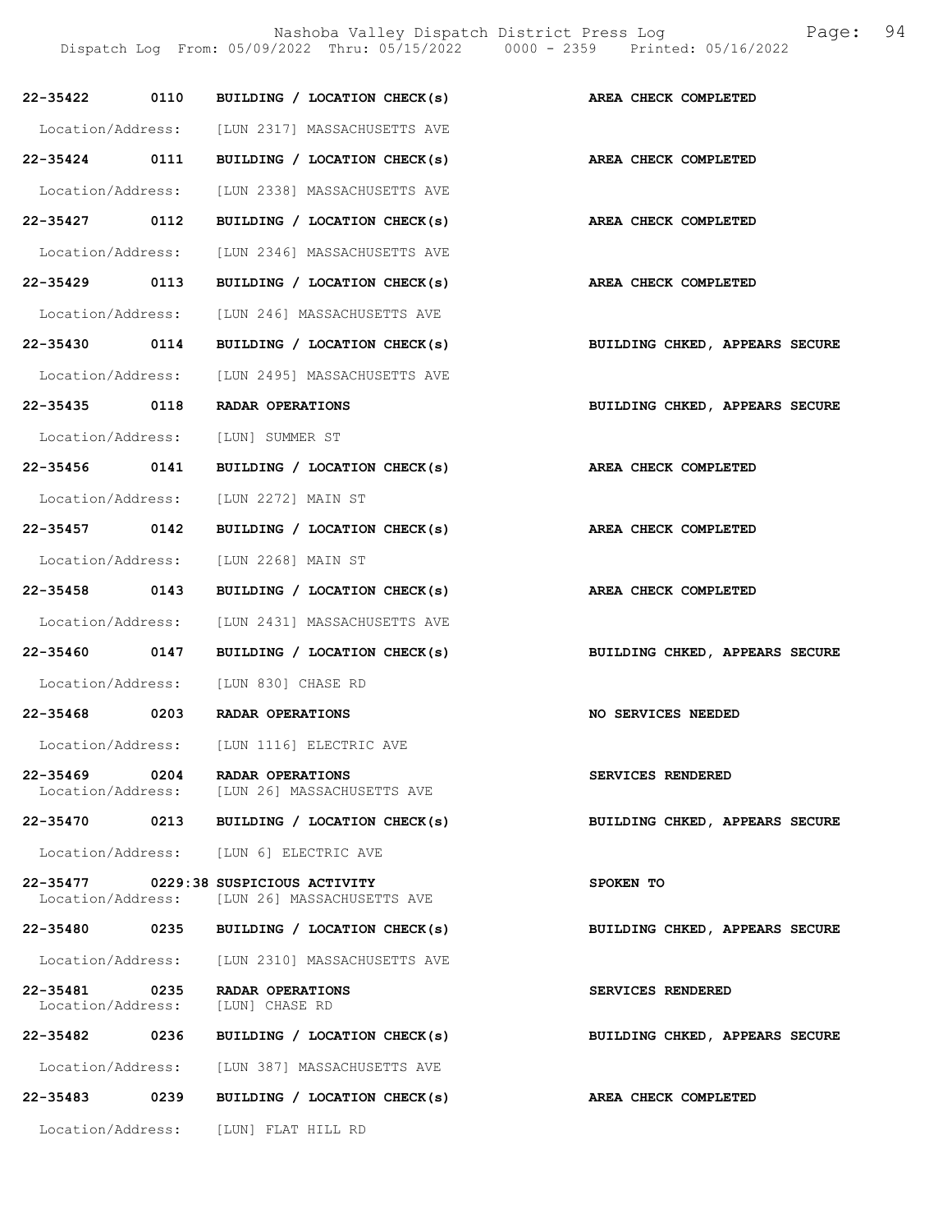| Call # | Time | Call Reason | Action |
|---|---|---|---|
| 22-35422 | 0110 | BUILDING / LOCATION CHECK(s) | AREA CHECK COMPLETED |
| Location/Address: | | [LUN 2317] MASSACHUSETTS AVE | |
| 22-35424 | 0111 | BUILDING / LOCATION CHECK(s) | AREA CHECK COMPLETED |
| Location/Address: | | [LUN 2338] MASSACHUSETTS AVE | |
| 22-35427 | 0112 | BUILDING / LOCATION CHECK(s) | AREA CHECK COMPLETED |
| Location/Address: | | [LUN 2346] MASSACHUSETTS AVE | |
| 22-35429 | 0113 | BUILDING / LOCATION CHECK(s) | AREA CHECK COMPLETED |
| Location/Address: | | [LUN 246] MASSACHUSETTS AVE | |
| 22-35430 | 0114 | BUILDING / LOCATION CHECK(s) | BUILDING CHKED, APPEARS SECURE |
| Location/Address: | | [LUN 2495] MASSACHUSETTS AVE | |
| 22-35435 | 0118 | RADAR OPERATIONS | BUILDING CHKED, APPEARS SECURE |
| Location/Address: | | [LUN] SUMMER ST | |
| 22-35456 | 0141 | BUILDING / LOCATION CHECK(s) | AREA CHECK COMPLETED |
| Location/Address: | | [LUN 2272] MAIN ST | |
| 22-35457 | 0142 | BUILDING / LOCATION CHECK(s) | AREA CHECK COMPLETED |
| Location/Address: | | [LUN 2268] MAIN ST | |
| 22-35458 | 0143 | BUILDING / LOCATION CHECK(s) | AREA CHECK COMPLETED |
| Location/Address: | | [LUN 2431] MASSACHUSETTS AVE | |
| 22-35460 | 0147 | BUILDING / LOCATION CHECK(s) | BUILDING CHKED, APPEARS SECURE |
| Location/Address: | | [LUN 830] CHASE RD | |
| 22-35468 | 0203 | RADAR OPERATIONS | NO SERVICES NEEDED |
| Location/Address: | | [LUN 1116] ELECTRIC AVE | |
| 22-35469 | 0204 | RADAR OPERATIONS | SERVICES RENDERED |
| Location/Address: | | [LUN 26] MASSACHUSETTS AVE | |
| 22-35470 | 0213 | BUILDING / LOCATION CHECK(s) | BUILDING CHKED, APPEARS SECURE |
| Location/Address: | | [LUN 6] ELECTRIC AVE | |
| 22-35477 | 0229:38 | SUSPICIOUS ACTIVITY | SPOKEN TO |
| Location/Address: | | [LUN 26] MASSACHUSETTS AVE | |
| 22-35480 | 0235 | BUILDING / LOCATION CHECK(s) | BUILDING CHKED, APPEARS SECURE |
| Location/Address: | | [LUN 2310] MASSACHUSETTS AVE | |
| 22-35481 | 0235 | RADAR OPERATIONS | SERVICES RENDERED |
| Location/Address: | | [LUN] CHASE RD | |
| 22-35482 | 0236 | BUILDING / LOCATION CHECK(s) | BUILDING CHKED, APPEARS SECURE |
| Location/Address: | | [LUN 387] MASSACHUSETTS AVE | |
| 22-35483 | 0239 | BUILDING / LOCATION CHECK(s) | AREA CHECK COMPLETED |
| Location/Address: | | [LUN] FLAT HILL RD | |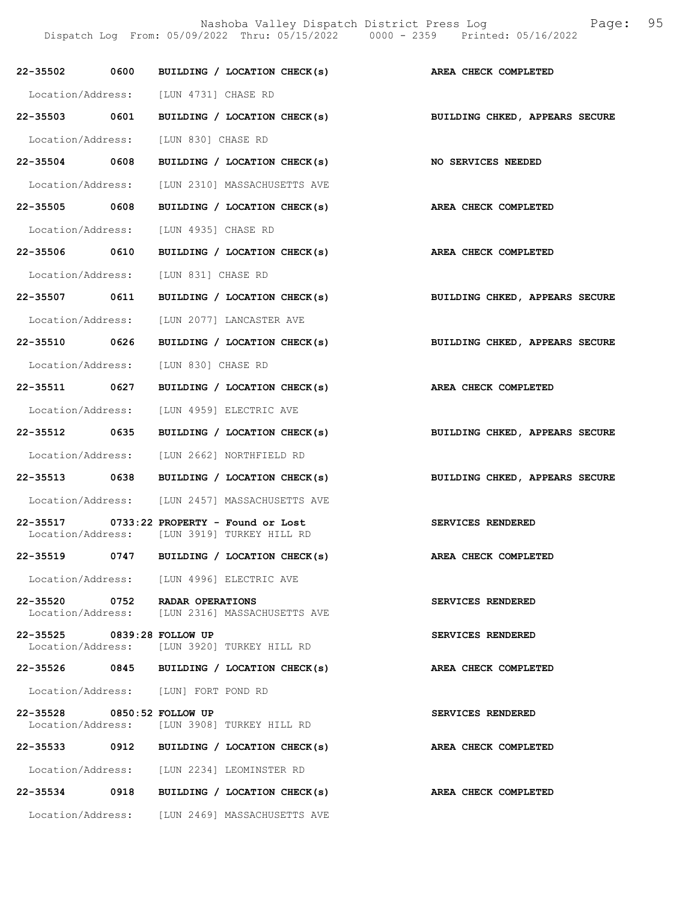22-35502 0600 BUILDING / LOCATION CHECK(s) AREA CHECK COMPLETED

Location/Address: [LUN 4731] CHASE RD

22-35503 0601 BUILDING / LOCATION CHECK(s) BUILDING CHKED, APPEARS SECURE

Location/Address: [LUN 830] CHASE RD

22-35504 0608 BUILDING / LOCATION CHECK(s) NO SERVICES NEEDED

Location/Address: [LUN 2310] MASSACHUSETTS AVE

22-35505 0608 BUILDING / LOCATION CHECK(s) AREA CHECK COMPLETED

Location/Address: [LUN 4935] CHASE RD

22-35506 0610 BUILDING / LOCATION CHECK(s) AREA CHECK COMPLETED

Location/Address: [LUN 831] CHASE RD

22-35507 0611 BUILDING / LOCATION CHECK(s) BUILDING CHKED, APPEARS SECURE

Location/Address: [LUN 2077] LANCASTER AVE

22-35510 0626 BUILDING / LOCATION CHECK(s) BUILDING CHKED, APPEARS SECURE

Location/Address: [LUN 830] CHASE RD

22-35511 0627 BUILDING / LOCATION CHECK(s) AREA CHECK COMPLETED

Location/Address: [LUN 4959] ELECTRIC AVE

22-35512 0635 BUILDING / LOCATION CHECK(s) BUILDING CHKED, APPEARS SECURE

Location/Address: [LUN 2662] NORTHFIELD RD

22-35513 0638 BUILDING / LOCATION CHECK(s) BUILDING CHKED, APPEARS SECURE

Location/Address: [LUN 2457] MASSACHUSETTS AVE

22-35517 0733:22 PROPERTY - Found or Lost SERVICES RENDERED
Location/Address: [LUN 3919] TURKEY HILL RD

22-35519 0747 BUILDING / LOCATION CHECK(s) AREA CHECK COMPLETED

Location/Address: [LUN 4996] ELECTRIC AVE

22-35520 0752 RADAR OPERATIONS SERVICES RENDERED
Location/Address: [LUN 2316] MASSACHUSETTS AVE

22-35525 0839:28 FOLLOW UP SERVICES RENDERED
Location/Address: [LUN 3920] TURKEY HILL RD

22-35526 0845 BUILDING / LOCATION CHECK(s) AREA CHECK COMPLETED

Location/Address: [LUN] FORT POND RD

22-35528 0850:52 FOLLOW UP SERVICES RENDERED
Location/Address: [LUN 3908] TURKEY HILL RD

22-35533 0912 BUILDING / LOCATION CHECK(s) AREA CHECK COMPLETED

Location/Address: [LUN 2234] LEOMINSTER RD

22-35534 0918 BUILDING / LOCATION CHECK(s) AREA CHECK COMPLETED

Location/Address: [LUN 2469] MASSACHUSETTS AVE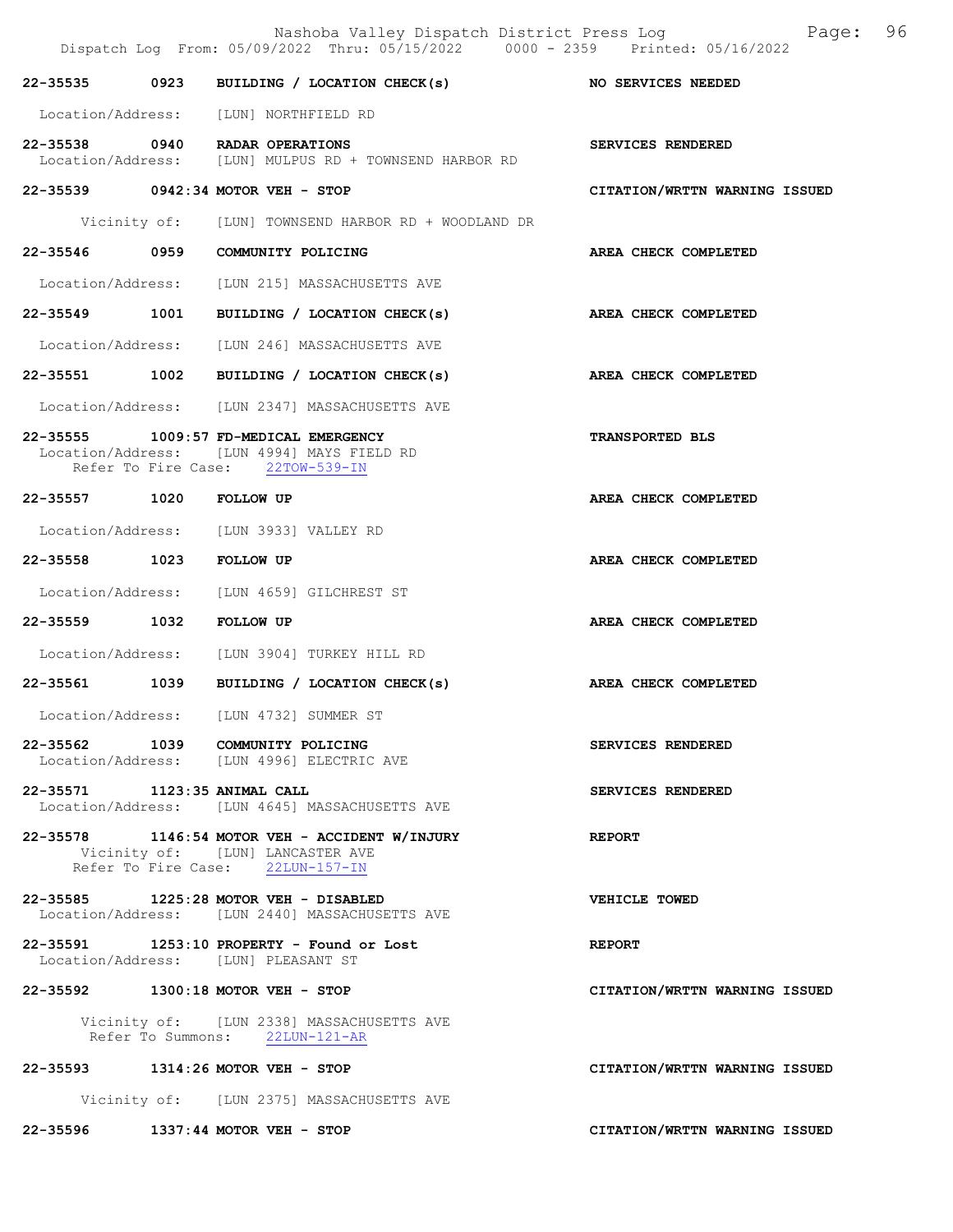22-35535 0923 BUILDING / LOCATION CHECK(s) NO SERVICES NEEDED

Location/Address: [LUN] NORTHFIELD RD

22-35538 0940 RADAR OPERATIONS SERVICES RENDERED
Location/Address: [LUN] MULPUS RD + TOWNSEND HARBOR RD

22-35539 0942:34 MOTOR VEH - STOP CITATION/WRTTN WARNING ISSUED

Vicinity of: [LUN] TOWNSEND HARBOR RD + WOODLAND DR

22-35546 0959 COMMUNITY POLICING AREA CHECK COMPLETED

Location/Address: [LUN 215] MASSACHUSETTS AVE

22-35549 1001 BUILDING / LOCATION CHECK(s) AREA CHECK COMPLETED

Location/Address: [LUN 246] MASSACHUSETTS AVE

22-35551 1002 BUILDING / LOCATION CHECK(s) AREA CHECK COMPLETED

Location/Address: [LUN 2347] MASSACHUSETTS AVE

22-35555 1009:57 FD-MEDICAL EMERGENCY TRANSPORTED BLS
Location/Address: [LUN 4994] MAYS FIELD RD
Refer To Fire Case: 22TOW-539-IN

22-35557 1020 FOLLOW UP AREA CHECK COMPLETED

Location/Address: [LUN 3933] VALLEY RD

22-35558 1023 FOLLOW UP AREA CHECK COMPLETED

Location/Address: [LUN 4659] GILCHREST ST

22-35559 1032 FOLLOW UP AREA CHECK COMPLETED

Location/Address: [LUN 3904] TURKEY HILL RD

22-35561 1039 BUILDING / LOCATION CHECK(s) AREA CHECK COMPLETED

Location/Address: [LUN 4732] SUMMER ST

22-35562 1039 COMMUNITY POLICING SERVICES RENDERED
Location/Address: [LUN 4996] ELECTRIC AVE

22-35571 1123:35 ANIMAL CALL SERVICES RENDERED
Location/Address: [LUN 4645] MASSACHUSETTS AVE

22-35578 1146:54 MOTOR VEH - ACCIDENT W/INJURY REPORT
Vicinity of: [LUN] LANCASTER AVE
Refer To Fire Case: 22LUN-157-IN

22-35585 1225:28 MOTOR VEH - DISABLED VEHICLE TOWED
Location/Address: [LUN 2440] MASSACHUSETTS AVE

22-35591 1253:10 PROPERTY - Found or Lost REPORT
Location/Address: [LUN] PLEASANT ST

22-35592 1300:18 MOTOR VEH - STOP CITATION/WRTTN WARNING ISSUED

Vicinity of: [LUN 2338] MASSACHUSETTS AVE
Refer To Summons: 22LUN-121-AR

22-35593 1314:26 MOTOR VEH - STOP CITATION/WRTTN WARNING ISSUED

Vicinity of: [LUN 2375] MASSACHUSETTS AVE

22-35596 1337:44 MOTOR VEH - STOP CITATION/WRTTN WARNING ISSUED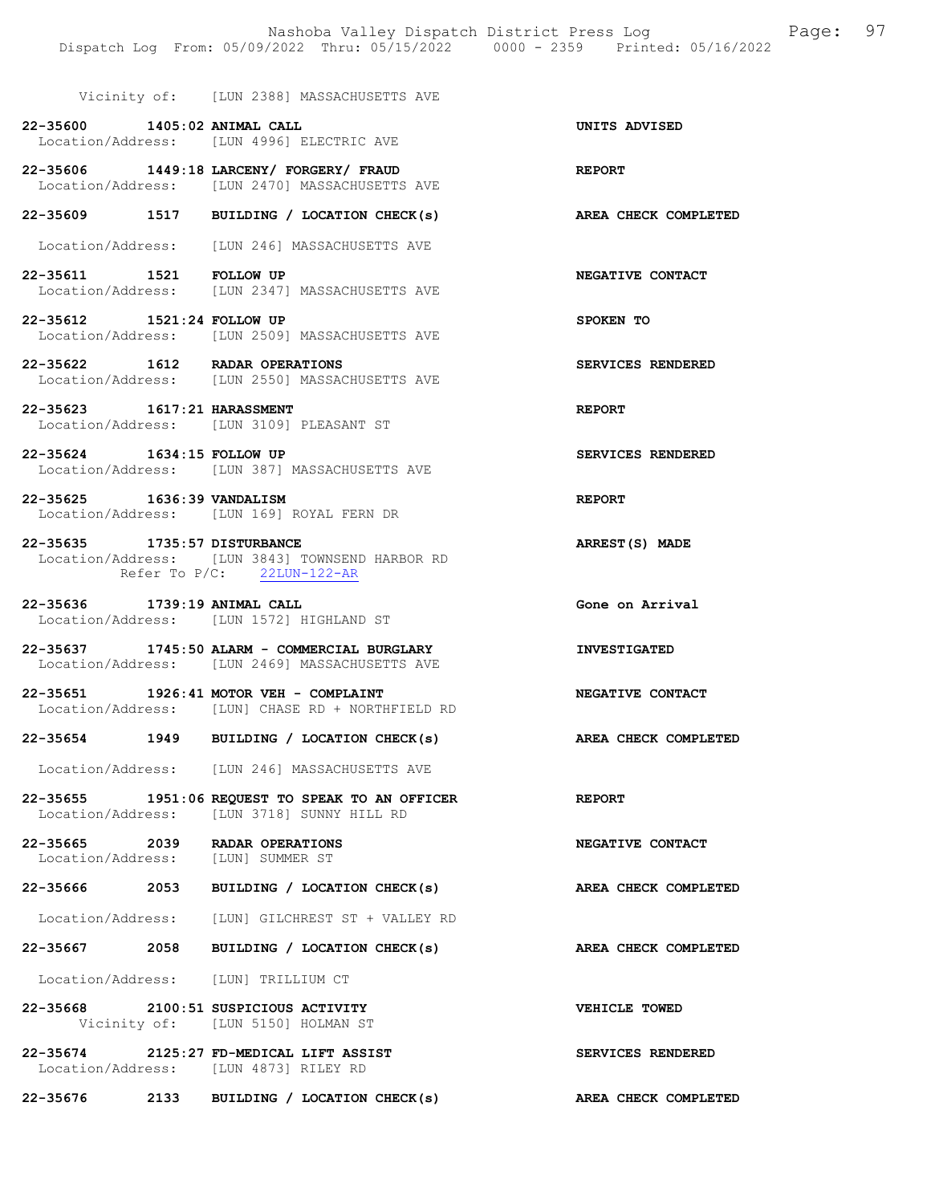Vicinity of: [LUN 2388] MASSACHUSETTS AVE

**22-35600 1405:02 ANIMAL CALL** — **UNITS ADVISED**
Location/Address: [LUN 4996] ELECTRIC AVE

**22-35606 1449:18 LARCENY/ FORGERY/ FRAUD** — **REPORT**
Location/Address: [LUN 2470] MASSACHUSETTS AVE

**22-35609 1517 BUILDING / LOCATION CHECK(s)** — **AREA CHECK COMPLETED**
Location/Address: [LUN 246] MASSACHUSETTS AVE

**22-35611 1521 FOLLOW UP** — **NEGATIVE CONTACT**
Location/Address: [LUN 2347] MASSACHUSETTS AVE

**22-35612 1521:24 FOLLOW UP** — **SPOKEN TO**
Location/Address: [LUN 2509] MASSACHUSETTS AVE

**22-35622 1612 RADAR OPERATIONS** — **SERVICES RENDERED**
Location/Address: [LUN 2550] MASSACHUSETTS AVE

**22-35623 1617:21 HARASSMENT** — **REPORT**
Location/Address: [LUN 3109] PLEASANT ST

**22-35624 1634:15 FOLLOW UP** — **SERVICES RENDERED**
Location/Address: [LUN 387] MASSACHUSETTS AVE

**22-35625 1636:39 VANDALISM** — **REPORT**
Location/Address: [LUN 169] ROYAL FERN DR

**22-35635 1735:57 DISTURBANCE** — **ARREST(S) MADE**
Location/Address: [LUN 3843] TOWNSEND HARBOR RD
Refer To P/C: 22LUN-122-AR

**22-35636 1739:19 ANIMAL CALL** — **Gone on Arrival**
Location/Address: [LUN 1572] HIGHLAND ST

**22-35637 1745:50 ALARM - COMMERCIAL BURGLARY** — **INVESTIGATED**
Location/Address: [LUN 2469] MASSACHUSETTS AVE

**22-35651 1926:41 MOTOR VEH - COMPLAINT** — **NEGATIVE CONTACT**
Location/Address: [LUN] CHASE RD + NORTHFIELD RD

**22-35654 1949 BUILDING / LOCATION CHECK(s)** — **AREA CHECK COMPLETED**
Location/Address: [LUN 246] MASSACHUSETTS AVE

**22-35655 1951:06 REQUEST TO SPEAK TO AN OFFICER** — **REPORT**
Location/Address: [LUN 3718] SUNNY HILL RD

**22-35665 2039 RADAR OPERATIONS** — **NEGATIVE CONTACT**
Location/Address: [LUN] SUMMER ST

**22-35666 2053 BUILDING / LOCATION CHECK(s)** — **AREA CHECK COMPLETED**
Location/Address: [LUN] GILCHREST ST + VALLEY RD

**22-35667 2058 BUILDING / LOCATION CHECK(s)** — **AREA CHECK COMPLETED**
Location/Address: [LUN] TRILLIUM CT

**22-35668 2100:51 SUSPICIOUS ACTIVITY** — **VEHICLE TOWED**
Vicinity of: [LUN 5150] HOLMAN ST

**22-35674 2125:27 FD-MEDICAL LIFT ASSIST** — **SERVICES RENDERED**
Location/Address: [LUN 4873] RILEY RD

**22-35676 2133 BUILDING / LOCATION CHECK(s)** — **AREA CHECK COMPLETED**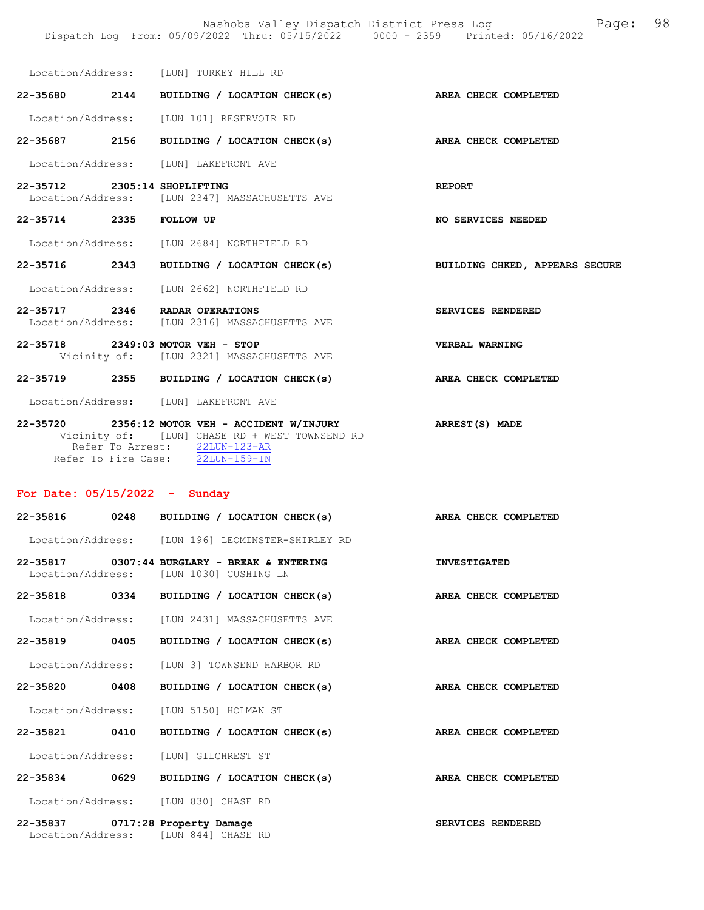Location/Address: [LUN] TURKEY HILL RD

**22-35680 2144 BUILDING / LOCATION CHECK(s)** — **AREA CHECK COMPLETED**
Location/Address: [LUN 101] RESERVOIR RD

**22-35687 2156 BUILDING / LOCATION CHECK(s)** — **AREA CHECK COMPLETED**
Location/Address: [LUN] LAKEFRONT AVE

**22-35712 2305:14 SHOPLIFTING** — **REPORT**
Location/Address: [LUN 2347] MASSACHUSETTS AVE

**22-35714 2335 FOLLOW UP** — **NO SERVICES NEEDED**
Location/Address: [LUN 2684] NORTHFIELD RD

**22-35716 2343 BUILDING / LOCATION CHECK(s)** — **BUILDING CHKED, APPEARS SECURE**
Location/Address: [LUN 2662] NORTHFIELD RD

**22-35717 2346 RADAR OPERATIONS** — **SERVICES RENDERED**
Location/Address: [LUN 2316] MASSACHUSETTS AVE

**22-35718 2349:03 MOTOR VEH - STOP** — **VERBAL WARNING**
Vicinity of: [LUN 2321] MASSACHUSETTS AVE

**22-35719 2355 BUILDING / LOCATION CHECK(s)** — **AREA CHECK COMPLETED**
Location/Address: [LUN] LAKEFRONT AVE

**22-35720 2356:12 MOTOR VEH - ACCIDENT W/INJURY** — **ARREST(S) MADE**
Vicinity of: [LUN] CHASE RD + WEST TOWNSEND RD
Refer To Arrest: 22LUN-123-AR
Refer To Fire Case: 22LUN-159-IN

## For Date: 05/15/2022 - Sunday

**22-35816 0248 BUILDING / LOCATION CHECK(s)** — **AREA CHECK COMPLETED**
Location/Address: [LUN 196] LEOMINSTER-SHIRLEY RD

**22-35817 0307:44 BURGLARY - BREAK & ENTERING** — **INVESTIGATED**
Location/Address: [LUN 1030] CUSHING LN

**22-35818 0334 BUILDING / LOCATION CHECK(s)** — **AREA CHECK COMPLETED**
Location/Address: [LUN 2431] MASSACHUSETTS AVE

**22-35819 0405 BUILDING / LOCATION CHECK(s)** — **AREA CHECK COMPLETED**
Location/Address: [LUN 3] TOWNSEND HARBOR RD

**22-35820 0408 BUILDING / LOCATION CHECK(s)** — **AREA CHECK COMPLETED**
Location/Address: [LUN 5150] HOLMAN ST

**22-35821 0410 BUILDING / LOCATION CHECK(s)** — **AREA CHECK COMPLETED**
Location/Address: [LUN] GILCHREST ST

**22-35834 0629 BUILDING / LOCATION CHECK(s)** — **AREA CHECK COMPLETED**
Location/Address: [LUN 830] CHASE RD

**22-35837 0717:28 Property Damage** — **SERVICES RENDERED**
Location/Address: [LUN 844] CHASE RD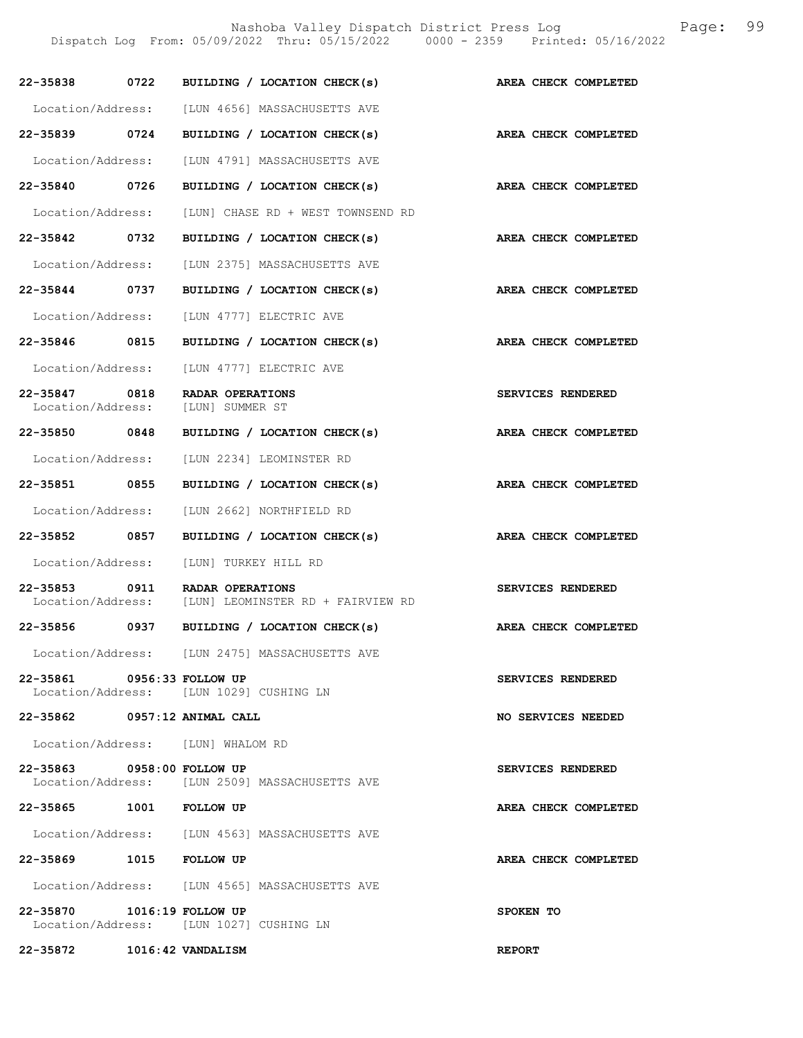| | | | |
|---|---|---|---|
| 22-35838 | 0722 | BUILDING / LOCATION CHECK(s) | AREA CHECK COMPLETED |
| Location/Address: | | [LUN 4656] MASSACHUSETTS AVE | |
| 22-35839 | 0724 | BUILDING / LOCATION CHECK(s) | AREA CHECK COMPLETED |
| Location/Address: | | [LUN 4791] MASSACHUSETTS AVE | |
| 22-35840 | 0726 | BUILDING / LOCATION CHECK(s) | AREA CHECK COMPLETED |
| Location/Address: | | [LUN] CHASE RD + WEST TOWNSEND RD | |
| 22-35842 | 0732 | BUILDING / LOCATION CHECK(s) | AREA CHECK COMPLETED |
| Location/Address: | | [LUN 2375] MASSACHUSETTS AVE | |
| 22-35844 | 0737 | BUILDING / LOCATION CHECK(s) | AREA CHECK COMPLETED |
| Location/Address: | | [LUN 4777] ELECTRIC AVE | |
| 22-35846 | 0815 | BUILDING / LOCATION CHECK(s) | AREA CHECK COMPLETED |
| Location/Address: | | [LUN 4777] ELECTRIC AVE | |
| 22-35847 | 0818 | RADAR OPERATIONS | SERVICES RENDERED |
| Location/Address: | | [LUN] SUMMER ST | |
| 22-35850 | 0848 | BUILDING / LOCATION CHECK(s) | AREA CHECK COMPLETED |
| Location/Address: | | [LUN 2234] LEOMINSTER RD | |
| 22-35851 | 0855 | BUILDING / LOCATION CHECK(s) | AREA CHECK COMPLETED |
| Location/Address: | | [LUN 2662] NORTHFIELD RD | |
| 22-35852 | 0857 | BUILDING / LOCATION CHECK(s) | AREA CHECK COMPLETED |
| Location/Address: | | [LUN] TURKEY HILL RD | |
| 22-35853 | 0911 | RADAR OPERATIONS | SERVICES RENDERED |
| Location/Address: | | [LUN] LEOMINSTER RD + FAIRVIEW RD | |
| 22-35856 | 0937 | BUILDING / LOCATION CHECK(s) | AREA CHECK COMPLETED |
| Location/Address: | | [LUN 2475] MASSACHUSETTS AVE | |
| 22-35861 | 0956:33 | FOLLOW UP | SERVICES RENDERED |
| Location/Address: | | [LUN 1029] CUSHING LN | |
| 22-35862 | 0957:12 | ANIMAL CALL | NO SERVICES NEEDED |
| Location/Address: | | [LUN] WHALOM RD | |
| 22-35863 | 0958:00 | FOLLOW UP | SERVICES RENDERED |
| Location/Address: | | [LUN 2509] MASSACHUSETTS AVE | |
| 22-35865 | 1001 | FOLLOW UP | AREA CHECK COMPLETED |
| Location/Address: | | [LUN 4563] MASSACHUSETTS AVE | |
| 22-35869 | 1015 | FOLLOW UP | AREA CHECK COMPLETED |
| Location/Address: | | [LUN 4565] MASSACHUSETTS AVE | |
| 22-35870 | 1016:19 | FOLLOW UP | SPOKEN TO |
| Location/Address: | | [LUN 1027] CUSHING LN | |
| 22-35872 | 1016:42 | VANDALISM | REPORT |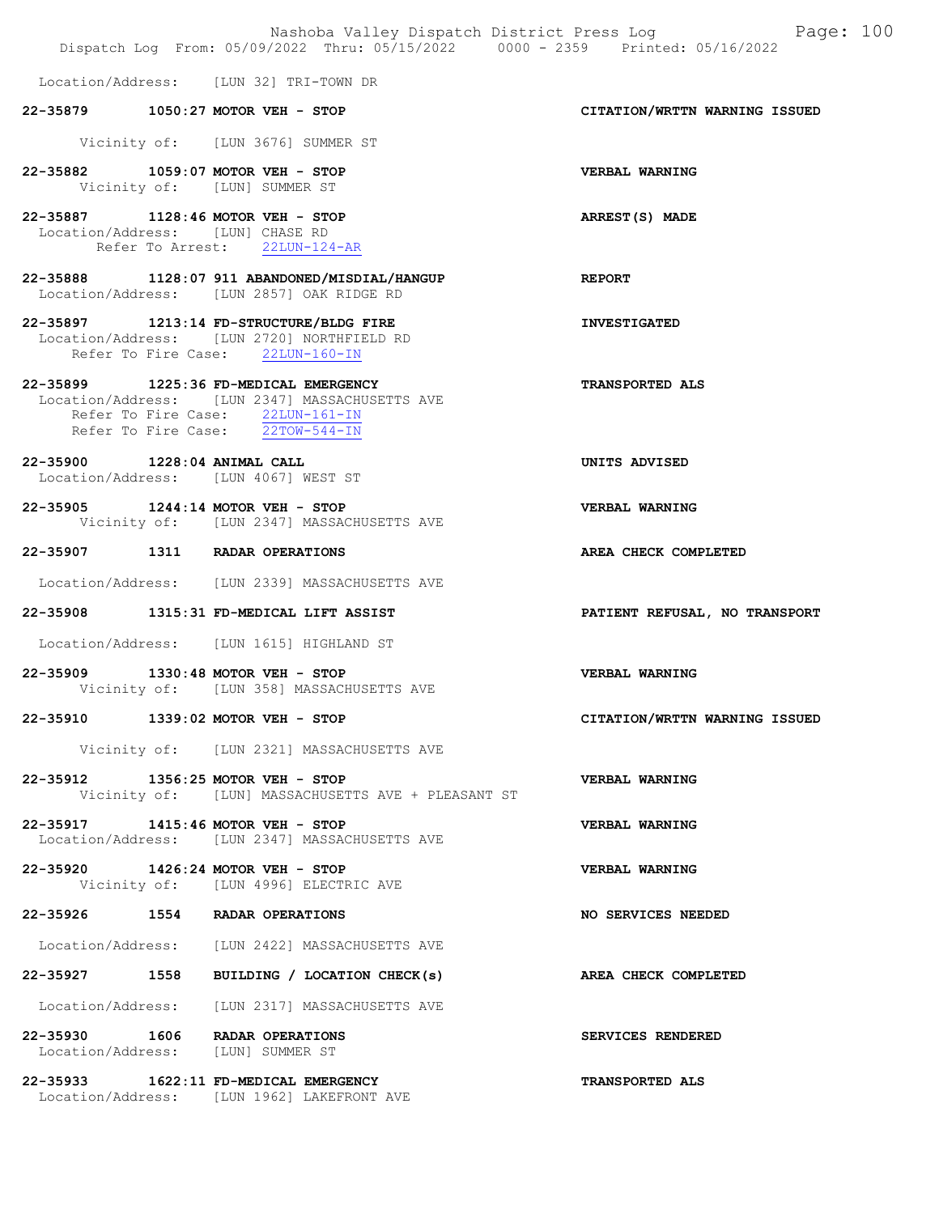Location/Address: [LUN 32] TRI-TOWN DR

**22-35879 1050:27 MOTOR VEH - STOP** CITATION/WRTTN WARNING ISSUED
Vicinity of: [LUN 3676] SUMMER ST

**22-35882 1059:07 MOTOR VEH - STOP** VERBAL WARNING
Vicinity of: [LUN] SUMMER ST

**22-35887 1128:46 MOTOR VEH - STOP** ARREST(S) MADE
Location/Address: [LUN] CHASE RD
Refer To Arrest: 22LUN-124-AR

**22-35888 1128:07 911 ABANDONED/MISDIAL/HANGUP** REPORT
Location/Address: [LUN 2857] OAK RIDGE RD

**22-35897 1213:14 FD-STRUCTURE/BLDG FIRE** INVESTIGATED
Location/Address: [LUN 2720] NORTHFIELD RD
Refer To Fire Case: 22LUN-160-IN

**22-35899 1225:36 FD-MEDICAL EMERGENCY** TRANSPORTED ALS
Location/Address: [LUN 2347] MASSACHUSETTS AVE
Refer To Fire Case: 22LUN-161-IN
Refer To Fire Case: 22TOW-544-IN

**22-35900 1228:04 ANIMAL CALL** UNITS ADVISED
Location/Address: [LUN 4067] WEST ST

**22-35905 1244:14 MOTOR VEH - STOP** VERBAL WARNING
Vicinity of: [LUN 2347] MASSACHUSETTS AVE

**22-35907 1311 RADAR OPERATIONS** AREA CHECK COMPLETED
Location/Address: [LUN 2339] MASSACHUSETTS AVE

**22-35908 1315:31 FD-MEDICAL LIFT ASSIST** PATIENT REFUSAL, NO TRANSPORT
Location/Address: [LUN 1615] HIGHLAND ST

**22-35909 1330:48 MOTOR VEH - STOP** VERBAL WARNING
Vicinity of: [LUN 358] MASSACHUSETTS AVE

**22-35910 1339:02 MOTOR VEH - STOP** CITATION/WRTTN WARNING ISSUED
Vicinity of: [LUN 2321] MASSACHUSETTS AVE

**22-35912 1356:25 MOTOR VEH - STOP** VERBAL WARNING
Vicinity of: [LUN] MASSACHUSETTS AVE + PLEASANT ST

**22-35917 1415:46 MOTOR VEH - STOP** VERBAL WARNING
Location/Address: [LUN 2347] MASSACHUSETTS AVE

**22-35920 1426:24 MOTOR VEH - STOP** VERBAL WARNING
Vicinity of: [LUN 4996] ELECTRIC AVE

**22-35926 1554 RADAR OPERATIONS** NO SERVICES NEEDED
Location/Address: [LUN 2422] MASSACHUSETTS AVE

**22-35927 1558 BUILDING / LOCATION CHECK(s)** AREA CHECK COMPLETED
Location/Address: [LUN 2317] MASSACHUSETTS AVE

**22-35930 1606 RADAR OPERATIONS** SERVICES RENDERED
Location/Address: [LUN] SUMMER ST

**22-35933 1622:11 FD-MEDICAL EMERGENCY** TRANSPORTED ALS
Location/Address: [LUN 1962] LAKEFRONT AVE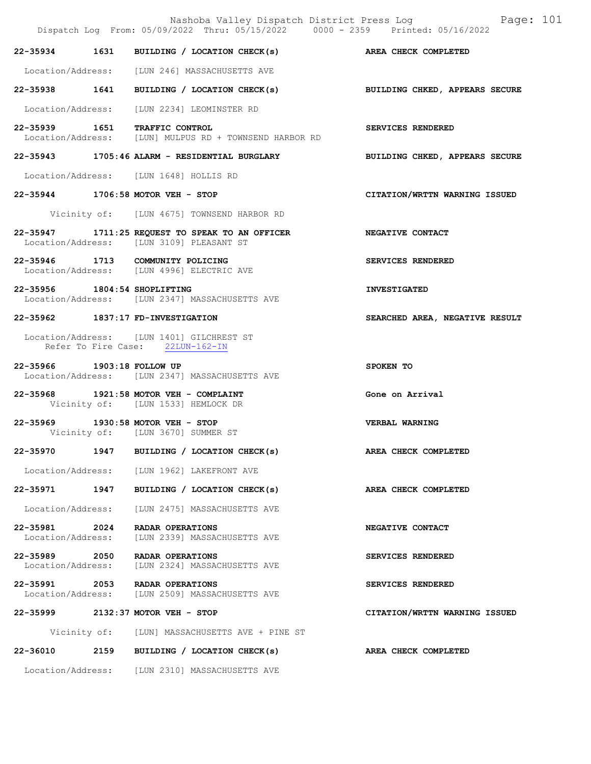**22-35934 1631 BUILDING / LOCATION CHECK(s)** — **AREA CHECK COMPLETED**

Location/Address: [LUN 246] MASSACHUSETTS AVE

**22-35938 1641 BUILDING / LOCATION CHECK(s)** — **BUILDING CHKED, APPEARS SECURE**

Location/Address: [LUN 2234] LEOMINSTER RD

**22-35939 1651 TRAFFIC CONTROL** — **SERVICES RENDERED**

Location/Address: [LUN] MULPUS RD + TOWNSEND HARBOR RD

**22-35943 1705:46 ALARM - RESIDENTIAL BURGLARY** — **BUILDING CHKED, APPEARS SECURE**

Location/Address: [LUN 1648] HOLLIS RD

**22-35944 1706:58 MOTOR VEH - STOP** — **CITATION/WRTTN WARNING ISSUED**

Vicinity of: [LUN 4675] TOWNSEND HARBOR RD

**22-35947 1711:25 REQUEST TO SPEAK TO AN OFFICER** — **NEGATIVE CONTACT**

Location/Address: [LUN 3109] PLEASANT ST

**22-35946 1713 COMMUNITY POLICING** — **SERVICES RENDERED**

Location/Address: [LUN 4996] ELECTRIC AVE

**22-35956 1804:54 SHOPLIFTING** — **INVESTIGATED**

Location/Address: [LUN 2347] MASSACHUSETTS AVE

**22-35962 1837:17 FD-INVESTIGATION** — **SEARCHED AREA, NEGATIVE RESULT**

Location/Address: [LUN 1401] GILCHREST ST

Refer To Fire Case: 22LUN-162-IN

**22-35966 1903:18 FOLLOW UP** — **SPOKEN TO**

Location/Address: [LUN 2347] MASSACHUSETTS AVE

**22-35968 1921:58 MOTOR VEH - COMPLAINT** — **Gone on Arrival**

Vicinity of: [LUN 1533] HEMLOCK DR

**22-35969 1930:58 MOTOR VEH - STOP** — **VERBAL WARNING**

Vicinity of: [LUN 3670] SUMMER ST

**22-35970 1947 BUILDING / LOCATION CHECK(s)** — **AREA CHECK COMPLETED**

Location/Address: [LUN 1962] LAKEFRONT AVE

**22-35971 1947 BUILDING / LOCATION CHECK(s)** — **AREA CHECK COMPLETED**

Location/Address: [LUN 2475] MASSACHUSETTS AVE

**22-35981 2024 RADAR OPERATIONS** — **NEGATIVE CONTACT**

Location/Address: [LUN 2339] MASSACHUSETTS AVE

**22-35989 2050 RADAR OPERATIONS** — **SERVICES RENDERED**

Location/Address: [LUN 2324] MASSACHUSETTS AVE

**22-35991 2053 RADAR OPERATIONS** — **SERVICES RENDERED**

Location/Address: [LUN 2509] MASSACHUSETTS AVE

**22-35999 2132:37 MOTOR VEH - STOP** — **CITATION/WRTTN WARNING ISSUED**

Vicinity of: [LUN] MASSACHUSETTS AVE + PINE ST

**22-36010 2159 BUILDING / LOCATION CHECK(s)** — **AREA CHECK COMPLETED**

Location/Address: [LUN 2310] MASSACHUSETTS AVE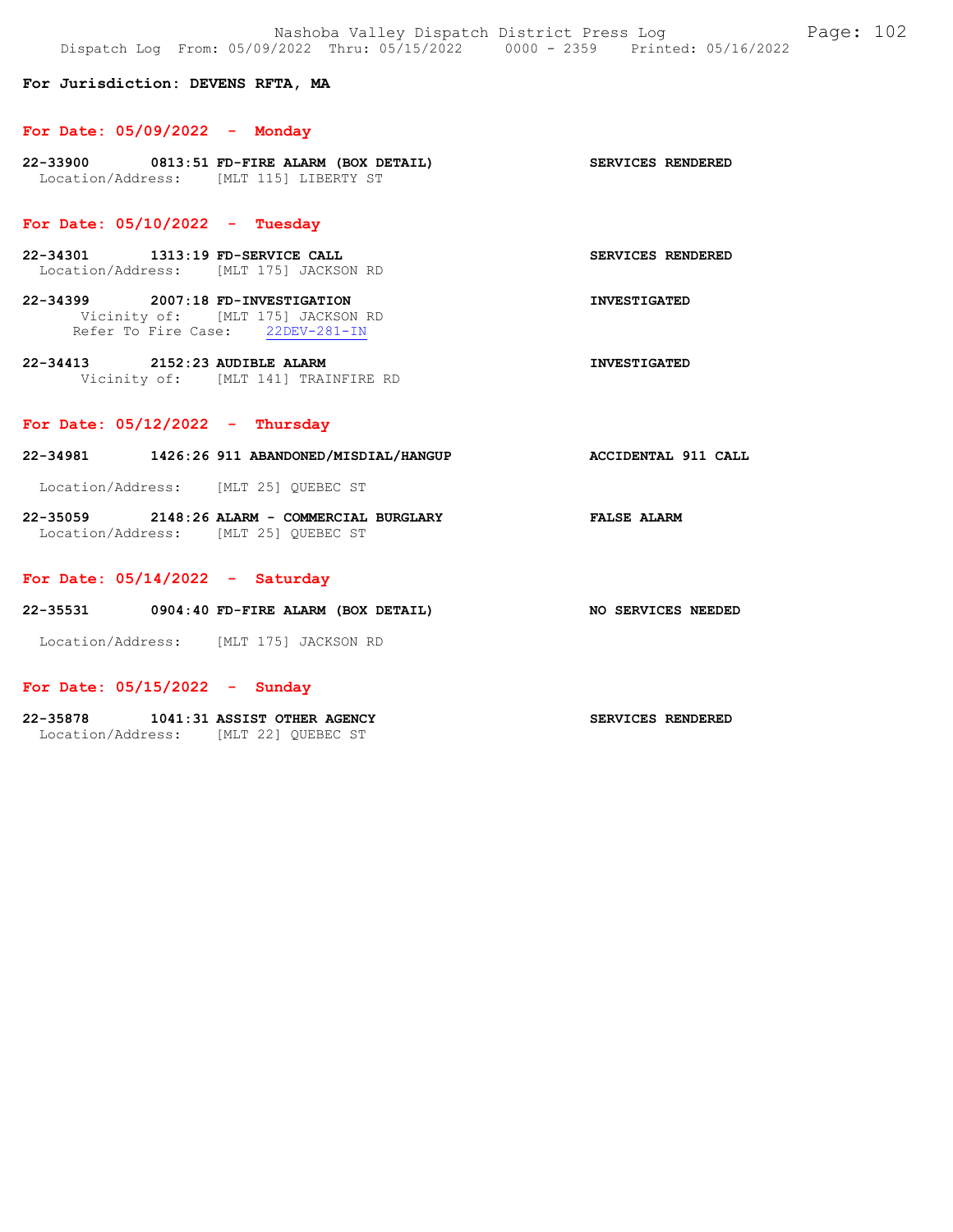**For Jurisdiction: DEVENS RFTA, MA**

## For Date: 05/09/2022 - Monday

**22-33900 0813:51 FD-FIRE ALARM (BOX DETAIL)** — **SERVICES RENDERED**
Location/Address: [MLT 115] LIBERTY ST

## For Date: 05/10/2022 - Tuesday

**22-34301 1313:19 FD-SERVICE CALL** — **SERVICES RENDERED**
Location/Address: [MLT 175] JACKSON RD

**22-34399 2007:18 FD-INVESTIGATION** — **INVESTIGATED**
Vicinity of: [MLT 175] JACKSON RD
Refer To Fire Case: 22DEV-281-IN

**22-34413 2152:23 AUDIBLE ALARM** — **INVESTIGATED**
Vicinity of: [MLT 141] TRAINFIRE RD

## For Date: 05/12/2022 - Thursday

**22-34981 1426:26 911 ABANDONED/MISDIAL/HANGUP** — **ACCIDENTAL 911 CALL**
Location/Address: [MLT 25] QUEBEC ST

**22-35059 2148:26 ALARM - COMMERCIAL BURGLARY** — **FALSE ALARM**
Location/Address: [MLT 25] QUEBEC ST

## For Date: 05/14/2022 - Saturday

**22-35531 0904:40 FD-FIRE ALARM (BOX DETAIL)** — **NO SERVICES NEEDED**
Location/Address: [MLT 175] JACKSON RD

## For Date: 05/15/2022 - Sunday

**22-35878 1041:31 ASSIST OTHER AGENCY** — **SERVICES RENDERED**
Location/Address: [MLT 22] QUEBEC ST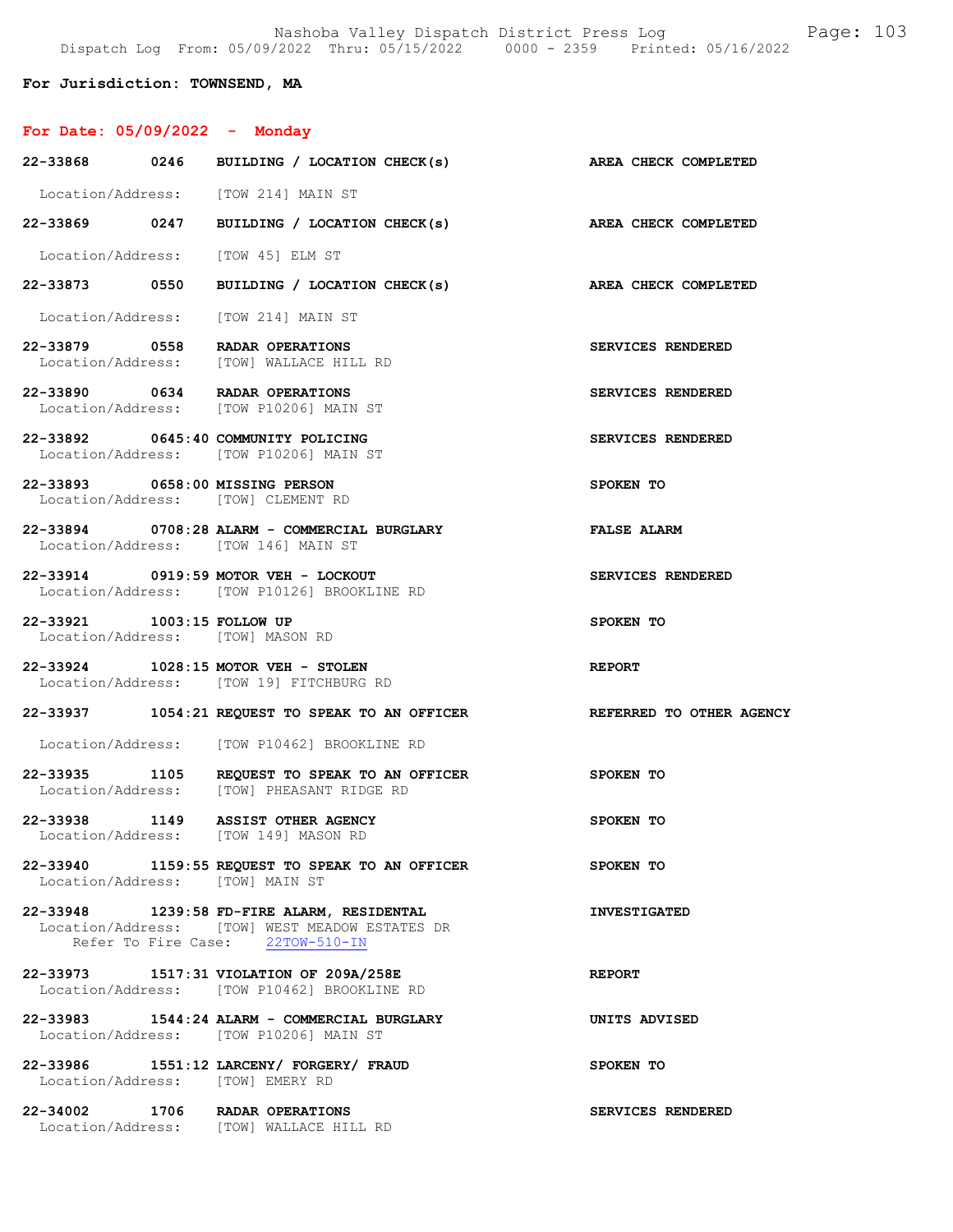**For Jurisdiction: TOWNSEND, MA**

**For Date: 05/09/2022 - Monday**

**22-33868 0246 BUILDING / LOCATION CHECK(s)** — AREA CHECK COMPLETED
Location/Address: [TOW 214] MAIN ST

**22-33869 0247 BUILDING / LOCATION CHECK(s)** — AREA CHECK COMPLETED
Location/Address: [TOW 45] ELM ST

**22-33873 0550 BUILDING / LOCATION CHECK(s)** — AREA CHECK COMPLETED
Location/Address: [TOW 214] MAIN ST

**22-33879 0558 RADAR OPERATIONS** — SERVICES RENDERED
Location/Address: [TOW] WALLACE HILL RD

**22-33890 0634 RADAR OPERATIONS** — SERVICES RENDERED
Location/Address: [TOW P10206] MAIN ST

**22-33892 0645:40 COMMUNITY POLICING** — SERVICES RENDERED
Location/Address: [TOW P10206] MAIN ST

**22-33893 0658:00 MISSING PERSON** — SPOKEN TO
Location/Address: [TOW] CLEMENT RD

**22-33894 0708:28 ALARM - COMMERCIAL BURGLARY** — FALSE ALARM
Location/Address: [TOW 146] MAIN ST

**22-33914 0919:59 MOTOR VEH - LOCKOUT** — SERVICES RENDERED
Location/Address: [TOW P10126] BROOKLINE RD

**22-33921 1003:15 FOLLOW UP** — SPOKEN TO
Location/Address: [TOW] MASON RD

**22-33924 1028:15 MOTOR VEH - STOLEN** — REPORT
Location/Address: [TOW 19] FITCHBURG RD

**22-33937 1054:21 REQUEST TO SPEAK TO AN OFFICER** — REFERRED TO OTHER AGENCY
Location/Address: [TOW P10462] BROOKLINE RD

**22-33935 1105 REQUEST TO SPEAK TO AN OFFICER** — SPOKEN TO
Location/Address: [TOW] PHEASANT RIDGE RD

**22-33938 1149 ASSIST OTHER AGENCY** — SPOKEN TO
Location/Address: [TOW 149] MASON RD

**22-33940 1159:55 REQUEST TO SPEAK TO AN OFFICER** — SPOKEN TO
Location/Address: [TOW] MAIN ST

**22-33948 1239:58 FD-FIRE ALARM, RESIDENTAL** — INVESTIGATED
Location/Address: [TOW] WEST MEADOW ESTATES DR
Refer To Fire Case: 22TOW-510-IN

**22-33973 1517:31 VIOLATION OF 209A/258E** — REPORT
Location/Address: [TOW P10462] BROOKLINE RD

**22-33983 1544:24 ALARM - COMMERCIAL BURGLARY** — UNITS ADVISED
Location/Address: [TOW P10206] MAIN ST

**22-33986 1551:12 LARCENY/ FORGERY/ FRAUD** — SPOKEN TO
Location/Address: [TOW] EMERY RD

**22-34002 1706 RADAR OPERATIONS** — SERVICES RENDERED
Location/Address: [TOW] WALLACE HILL RD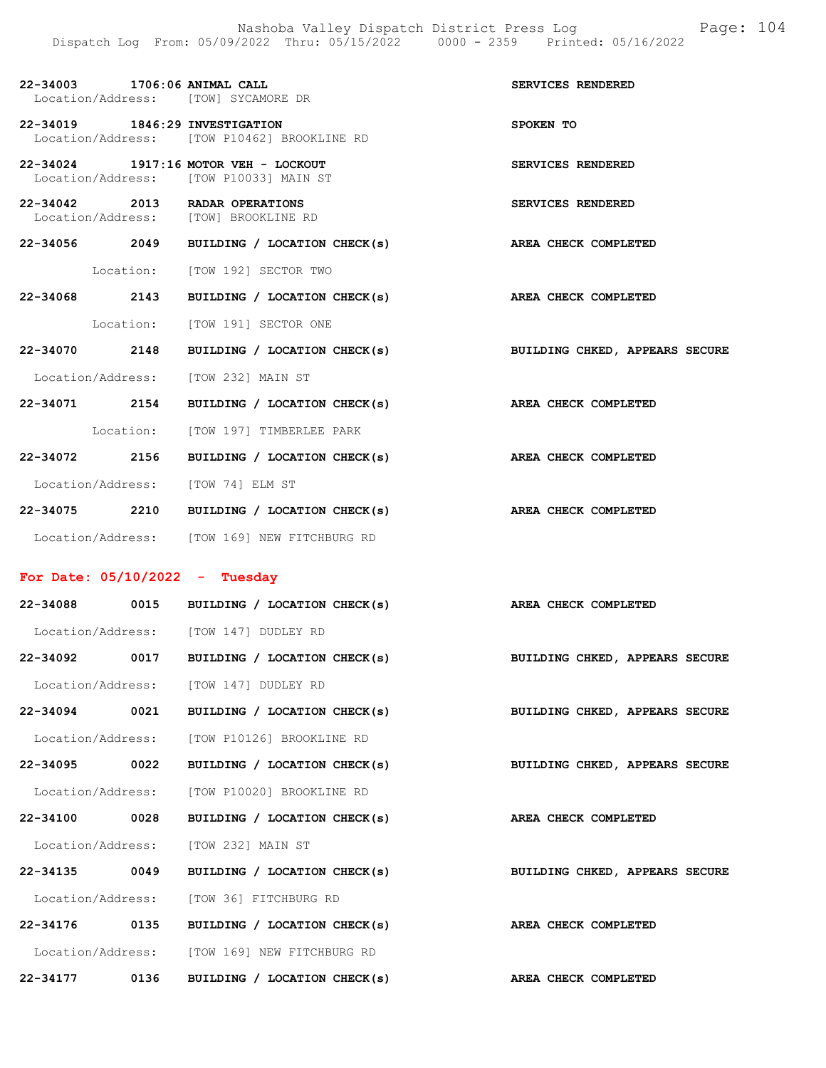22-34003 1706:06 ANIMAL CALL SERVICES RENDERED
Location/Address: [TOW] SYCAMORE DR

22-34019 1846:29 INVESTIGATION SPOKEN TO
Location/Address: [TOW P10462] BROOKLINE RD

22-34024 1917:16 MOTOR VEH - LOCKOUT SERVICES RENDERED
Location/Address: [TOW P10033] MAIN ST

22-34042 2013 RADAR OPERATIONS SERVICES RENDERED
Location/Address: [TOW] BROOKLINE RD

22-34056 2049 BUILDING / LOCATION CHECK(s) AREA CHECK COMPLETED
Location: [TOW 192] SECTOR TWO

22-34068 2143 BUILDING / LOCATION CHECK(s) AREA CHECK COMPLETED
Location: [TOW 191] SECTOR ONE

22-34070 2148 BUILDING / LOCATION CHECK(s) BUILDING CHKED, APPEARS SECURE
Location/Address: [TOW 232] MAIN ST

22-34071 2154 BUILDING / LOCATION CHECK(s) AREA CHECK COMPLETED
Location: [TOW 197] TIMBERLEE PARK

22-34072 2156 BUILDING / LOCATION CHECK(s) AREA CHECK COMPLETED
Location/Address: [TOW 74] ELM ST

22-34075 2210 BUILDING / LOCATION CHECK(s) AREA CHECK COMPLETED
Location/Address: [TOW 169] NEW FITCHBURG RD

**For Date: 05/10/2022 - Tuesday**

22-34088 0015 BUILDING / LOCATION CHECK(s) AREA CHECK COMPLETED
Location/Address: [TOW 147] DUDLEY RD

22-34092 0017 BUILDING / LOCATION CHECK(s) BUILDING CHKED, APPEARS SECURE
Location/Address: [TOW 147] DUDLEY RD

22-34094 0021 BUILDING / LOCATION CHECK(s) BUILDING CHKED, APPEARS SECURE
Location/Address: [TOW P10126] BROOKLINE RD

22-34095 0022 BUILDING / LOCATION CHECK(s) BUILDING CHKED, APPEARS SECURE
Location/Address: [TOW P10020] BROOKLINE RD

22-34100 0028 BUILDING / LOCATION CHECK(s) AREA CHECK COMPLETED
Location/Address: [TOW 232] MAIN ST

22-34135 0049 BUILDING / LOCATION CHECK(s) BUILDING CHKED, APPEARS SECURE
Location/Address: [TOW 36] FITCHBURG RD

22-34176 0135 BUILDING / LOCATION CHECK(s) AREA CHECK COMPLETED
Location/Address: [TOW 169] NEW FITCHBURG RD

22-34177 0136 BUILDING / LOCATION CHECK(s) AREA CHECK COMPLETED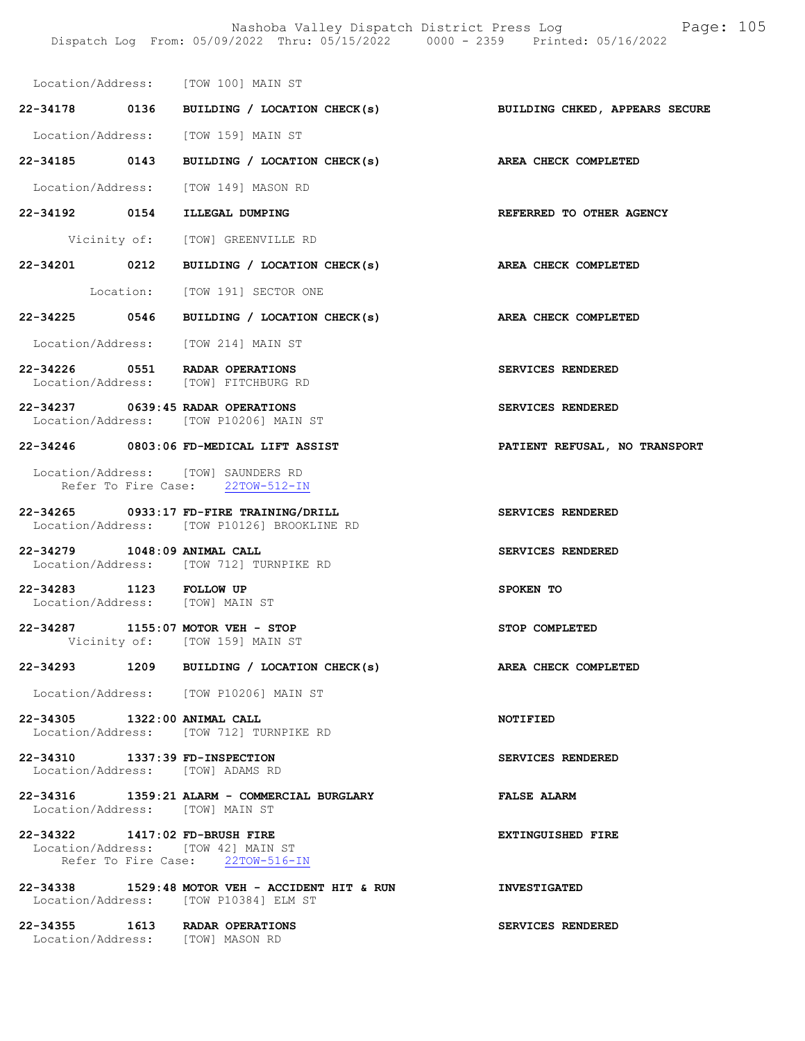Location/Address: [TOW 100] MAIN ST

**22-34178 0136 BUILDING / LOCATION CHECK(s)** — **BUILDING CHKED, APPEARS SECURE**

Location/Address: [TOW 159] MAIN ST

**22-34185 0143 BUILDING / LOCATION CHECK(s)** — **AREA CHECK COMPLETED**

Location/Address: [TOW 149] MASON RD

**22-34192 0154 ILLEGAL DUMPING** — **REFERRED TO OTHER AGENCY**

Vicinity of: [TOW] GREENVILLE RD

**22-34201 0212 BUILDING / LOCATION CHECK(s)** — **AREA CHECK COMPLETED**

Location: [TOW 191] SECTOR ONE

**22-34225 0546 BUILDING / LOCATION CHECK(s)** — **AREA CHECK COMPLETED**

Location/Address: [TOW 214] MAIN ST

**22-34226 0551 RADAR OPERATIONS** — **SERVICES RENDERED**
Location/Address: [TOW] FITCHBURG RD

**22-34237 0639:45 RADAR OPERATIONS** — **SERVICES RENDERED**
Location/Address: [TOW P10206] MAIN ST

**22-34246 0803:06 FD-MEDICAL LIFT ASSIST** — **PATIENT REFUSAL, NO TRANSPORT**

Location/Address: [TOW] SAUNDERS RD
Refer To Fire Case: 22TOW-512-IN

**22-34265 0933:17 FD-FIRE TRAINING/DRILL** — **SERVICES RENDERED**
Location/Address: [TOW P10126] BROOKLINE RD

**22-34279 1048:09 ANIMAL CALL** — **SERVICES RENDERED**
Location/Address: [TOW 712] TURNPIKE RD

**22-34283 1123 FOLLOW UP** — **SPOKEN TO**
Location/Address: [TOW] MAIN ST

**22-34287 1155:07 MOTOR VEH - STOP** — **STOP COMPLETED**
Vicinity of: [TOW 159] MAIN ST

**22-34293 1209 BUILDING / LOCATION CHECK(s)** — **AREA CHECK COMPLETED**

Location/Address: [TOW P10206] MAIN ST

**22-34305 1322:00 ANIMAL CALL** — **NOTIFIED**
Location/Address: [TOW 712] TURNPIKE RD

**22-34310 1337:39 FD-INSPECTION** — **SERVICES RENDERED**
Location/Address: [TOW] ADAMS RD

**22-34316 1359:21 ALARM - COMMERCIAL BURGLARY** — **FALSE ALARM**
Location/Address: [TOW] MAIN ST

**22-34322 1417:02 FD-BRUSH FIRE** — **EXTINGUISHED FIRE**
Location/Address: [TOW 42] MAIN ST
Refer To Fire Case: 22TOW-516-IN

**22-34338 1529:48 MOTOR VEH - ACCIDENT HIT & RUN** — **INVESTIGATED**
Location/Address: [TOW P10384] ELM ST

**22-34355 1613 RADAR OPERATIONS** — **SERVICES RENDERED**
Location/Address: [TOW] MASON RD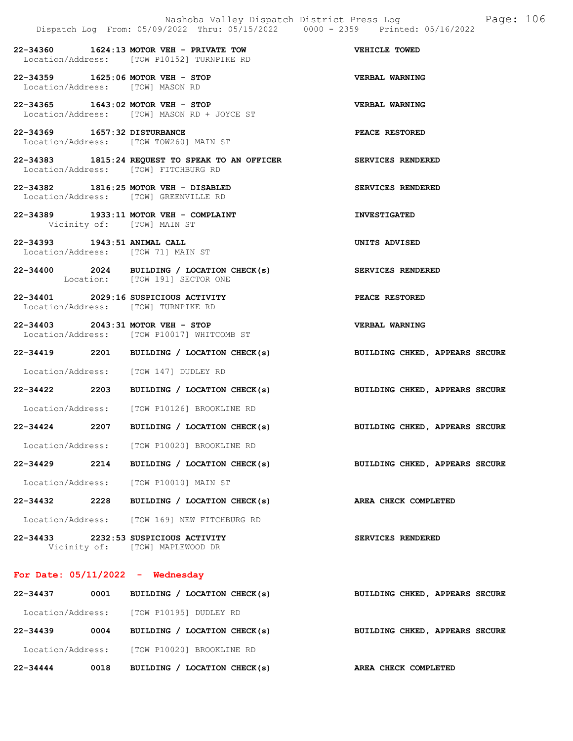| Call Number | Time | Call Type | Disposition |
|---|---|---|---|
| 22-34360 | 1624:13 | MOTOR VEH - PRIVATE TOW | VEHICLE TOWED |
| Location/Address: | | [TOW P10152] TURNPIKE RD | |
| 22-34359 | 1625:06 | MOTOR VEH - STOP | VERBAL WARNING |
| Location/Address: | | [TOW] MASON RD | |
| 22-34365 | 1643:02 | MOTOR VEH - STOP | VERBAL WARNING |
| Location/Address: | | [TOW] MASON RD + JOYCE ST | |
| 22-34369 | 1657:32 | DISTURBANCE | PEACE RESTORED |
| Location/Address: | | [TOW TOW260] MAIN ST | |
| 22-34383 | 1815:24 | REQUEST TO SPEAK TO AN OFFICER | SERVICES RENDERED |
| Location/Address: | | [TOW] FITCHBURG RD | |
| 22-34382 | 1816:25 | MOTOR VEH - DISABLED | SERVICES RENDERED |
| Location/Address: | | [TOW] GREENVILLE RD | |
| 22-34389 | 1933:11 | MOTOR VEH - COMPLAINT | INVESTIGATED |
| Vicinity of: | | [TOW] MAIN ST | |
| 22-34393 | 1943:51 | ANIMAL CALL | UNITS ADVISED |
| Location/Address: | | [TOW 71] MAIN ST | |
| 22-34400 | 2024 | BUILDING / LOCATION CHECK(s) | SERVICES RENDERED |
| Location: | | [TOW 191] SECTOR ONE | |
| 22-34401 | 2029:16 | SUSPICIOUS ACTIVITY | PEACE RESTORED |
| Location/Address: | | [TOW] TURNPIKE RD | |
| 22-34403 | 2043:31 | MOTOR VEH - STOP | VERBAL WARNING |
| Location/Address: | | [TOW P10017] WHITCOMB ST | |
| 22-34419 | 2201 | BUILDING / LOCATION CHECK(s) | BUILDING CHKED, APPEARS SECURE |
| Location/Address: | | [TOW 147] DUDLEY RD | |
| 22-34422 | 2203 | BUILDING / LOCATION CHECK(s) | BUILDING CHKED, APPEARS SECURE |
| Location/Address: | | [TOW P10126] BROOKLINE RD | |
| 22-34424 | 2207 | BUILDING / LOCATION CHECK(s) | BUILDING CHKED, APPEARS SECURE |
| Location/Address: | | [TOW P10020] BROOKLINE RD | |
| 22-34429 | 2214 | BUILDING / LOCATION CHECK(s) | BUILDING CHKED, APPEARS SECURE |
| Location/Address: | | [TOW P10010] MAIN ST | |
| 22-34432 | 2228 | BUILDING / LOCATION CHECK(s) | AREA CHECK COMPLETED |
| Location/Address: | | [TOW 169] NEW FITCHBURG RD | |
| 22-34433 | 2232:53 | SUSPICIOUS ACTIVITY | SERVICES RENDERED |
| Vicinity of: | | [TOW] MAPLEWOOD DR | |

## For Date: 05/11/2022 - Wednesday

| Call Number | Time | Call Type | Disposition |
|---|---|---|---|
| 22-34437 | 0001 | BUILDING / LOCATION CHECK(s) | BUILDING CHKED, APPEARS SECURE |
| Location/Address: | | [TOW P10195] DUDLEY RD | |
| 22-34439 | 0004 | BUILDING / LOCATION CHECK(s) | BUILDING CHKED, APPEARS SECURE |
| Location/Address: | | [TOW P10020] BROOKLINE RD | |
| 22-34444 | 0018 | BUILDING / LOCATION CHECK(s) | AREA CHECK COMPLETED |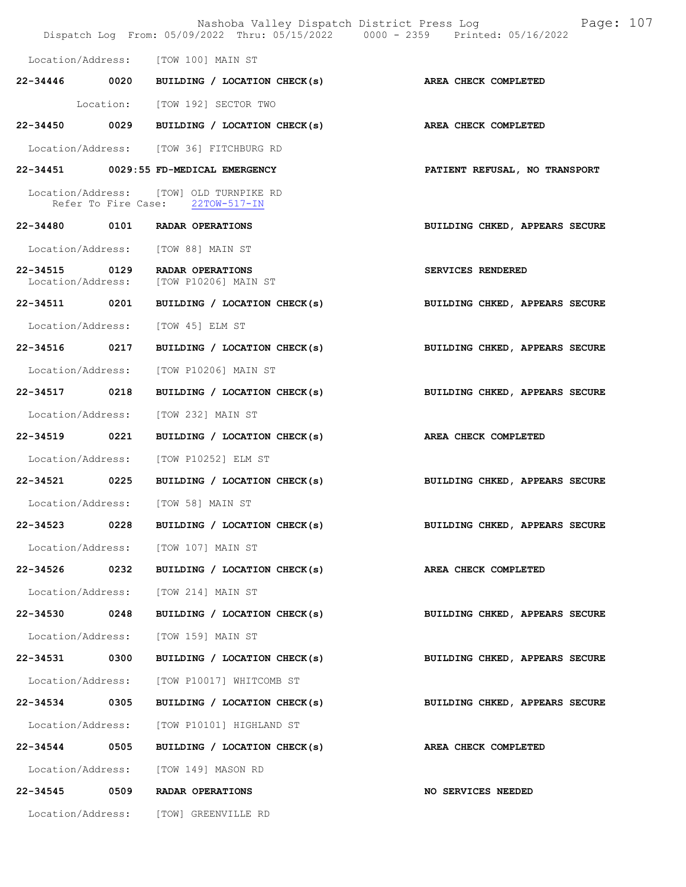Location/Address: [TOW 100] MAIN ST

**22-34446 0020 BUILDING / LOCATION CHECK(s) AREA CHECK COMPLETED**

Location: [TOW 192] SECTOR TWO

**22-34450 0029 BUILDING / LOCATION CHECK(s) AREA CHECK COMPLETED**

Location/Address: [TOW 36] FITCHBURG RD

**22-34451 0029:55 FD-MEDICAL EMERGENCY PATIENT REFUSAL, NO TRANSPORT**

Location/Address: [TOW] OLD TURNPIKE RD
Refer To Fire Case: 22TOW-517-IN

**22-34480 0101 RADAR OPERATIONS BUILDING CHKED, APPEARS SECURE**

Location/Address: [TOW 88] MAIN ST

**22-34515 0129 RADAR OPERATIONS SERVICES RENDERED**
Location/Address: [TOW P10206] MAIN ST

**22-34511 0201 BUILDING / LOCATION CHECK(s) BUILDING CHKED, APPEARS SECURE**

Location/Address: [TOW 45] ELM ST

**22-34516 0217 BUILDING / LOCATION CHECK(s) BUILDING CHKED, APPEARS SECURE**

Location/Address: [TOW P10206] MAIN ST

**22-34517 0218 BUILDING / LOCATION CHECK(s) BUILDING CHKED, APPEARS SECURE**

Location/Address: [TOW 232] MAIN ST

**22-34519 0221 BUILDING / LOCATION CHECK(s) AREA CHECK COMPLETED**

Location/Address: [TOW P10252] ELM ST

**22-34521 0225 BUILDING / LOCATION CHECK(s) BUILDING CHKED, APPEARS SECURE**

Location/Address: [TOW 58] MAIN ST

**22-34523 0228 BUILDING / LOCATION CHECK(s) BUILDING CHKED, APPEARS SECURE**

Location/Address: [TOW 107] MAIN ST

**22-34526 0232 BUILDING / LOCATION CHECK(s) AREA CHECK COMPLETED**

Location/Address: [TOW 214] MAIN ST

**22-34530 0248 BUILDING / LOCATION CHECK(s) BUILDING CHKED, APPEARS SECURE**

Location/Address: [TOW 159] MAIN ST

**22-34531 0300 BUILDING / LOCATION CHECK(s) BUILDING CHKED, APPEARS SECURE**

Location/Address: [TOW P10017] WHITCOMB ST

**22-34534 0305 BUILDING / LOCATION CHECK(s) BUILDING CHKED, APPEARS SECURE**

Location/Address: [TOW P10101] HIGHLAND ST

**22-34544 0505 BUILDING / LOCATION CHECK(s) AREA CHECK COMPLETED**

Location/Address: [TOW 149] MASON RD

**22-34545 0509 RADAR OPERATIONS NO SERVICES NEEDED**

Location/Address: [TOW] GREENVILLE RD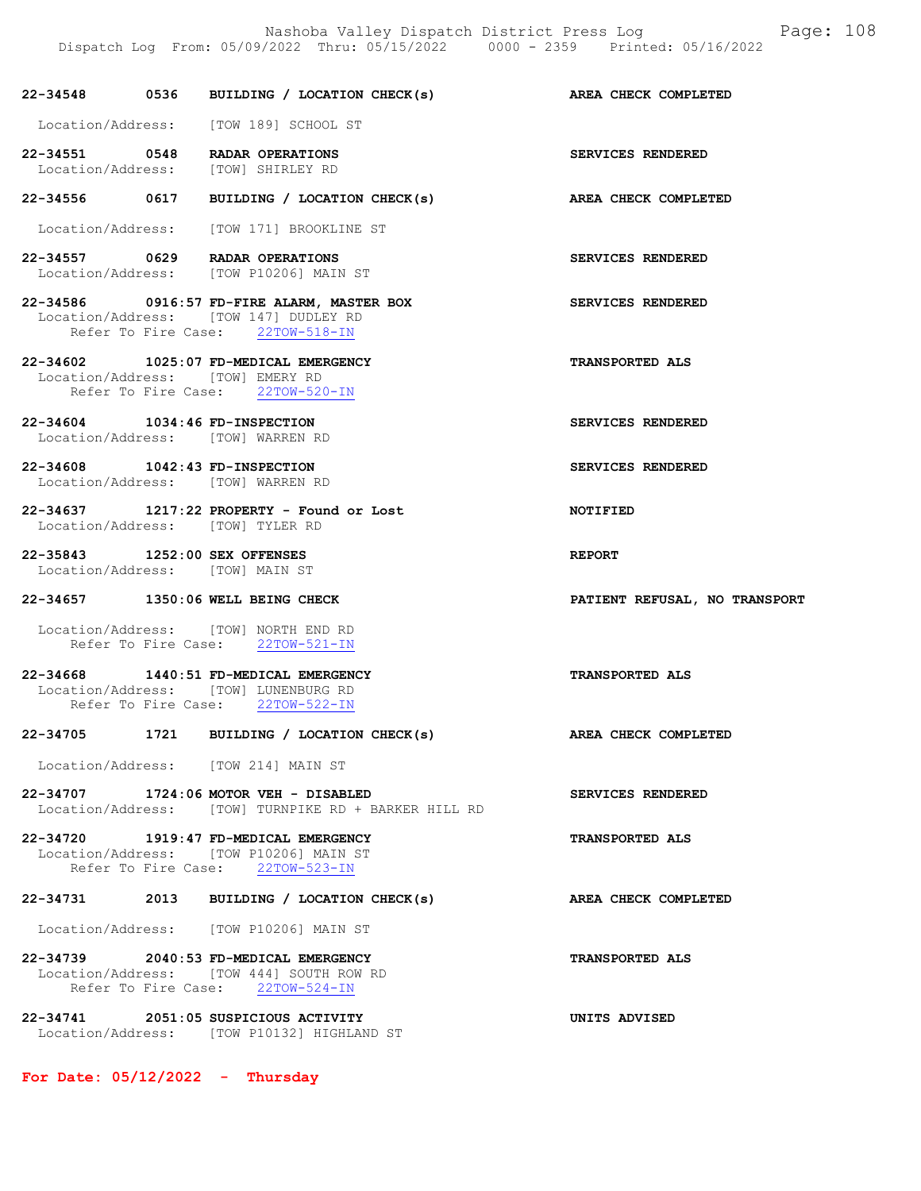**22-34548 0536 BUILDING / LOCATION CHECK(s)** **AREA CHECK COMPLETED**
Location/Address: [TOW 189] SCHOOL ST

**22-34551 0548 RADAR OPERATIONS** **SERVICES RENDERED**
Location/Address: [TOW] SHIRLEY RD

**22-34556 0617 BUILDING / LOCATION CHECK(s)** **AREA CHECK COMPLETED**
Location/Address: [TOW 171] BROOKLINE ST

**22-34557 0629 RADAR OPERATIONS** **SERVICES RENDERED**
Location/Address: [TOW P10206] MAIN ST

**22-34586 0916:57 FD-FIRE ALARM, MASTER BOX** **SERVICES RENDERED**
Location/Address: [TOW 147] DUDLEY RD
Refer To Fire Case: 22TOW-518-IN

**22-34602 1025:07 FD-MEDICAL EMERGENCY** **TRANSPORTED ALS**
Location/Address: [TOW] EMERY RD
Refer To Fire Case: 22TOW-520-IN

**22-34604 1034:46 FD-INSPECTION** **SERVICES RENDERED**
Location/Address: [TOW] WARREN RD

**22-34608 1042:43 FD-INSPECTION** **SERVICES RENDERED**
Location/Address: [TOW] WARREN RD

**22-34637 1217:22 PROPERTY - Found or Lost** **NOTIFIED**
Location/Address: [TOW] TYLER RD

**22-35843 1252:00 SEX OFFENSES** **REPORT**
Location/Address: [TOW] MAIN ST

**22-34657 1350:06 WELL BEING CHECK** **PATIENT REFUSAL, NO TRANSPORT**
Location/Address: [TOW] NORTH END RD
Refer To Fire Case: 22TOW-521-IN

**22-34668 1440:51 FD-MEDICAL EMERGENCY** **TRANSPORTED ALS**
Location/Address: [TOW] LUNENBURG RD
Refer To Fire Case: 22TOW-522-IN

**22-34705 1721 BUILDING / LOCATION CHECK(s)** **AREA CHECK COMPLETED**
Location/Address: [TOW 214] MAIN ST

**22-34707 1724:06 MOTOR VEH - DISABLED** **SERVICES RENDERED**
Location/Address: [TOW] TURNPIKE RD + BARKER HILL RD

**22-34720 1919:47 FD-MEDICAL EMERGENCY** **TRANSPORTED ALS**
Location/Address: [TOW P10206] MAIN ST
Refer To Fire Case: 22TOW-523-IN

**22-34731 2013 BUILDING / LOCATION CHECK(s)** **AREA CHECK COMPLETED**
Location/Address: [TOW P10206] MAIN ST

**22-34739 2040:53 FD-MEDICAL EMERGENCY** **TRANSPORTED ALS**
Location/Address: [TOW 444] SOUTH ROW RD
Refer To Fire Case: 22TOW-524-IN

**22-34741 2051:05 SUSPICIOUS ACTIVITY** **UNITS ADVISED**
Location/Address: [TOW P10132] HIGHLAND ST

**For Date: 05/12/2022 - Thursday**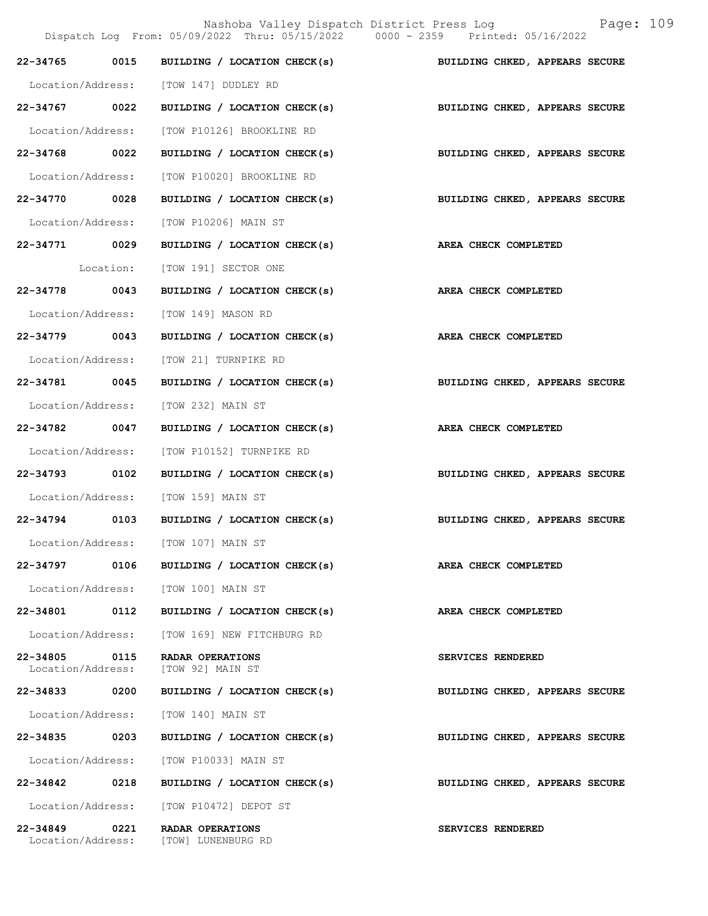Nashoba Valley Dispatch District Press Log

Dispatch Log From: 05/09/2022 Thru: 05/15/2022 0000 - 2359 Printed: 05/16/2022

**22-34765 0015 BUILDING / LOCATION CHECK(s)** — **BUILDING CHKED, APPEARS SECURE**
Location/Address: [TOW 147] DUDLEY RD

**22-34767 0022 BUILDING / LOCATION CHECK(s)** — **BUILDING CHKED, APPEARS SECURE**
Location/Address: [TOW P10126] BROOKLINE RD

**22-34768 0022 BUILDING / LOCATION CHECK(s)** — **BUILDING CHKED, APPEARS SECURE**
Location/Address: [TOW P10020] BROOKLINE RD

**22-34770 0028 BUILDING / LOCATION CHECK(s)** — **BUILDING CHKED, APPEARS SECURE**
Location/Address: [TOW P10206] MAIN ST

**22-34771 0029 BUILDING / LOCATION CHECK(s)** — **AREA CHECK COMPLETED**
Location: [TOW 191] SECTOR ONE

**22-34778 0043 BUILDING / LOCATION CHECK(s)** — **AREA CHECK COMPLETED**
Location/Address: [TOW 149] MASON RD

**22-34779 0043 BUILDING / LOCATION CHECK(s)** — **AREA CHECK COMPLETED**
Location/Address: [TOW 21] TURNPIKE RD

**22-34781 0045 BUILDING / LOCATION CHECK(s)** — **BUILDING CHKED, APPEARS SECURE**
Location/Address: [TOW 232] MAIN ST

**22-34782 0047 BUILDING / LOCATION CHECK(s)** — **AREA CHECK COMPLETED**
Location/Address: [TOW P10152] TURNPIKE RD

**22-34793 0102 BUILDING / LOCATION CHECK(s)** — **BUILDING CHKED, APPEARS SECURE**
Location/Address: [TOW 159] MAIN ST

**22-34794 0103 BUILDING / LOCATION CHECK(s)** — **BUILDING CHKED, APPEARS SECURE**
Location/Address: [TOW 107] MAIN ST

**22-34797 0106 BUILDING / LOCATION CHECK(s)** — **AREA CHECK COMPLETED**
Location/Address: [TOW 100] MAIN ST

**22-34801 0112 BUILDING / LOCATION CHECK(s)** — **AREA CHECK COMPLETED**
Location/Address: [TOW 169] NEW FITCHBURG RD

**22-34805 0115 RADAR OPERATIONS** — **SERVICES RENDERED**
Location/Address: [TOW 92] MAIN ST

**22-34833 0200 BUILDING / LOCATION CHECK(s)** — **BUILDING CHKED, APPEARS SECURE**
Location/Address: [TOW 140] MAIN ST

**22-34835 0203 BUILDING / LOCATION CHECK(s)** — **BUILDING CHKED, APPEARS SECURE**
Location/Address: [TOW P10033] MAIN ST

**22-34842 0218 BUILDING / LOCATION CHECK(s)** — **BUILDING CHKED, APPEARS SECURE**
Location/Address: [TOW P10472] DEPOT ST

**22-34849 0221 RADAR OPERATIONS** — **SERVICES RENDERED**
Location/Address: [TOW] LUNENBURG RD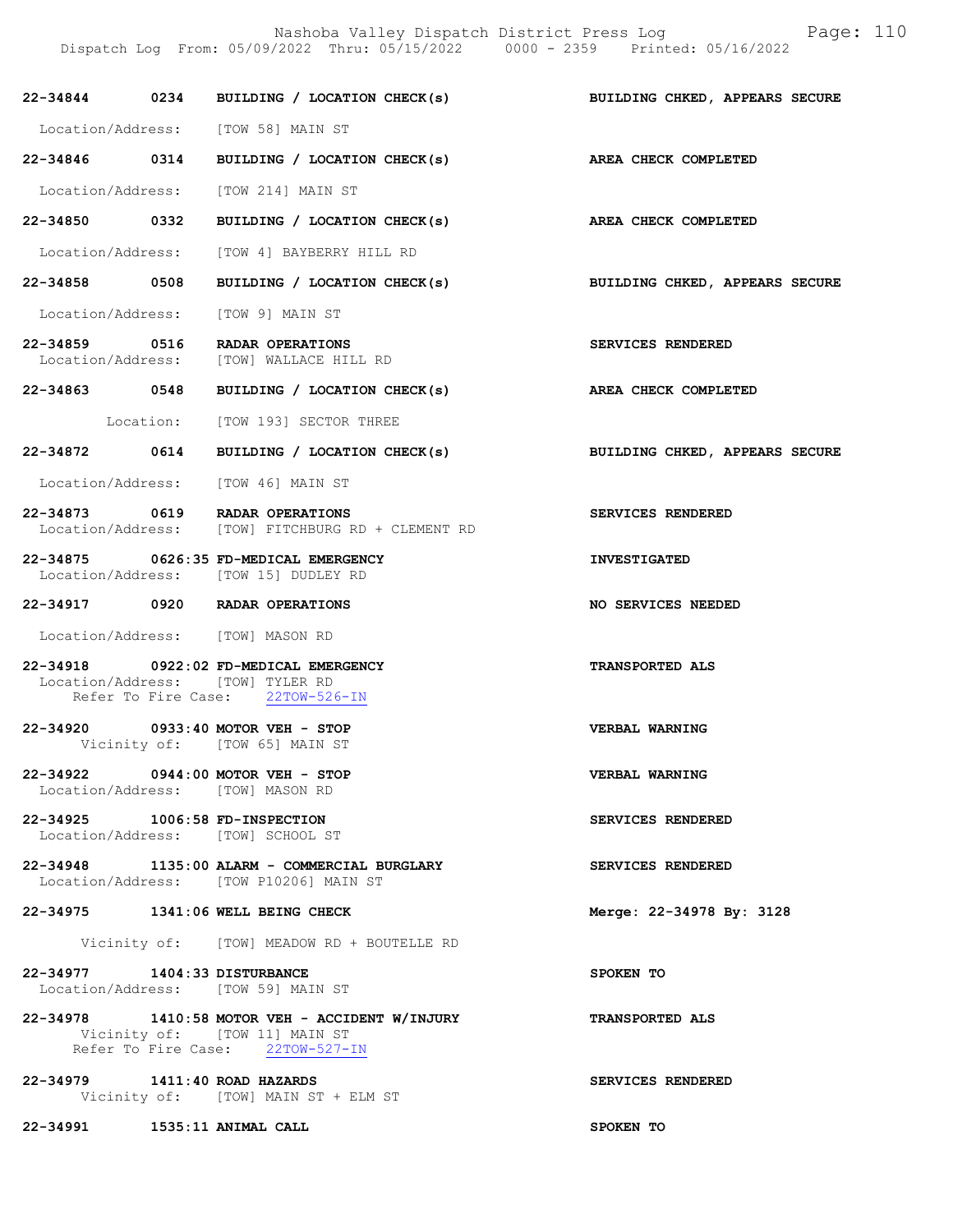22-34844 0234 BUILDING / LOCATION CHECK(s) BUILDING CHKED, APPEARS SECURE

Location/Address: [TOW 58] MAIN ST

22-34846 0314 BUILDING / LOCATION CHECK(s) AREA CHECK COMPLETED

Location/Address: [TOW 214] MAIN ST

22-34850 0332 BUILDING / LOCATION CHECK(s) AREA CHECK COMPLETED

Location/Address: [TOW 4] BAYBERRY HILL RD

22-34858 0508 BUILDING / LOCATION CHECK(s) BUILDING CHKED, APPEARS SECURE

Location/Address: [TOW 9] MAIN ST

22-34859 0516 RADAR OPERATIONS SERVICES RENDERED
Location/Address: [TOW] WALLACE HILL RD

22-34863 0548 BUILDING / LOCATION CHECK(s) AREA CHECK COMPLETED

Location: [TOW 193] SECTOR THREE

22-34872 0614 BUILDING / LOCATION CHECK(s) BUILDING CHKED, APPEARS SECURE

Location/Address: [TOW 46] MAIN ST

22-34873 0619 RADAR OPERATIONS SERVICES RENDERED
Location/Address: [TOW] FITCHBURG RD + CLEMENT RD

22-34875 0626:35 FD-MEDICAL EMERGENCY INVESTIGATED
Location/Address: [TOW 15] DUDLEY RD

22-34917 0920 RADAR OPERATIONS NO SERVICES NEEDED

Location/Address: [TOW] MASON RD

22-34918 0922:02 FD-MEDICAL EMERGENCY TRANSPORTED ALS
Location/Address: [TOW] TYLER RD
Refer To Fire Case: 22TOW-526-IN

22-34920 0933:40 MOTOR VEH - STOP VERBAL WARNING
Vicinity of: [TOW 65] MAIN ST

22-34922 0944:00 MOTOR VEH - STOP VERBAL WARNING
Location/Address: [TOW] MASON RD

22-34925 1006:58 FD-INSPECTION SERVICES RENDERED
Location/Address: [TOW] SCHOOL ST

22-34948 1135:00 ALARM - COMMERCIAL BURGLARY SERVICES RENDERED
Location/Address: [TOW P10206] MAIN ST

22-34975 1341:06 WELL BEING CHECK Merge: 22-34978 By: 3128

Vicinity of: [TOW] MEADOW RD + BOUTELLE RD

22-34977 1404:33 DISTURBANCE SPOKEN TO
Location/Address: [TOW 59] MAIN ST

22-34978 1410:58 MOTOR VEH - ACCIDENT W/INJURY TRANSPORTED ALS
Vicinity of: [TOW 11] MAIN ST
Refer To Fire Case: 22TOW-527-IN

22-34979 1411:40 ROAD HAZARDS SERVICES RENDERED
Vicinity of: [TOW] MAIN ST + ELM ST

22-34991 1535:11 ANIMAL CALL SPOKEN TO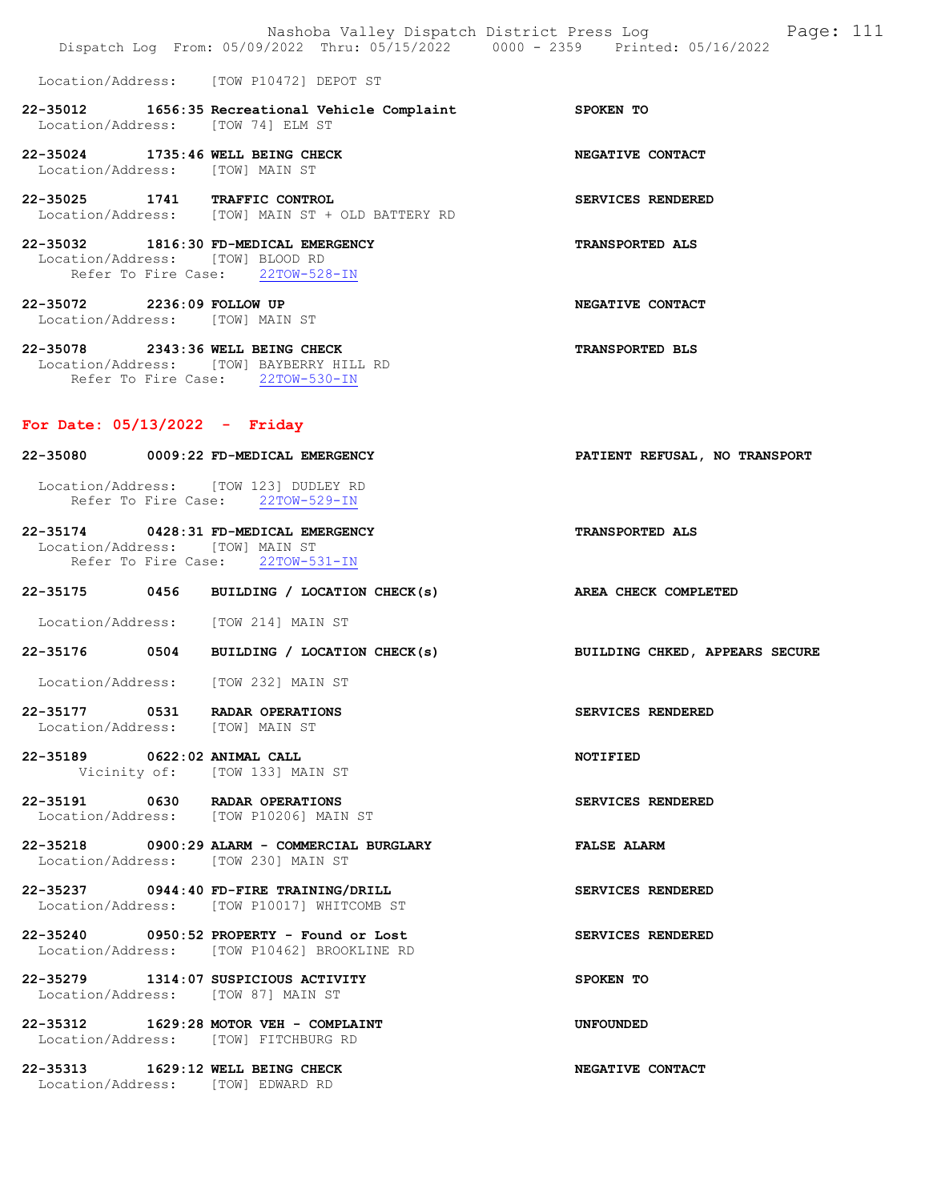Location/Address: [TOW P10472] DEPOT ST

**22-35012 1656:35 Recreational Vehicle Complaint** — **SPOKEN TO**
Location/Address: [TOW 74] ELM ST

**22-35024 1735:46 WELL BEING CHECK** — **NEGATIVE CONTACT**
Location/Address: [TOW] MAIN ST

**22-35025 1741 TRAFFIC CONTROL** — **SERVICES RENDERED**
Location/Address: [TOW] MAIN ST + OLD BATTERY RD

**22-35032 1816:30 FD-MEDICAL EMERGENCY** — **TRANSPORTED ALS**
Location/Address: [TOW] BLOOD RD
Refer To Fire Case: 22TOW-528-IN

**22-35072 2236:09 FOLLOW UP** — **NEGATIVE CONTACT**
Location/Address: [TOW] MAIN ST

**22-35078 2343:36 WELL BEING CHECK** — **TRANSPORTED BLS**
Location/Address: [TOW] BAYBERRY HILL RD
Refer To Fire Case: 22TOW-530-IN

## For Date: 05/13/2022 - Friday

**22-35080 0009:22 FD-MEDICAL EMERGENCY** — **PATIENT REFUSAL, NO TRANSPORT**
Location/Address: [TOW 123] DUDLEY RD
Refer To Fire Case: 22TOW-529-IN

**22-35174 0428:31 FD-MEDICAL EMERGENCY** — **TRANSPORTED ALS**
Location/Address: [TOW] MAIN ST
Refer To Fire Case: 22TOW-531-IN

**22-35175 0456 BUILDING / LOCATION CHECK(s)** — **AREA CHECK COMPLETED**
Location/Address: [TOW 214] MAIN ST

**22-35176 0504 BUILDING / LOCATION CHECK(s)** — **BUILDING CHKED, APPEARS SECURE**
Location/Address: [TOW 232] MAIN ST

**22-35177 0531 RADAR OPERATIONS** — **SERVICES RENDERED**
Location/Address: [TOW] MAIN ST

**22-35189 0622:02 ANIMAL CALL** — **NOTIFIED**
Vicinity of: [TOW 133] MAIN ST

**22-35191 0630 RADAR OPERATIONS** — **SERVICES RENDERED**
Location/Address: [TOW P10206] MAIN ST

**22-35218 0900:29 ALARM - COMMERCIAL BURGLARY** — **FALSE ALARM**
Location/Address: [TOW 230] MAIN ST

**22-35237 0944:40 FD-FIRE TRAINING/DRILL** — **SERVICES RENDERED**
Location/Address: [TOW P10017] WHITCOMB ST

**22-35240 0950:52 PROPERTY - Found or Lost** — **SERVICES RENDERED**
Location/Address: [TOW P10462] BROOKLINE RD

**22-35279 1314:07 SUSPICIOUS ACTIVITY** — **SPOKEN TO**
Location/Address: [TOW 87] MAIN ST

**22-35312 1629:28 MOTOR VEH - COMPLAINT** — **UNFOUNDED**
Location/Address: [TOW] FITCHBURG RD

**22-35313 1629:12 WELL BEING CHECK** — **NEGATIVE CONTACT**
Location/Address: [TOW] EDWARD RD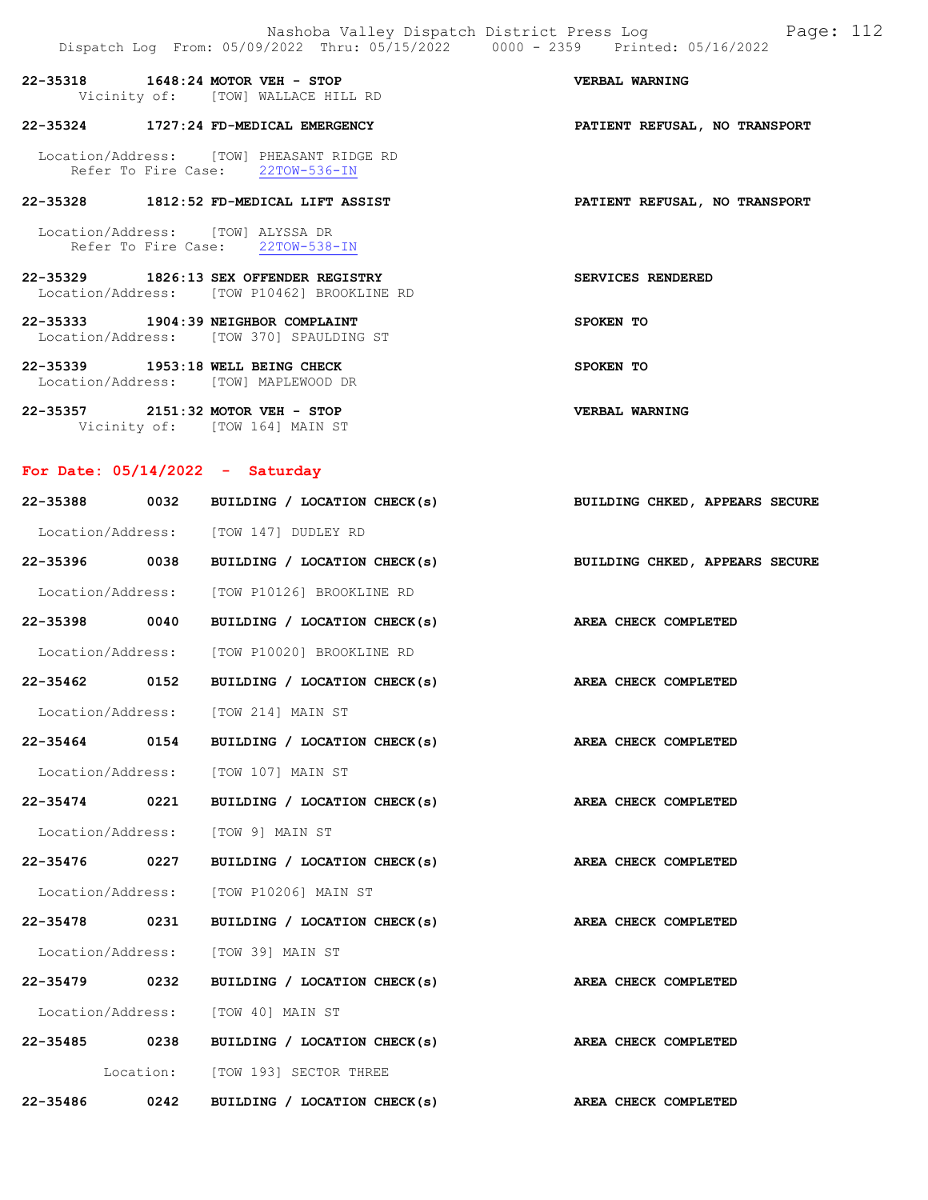22-35318 1648:24 MOTOR VEH - STOP VERBAL WARNING
Vicinity of: [TOW] WALLACE HILL RD

22-35324 1727:24 FD-MEDICAL EMERGENCY PATIENT REFUSAL, NO TRANSPORT

Location/Address: [TOW] PHEASANT RIDGE RD
Refer To Fire Case: 22TOW-536-IN

22-35328 1812:52 FD-MEDICAL LIFT ASSIST PATIENT REFUSAL, NO TRANSPORT

Location/Address: [TOW] ALYSSA DR
Refer To Fire Case: 22TOW-538-IN

22-35329 1826:13 SEX OFFENDER REGISTRY SERVICES RENDERED
Location/Address: [TOW P10462] BROOKLINE RD

22-35333 1904:39 NEIGHBOR COMPLAINT SPOKEN TO
Location/Address: [TOW 370] SPAULDING ST

22-35339 1953:18 WELL BEING CHECK SPOKEN TO
Location/Address: [TOW] MAPLEWOOD DR

22-35357 2151:32 MOTOR VEH - STOP VERBAL WARNING
Vicinity of: [TOW 164] MAIN ST

## For Date: 05/14/2022 - Saturday

22-35388 0032 BUILDING / LOCATION CHECK(s) BUILDING CHKED, APPEARS SECURE

Location/Address: [TOW 147] DUDLEY RD

22-35396 0038 BUILDING / LOCATION CHECK(s) BUILDING CHKED, APPEARS SECURE

Location/Address: [TOW P10126] BROOKLINE RD

22-35398 0040 BUILDING / LOCATION CHECK(s) AREA CHECK COMPLETED

Location/Address: [TOW P10020] BROOKLINE RD

22-35462 0152 BUILDING / LOCATION CHECK(s) AREA CHECK COMPLETED

Location/Address: [TOW 214] MAIN ST

22-35464 0154 BUILDING / LOCATION CHECK(s) AREA CHECK COMPLETED

Location/Address: [TOW 107] MAIN ST

22-35474 0221 BUILDING / LOCATION CHECK(s) AREA CHECK COMPLETED

Location/Address: [TOW 9] MAIN ST

22-35476 0227 BUILDING / LOCATION CHECK(s) AREA CHECK COMPLETED

Location/Address: [TOW P10206] MAIN ST

22-35478 0231 BUILDING / LOCATION CHECK(s) AREA CHECK COMPLETED

Location/Address: [TOW 39] MAIN ST

22-35479 0232 BUILDING / LOCATION CHECK(s) AREA CHECK COMPLETED

Location/Address: [TOW 40] MAIN ST

22-35485 0238 BUILDING / LOCATION CHECK(s) AREA CHECK COMPLETED

Location: [TOW 193] SECTOR THREE

22-35486 0242 BUILDING / LOCATION CHECK(s) AREA CHECK COMPLETED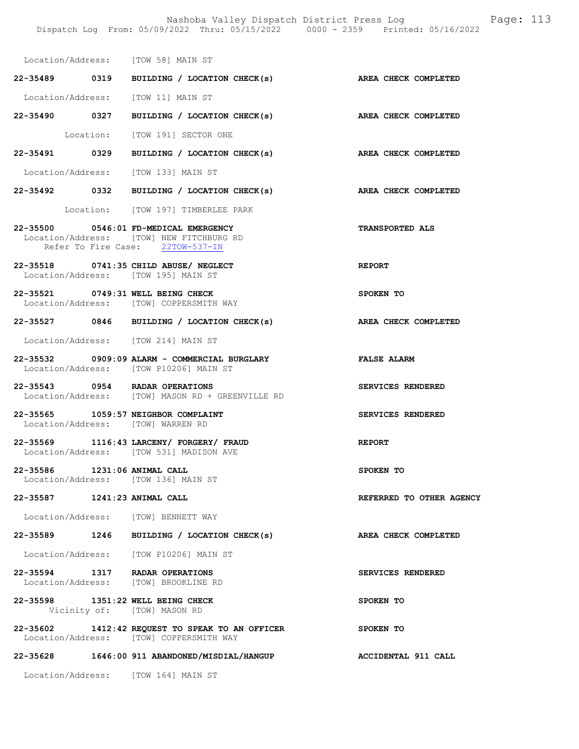Location/Address: [TOW 58] MAIN ST

**22-35489 0319 BUILDING / LOCATION CHECK(s)** — **AREA CHECK COMPLETED**

Location/Address: [TOW 11] MAIN ST

**22-35490 0327 BUILDING / LOCATION CHECK(s)** — **AREA CHECK COMPLETED**

Location: [TOW 191] SECTOR ONE

**22-35491 0329 BUILDING / LOCATION CHECK(s)** — **AREA CHECK COMPLETED**

Location/Address: [TOW 133] MAIN ST

**22-35492 0332 BUILDING / LOCATION CHECK(s)** — **AREA CHECK COMPLETED**

Location: [TOW 197] TIMBERLEE PARK

**22-35500 0546:01 FD-MEDICAL EMERGENCY** — **TRANSPORTED ALS**
Location/Address: [TOW] NEW FITCHBURG RD
Refer To Fire Case: 22TOW-537-IN

**22-35518 0741:35 CHILD ABUSE/ NEGLECT** — **REPORT**
Location/Address: [TOW 195] MAIN ST

**22-35521 0749:31 WELL BEING CHECK** — **SPOKEN TO**
Location/Address: [TOW] COPPERSMITH WAY

**22-35527 0846 BUILDING / LOCATION CHECK(s)** — **AREA CHECK COMPLETED**

Location/Address: [TOW 214] MAIN ST

**22-35532 0909:09 ALARM - COMMERCIAL BURGLARY** — **FALSE ALARM**
Location/Address: [TOW P10206] MAIN ST

**22-35543 0954 RADAR OPERATIONS** — **SERVICES RENDERED**
Location/Address: [TOW] MASON RD + GREENVILLE RD

**22-35565 1059:57 NEIGHBOR COMPLAINT** — **SERVICES RENDERED**
Location/Address: [TOW] WARREN RD

**22-35569 1116:43 LARCENY/ FORGERY/ FRAUD** — **REPORT**
Location/Address: [TOW 531] MADISON AVE

**22-35586 1231:06 ANIMAL CALL** — **SPOKEN TO**
Location/Address: [TOW 136] MAIN ST

**22-35587 1241:23 ANIMAL CALL** — **REFERRED TO OTHER AGENCY**

Location/Address: [TOW] BENNETT WAY

**22-35589 1246 BUILDING / LOCATION CHECK(s)** — **AREA CHECK COMPLETED**

Location/Address: [TOW P10206] MAIN ST

**22-35594 1317 RADAR OPERATIONS** — **SERVICES RENDERED**
Location/Address: [TOW] BROOKLINE RD

**22-35598 1351:22 WELL BEING CHECK** — **SPOKEN TO**
Vicinity of: [TOW] MASON RD

**22-35602 1412:42 REQUEST TO SPEAK TO AN OFFICER** — **SPOKEN TO**
Location/Address: [TOW] COPPERSMITH WAY

**22-35628 1646:00 911 ABANDONED/MISDIAL/HANGUP** — **ACCIDENTAL 911 CALL**

Location/Address: [TOW 164] MAIN ST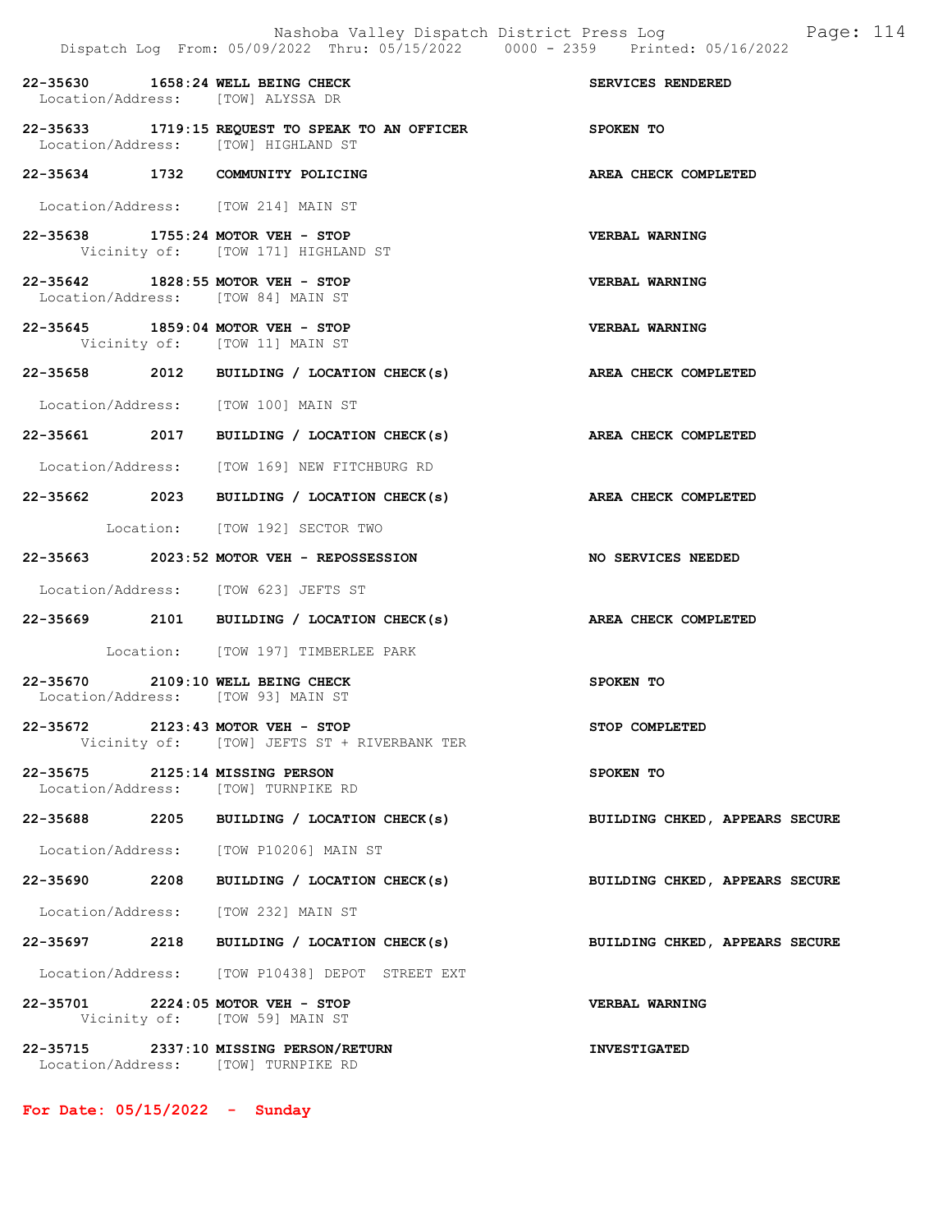22-35630 1658:24 WELL BEING CHECK — SERVICES RENDERED
Location/Address: [TOW] ALYSSA DR

22-35633 1719:15 REQUEST TO SPEAK TO AN OFFICER — SPOKEN TO
Location/Address: [TOW] HIGHLAND ST

22-35634 1732 COMMUNITY POLICING — AREA CHECK COMPLETED
Location/Address: [TOW 214] MAIN ST

22-35638 1755:24 MOTOR VEH - STOP — VERBAL WARNING
Vicinity of: [TOW 171] HIGHLAND ST

22-35642 1828:55 MOTOR VEH - STOP — VERBAL WARNING
Location/Address: [TOW 84] MAIN ST

22-35645 1859:04 MOTOR VEH - STOP — VERBAL WARNING
Vicinity of: [TOW 11] MAIN ST

22-35658 2012 BUILDING / LOCATION CHECK(s) — AREA CHECK COMPLETED
Location/Address: [TOW 100] MAIN ST

22-35661 2017 BUILDING / LOCATION CHECK(s) — AREA CHECK COMPLETED
Location/Address: [TOW 169] NEW FITCHBURG RD

22-35662 2023 BUILDING / LOCATION CHECK(s) — AREA CHECK COMPLETED
Location: [TOW 192] SECTOR TWO

22-35663 2023:52 MOTOR VEH - REPOSSESSION — NO SERVICES NEEDED
Location/Address: [TOW 623] JEFTS ST

22-35669 2101 BUILDING / LOCATION CHECK(s) — AREA CHECK COMPLETED
Location: [TOW 197] TIMBERLEE PARK

22-35670 2109:10 WELL BEING CHECK — SPOKEN TO
Location/Address: [TOW 93] MAIN ST

22-35672 2123:43 MOTOR VEH - STOP — STOP COMPLETED
Vicinity of: [TOW] JEFTS ST + RIVERBANK TER

22-35675 2125:14 MISSING PERSON — SPOKEN TO
Location/Address: [TOW] TURNPIKE RD

22-35688 2205 BUILDING / LOCATION CHECK(s) — BUILDING CHKED, APPEARS SECURE
Location/Address: [TOW P10206] MAIN ST

22-35690 2208 BUILDING / LOCATION CHECK(s) — BUILDING CHKED, APPEARS SECURE
Location/Address: [TOW 232] MAIN ST

22-35697 2218 BUILDING / LOCATION CHECK(s) — BUILDING CHKED, APPEARS SECURE
Location/Address: [TOW P10438] DEPOT STREET EXT

22-35701 2224:05 MOTOR VEH - STOP — VERBAL WARNING
Vicinity of: [TOW 59] MAIN ST

22-35715 2337:10 MISSING PERSON/RETURN — INVESTIGATED
Location/Address: [TOW] TURNPIKE RD

**For Date: 05/15/2022 - Sunday**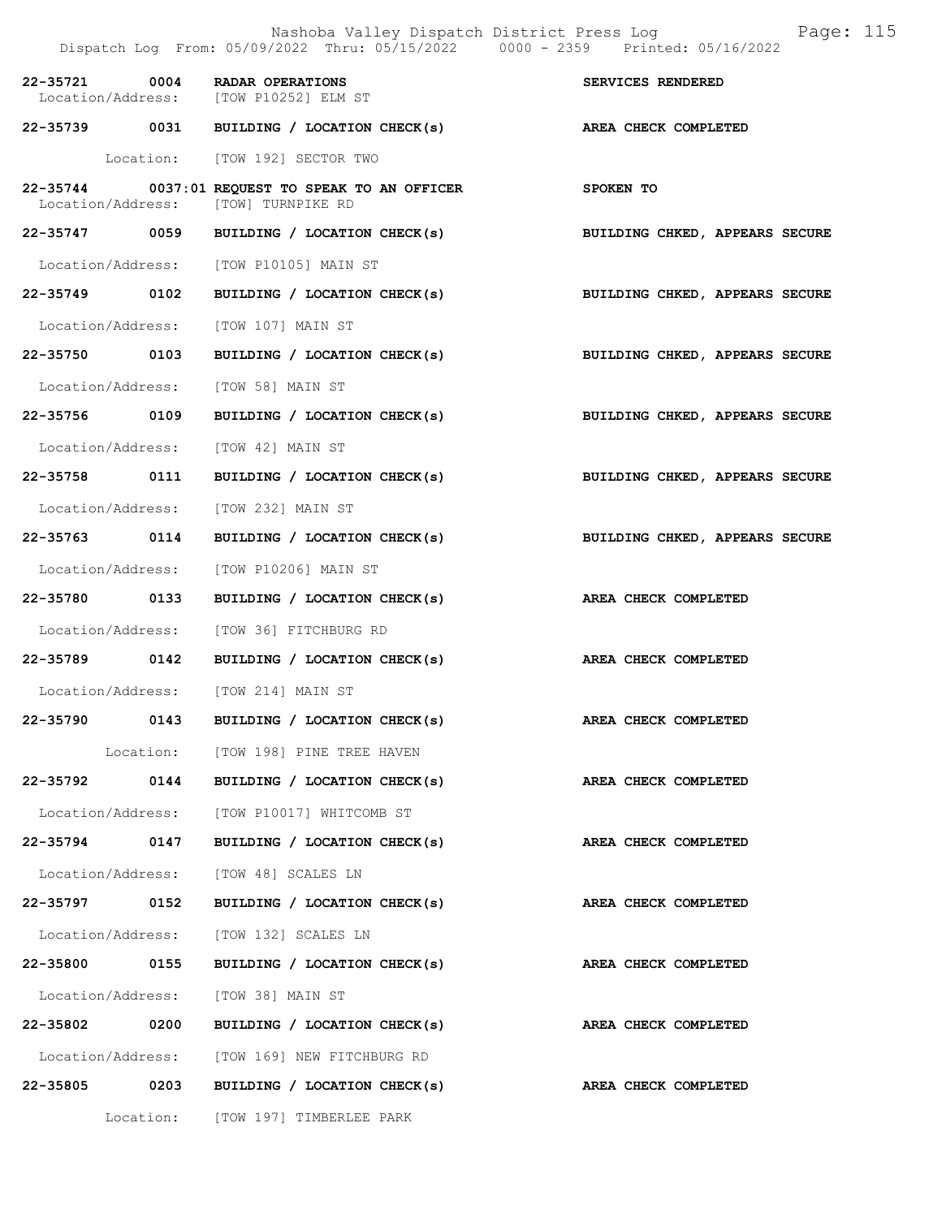Nashoba Valley Dispatch District Press Log

Dispatch Log From: 05/09/2022 Thru: 05/15/2022 0000 - 2359 Printed: 05/16/2022

**22-35721 0004 RADAR OPERATIONS** — **SERVICES RENDERED**
Location/Address: [TOW P10252] ELM ST

**22-35739 0031 BUILDING / LOCATION CHECK(s)** — **AREA CHECK COMPLETED**
Location: [TOW 192] SECTOR TWO

**22-35744 0037:01 REQUEST TO SPEAK TO AN OFFICER** — **SPOKEN TO**
Location/Address: [TOW] TURNPIKE RD

**22-35747 0059 BUILDING / LOCATION CHECK(s)** — **BUILDING CHKED, APPEARS SECURE**
Location/Address: [TOW P10105] MAIN ST

**22-35749 0102 BUILDING / LOCATION CHECK(s)** — **BUILDING CHKED, APPEARS SECURE**
Location/Address: [TOW 107] MAIN ST

**22-35750 0103 BUILDING / LOCATION CHECK(s)** — **BUILDING CHKED, APPEARS SECURE**
Location/Address: [TOW 58] MAIN ST

**22-35756 0109 BUILDING / LOCATION CHECK(s)** — **BUILDING CHKED, APPEARS SECURE**
Location/Address: [TOW 42] MAIN ST

**22-35758 0111 BUILDING / LOCATION CHECK(s)** — **BUILDING CHKED, APPEARS SECURE**
Location/Address: [TOW 232] MAIN ST

**22-35763 0114 BUILDING / LOCATION CHECK(s)** — **BUILDING CHKED, APPEARS SECURE**
Location/Address: [TOW P10206] MAIN ST

**22-35780 0133 BUILDING / LOCATION CHECK(s)** — **AREA CHECK COMPLETED**
Location/Address: [TOW 36] FITCHBURG RD

**22-35789 0142 BUILDING / LOCATION CHECK(s)** — **AREA CHECK COMPLETED**
Location/Address: [TOW 214] MAIN ST

**22-35790 0143 BUILDING / LOCATION CHECK(s)** — **AREA CHECK COMPLETED**
Location: [TOW 198] PINE TREE HAVEN

**22-35792 0144 BUILDING / LOCATION CHECK(s)** — **AREA CHECK COMPLETED**
Location/Address: [TOW P10017] WHITCOMB ST

**22-35794 0147 BUILDING / LOCATION CHECK(s)** — **AREA CHECK COMPLETED**
Location/Address: [TOW 48] SCALES LN

**22-35797 0152 BUILDING / LOCATION CHECK(s)** — **AREA CHECK COMPLETED**
Location/Address: [TOW 132] SCALES LN

**22-35800 0155 BUILDING / LOCATION CHECK(s)** — **AREA CHECK COMPLETED**
Location/Address: [TOW 38] MAIN ST

**22-35802 0200 BUILDING / LOCATION CHECK(s)** — **AREA CHECK COMPLETED**
Location/Address: [TOW 169] NEW FITCHBURG RD

**22-35805 0203 BUILDING / LOCATION CHECK(s)** — **AREA CHECK COMPLETED**
Location: [TOW 197] TIMBERLEE PARK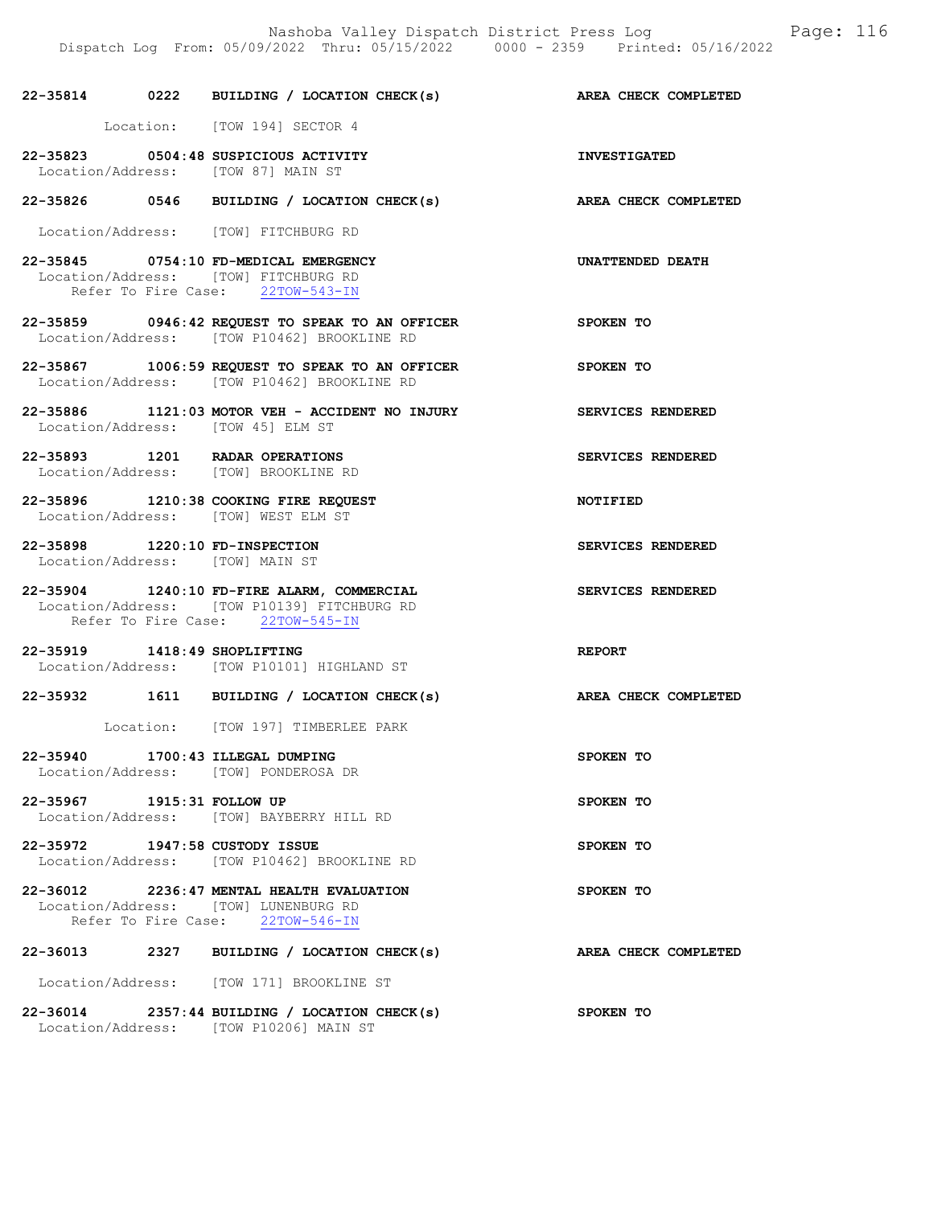**22-35814 0222 BUILDING / LOCATION CHECK(s) AREA CHECK COMPLETED**

Location: [TOW 194] SECTOR 4

**22-35823 0504:48 SUSPICIOUS ACTIVITY INVESTIGATED**
Location/Address: [TOW 87] MAIN ST

**22-35826 0546 BUILDING / LOCATION CHECK(s) AREA CHECK COMPLETED**

Location/Address: [TOW] FITCHBURG RD

**22-35845 0754:10 FD-MEDICAL EMERGENCY UNATTENDED DEATH**
Location/Address: [TOW] FITCHBURG RD
Refer To Fire Case: 22TOW-543-IN

**22-35859 0946:42 REQUEST TO SPEAK TO AN OFFICER SPOKEN TO**
Location/Address: [TOW P10462] BROOKLINE RD

**22-35867 1006:59 REQUEST TO SPEAK TO AN OFFICER SPOKEN TO**
Location/Address: [TOW P10462] BROOKLINE RD

**22-35886 1121:03 MOTOR VEH - ACCIDENT NO INJURY SERVICES RENDERED**
Location/Address: [TOW 45] ELM ST

**22-35893 1201 RADAR OPERATIONS SERVICES RENDERED**
Location/Address: [TOW] BROOKLINE RD

**22-35896 1210:38 COOKING FIRE REQUEST NOTIFIED**
Location/Address: [TOW] WEST ELM ST

**22-35898 1220:10 FD-INSPECTION SERVICES RENDERED**
Location/Address: [TOW] MAIN ST

**22-35904 1240:10 FD-FIRE ALARM, COMMERCIAL SERVICES RENDERED**
Location/Address: [TOW P10139] FITCHBURG RD
Refer To Fire Case: 22TOW-545-IN

**22-35919 1418:49 SHOPLIFTING REPORT**
Location/Address: [TOW P10101] HIGHLAND ST

**22-35932 1611 BUILDING / LOCATION CHECK(s) AREA CHECK COMPLETED**

Location: [TOW 197] TIMBERLEE PARK

**22-35940 1700:43 ILLEGAL DUMPING SPOKEN TO**
Location/Address: [TOW] PONDEROSA DR

**22-35967 1915:31 FOLLOW UP SPOKEN TO**
Location/Address: [TOW] BAYBERRY HILL RD

**22-35972 1947:58 CUSTODY ISSUE SPOKEN TO**
Location/Address: [TOW P10462] BROOKLINE RD

**22-36012 2236:47 MENTAL HEALTH EVALUATION SPOKEN TO**
Location/Address: [TOW] LUNENBURG RD
Refer To Fire Case: 22TOW-546-IN

**22-36013 2327 BUILDING / LOCATION CHECK(s) AREA CHECK COMPLETED**

Location/Address: [TOW 171] BROOKLINE ST

**22-36014 2357:44 BUILDING / LOCATION CHECK(s) SPOKEN TO**
Location/Address: [TOW P10206] MAIN ST